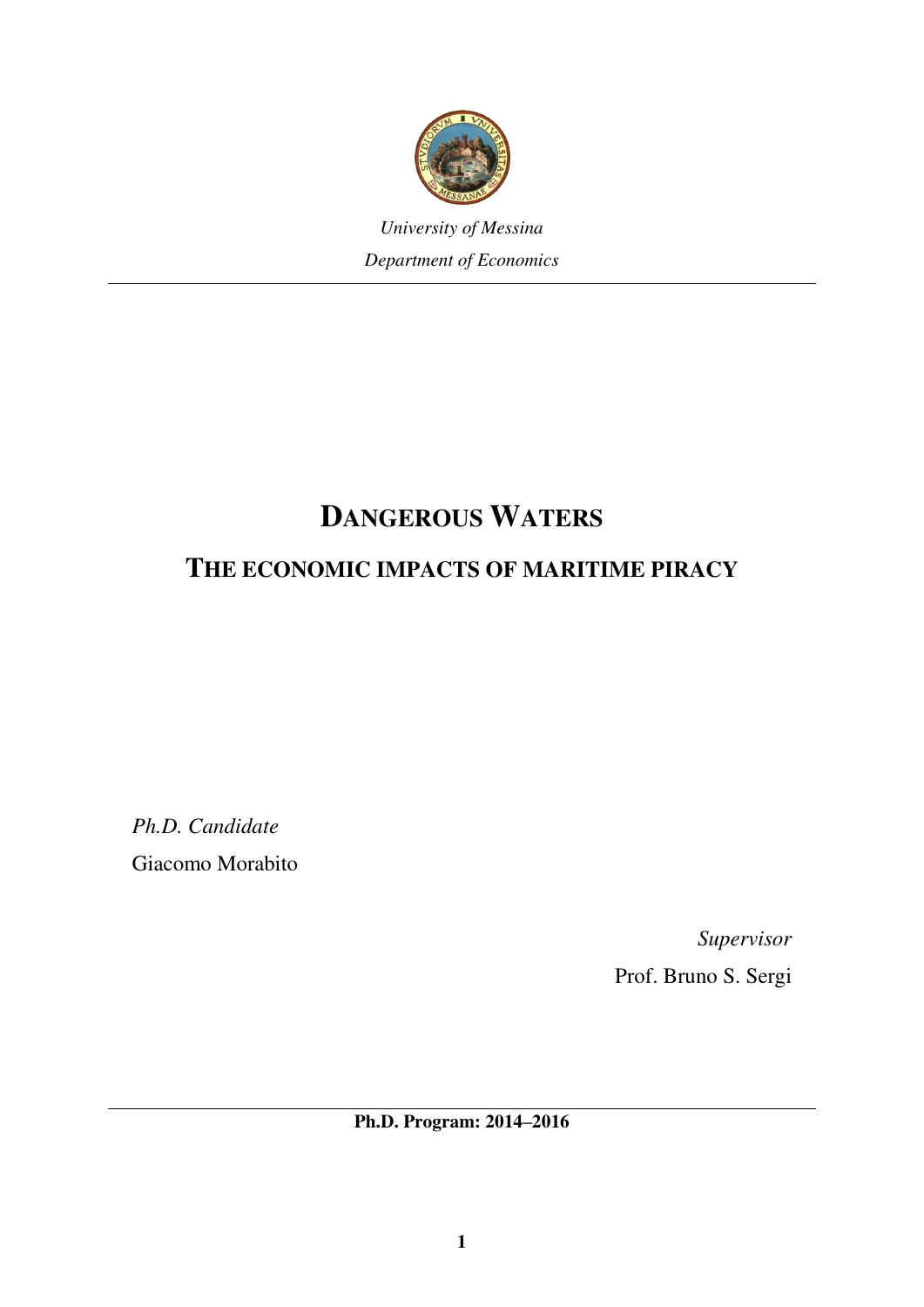*University of Messina*

*Department of Economics*

# DANGEROUS WATERS

## THE ECONOMIC IMPACTS OF MARITIME PIRACY

*Ph.D. Candidate*

Giacomo Morabito

*Supervisor*

Prof. Bruno S. Sergi

**Ph.D. Program: 2014–2016**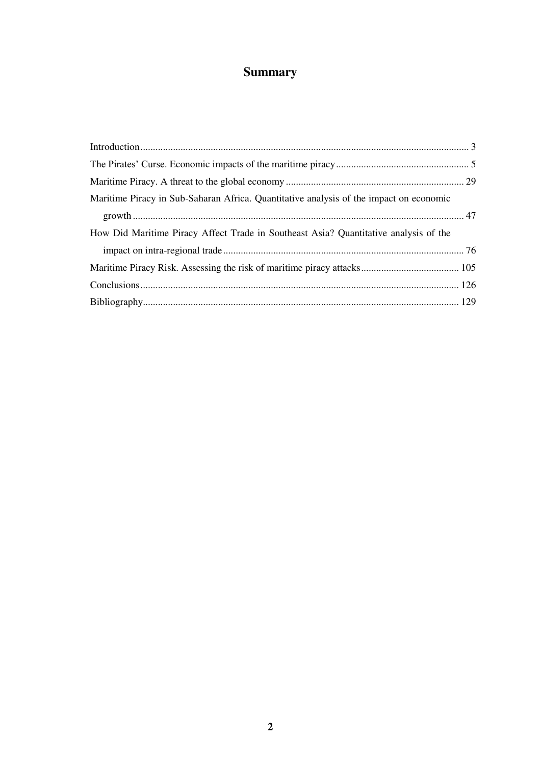# Summary

Introduction .................................................................................................................................. 3

The Pirates' Curse. Economic impacts of the maritime piracy ..................................................... 5

Maritime Piracy. A threat to the global economy ....................................................................... 29

Maritime Piracy in Sub-Saharan Africa. Quantitative analysis of the impact on economic growth ........................................................................................................................................ 47

How Did Maritime Piracy Affect Trade in Southeast Asia? Quantitative analysis of the impact on intra-regional trade ............................................................................................... 76

Maritime Piracy Risk. Assessing the risk of maritime piracy attacks ....................................... 105

Conclusions .............................................................................................................................. 126

Bibliography ............................................................................................................................. 129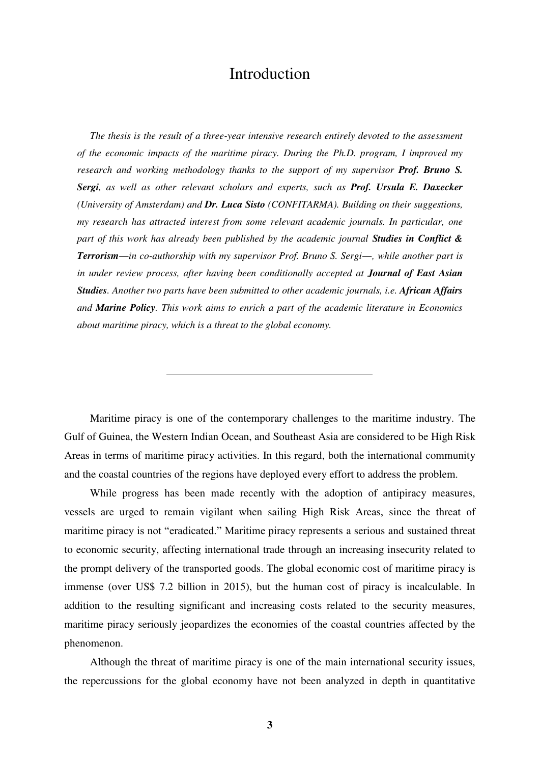# Introduction

*The thesis is the result of a three-year intensive research entirely devoted to the assessment of the economic impacts of the maritime piracy. During the Ph.D. program, I improved my research and working methodology thanks to the support of my supervisor* ***Prof. Bruno S. Sergi****, as well as other relevant scholars and experts, such as* ***Prof. Ursula E. Daxecker*** *(University of Amsterdam) and* ***Dr. Luca Sisto*** *(CONFITARMA). Building on their suggestions, my research has attracted interest from some relevant academic journals. In particular, one part of this work has already been published by the academic journal* ***Studies in Conflict & Terrorism****—in co-authorship with my supervisor Prof. Bruno S. Sergi—, while another part is in under review process, after having been conditionally accepted at* ***Journal of East Asian Studies****. Another two parts have been submitted to other academic journals, i.e.* ***African Affairs*** *and* ***Marine Policy****. This work aims to enrich a part of the academic literature in Economics about maritime piracy, which is a threat to the global economy.*

---

Maritime piracy is one of the contemporary challenges to the maritime industry. The Gulf of Guinea, the Western Indian Ocean, and Southeast Asia are considered to be High Risk Areas in terms of maritime piracy activities. In this regard, both the international community and the coastal countries of the regions have deployed every effort to address the problem.

While progress has been made recently with the adoption of antipiracy measures, vessels are urged to remain vigilant when sailing High Risk Areas, since the threat of maritime piracy is not "eradicated." Maritime piracy represents a serious and sustained threat to economic security, affecting international trade through an increasing insecurity related to the prompt delivery of the transported goods. The global economic cost of maritime piracy is immense (over US$ 7.2 billion in 2015), but the human cost of piracy is incalculable. In addition to the resulting significant and increasing costs related to the security measures, maritime piracy seriously jeopardizes the economies of the coastal countries affected by the phenomenon.

Although the threat of maritime piracy is one of the main international security issues, the repercussions for the global economy have not been analyzed in depth in quantitative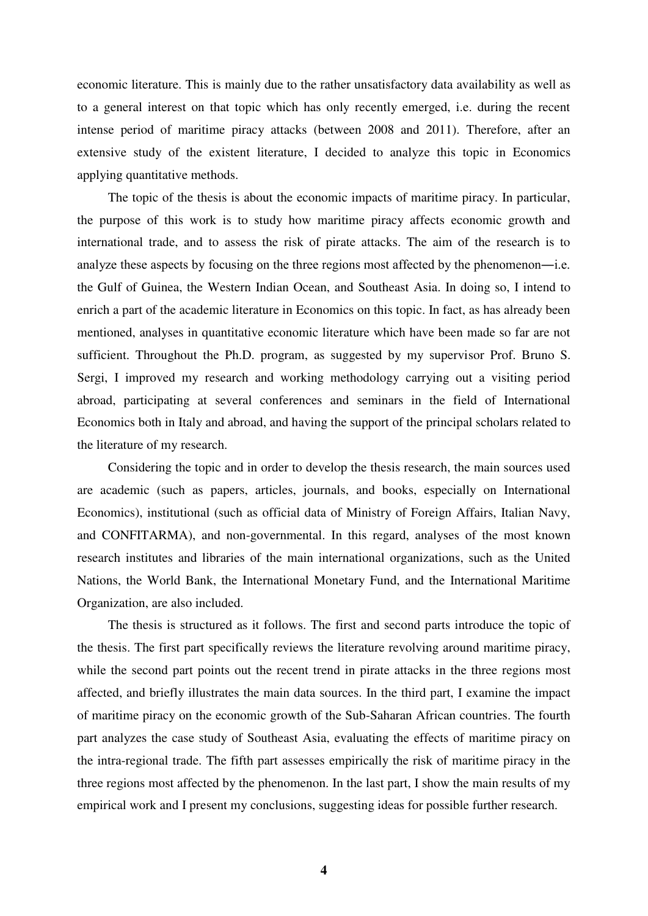economic literature. This is mainly due to the rather unsatisfactory data availability as well as to a general interest on that topic which has only recently emerged, i.e. during the recent intense period of maritime piracy attacks (between 2008 and 2011). Therefore, after an extensive study of the existent literature, I decided to analyze this topic in Economics applying quantitative methods.

The topic of the thesis is about the economic impacts of maritime piracy. In particular, the purpose of this work is to study how maritime piracy affects economic growth and international trade, and to assess the risk of pirate attacks. The aim of the research is to analyze these aspects by focusing on the three regions most affected by the phenomenon—i.e. the Gulf of Guinea, the Western Indian Ocean, and Southeast Asia. In doing so, I intend to enrich a part of the academic literature in Economics on this topic. In fact, as has already been mentioned, analyses in quantitative economic literature which have been made so far are not sufficient. Throughout the Ph.D. program, as suggested by my supervisor Prof. Bruno S. Sergi, I improved my research and working methodology carrying out a visiting period abroad, participating at several conferences and seminars in the field of International Economics both in Italy and abroad, and having the support of the principal scholars related to the literature of my research.

Considering the topic and in order to develop the thesis research, the main sources used are academic (such as papers, articles, journals, and books, especially on International Economics), institutional (such as official data of Ministry of Foreign Affairs, Italian Navy, and CONFITARMA), and non-governmental. In this regard, analyses of the most known research institutes and libraries of the main international organizations, such as the United Nations, the World Bank, the International Monetary Fund, and the International Maritime Organization, are also included.

The thesis is structured as it follows. The first and second parts introduce the topic of the thesis. The first part specifically reviews the literature revolving around maritime piracy, while the second part points out the recent trend in pirate attacks in the three regions most affected, and briefly illustrates the main data sources. In the third part, I examine the impact of maritime piracy on the economic growth of the Sub-Saharan African countries. The fourth part analyzes the case study of Southeast Asia, evaluating the effects of maritime piracy on the intra-regional trade. The fifth part assesses empirically the risk of maritime piracy in the three regions most affected by the phenomenon. In the last part, I show the main results of my empirical work and I present my conclusions, suggesting ideas for possible further research.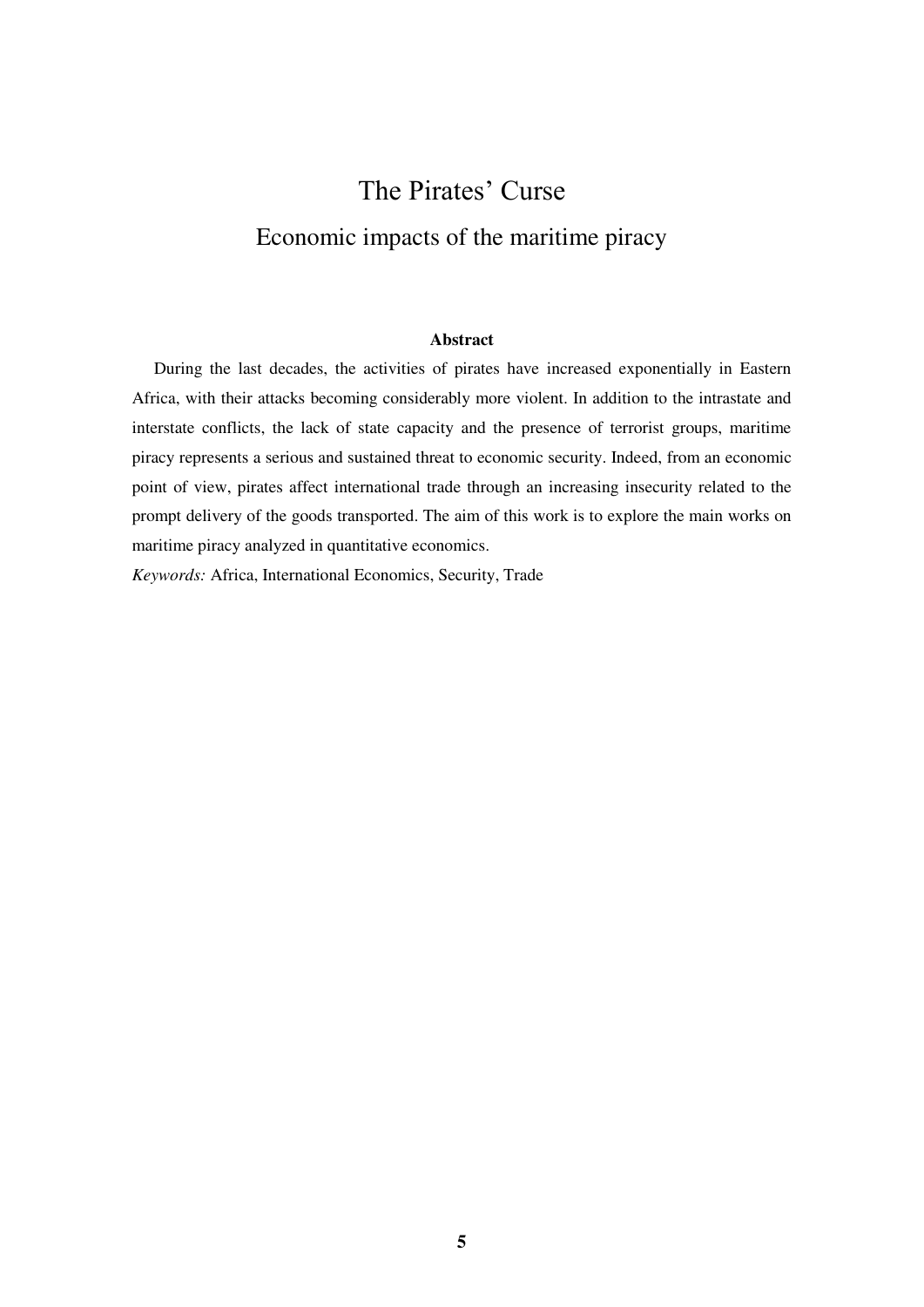# The Pirates' Curse

## Economic impacts of the maritime piracy

**Abstract**

During the last decades, the activities of pirates have increased exponentially in Eastern Africa, with their attacks becoming considerably more violent. In addition to the intrastate and interstate conflicts, the lack of state capacity and the presence of terrorist groups, maritime piracy represents a serious and sustained threat to economic security. Indeed, from an economic point of view, pirates affect international trade through an increasing insecurity related to the prompt delivery of the goods transported. The aim of this work is to explore the main works on maritime piracy analyzed in quantitative economics.

*Keywords:* Africa, International Economics, Security, Trade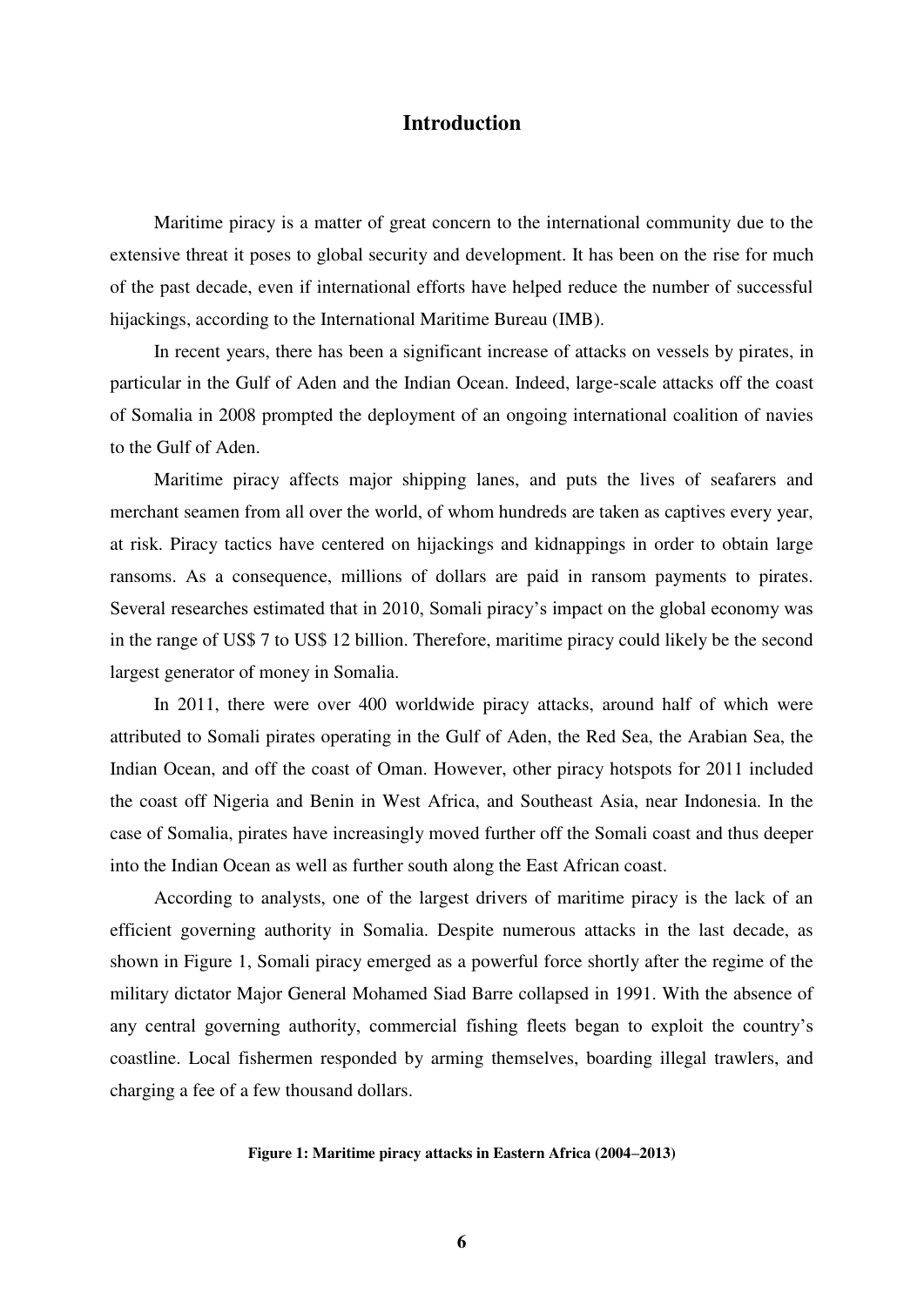# Introduction

Maritime piracy is a matter of great concern to the international community due to the extensive threat it poses to global security and development. It has been on the rise for much of the past decade, even if international efforts have helped reduce the number of successful hijackings, according to the International Maritime Bureau (IMB).

In recent years, there has been a significant increase of attacks on vessels by pirates, in particular in the Gulf of Aden and the Indian Ocean. Indeed, large-scale attacks off the coast of Somalia in 2008 prompted the deployment of an ongoing international coalition of navies to the Gulf of Aden.

Maritime piracy affects major shipping lanes, and puts the lives of seafarers and merchant seamen from all over the world, of whom hundreds are taken as captives every year, at risk. Piracy tactics have centered on hijackings and kidnappings in order to obtain large ransoms. As a consequence, millions of dollars are paid in ransom payments to pirates. Several researches estimated that in 2010, Somali piracy's impact on the global economy was in the range of US$ 7 to US$ 12 billion. Therefore, maritime piracy could likely be the second largest generator of money in Somalia.

In 2011, there were over 400 worldwide piracy attacks, around half of which were attributed to Somali pirates operating in the Gulf of Aden, the Red Sea, the Arabian Sea, the Indian Ocean, and off the coast of Oman. However, other piracy hotspots for 2011 included the coast off Nigeria and Benin in West Africa, and Southeast Asia, near Indonesia. In the case of Somalia, pirates have increasingly moved further off the Somali coast and thus deeper into the Indian Ocean as well as further south along the East African coast.

According to analysts, one of the largest drivers of maritime piracy is the lack of an efficient governing authority in Somalia. Despite numerous attacks in the last decade, as shown in Figure 1, Somali piracy emerged as a powerful force shortly after the regime of the military dictator Major General Mohamed Siad Barre collapsed in 1991. With the absence of any central governing authority, commercial fishing fleets began to exploit the country's coastline. Local fishermen responded by arming themselves, boarding illegal trawlers, and charging a fee of a few thousand dollars.

**Figure 1: Maritime piracy attacks in Eastern Africa (2004–2013)**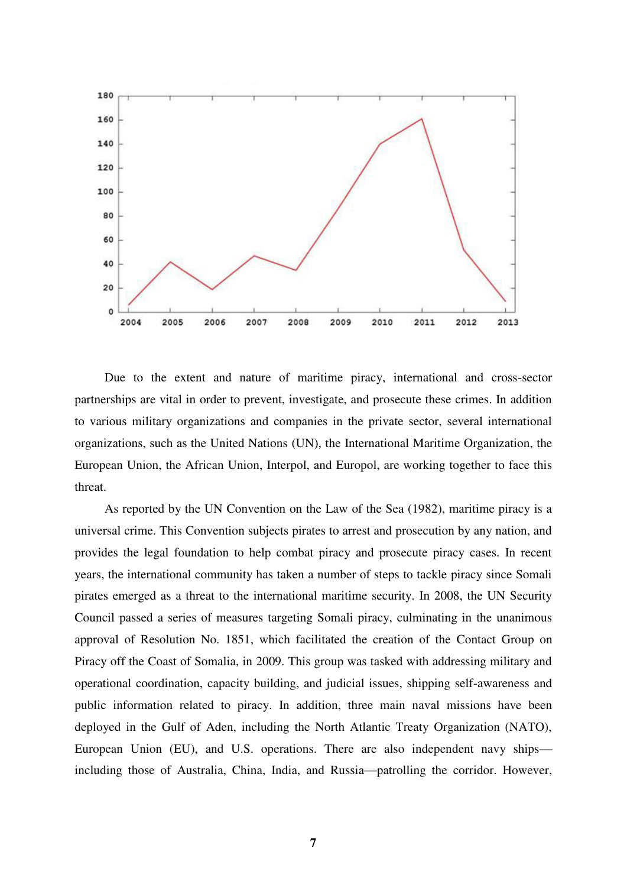Due to the extent and nature of maritime piracy, international and cross-sector partnerships are vital in order to prevent, investigate, and prosecute these crimes. In addition to various military organizations and companies in the private sector, several international organizations, such as the United Nations (UN), the International Maritime Organization, the European Union, the African Union, Interpol, and Europol, are working together to face this threat.

As reported by the UN Convention on the Law of the Sea (1982), maritime piracy is a universal crime. This Convention subjects pirates to arrest and prosecution by any nation, and provides the legal foundation to help combat piracy and prosecute piracy cases. In recent years, the international community has taken a number of steps to tackle piracy since Somali pirates emerged as a threat to the international maritime security. In 2008, the UN Security Council passed a series of measures targeting Somali piracy, culminating in the unanimous approval of Resolution No. 1851, which facilitated the creation of the Contact Group on Piracy off the Coast of Somalia, in 2009. This group was tasked with addressing military and operational coordination, capacity building, and judicial issues, shipping self-awareness and public information related to piracy. In addition, three main naval missions have been deployed in the Gulf of Aden, including the North Atlantic Treaty Organization (NATO), European Union (EU), and U.S. operations. There are also independent navy ships—including those of Australia, China, India, and Russia—patrolling the corridor. However,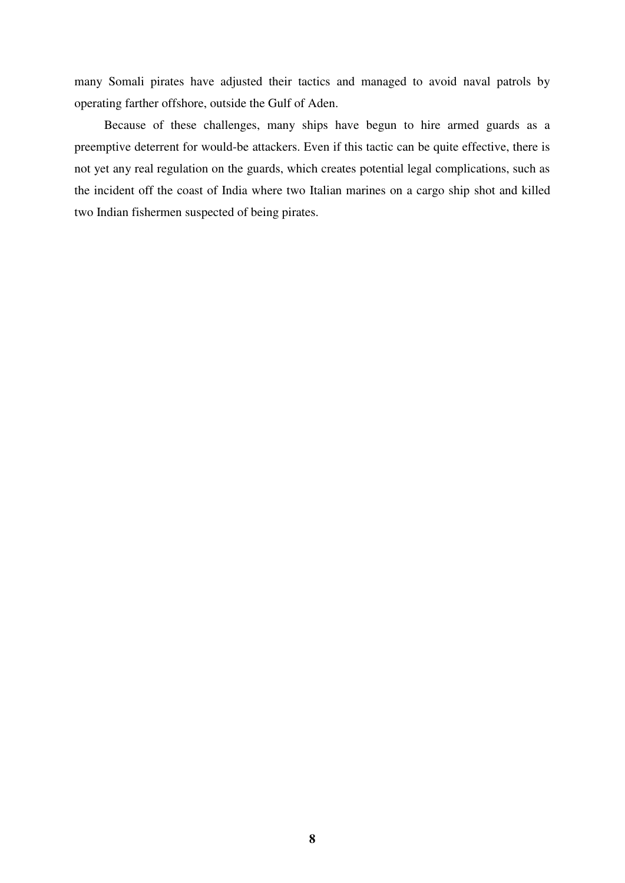many Somali pirates have adjusted their tactics and managed to avoid naval patrols by operating farther offshore, outside the Gulf of Aden.

Because of these challenges, many ships have begun to hire armed guards as a preemptive deterrent for would-be attackers. Even if this tactic can be quite effective, there is not yet any real regulation on the guards, which creates potential legal complications, such as the incident off the coast of India where two Italian marines on a cargo ship shot and killed two Indian fishermen suspected of being pirates.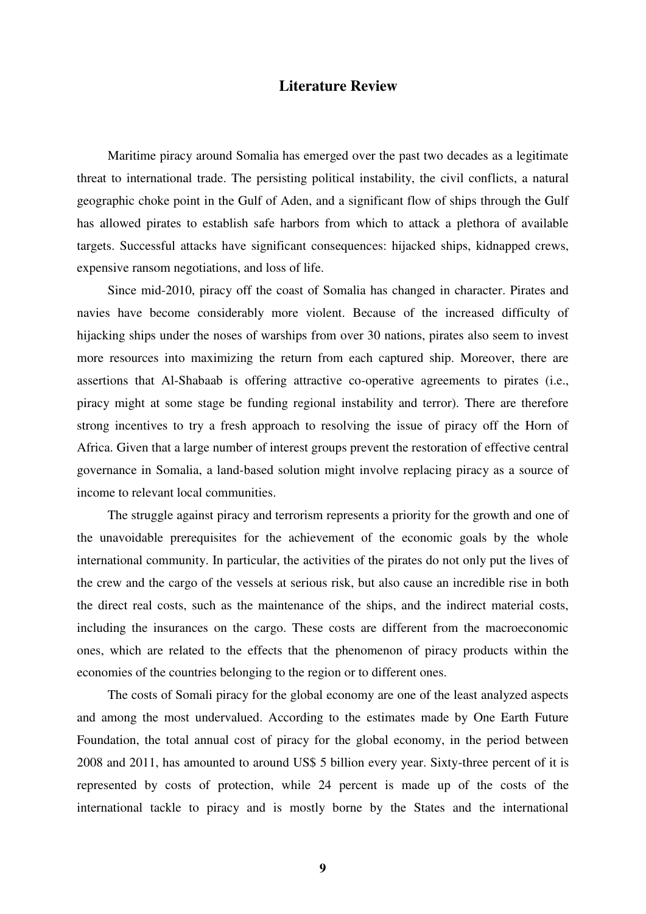## Literature Review

Maritime piracy around Somalia has emerged over the past two decades as a legitimate threat to international trade. The persisting political instability, the civil conflicts, a natural geographic choke point in the Gulf of Aden, and a significant flow of ships through the Gulf has allowed pirates to establish safe harbors from which to attack a plethora of available targets. Successful attacks have significant consequences: hijacked ships, kidnapped crews, expensive ransom negotiations, and loss of life.

Since mid-2010, piracy off the coast of Somalia has changed in character. Pirates and navies have become considerably more violent. Because of the increased difficulty of hijacking ships under the noses of warships from over 30 nations, pirates also seem to invest more resources into maximizing the return from each captured ship. Moreover, there are assertions that Al-Shabaab is offering attractive co-operative agreements to pirates (i.e., piracy might at some stage be funding regional instability and terror). There are therefore strong incentives to try a fresh approach to resolving the issue of piracy off the Horn of Africa. Given that a large number of interest groups prevent the restoration of effective central governance in Somalia, a land-based solution might involve replacing piracy as a source of income to relevant local communities.

The struggle against piracy and terrorism represents a priority for the growth and one of the unavoidable prerequisites for the achievement of the economic goals by the whole international community. In particular, the activities of the pirates do not only put the lives of the crew and the cargo of the vessels at serious risk, but also cause an incredible rise in both the direct real costs, such as the maintenance of the ships, and the indirect material costs, including the insurances on the cargo. These costs are different from the macroeconomic ones, which are related to the effects that the phenomenon of piracy products within the economies of the countries belonging to the region or to different ones.

The costs of Somali piracy for the global economy are one of the least analyzed aspects and among the most undervalued. According to the estimates made by One Earth Future Foundation, the total annual cost of piracy for the global economy, in the period between 2008 and 2011, has amounted to around US$ 5 billion every year. Sixty-three percent of it is represented by costs of protection, while 24 percent is made up of the costs of the international tackle to piracy and is mostly borne by the States and the international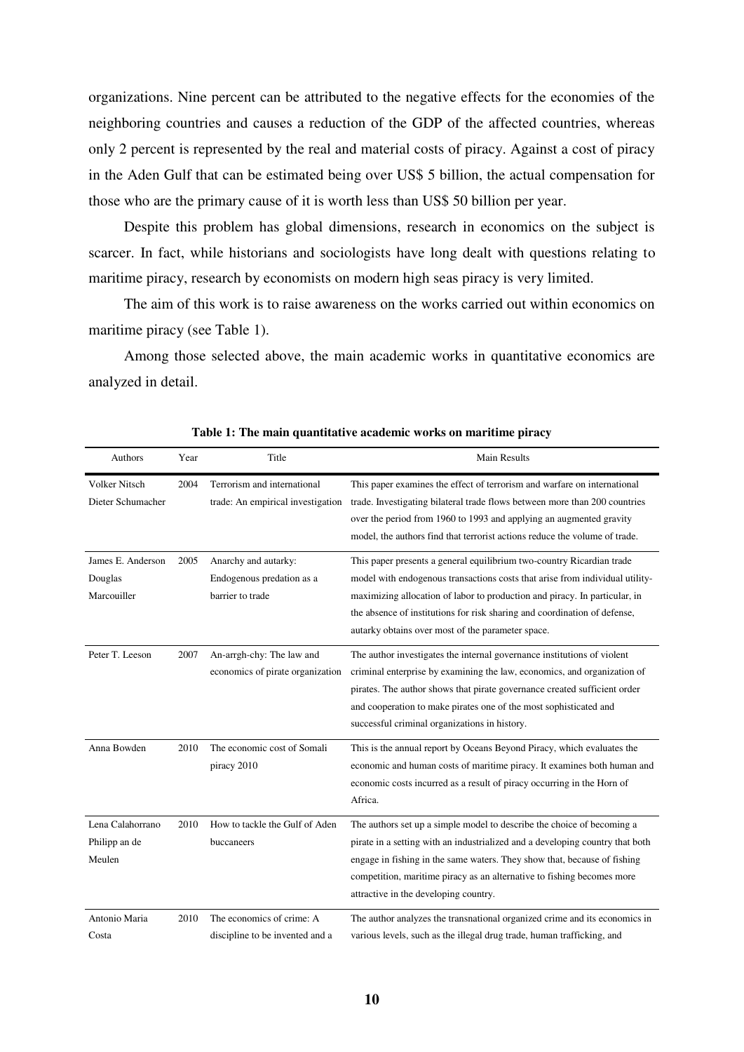organizations. Nine percent can be attributed to the negative effects for the economies of the neighboring countries and causes a reduction of the GDP of the affected countries, whereas only 2 percent is represented by the real and material costs of piracy. Against a cost of piracy in the Aden Gulf that can be estimated being over US$ 5 billion, the actual compensation for those who are the primary cause of it is worth less than US$ 50 billion per year.

Despite this problem has global dimensions, research in economics on the subject is scarcer. In fact, while historians and sociologists have long dealt with questions relating to maritime piracy, research by economists on modern high seas piracy is very limited.

The aim of this work is to raise awareness on the works carried out within economics on maritime piracy (see Table 1).

Among those selected above, the main academic works in quantitative economics are analyzed in detail.

**Table 1: The main quantitative academic works on maritime piracy**

| Authors | Year | Title | Main Results |
|---|---|---|---|
| Volker Nitsch<br>Dieter Schumacher | 2004 | Terrorism and international trade: An empirical investigation | This paper examines the effect of terrorism and warfare on international trade. Investigating bilateral trade flows between more than 200 countries over the period from 1960 to 1993 and applying an augmented gravity model, the authors find that terrorist actions reduce the volume of trade. |
| James E. Anderson<br>Douglas Marcouiller | 2005 | Anarchy and autarky: Endogenous predation as a barrier to trade | This paper presents a general equilibrium two-country Ricardian trade model with endogenous transactions costs that arise from individual utility-maximizing allocation of labor to production and piracy. In particular, in the absence of institutions for risk sharing and coordination of defense, autarky obtains over most of the parameter space. |
| Peter T. Leeson | 2007 | An-arrgh-chy: The law and economics of pirate organization | The author investigates the internal governance institutions of violent criminal enterprise by examining the law, economics, and organization of pirates. The author shows that pirate governance created sufficient order and cooperation to make pirates one of the most sophisticated and successful criminal organizations in history. |
| Anna Bowden | 2010 | The economic cost of Somali piracy 2010 | This is the annual report by Oceans Beyond Piracy, which evaluates the economic and human costs of maritime piracy. It examines both human and economic costs incurred as a result of piracy occurring in the Horn of Africa. |
| Lena Calahorrano<br>Philipp an de Meulen | 2010 | How to tackle the Gulf of Aden buccaneers | The authors set up a simple model to describe the choice of becoming a pirate in a setting with an industrialized and a developing country that both engage in fishing in the same waters. They show that, because of fishing competition, maritime piracy as an alternative to fishing becomes more attractive in the developing country. |
| Antonio Maria Costa | 2010 | The economics of crime: A discipline to be invented and a | The author analyzes the transnational organized crime and its economics in various levels, such as the illegal drug trade, human trafficking, and |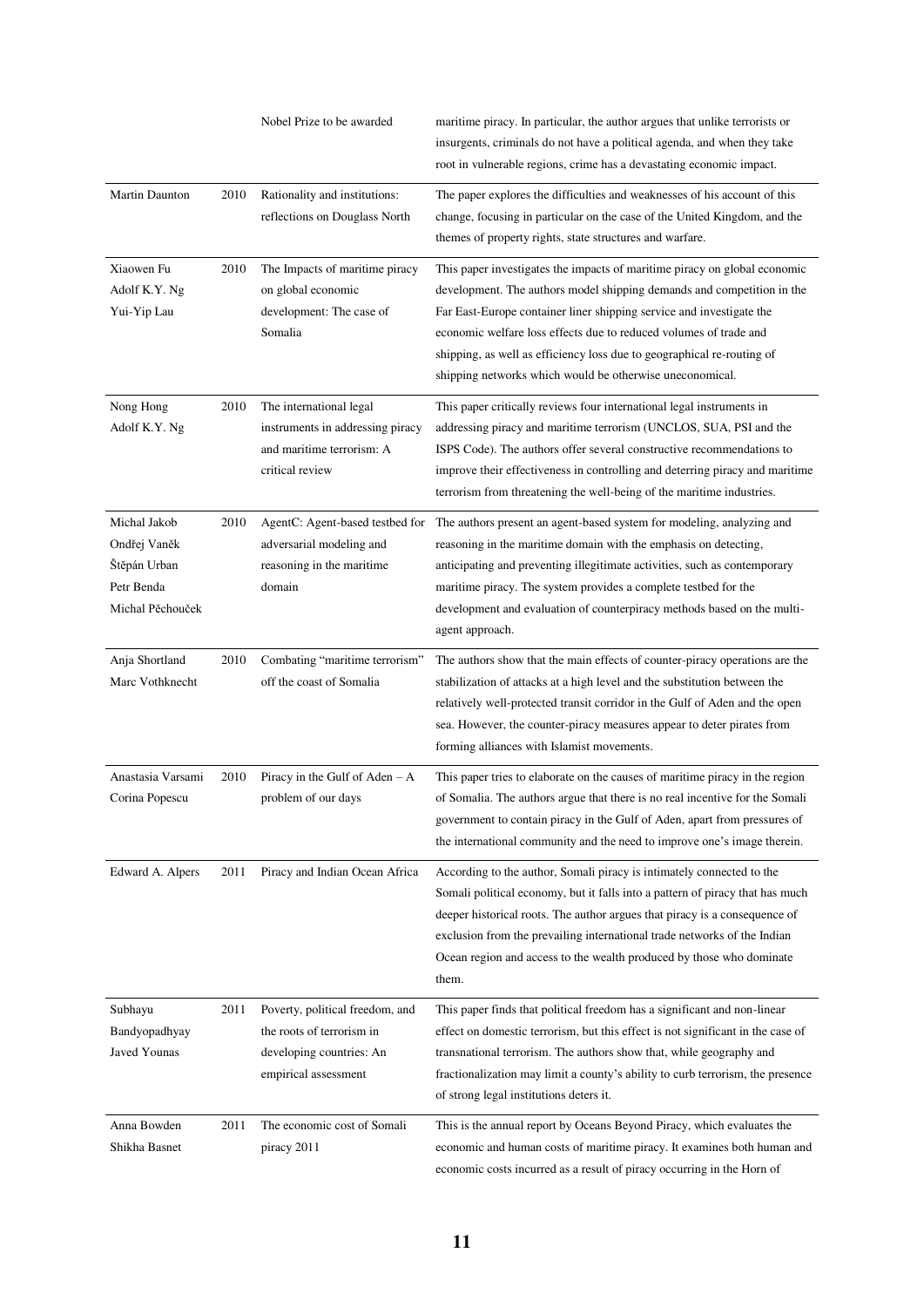| | | | |
|---|---|---|---|
| | | Nobel Prize to be awarded | maritime piracy. In particular, the author argues that unlike terrorists or insurgents, criminals do not have a political agenda, and when they take root in vulnerable regions, crime has a devastating economic impact. |
| Martin Daunton | 2010 | Rationality and institutions: reflections on Douglass North | The paper explores the difficulties and weaknesses of his account of this change, focusing in particular on the case of the United Kingdom, and the themes of property rights, state structures and warfare. |
| Xiaowen Fu<br>Adolf K.Y. Ng<br>Yui-Yip Lau | 2010 | The Impacts of maritime piracy on global economic development: The case of Somalia | This paper investigates the impacts of maritime piracy on global economic development. The authors model shipping demands and competition in the Far East-Europe container liner shipping service and investigate the economic welfare loss effects due to reduced volumes of trade and shipping, as well as efficiency loss due to geographical re-routing of shipping networks which would be otherwise uneconomical. |
| Nong Hong<br>Adolf K.Y. Ng | 2010 | The international legal instruments in addressing piracy and maritime terrorism: A critical review | This paper critically reviews four international legal instruments in addressing piracy and maritime terrorism (UNCLOS, SUA, PSI and the ISPS Code). The authors offer several constructive recommendations to improve their effectiveness in controlling and deterring piracy and maritime terrorism from threatening the well-being of the maritime industries. |
| Michal Jakob<br>Ondřej Vaněk<br>Štěpán Urban<br>Petr Benda<br>Michal Pěchouček | 2010 | AgentC: Agent-based testbed for adversarial modeling and reasoning in the maritime domain | The authors present an agent-based system for modeling, analyzing and reasoning in the maritime domain with the emphasis on detecting, anticipating and preventing illegitimate activities, such as contemporary maritime piracy. The system provides a complete testbed for the development and evaluation of counterpiracy methods based on the multi-agent approach. |
| Anja Shortland<br>Marc Vothknecht | 2010 | Combating "maritime terrorism" off the coast of Somalia | The authors show that the main effects of counter-piracy operations are the stabilization of attacks at a high level and the substitution between the relatively well-protected transit corridor in the Gulf of Aden and the open sea. However, the counter-piracy measures appear to deter pirates from forming alliances with Islamist movements. |
| Anastasia Varsami<br>Corina Popescu | 2010 | Piracy in the Gulf of Aden – A problem of our days | This paper tries to elaborate on the causes of maritime piracy in the region of Somalia. The authors argue that there is no real incentive for the Somali government to contain piracy in the Gulf of Aden, apart from pressures of the international community and the need to improve one's image therein. |
| Edward A. Alpers | 2011 | Piracy and Indian Ocean Africa | According to the author, Somali piracy is intimately connected to the Somali political economy, but it falls into a pattern of piracy that has much deeper historical roots. The author argues that piracy is a consequence of exclusion from the prevailing international trade networks of the Indian Ocean region and access to the wealth produced by those who dominate them. |
| Subhayu Bandyopadhyay<br>Javed Younas | 2011 | Poverty, political freedom, and the roots of terrorism in developing countries: An empirical assessment | This paper finds that political freedom has a significant and non-linear effect on domestic terrorism, but this effect is not significant in the case of transnational terrorism. The authors show that, while geography and fractionalization may limit a county's ability to curb terrorism, the presence of strong legal institutions deters it. |
| Anna Bowden<br>Shikha Basnet | 2011 | The economic cost of Somali piracy 2011 | This is the annual report by Oceans Beyond Piracy, which evaluates the economic and human costs of maritime piracy. It examines both human and economic costs incurred as a result of piracy occurring in the Horn of |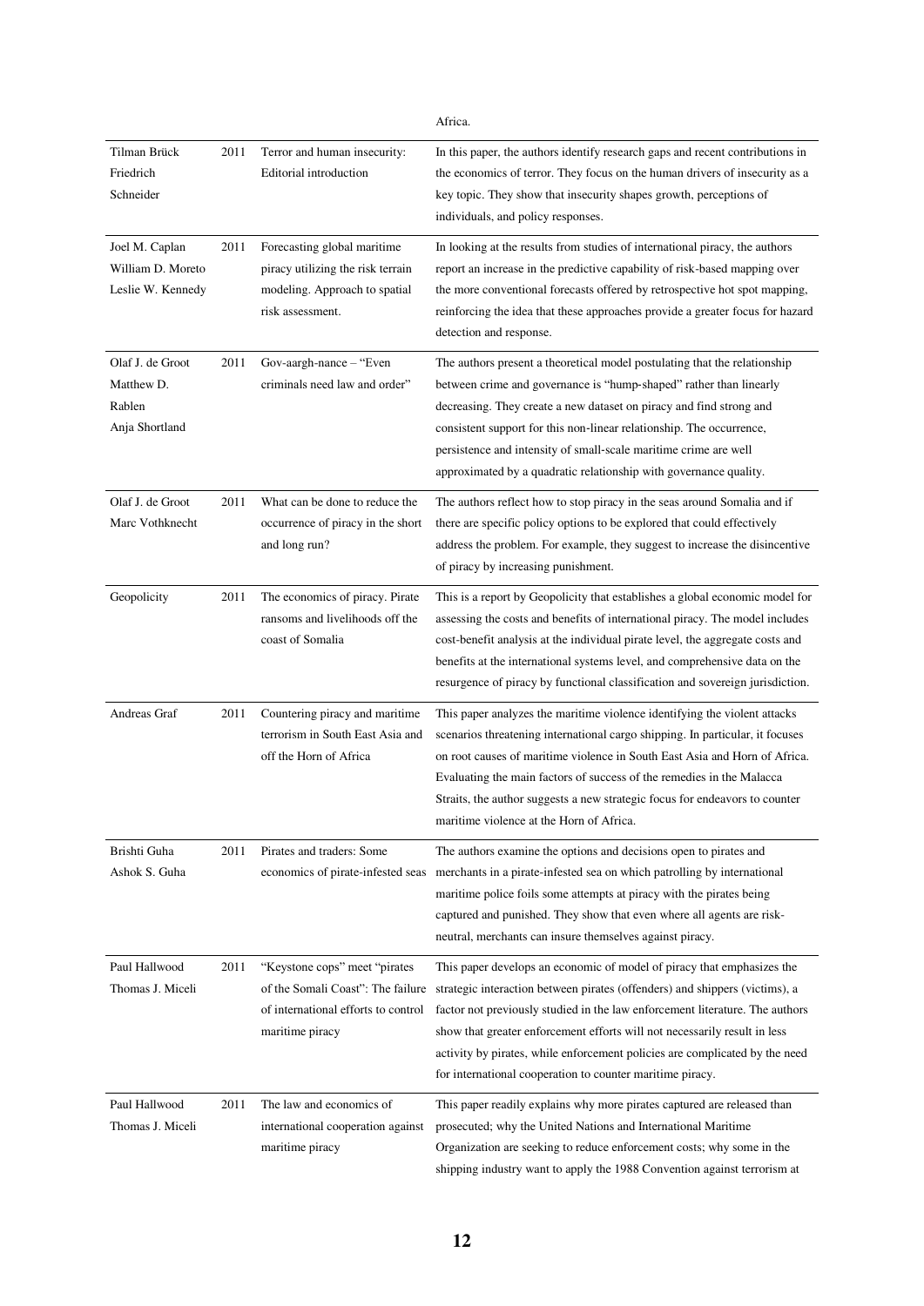| | | | Africa. |
|---|---|---|---|
| Tilman Brück Friedrich Schneider | 2011 | Terror and human insecurity: Editorial introduction | In this paper, the authors identify research gaps and recent contributions in the economics of terror. They focus on the human drivers of insecurity as a key topic. They show that insecurity shapes growth, perceptions of individuals, and policy responses. |
| Joel M. Caplan William D. Moreto Leslie W. Kennedy | 2011 | Forecasting global maritime piracy utilizing the risk terrain modeling. Approach to spatial risk assessment. | In looking at the results from studies of international piracy, the authors report an increase in the predictive capability of risk-based mapping over the more conventional forecasts offered by retrospective hot spot mapping, reinforcing the idea that these approaches provide a greater focus for hazard detection and response. |
| Olaf J. de Groot Matthew D. Rablen Anja Shortland | 2011 | Gov-aargh-nance – "Even criminals need law and order" | The authors present a theoretical model postulating that the relationship between crime and governance is "hump-shaped" rather than linearly decreasing. They create a new dataset on piracy and find strong and consistent support for this non-linear relationship. The occurrence, persistence and intensity of small-scale maritime crime are well approximated by a quadratic relationship with governance quality. |
| Olaf J. de Groot Marc Vothknecht | 2011 | What can be done to reduce the occurrence of piracy in the short and long run? | The authors reflect how to stop piracy in the seas around Somalia and if there are specific policy options to be explored that could effectively address the problem. For example, they suggest to increase the disincentive of piracy by increasing punishment. |
| Geopolicity | 2011 | The economics of piracy. Pirate ransoms and livelihoods off the coast of Somalia | This is a report by Geopolicity that establishes a global economic model for assessing the costs and benefits of international piracy. The model includes cost-benefit analysis at the individual pirate level, the aggregate costs and benefits at the international systems level, and comprehensive data on the resurgence of piracy by functional classification and sovereign jurisdiction. |
| Andreas Graf | 2011 | Countering piracy and maritime terrorism in South East Asia and off the Horn of Africa | This paper analyzes the maritime violence identifying the violent attacks scenarios threatening international cargo shipping. In particular, it focuses on root causes of maritime violence in South East Asia and Horn of Africa. Evaluating the main factors of success of the remedies in the Malacca Straits, the author suggests a new strategic focus for endeavors to counter maritime violence at the Horn of Africa. |
| Brishti Guha Ashok S. Guha | 2011 | Pirates and traders: Some economics of pirate-infested seas | The authors examine the options and decisions open to pirates and merchants in a pirate-infested sea on which patrolling by international maritime police foils some attempts at piracy with the pirates being captured and punished. They show that even where all agents are risk-neutral, merchants can insure themselves against piracy. |
| Paul Hallwood Thomas J. Miceli | 2011 | "Keystone cops" meet "pirates of the Somali Coast": The failure of international efforts to control maritime piracy | This paper develops an economic of model of piracy that emphasizes the strategic interaction between pirates (offenders) and shippers (victims), a factor not previously studied in the law enforcement literature. The authors show that greater enforcement efforts will not necessarily result in less activity by pirates, while enforcement policies are complicated by the need for international cooperation to counter maritime piracy. |
| Paul Hallwood Thomas J. Miceli | 2011 | The law and economics of international cooperation against maritime piracy | This paper readily explains why more pirates captured are released than prosecuted; why the United Nations and International Maritime Organization are seeking to reduce enforcement costs; why some in the shipping industry want to apply the 1988 Convention against terrorism at |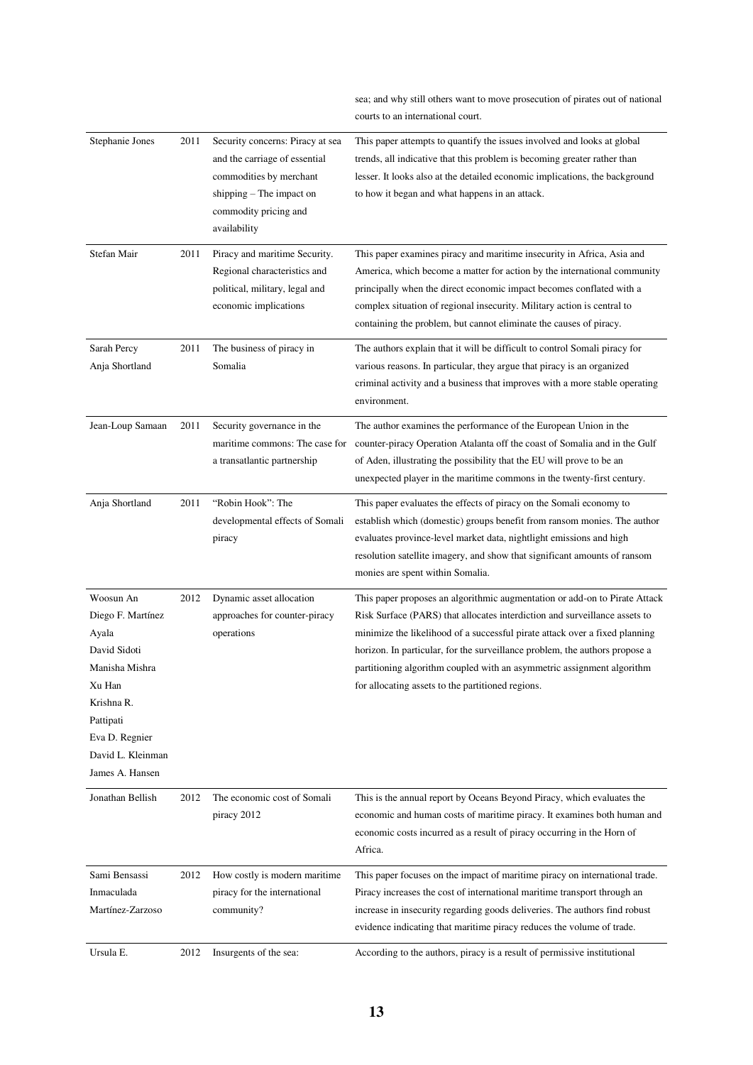| | | | sea; and why still others want to move prosecution of pirates out of national courts to an international court. |
|---|---|---|---|
| Stephanie Jones | 2011 | Security concerns: Piracy at sea and the carriage of essential commodities by merchant shipping – The impact on commodity pricing and availability | This paper attempts to quantify the issues involved and looks at global trends, all indicative that this problem is becoming greater rather than lesser. It looks also at the detailed economic implications, the background to how it began and what happens in an attack. |
| Stefan Mair | 2011 | Piracy and maritime Security. Regional characteristics and political, military, legal and economic implications | This paper examines piracy and maritime insecurity in Africa, Asia and America, which become a matter for action by the international community principally when the direct economic impact becomes conflated with a complex situation of regional insecurity. Military action is central to containing the problem, but cannot eliminate the causes of piracy. |
| Sarah Percy<br>Anja Shortland | 2011 | The business of piracy in Somalia | The authors explain that it will be difficult to control Somali piracy for various reasons. In particular, they argue that piracy is an organized criminal activity and a business that improves with a more stable operating environment. |
| Jean-Loup Samaan | 2011 | Security governance in the maritime commons: The case for a transatlantic partnership | The author examines the performance of the European Union in the counter-piracy Operation Atalanta off the coast of Somalia and in the Gulf of Aden, illustrating the possibility that the EU will prove to be an unexpected player in the maritime commons in the twenty-first century. |
| Anja Shortland | 2011 | "Robin Hook": The developmental effects of Somali piracy | This paper evaluates the effects of piracy on the Somali economy to establish which (domestic) groups benefit from ransom monies. The author evaluates province-level market data, nightlight emissions and high resolution satellite imagery, and show that significant amounts of ransom monies are spent within Somalia. |
| Woosun An<br>Diego F. Martínez Ayala<br>David Sidoti<br>Manisha Mishra<br>Xu Han<br>Krishna R. Pattipati<br>Eva D. Regnier<br>David L. Kleinman<br>James A. Hansen | 2012 | Dynamic asset allocation approaches for counter-piracy operations | This paper proposes an algorithmic augmentation or add-on to Pirate Attack Risk Surface (PARS) that allocates interdiction and surveillance assets to minimize the likelihood of a successful pirate attack over a fixed planning horizon. In particular, for the surveillance problem, the authors propose a partitioning algorithm coupled with an asymmetric assignment algorithm for allocating assets to the partitioned regions. |
| Jonathan Bellish | 2012 | The economic cost of Somali piracy 2012 | This is the annual report by Oceans Beyond Piracy, which evaluates the economic and human costs of maritime piracy. It examines both human and economic costs incurred as a result of piracy occurring in the Horn of Africa. |
| Sami Bensassi<br>Inmaculada Martínez-Zarzoso | 2012 | How costly is modern maritime piracy for the international community? | This paper focuses on the impact of maritime piracy on international trade. Piracy increases the cost of international maritime transport through an increase in insecurity regarding goods deliveries. The authors find robust evidence indicating that maritime piracy reduces the volume of trade. |
| Ursula E. | 2012 | Insurgents of the sea: | According to the authors, piracy is a result of permissive institutional |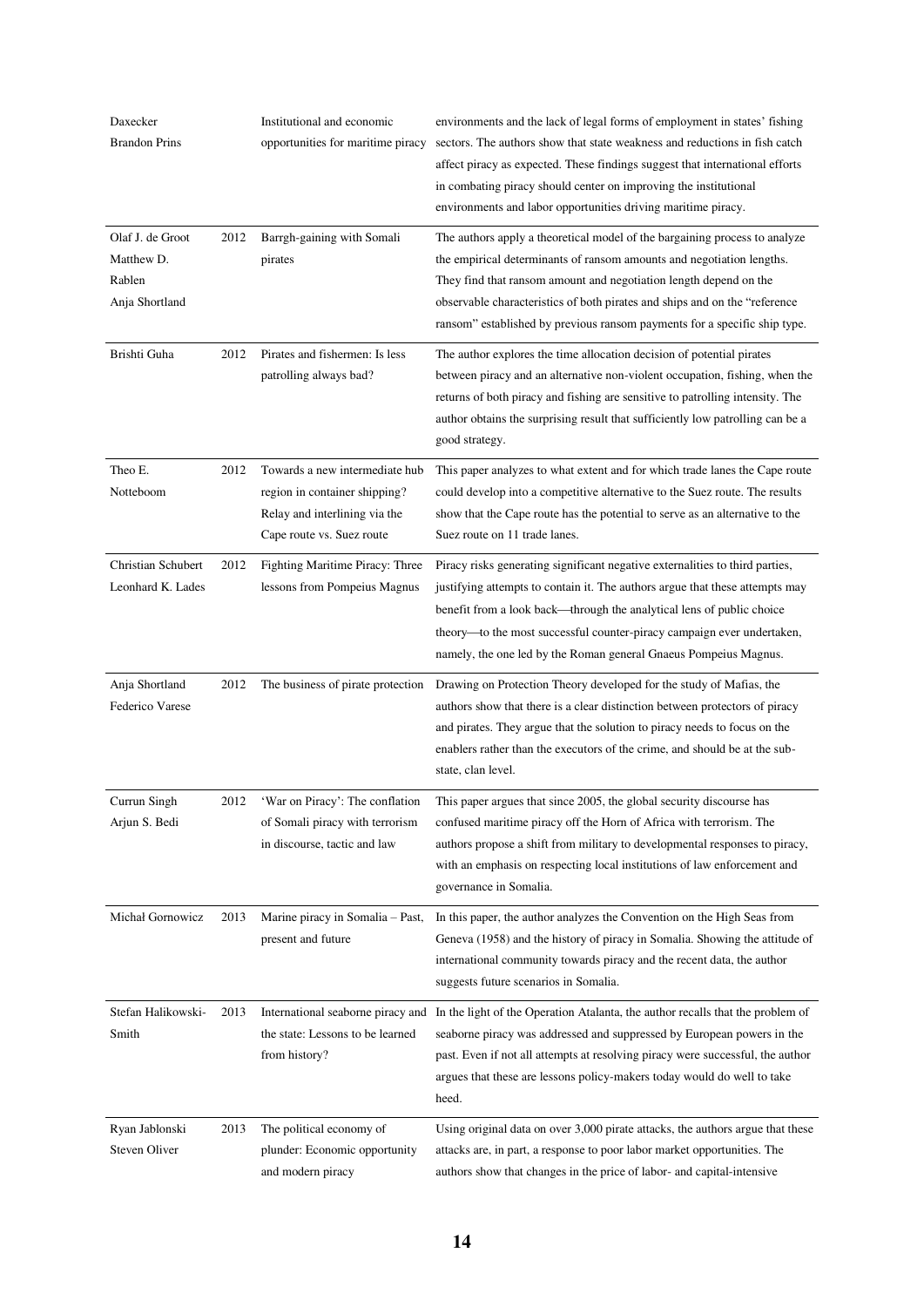| | | | |
|---|---|---|---|
| Daxecker Brandon Prins | | Institutional and economic opportunities for maritime piracy | environments and the lack of legal forms of employment in states' fishing sectors. The authors show that state weakness and reductions in fish catch affect piracy as expected. These findings suggest that international efforts in combating piracy should center on improving the institutional environments and labor opportunities driving maritime piracy. |
| Olaf J. de Groot Matthew D. Rablen Anja Shortland | 2012 | Barrgh-gaining with Somali pirates | The authors apply a theoretical model of the bargaining process to analyze the empirical determinants of ransom amounts and negotiation lengths. They find that ransom amount and negotiation length depend on the observable characteristics of both pirates and ships and on the "reference ransom" established by previous ransom payments for a specific ship type. |
| Brishti Guha | 2012 | Pirates and fishermen: Is less patrolling always bad? | The author explores the time allocation decision of potential pirates between piracy and an alternative non-violent occupation, fishing, when the returns of both piracy and fishing are sensitive to patrolling intensity. The author obtains the surprising result that sufficiently low patrolling can be a good strategy. |
| Theo E. Notteboom | 2012 | Towards a new intermediate hub region in container shipping? Relay and interlining via the Cape route vs. Suez route | This paper analyzes to what extent and for which trade lanes the Cape route could develop into a competitive alternative to the Suez route. The results show that the Cape route has the potential to serve as an alternative to the Suez route on 11 trade lanes. |
| Christian Schubert Leonhard K. Lades | 2012 | Fighting Maritime Piracy: Three lessons from Pompeius Magnus | Piracy risks generating significant negative externalities to third parties, justifying attempts to contain it. The authors argue that these attempts may benefit from a look back—through the analytical lens of public choice theory—to the most successful counter-piracy campaign ever undertaken, namely, the one led by the Roman general Gnaeus Pompeius Magnus. |
| Anja Shortland Federico Varese | 2012 | The business of pirate protection | Drawing on Protection Theory developed for the study of Mafias, the authors show that there is a clear distinction between protectors of piracy and pirates. They argue that the solution to piracy needs to focus on the enablers rather than the executors of the crime, and should be at the sub-state, clan level. |
| Currun Singh Arjun S. Bedi | 2012 | 'War on Piracy': The conflation of Somali piracy with terrorism in discourse, tactic and law | This paper argues that since 2005, the global security discourse has confused maritime piracy off the Horn of Africa with terrorism. The authors propose a shift from military to developmental responses to piracy, with an emphasis on respecting local institutions of law enforcement and governance in Somalia. |
| Michał Gornowicz | 2013 | Marine piracy in Somalia – Past, present and future | In this paper, the author analyzes the Convention on the High Seas from Geneva (1958) and the history of piracy in Somalia. Showing the attitude of international community towards piracy and the recent data, the author suggests future scenarios in Somalia. |
| Stefan Halikowski-Smith | 2013 | International seaborne piracy and the state: Lessons to be learned from history? | In the light of the Operation Atalanta, the author recalls that the problem of seaborne piracy was addressed and suppressed by European powers in the past. Even if not all attempts at resolving piracy were successful, the author argues that these are lessons policy-makers today would do well to take heed. |
| Ryan Jablonski Steven Oliver | 2013 | The political economy of plunder: Economic opportunity and modern piracy | Using original data on over 3,000 pirate attacks, the authors argue that these attacks are, in part, a response to poor labor market opportunities. The authors show that changes in the price of labor- and capital-intensive |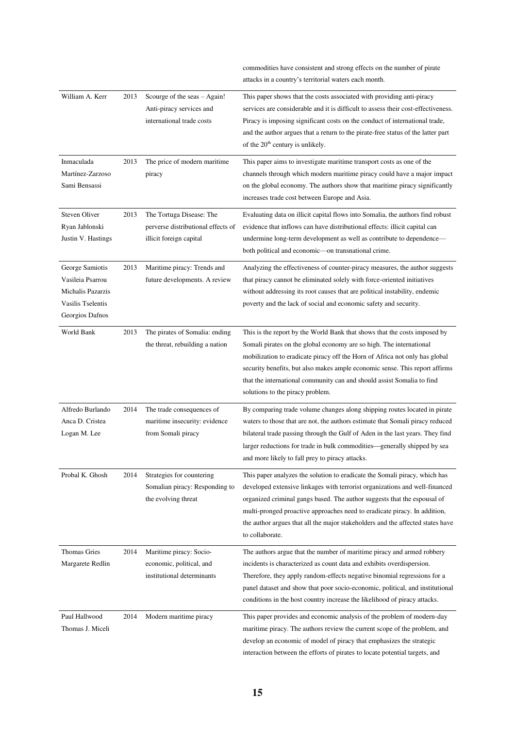| | | | |
|---|---|---|---|
| | | | commodities have consistent and strong effects on the number of pirate attacks in a country's territorial waters each month. |
| William A. Kerr | 2013 | Scourge of the seas – Again! Anti-piracy services and international trade costs | This paper shows that the costs associated with providing anti-piracy services are considerable and it is difficult to assess their cost-effectiveness. Piracy is imposing significant costs on the conduct of international trade, and the author argues that a return to the pirate-free status of the latter part of the 20th century is unlikely. |
| Inmaculada Martínez-Zarzoso Sami Bensassi | 2013 | The price of modern maritime piracy | This paper aims to investigate maritime transport costs as one of the channels through which modern maritime piracy could have a major impact on the global economy. The authors show that maritime piracy significantly increases trade cost between Europe and Asia. |
| Steven Oliver Ryan Jablonski Justin V. Hastings | 2013 | The Tortuga Disease: The perverse distributional effects of illicit foreign capital | Evaluating data on illicit capital flows into Somalia, the authors find robust evidence that inflows can have distributional effects: illicit capital can undermine long-term development as well as contribute to dependence—both political and economic—on transnational crime. |
| George Samiotis Vasileia Psarrou Michalis Pazarzis Vasilis Tselentis Georgios Dafnos | 2013 | Maritime piracy: Trends and future developments. A review | Analyzing the effectiveness of counter-piracy measures, the author suggests that piracy cannot be eliminated solely with force-oriented initiatives without addressing its root causes that are political instability, endemic poverty and the lack of social and economic safety and security. |
| World Bank | 2013 | The pirates of Somalia: ending the threat, rebuilding a nation | This is the report by the World Bank that shows that the costs imposed by Somali pirates on the global economy are so high. The international mobilization to eradicate piracy off the Horn of Africa not only has global security benefits, but also makes ample economic sense. This report affirms that the international community can and should assist Somalia to find solutions to the piracy problem. |
| Alfredo Burlando Anca D. Cristea Logan M. Lee | 2014 | The trade consequences of maritime insecurity: evidence from Somali piracy | By comparing trade volume changes along shipping routes located in pirate waters to those that are not, the authors estimate that Somali piracy reduced bilateral trade passing through the Gulf of Aden in the last years. They find larger reductions for trade in bulk commodities—generally shipped by sea and more likely to fall prey to piracy attacks. |
| Probal K. Ghosh | 2014 | Strategies for countering Somalian piracy: Responding to the evolving threat | This paper analyzes the solution to eradicate the Somali piracy, which has developed extensive linkages with terrorist organizations and well-financed organized criminal gangs based. The author suggests that the espousal of multi-pronged proactive approaches need to eradicate piracy. In addition, the author argues that all the major stakeholders and the affected states have to collaborate. |
| Thomas Gries Margarete Redlin | 2014 | Maritime piracy: Socio-economic, political, and institutional determinants | The authors argue that the number of maritime piracy and armed robbery incidents is characterized as count data and exhibits overdispersion. Therefore, they apply random-effects negative binomial regressions for a panel dataset and show that poor socio-economic, political, and institutional conditions in the host country increase the likelihood of piracy attacks. |
| Paul Hallwood Thomas J. Miceli | 2014 | Modern maritime piracy | This paper provides and economic analysis of the problem of modern-day maritime piracy. The authors review the current scope of the problem, and develop an economic of model of piracy that emphasizes the strategic interaction between the efforts of pirates to locate potential targets, and |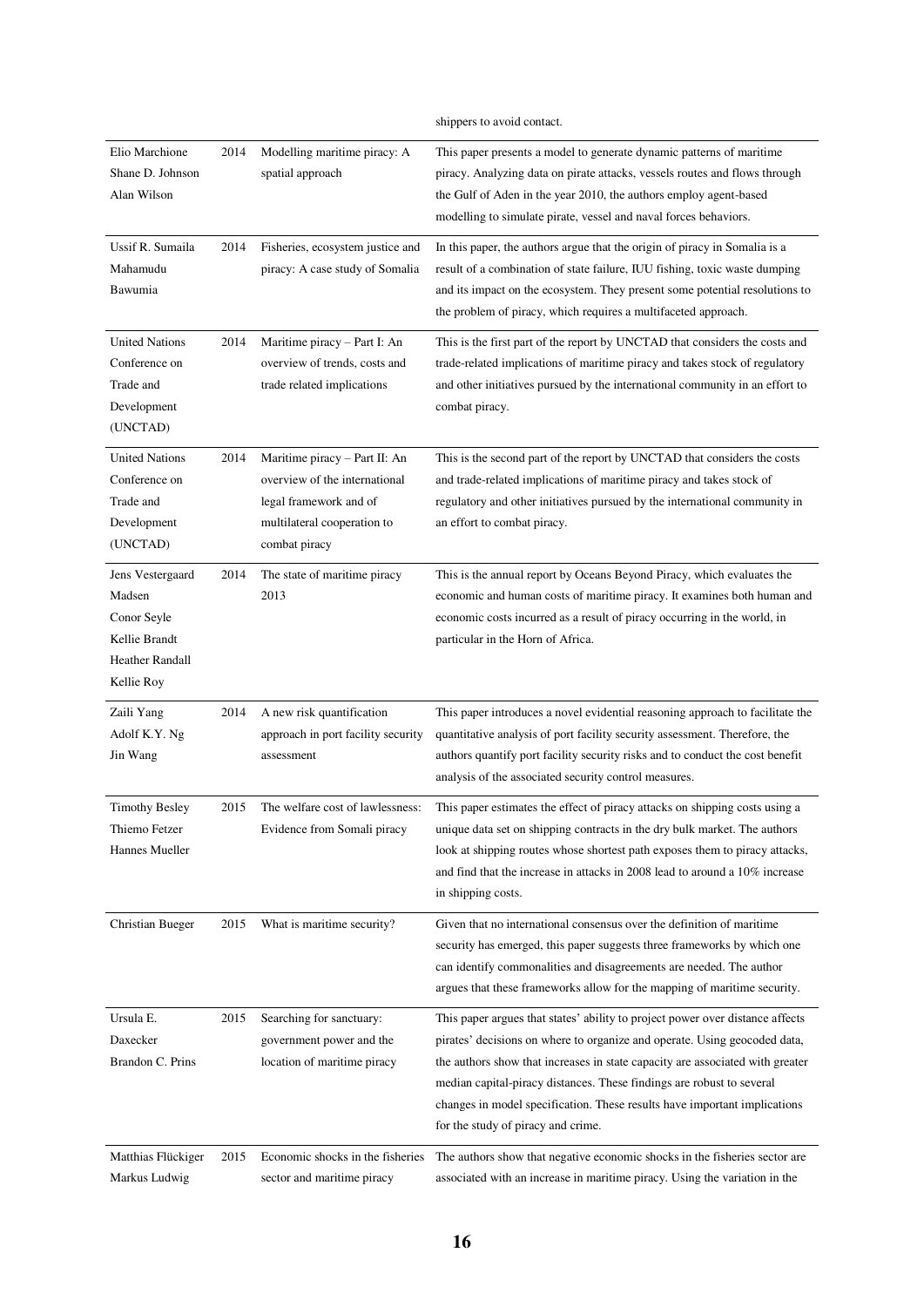| | | | shippers to avoid contact. |
|---|---|---|---|
| Elio Marchione<br>Shane D. Johnson<br>Alan Wilson | 2014 | Modelling maritime piracy: A spatial approach | This paper presents a model to generate dynamic patterns of maritime piracy. Analyzing data on pirate attacks, vessels routes and flows through the Gulf of Aden in the year 2010, the authors employ agent-based modelling to simulate pirate, vessel and naval forces behaviors. |
| Ussif R. Sumaila<br>Mahamudu Bawumia | 2014 | Fisheries, ecosystem justice and piracy: A case study of Somalia | In this paper, the authors argue that the origin of piracy in Somalia is a result of a combination of state failure, IUU fishing, toxic waste dumping and its impact on the ecosystem. They present some potential resolutions to the problem of piracy, which requires a multifaceted approach. |
| United Nations Conference on Trade and Development (UNCTAD) | 2014 | Maritime piracy – Part I: An overview of trends, costs and trade related implications | This is the first part of the report by UNCTAD that considers the costs and trade-related implications of maritime piracy and takes stock of regulatory and other initiatives pursued by the international community in an effort to combat piracy. |
| United Nations Conference on Trade and Development (UNCTAD) | 2014 | Maritime piracy – Part II: An overview of the international legal framework and of multilateral cooperation to combat piracy | This is the second part of the report by UNCTAD that considers the costs and trade-related implications of maritime piracy and takes stock of regulatory and other initiatives pursued by the international community in an effort to combat piracy. |
| Jens Vestergaard Madsen<br>Conor Seyle<br>Kellie Brandt<br>Heather Randall<br>Kellie Roy | 2014 | The state of maritime piracy 2013 | This is the annual report by Oceans Beyond Piracy, which evaluates the economic and human costs of maritime piracy. It examines both human and economic costs incurred as a result of piracy occurring in the world, in particular in the Horn of Africa. |
| Zaili Yang<br>Adolf K.Y. Ng<br>Jin Wang | 2014 | A new risk quantification approach in port facility security assessment | This paper introduces a novel evidential reasoning approach to facilitate the quantitative analysis of port facility security assessment. Therefore, the authors quantify port facility security risks and to conduct the cost benefit analysis of the associated security control measures. |
| Timothy Besley<br>Thiemo Fetzer<br>Hannes Mueller | 2015 | The welfare cost of lawlessness: Evidence from Somali piracy | This paper estimates the effect of piracy attacks on shipping costs using a unique data set on shipping contracts in the dry bulk market. The authors look at shipping routes whose shortest path exposes them to piracy attacks, and find that the increase in attacks in 2008 lead to around a 10% increase in shipping costs. |
| Christian Bueger | 2015 | What is maritime security? | Given that no international consensus over the definition of maritime security has emerged, this paper suggests three frameworks by which one can identify commonalities and disagreements are needed. The author argues that these frameworks allow for the mapping of maritime security. |
| Ursula E. Daxecker<br>Brandon C. Prins | 2015 | Searching for sanctuary: government power and the location of maritime piracy | This paper argues that states' ability to project power over distance affects pirates' decisions on where to organize and operate. Using geocoded data, the authors show that increases in state capacity are associated with greater median capital-piracy distances. These findings are robust to several changes in model specification. These results have important implications for the study of piracy and crime. |
| Matthias Flückiger<br>Markus Ludwig | 2015 | Economic shocks in the fisheries sector and maritime piracy | The authors show that negative economic shocks in the fisheries sector are associated with an increase in maritime piracy. Using the variation in the |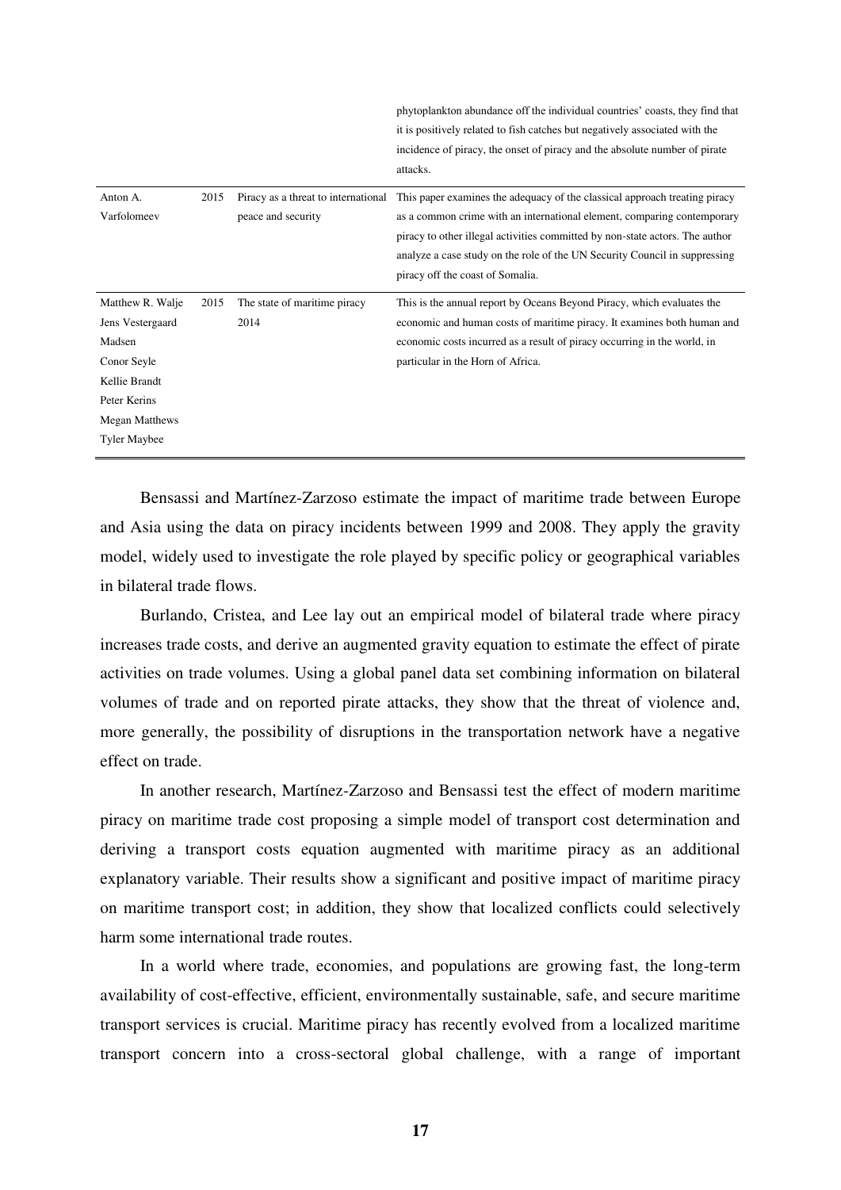| | | | phytoplankton abundance off the individual countries' coasts, they find that it is positively related to fish catches but negatively associated with the incidence of piracy, the onset of piracy and the absolute number of pirate attacks. |
|---|---|---|---|
| Anton A. Varfolomeev | 2015 | Piracy as a threat to international peace and security | This paper examines the adequacy of the classical approach treating piracy as a common crime with an international element, comparing contemporary piracy to other illegal activities committed by non-state actors. The author analyze a case study on the role of the UN Security Council in suppressing piracy off the coast of Somalia. |
| Matthew R. Walje<br>Jens Vestergaard Madsen<br>Conor Seyle<br>Kellie Brandt<br>Peter Kerins<br>Megan Matthews<br>Tyler Maybee | 2015 | The state of maritime piracy 2014 | This is the annual report by Oceans Beyond Piracy, which evaluates the economic and human costs of maritime piracy. It examines both human and economic costs incurred as a result of piracy occurring in the world, in particular in the Horn of Africa. |

Bensassi and Martínez-Zarzoso estimate the impact of maritime trade between Europe and Asia using the data on piracy incidents between 1999 and 2008. They apply the gravity model, widely used to investigate the role played by specific policy or geographical variables in bilateral trade flows.

Burlando, Cristea, and Lee lay out an empirical model of bilateral trade where piracy increases trade costs, and derive an augmented gravity equation to estimate the effect of pirate activities on trade volumes. Using a global panel data set combining information on bilateral volumes of trade and on reported pirate attacks, they show that the threat of violence and, more generally, the possibility of disruptions in the transportation network have a negative effect on trade.

In another research, Martínez-Zarzoso and Bensassi test the effect of modern maritime piracy on maritime trade cost proposing a simple model of transport cost determination and deriving a transport costs equation augmented with maritime piracy as an additional explanatory variable. Their results show a significant and positive impact of maritime piracy on maritime transport cost; in addition, they show that localized conflicts could selectively harm some international trade routes.

In a world where trade, economies, and populations are growing fast, the long-term availability of cost-effective, efficient, environmentally sustainable, safe, and secure maritime transport services is crucial. Maritime piracy has recently evolved from a localized maritime transport concern into a cross-sectoral global challenge, with a range of important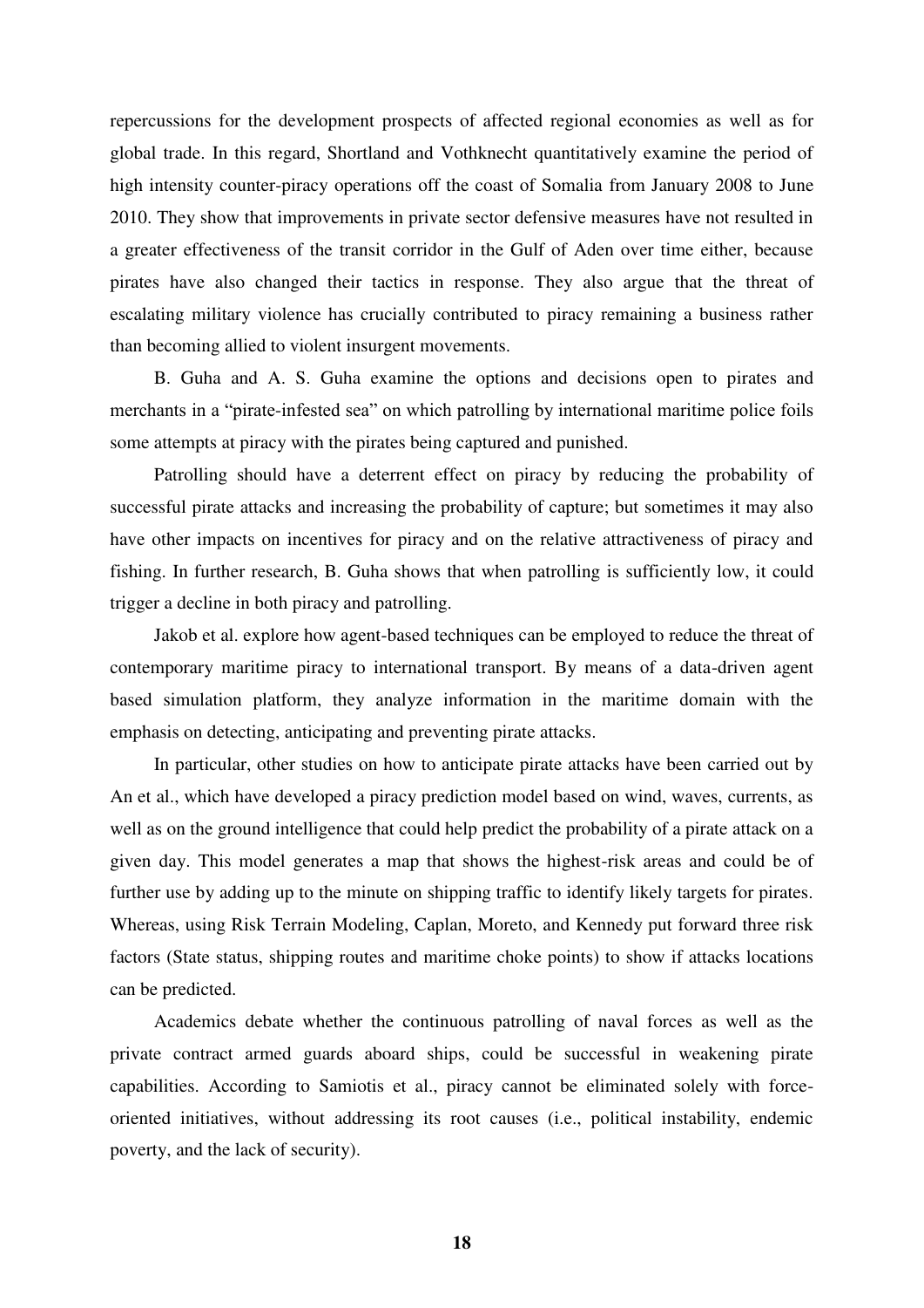repercussions for the development prospects of affected regional economies as well as for global trade. In this regard, Shortland and Vothknecht quantitatively examine the period of high intensity counter-piracy operations off the coast of Somalia from January 2008 to June 2010. They show that improvements in private sector defensive measures have not resulted in a greater effectiveness of the transit corridor in the Gulf of Aden over time either, because pirates have also changed their tactics in response. They also argue that the threat of escalating military violence has crucially contributed to piracy remaining a business rather than becoming allied to violent insurgent movements.

B. Guha and A. S. Guha examine the options and decisions open to pirates and merchants in a "pirate-infested sea" on which patrolling by international maritime police foils some attempts at piracy with the pirates being captured and punished.

Patrolling should have a deterrent effect on piracy by reducing the probability of successful pirate attacks and increasing the probability of capture; but sometimes it may also have other impacts on incentives for piracy and on the relative attractiveness of piracy and fishing. In further research, B. Guha shows that when patrolling is sufficiently low, it could trigger a decline in both piracy and patrolling.

Jakob et al. explore how agent-based techniques can be employed to reduce the threat of contemporary maritime piracy to international transport. By means of a data-driven agent based simulation platform, they analyze information in the maritime domain with the emphasis on detecting, anticipating and preventing pirate attacks.

In particular, other studies on how to anticipate pirate attacks have been carried out by An et al., which have developed a piracy prediction model based on wind, waves, currents, as well as on the ground intelligence that could help predict the probability of a pirate attack on a given day. This model generates a map that shows the highest-risk areas and could be of further use by adding up to the minute on shipping traffic to identify likely targets for pirates. Whereas, using Risk Terrain Modeling, Caplan, Moreto, and Kennedy put forward three risk factors (State status, shipping routes and maritime choke points) to show if attacks locations can be predicted.

Academics debate whether the continuous patrolling of naval forces as well as the private contract armed guards aboard ships, could be successful in weakening pirate capabilities. According to Samiotis et al., piracy cannot be eliminated solely with force-oriented initiatives, without addressing its root causes (i.e., political instability, endemic poverty, and the lack of security).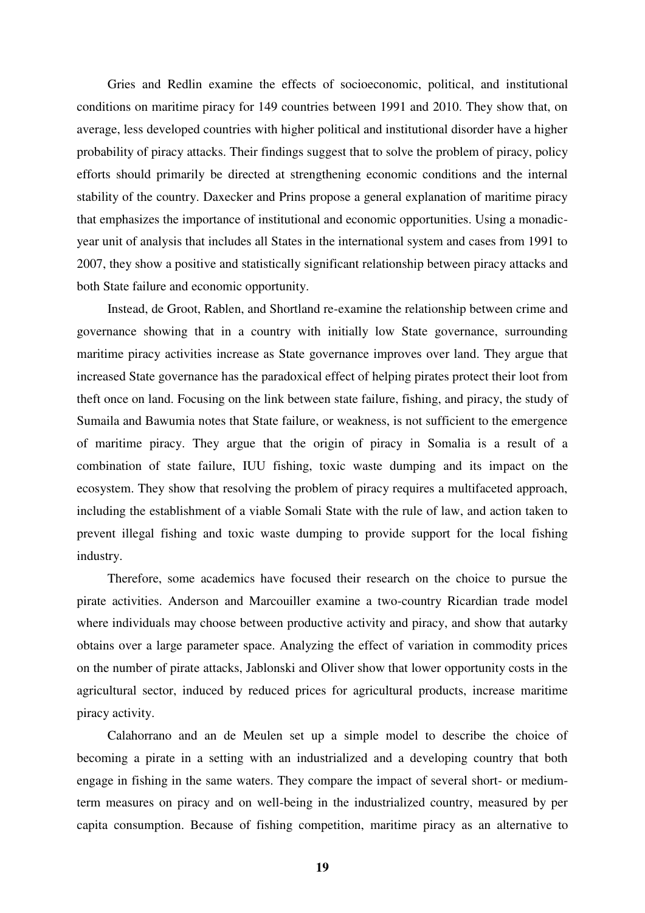Gries and Redlin examine the effects of socioeconomic, political, and institutional conditions on maritime piracy for 149 countries between 1991 and 2010. They show that, on average, less developed countries with higher political and institutional disorder have a higher probability of piracy attacks. Their findings suggest that to solve the problem of piracy, policy efforts should primarily be directed at strengthening economic conditions and the internal stability of the country. Daxecker and Prins propose a general explanation of maritime piracy that emphasizes the importance of institutional and economic opportunities. Using a monadic-year unit of analysis that includes all States in the international system and cases from 1991 to 2007, they show a positive and statistically significant relationship between piracy attacks and both State failure and economic opportunity.

Instead, de Groot, Rablen, and Shortland re-examine the relationship between crime and governance showing that in a country with initially low State governance, surrounding maritime piracy activities increase as State governance improves over land. They argue that increased State governance has the paradoxical effect of helping pirates protect their loot from theft once on land. Focusing on the link between state failure, fishing, and piracy, the study of Sumaila and Bawumia notes that State failure, or weakness, is not sufficient to the emergence of maritime piracy. They argue that the origin of piracy in Somalia is a result of a combination of state failure, IUU fishing, toxic waste dumping and its impact on the ecosystem. They show that resolving the problem of piracy requires a multifaceted approach, including the establishment of a viable Somali State with the rule of law, and action taken to prevent illegal fishing and toxic waste dumping to provide support for the local fishing industry.

Therefore, some academics have focused their research on the choice to pursue the pirate activities. Anderson and Marcouiller examine a two-country Ricardian trade model where individuals may choose between productive activity and piracy, and show that autarky obtains over a large parameter space. Analyzing the effect of variation in commodity prices on the number of pirate attacks, Jablonski and Oliver show that lower opportunity costs in the agricultural sector, induced by reduced prices for agricultural products, increase maritime piracy activity.

Calahorrano and an de Meulen set up a simple model to describe the choice of becoming a pirate in a setting with an industrialized and a developing country that both engage in fishing in the same waters. They compare the impact of several short- or medium-term measures on piracy and on well-being in the industrialized country, measured by per capita consumption. Because of fishing competition, maritime piracy as an alternative to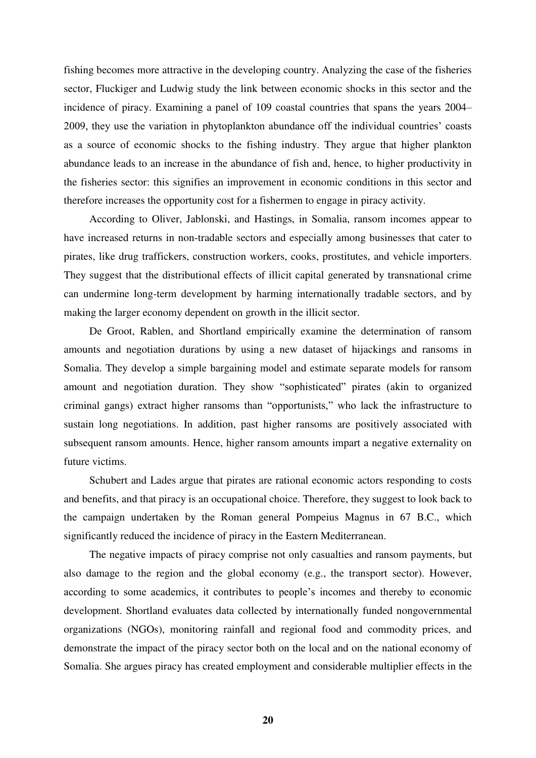fishing becomes more attractive in the developing country. Analyzing the case of the fisheries sector, Fluckiger and Ludwig study the link between economic shocks in this sector and the incidence of piracy. Examining a panel of 109 coastal countries that spans the years 2004–2009, they use the variation in phytoplankton abundance off the individual countries' coasts as a source of economic shocks to the fishing industry. They argue that higher plankton abundance leads to an increase in the abundance of fish and, hence, to higher productivity in the fisheries sector: this signifies an improvement in economic conditions in this sector and therefore increases the opportunity cost for a fishermen to engage in piracy activity.

According to Oliver, Jablonski, and Hastings, in Somalia, ransom incomes appear to have increased returns in non-tradable sectors and especially among businesses that cater to pirates, like drug traffickers, construction workers, cooks, prostitutes, and vehicle importers. They suggest that the distributional effects of illicit capital generated by transnational crime can undermine long-term development by harming internationally tradable sectors, and by making the larger economy dependent on growth in the illicit sector.

De Groot, Rablen, and Shortland empirically examine the determination of ransom amounts and negotiation durations by using a new dataset of hijackings and ransoms in Somalia. They develop a simple bargaining model and estimate separate models for ransom amount and negotiation duration. They show "sophisticated" pirates (akin to organized criminal gangs) extract higher ransoms than "opportunists," who lack the infrastructure to sustain long negotiations. In addition, past higher ransoms are positively associated with subsequent ransom amounts. Hence, higher ransom amounts impart a negative externality on future victims.

Schubert and Lades argue that pirates are rational economic actors responding to costs and benefits, and that piracy is an occupational choice. Therefore, they suggest to look back to the campaign undertaken by the Roman general Pompeius Magnus in 67 B.C., which significantly reduced the incidence of piracy in the Eastern Mediterranean.

The negative impacts of piracy comprise not only casualties and ransom payments, but also damage to the region and the global economy (e.g., the transport sector). However, according to some academics, it contributes to people's incomes and thereby to economic development. Shortland evaluates data collected by internationally funded nongovernmental organizations (NGOs), monitoring rainfall and regional food and commodity prices, and demonstrate the impact of the piracy sector both on the local and on the national economy of Somalia. She argues piracy has created employment and considerable multiplier effects in the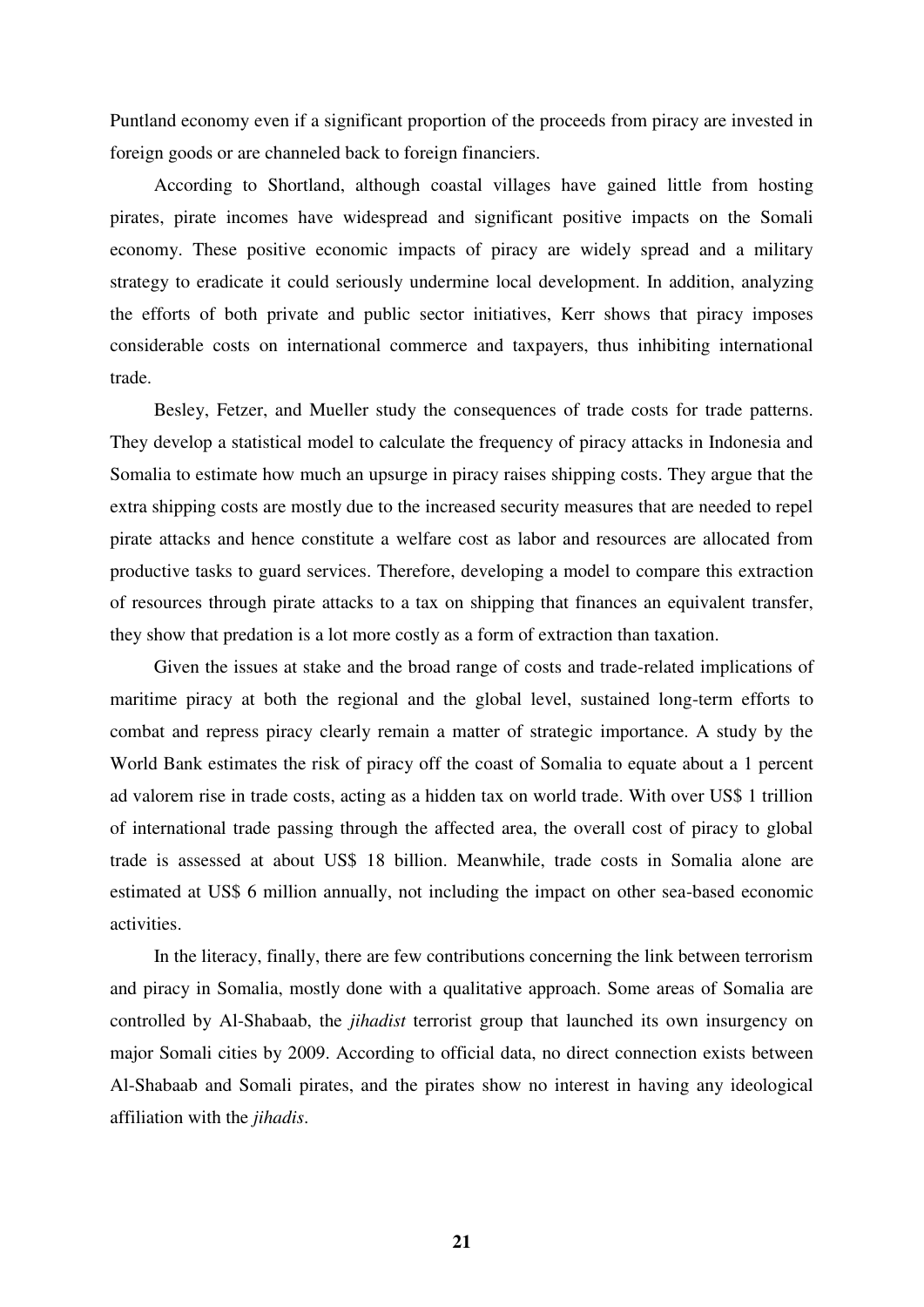Puntland economy even if a significant proportion of the proceeds from piracy are invested in foreign goods or are channeled back to foreign financiers.

According to Shortland, although coastal villages have gained little from hosting pirates, pirate incomes have widespread and significant positive impacts on the Somali economy. These positive economic impacts of piracy are widely spread and a military strategy to eradicate it could seriously undermine local development. In addition, analyzing the efforts of both private and public sector initiatives, Kerr shows that piracy imposes considerable costs on international commerce and taxpayers, thus inhibiting international trade.

Besley, Fetzer, and Mueller study the consequences of trade costs for trade patterns. They develop a statistical model to calculate the frequency of piracy attacks in Indonesia and Somalia to estimate how much an upsurge in piracy raises shipping costs. They argue that the extra shipping costs are mostly due to the increased security measures that are needed to repel pirate attacks and hence constitute a welfare cost as labor and resources are allocated from productive tasks to guard services. Therefore, developing a model to compare this extraction of resources through pirate attacks to a tax on shipping that finances an equivalent transfer, they show that predation is a lot more costly as a form of extraction than taxation.

Given the issues at stake and the broad range of costs and trade-related implications of maritime piracy at both the regional and the global level, sustained long-term efforts to combat and repress piracy clearly remain a matter of strategic importance. A study by the World Bank estimates the risk of piracy off the coast of Somalia to equate about a 1 percent ad valorem rise in trade costs, acting as a hidden tax on world trade. With over US$ 1 trillion of international trade passing through the affected area, the overall cost of piracy to global trade is assessed at about US$ 18 billion. Meanwhile, trade costs in Somalia alone are estimated at US$ 6 million annually, not including the impact on other sea-based economic activities.

In the literacy, finally, there are few contributions concerning the link between terrorism and piracy in Somalia, mostly done with a qualitative approach. Some areas of Somalia are controlled by Al-Shabaab, the *jihadist* terrorist group that launched its own insurgency on major Somali cities by 2009. According to official data, no direct connection exists between Al-Shabaab and Somali pirates, and the pirates show no interest in having any ideological affiliation with the *jihadis*.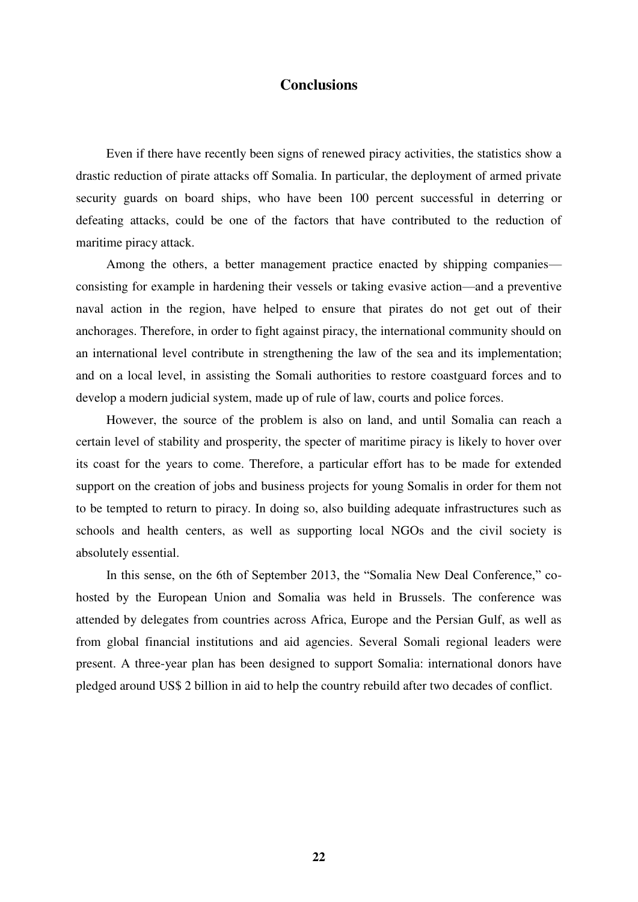# Conclusions

Even if there have recently been signs of renewed piracy activities, the statistics show a drastic reduction of pirate attacks off Somalia. In particular, the deployment of armed private security guards on board ships, who have been 100 percent successful in deterring or defeating attacks, could be one of the factors that have contributed to the reduction of maritime piracy attack.

Among the others, a better management practice enacted by shipping companies—consisting for example in hardening their vessels or taking evasive action—and a preventive naval action in the region, have helped to ensure that pirates do not get out of their anchorages. Therefore, in order to fight against piracy, the international community should on an international level contribute in strengthening the law of the sea and its implementation; and on a local level, in assisting the Somali authorities to restore coastguard forces and to develop a modern judicial system, made up of rule of law, courts and police forces.

However, the source of the problem is also on land, and until Somalia can reach a certain level of stability and prosperity, the specter of maritime piracy is likely to hover over its coast for the years to come. Therefore, a particular effort has to be made for extended support on the creation of jobs and business projects for young Somalis in order for them not to be tempted to return to piracy. In doing so, also building adequate infrastructures such as schools and health centers, as well as supporting local NGOs and the civil society is absolutely essential.

In this sense, on the 6th of September 2013, the "Somalia New Deal Conference," co-hosted by the European Union and Somalia was held in Brussels. The conference was attended by delegates from countries across Africa, Europe and the Persian Gulf, as well as from global financial institutions and aid agencies. Several Somali regional leaders were present. A three-year plan has been designed to support Somalia: international donors have pledged around US$ 2 billion in aid to help the country rebuild after two decades of conflict.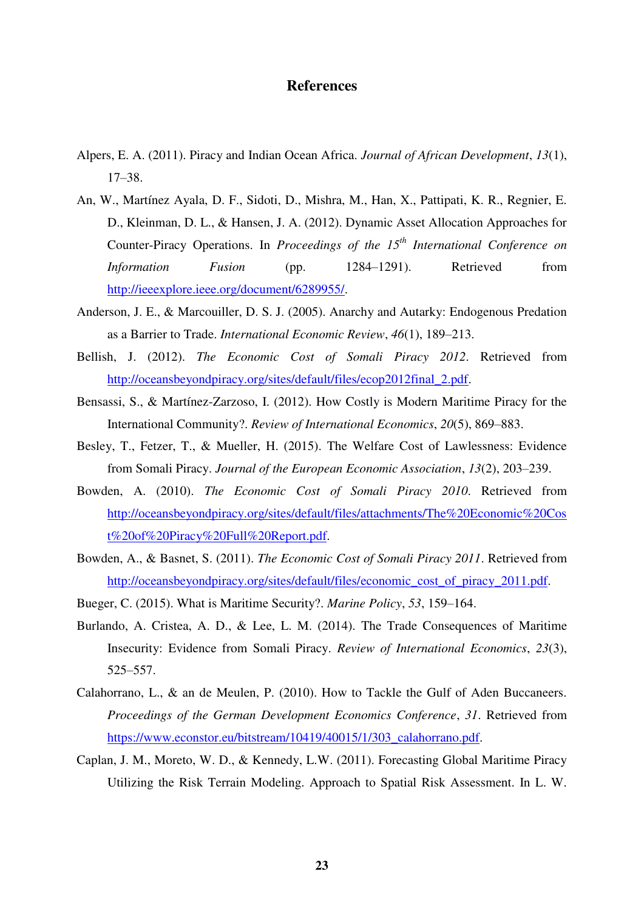# References

Alpers, E. A. (2011). Piracy and Indian Ocean Africa. *Journal of African Development*, *13*(1), 17–38.

An, W., Martínez Ayala, D. F., Sidoti, D., Mishra, M., Han, X., Pattipati, K. R., Regnier, E. D., Kleinman, D. L., & Hansen, J. A. (2012). Dynamic Asset Allocation Approaches for Counter-Piracy Operations. In *Proceedings of the 15th International Conference on Information Fusion* (pp. 1284–1291). Retrieved from http://ieeexplore.ieee.org/document/6289955/.

Anderson, J. E., & Marcouiller, D. S. J. (2005). Anarchy and Autarky: Endogenous Predation as a Barrier to Trade. *International Economic Review*, *46*(1), 189–213.

Bellish, J. (2012). *The Economic Cost of Somali Piracy 2012*. Retrieved from http://oceansbeyondpiracy.org/sites/default/files/ecop2012final_2.pdf.

Bensassi, S., & Martínez-Zarzoso, I. (2012). How Costly is Modern Maritime Piracy for the International Community?. *Review of International Economics*, *20*(5), 869–883.

Besley, T., Fetzer, T., & Mueller, H. (2015). The Welfare Cost of Lawlessness: Evidence from Somali Piracy. *Journal of the European Economic Association*, *13*(2), 203–239.

Bowden, A. (2010). *The Economic Cost of Somali Piracy 2010*. Retrieved from http://oceansbeyondpiracy.org/sites/default/files/attachments/The%20Economic%20Cost%20of%20Piracy%20Full%20Report.pdf.

Bowden, A., & Basnet, S. (2011). *The Economic Cost of Somali Piracy 2011*. Retrieved from http://oceansbeyondpiracy.org/sites/default/files/economic_cost_of_piracy_2011.pdf.

Bueger, C. (2015). What is Maritime Security?. *Marine Policy*, *53*, 159–164.

Burlando, A. Cristea, A. D., & Lee, L. M. (2014). The Trade Consequences of Maritime Insecurity: Evidence from Somali Piracy. *Review of International Economics*, *23*(3), 525–557.

Calahorrano, L., & an de Meulen, P. (2010). How to Tackle the Gulf of Aden Buccaneers. *Proceedings of the German Development Economics Conference*, *31*. Retrieved from https://www.econstor.eu/bitstream/10419/40015/1/303_calahorrano.pdf.

Caplan, J. M., Moreto, W. D., & Kennedy, L.W. (2011). Forecasting Global Maritime Piracy Utilizing the Risk Terrain Modeling. Approach to Spatial Risk Assessment. In L. W.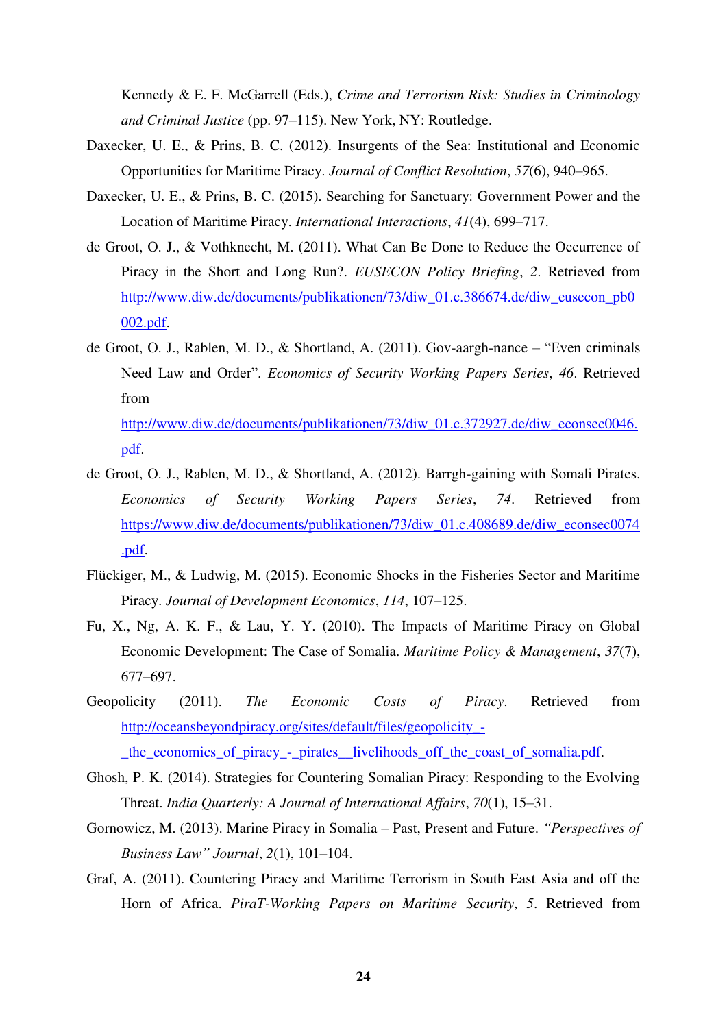Kennedy & E. F. McGarrell (Eds.), *Crime and Terrorism Risk: Studies in Criminology and Criminal Justice* (pp. 97–115). New York, NY: Routledge.

Daxecker, U. E., & Prins, B. C. (2012). Insurgents of the Sea: Institutional and Economic Opportunities for Maritime Piracy. *Journal of Conflict Resolution*, *57*(6), 940–965.

Daxecker, U. E., & Prins, B. C. (2015). Searching for Sanctuary: Government Power and the Location of Maritime Piracy. *International Interactions*, *41*(4), 699–717.

de Groot, O. J., & Vothknecht, M. (2011). What Can Be Done to Reduce the Occurrence of Piracy in the Short and Long Run?. *EUSECON Policy Briefing*, *2*. Retrieved from http://www.diw.de/documents/publikationen/73/diw_01.c.386674.de/diw_eusecon_pb0002.pdf.

de Groot, O. J., Rablen, M. D., & Shortland, A. (2011). Gov-aargh-nance – "Even criminals Need Law and Order". *Economics of Security Working Papers Series*, *46*. Retrieved from http://www.diw.de/documents/publikationen/73/diw_01.c.372927.de/diw_econsec0046.pdf.

de Groot, O. J., Rablen, M. D., & Shortland, A. (2012). Barrgh-gaining with Somali Pirates. *Economics of Security Working Papers Series*, *74*. Retrieved from https://www.diw.de/documents/publikationen/73/diw_01.c.408689.de/diw_econsec0074.pdf.

Flückiger, M., & Ludwig, M. (2015). Economic Shocks in the Fisheries Sector and Maritime Piracy. *Journal of Development Economics*, *114*, 107–125.

Fu, X., Ng, A. K. F., & Lau, Y. Y. (2010). The Impacts of Maritime Piracy on Global Economic Development: The Case of Somalia. *Maritime Policy & Management*, *37*(7), 677–697.

Geopolicity (2011). *The Economic Costs of Piracy*. Retrieved from http://oceansbeyondpiracy.org/sites/default/files/geopolicity_-_the_economics_of_piracy_-_pirates__livelihoods_off_the_coast_of_somalia.pdf.

Ghosh, P. K. (2014). Strategies for Countering Somalian Piracy: Responding to the Evolving Threat. *India Quarterly: A Journal of International Affairs*, *70*(1), 15–31.

Gornowicz, M. (2013). Marine Piracy in Somalia – Past, Present and Future. *"Perspectives of Business Law" Journal*, *2*(1), 101–104.

Graf, A. (2011). Countering Piracy and Maritime Terrorism in South East Asia and off the Horn of Africa. *PiraT-Working Papers on Maritime Security*, *5*. Retrieved from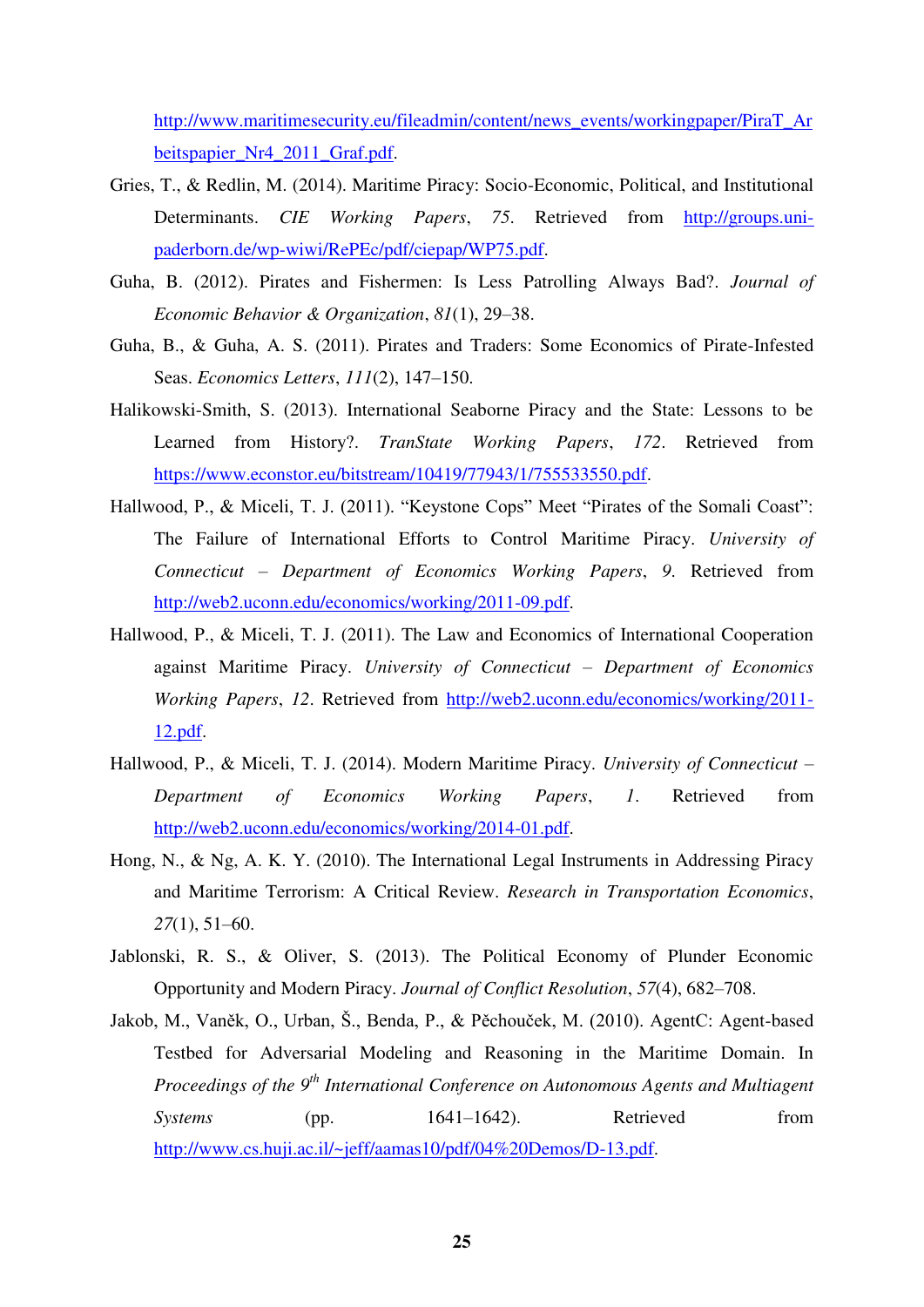http://www.maritimesecurity.eu/fileadmin/content/news_events/workingpaper/PiraT_Arbeitspapier_Nr4_2011_Graf.pdf.

Gries, T., & Redlin, M. (2014). Maritime Piracy: Socio-Economic, Political, and Institutional Determinants. *CIE Working Papers*, *75*. Retrieved from http://groups.uni-paderborn.de/wp-wiwi/RePEc/pdf/ciepap/WP75.pdf.

Guha, B. (2012). Pirates and Fishermen: Is Less Patrolling Always Bad?. *Journal of Economic Behavior & Organization*, *81*(1), 29–38.

Guha, B., & Guha, A. S. (2011). Pirates and Traders: Some Economics of Pirate-Infested Seas. *Economics Letters*, *111*(2), 147–150.

Halikowski-Smith, S. (2013). International Seaborne Piracy and the State: Lessons to be Learned from History?. *TranState Working Papers*, *172*. Retrieved from https://www.econstor.eu/bitstream/10419/77943/1/755533550.pdf.

Hallwood, P., & Miceli, T. J. (2011). "Keystone Cops" Meet "Pirates of the Somali Coast": The Failure of International Efforts to Control Maritime Piracy. *University of Connecticut – Department of Economics Working Papers*, *9*. Retrieved from http://web2.uconn.edu/economics/working/2011-09.pdf.

Hallwood, P., & Miceli, T. J. (2011). The Law and Economics of International Cooperation against Maritime Piracy. *University of Connecticut – Department of Economics Working Papers*, *12*. Retrieved from http://web2.uconn.edu/economics/working/2011-12.pdf.

Hallwood, P., & Miceli, T. J. (2014). Modern Maritime Piracy. *University of Connecticut – Department of Economics Working Papers*, *1*. Retrieved from http://web2.uconn.edu/economics/working/2014-01.pdf.

Hong, N., & Ng, A. K. Y. (2010). The International Legal Instruments in Addressing Piracy and Maritime Terrorism: A Critical Review. *Research in Transportation Economics*, *27*(1), 51–60.

Jablonski, R. S., & Oliver, S. (2013). The Political Economy of Plunder Economic Opportunity and Modern Piracy. *Journal of Conflict Resolution*, *57*(4), 682–708.

Jakob, M., Vaněk, O., Urban, Š., Benda, P., & Pěchouček, M. (2010). AgentC: Agent-based Testbed for Adversarial Modeling and Reasoning in the Maritime Domain. In *Proceedings of the 9th International Conference on Autonomous Agents and Multiagent Systems* (pp. 1641–1642). Retrieved from http://www.cs.huji.ac.il/~jeff/aamas10/pdf/04%20Demos/D-13.pdf.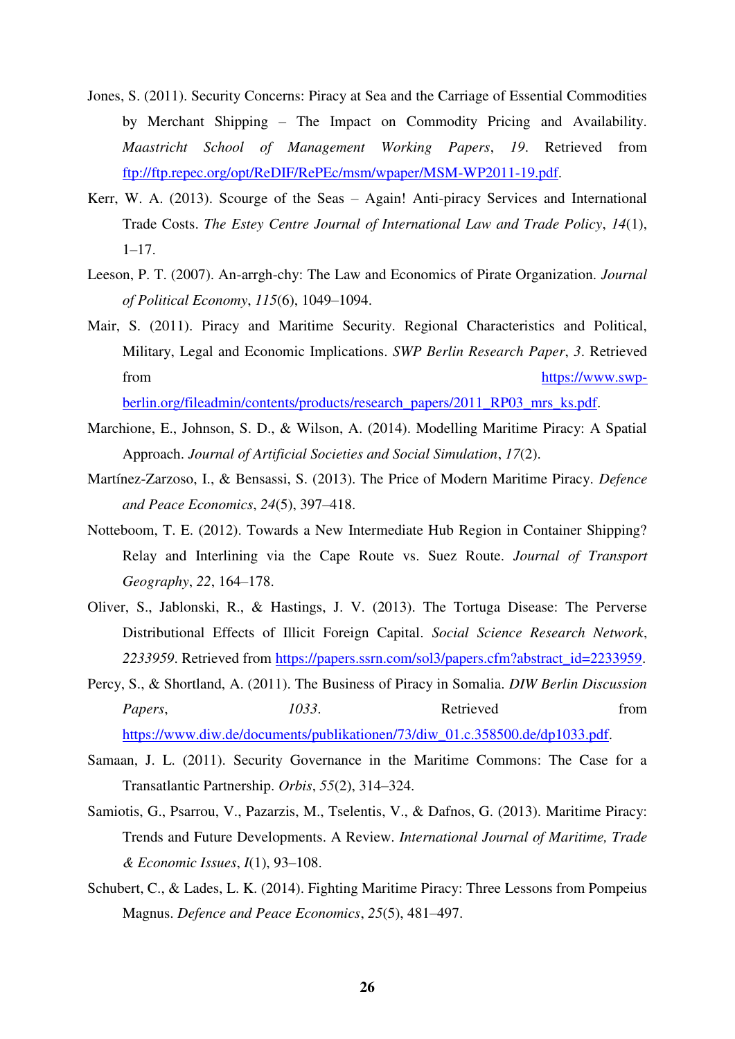Jones, S. (2011). Security Concerns: Piracy at Sea and the Carriage of Essential Commodities by Merchant Shipping – The Impact on Commodity Pricing and Availability. *Maastricht School of Management Working Papers*, *19*. Retrieved from ftp://ftp.repec.org/opt/ReDIF/RePEc/msm/wpaper/MSM-WP2011-19.pdf.

Kerr, W. A. (2013). Scourge of the Seas – Again! Anti-piracy Services and International Trade Costs. *The Estey Centre Journal of International Law and Trade Policy*, *14*(1), 1–17.

Leeson, P. T. (2007). An-arrgh-chy: The Law and Economics of Pirate Organization. *Journal of Political Economy*, *115*(6), 1049–1094.

Mair, S. (2011). Piracy and Maritime Security. Regional Characteristics and Political, Military, Legal and Economic Implications. *SWP Berlin Research Paper*, *3*. Retrieved from https://www.swp-berlin.org/fileadmin/contents/products/research_papers/2011_RP03_mrs_ks.pdf.

Marchione, E., Johnson, S. D., & Wilson, A. (2014). Modelling Maritime Piracy: A Spatial Approach. *Journal of Artificial Societies and Social Simulation*, *17*(2).

Martínez-Zarzoso, I., & Bensassi, S. (2013). The Price of Modern Maritime Piracy. *Defence and Peace Economics*, *24*(5), 397–418.

Notteboom, T. E. (2012). Towards a New Intermediate Hub Region in Container Shipping? Relay and Interlining via the Cape Route vs. Suez Route. *Journal of Transport Geography*, *22*, 164–178.

Oliver, S., Jablonski, R., & Hastings, J. V. (2013). The Tortuga Disease: The Perverse Distributional Effects of Illicit Foreign Capital. *Social Science Research Network*, *2233959*. Retrieved from https://papers.ssrn.com/sol3/papers.cfm?abstract_id=2233959.

Percy, S., & Shortland, A. (2011). The Business of Piracy in Somalia. *DIW Berlin Discussion Papers*, *1033*. Retrieved from https://www.diw.de/documents/publikationen/73/diw_01.c.358500.de/dp1033.pdf.

Samaan, J. L. (2011). Security Governance in the Maritime Commons: The Case for a Transatlantic Partnership. *Orbis*, *55*(2), 314–324.

Samiotis, G., Psarrou, V., Pazarzis, M., Tselentis, V., & Dafnos, G. (2013). Maritime Piracy: Trends and Future Developments. A Review. *International Journal of Maritime, Trade & Economic Issues*, *I*(1), 93–108.

Schubert, C., & Lades, L. K. (2014). Fighting Maritime Piracy: Three Lessons from Pompeius Magnus. *Defence and Peace Economics*, *25*(5), 481–497.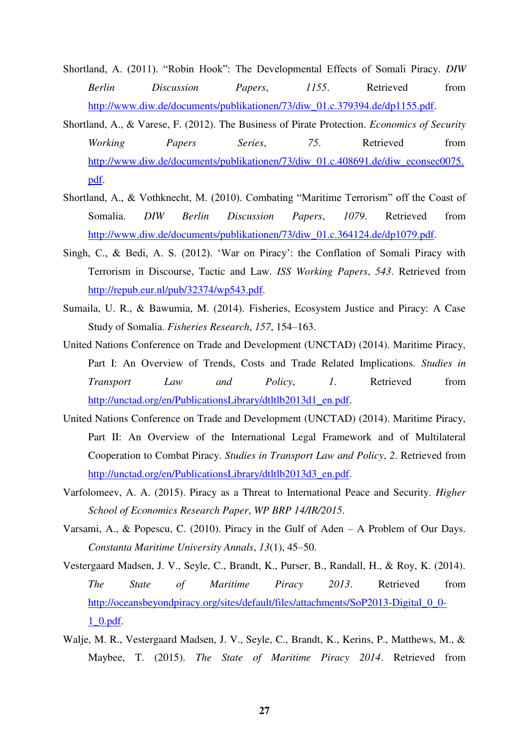Shortland, A. (2011). “Robin Hook”: The Developmental Effects of Somali Piracy. *DIW Berlin Discussion Papers*, *1155*. Retrieved from http://www.diw.de/documents/publikationen/73/diw_01.c.379394.de/dp1155.pdf.

Shortland, A., & Varese, F. (2012). The Business of Pirate Protection. *Economics of Security Working Papers Series*, *75*. Retrieved from http://www.diw.de/documents/publikationen/73/diw_01.c.408691.de/diw_econsec0075.pdf.

Shortland, A., & Vothknecht, M. (2010). Combating “Maritime Terrorism” off the Coast of Somalia. *DIW Berlin Discussion Papers*, *1079*. Retrieved from http://www.diw.de/documents/publikationen/73/diw_01.c.364124.de/dp1079.pdf.

Singh, C., & Bedi, A. S. (2012). ‘War on Piracy’: the Conflation of Somali Piracy with Terrorism in Discourse, Tactic and Law. *ISS Working Papers*, *543*. Retrieved from http://repub.eur.nl/pub/32374/wp543.pdf.

Sumaila, U. R., & Bawumia, M. (2014). Fisheries, Ecosystem Justice and Piracy: A Case Study of Somalia. *Fisheries Research*, *157*, 154–163.

United Nations Conference on Trade and Development (UNCTAD) (2014). Maritime Piracy, Part I: An Overview of Trends, Costs and Trade Related Implications. *Studies in Transport Law and Policy*, *1*. Retrieved from http://unctad.org/en/PublicationsLibrary/dtltlb2013d1_en.pdf.

United Nations Conference on Trade and Development (UNCTAD) (2014). Maritime Piracy, Part II: An Overview of the International Legal Framework and of Multilateral Cooperation to Combat Piracy. *Studies in Transport Law and Policy*, *2*. Retrieved from http://unctad.org/en/PublicationsLibrary/dtltlb2013d3_en.pdf.

Varfolomeev, A. A. (2015). Piracy as a Threat to International Peace and Security. *Higher School of Economics Research Paper*, *WP BRP 14/IR/2015*.

Varsami, A., & Popescu, C. (2010). Piracy in the Gulf of Aden – A Problem of Our Days. *Constanta Maritime University Annals*, *13*(1), 45–50.

Vestergaard Madsen, J. V., Seyle, C., Brandt, K., Purser, B., Randall, H., & Roy, K. (2014). *The State of Maritime Piracy 2013*. Retrieved from http://oceansbeyondpiracy.org/sites/default/files/attachments/SoP2013-Digital_0_0-1_0.pdf.

Walje, M. R., Vestergaard Madsen, J. V., Seyle, C., Brandt, K., Kerins, P., Matthews, M., & Maybee, T. (2015). *The State of Maritime Piracy 2014*. Retrieved from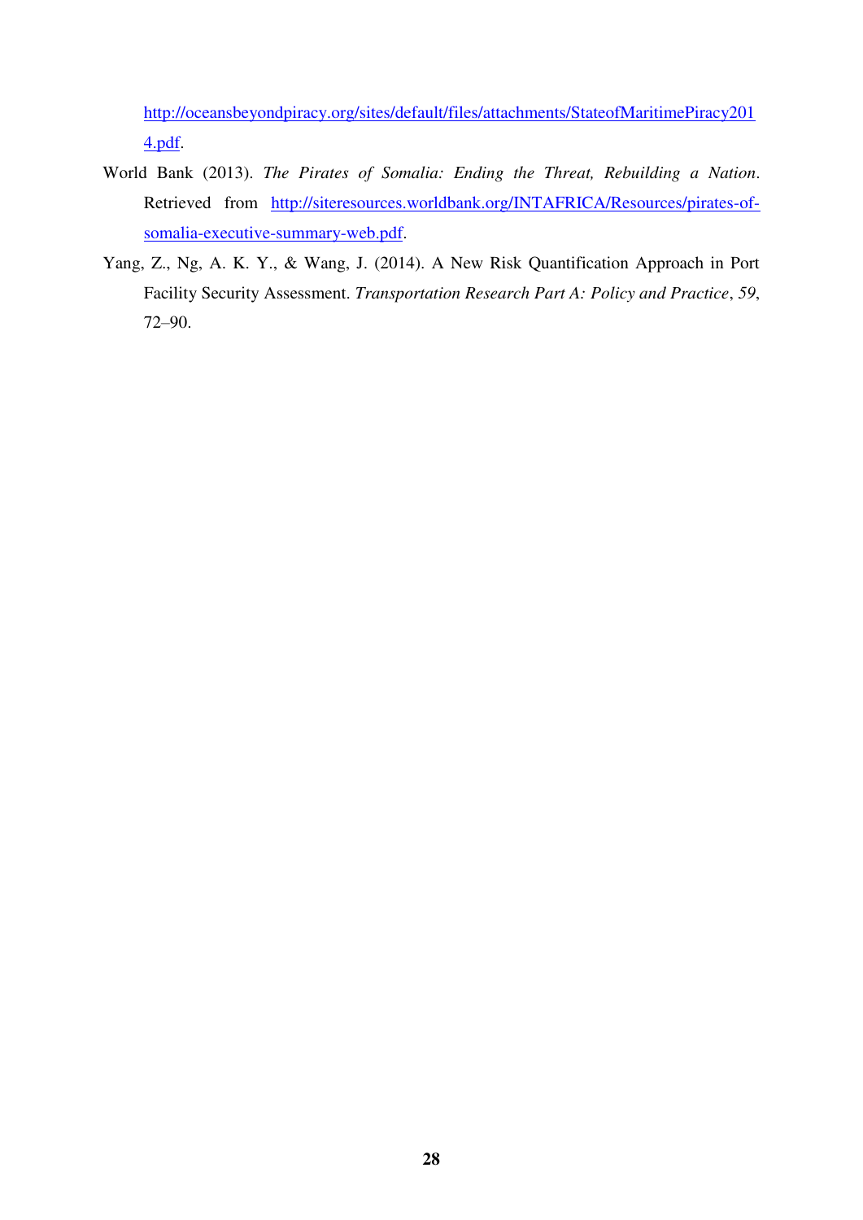http://oceansbeyondpiracy.org/sites/default/files/attachments/StateofMaritimePiracy2014.pdf.

World Bank (2013). *The Pirates of Somalia: Ending the Threat, Rebuilding a Nation*. Retrieved from http://siteresources.worldbank.org/INTAFRICA/Resources/pirates-of-somalia-executive-summary-web.pdf.

Yang, Z., Ng, A. K. Y., & Wang, J. (2014). A New Risk Quantification Approach in Port Facility Security Assessment. *Transportation Research Part A: Policy and Practice*, *59*, 72–90.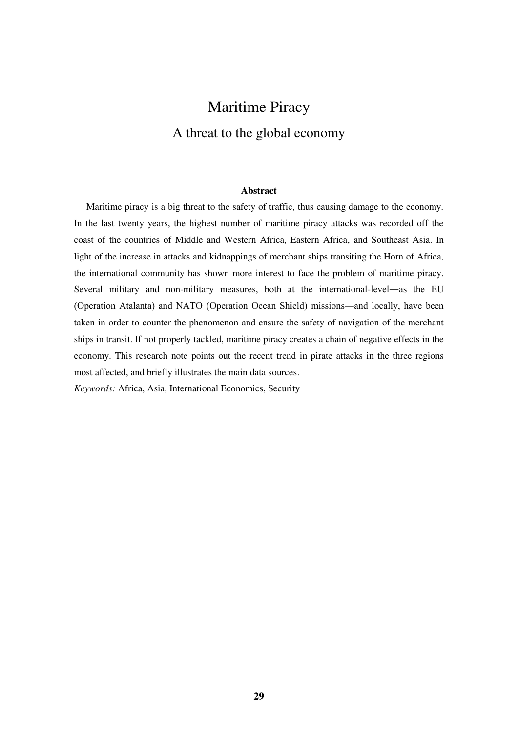# Maritime Piracy

## A threat to the global economy

**Abstract**

Maritime piracy is a big threat to the safety of traffic, thus causing damage to the economy. In the last twenty years, the highest number of maritime piracy attacks was recorded off the coast of the countries of Middle and Western Africa, Eastern Africa, and Southeast Asia. In light of the increase in attacks and kidnappings of merchant ships transiting the Horn of Africa, the international community has shown more interest to face the problem of maritime piracy. Several military and non-military measures, both at the international-level—as the EU (Operation Atalanta) and NATO (Operation Ocean Shield) missions—and locally, have been taken in order to counter the phenomenon and ensure the safety of navigation of the merchant ships in transit. If not properly tackled, maritime piracy creates a chain of negative effects in the economy. This research note points out the recent trend in pirate attacks in the three regions most affected, and briefly illustrates the main data sources.

*Keywords:* Africa, Asia, International Economics, Security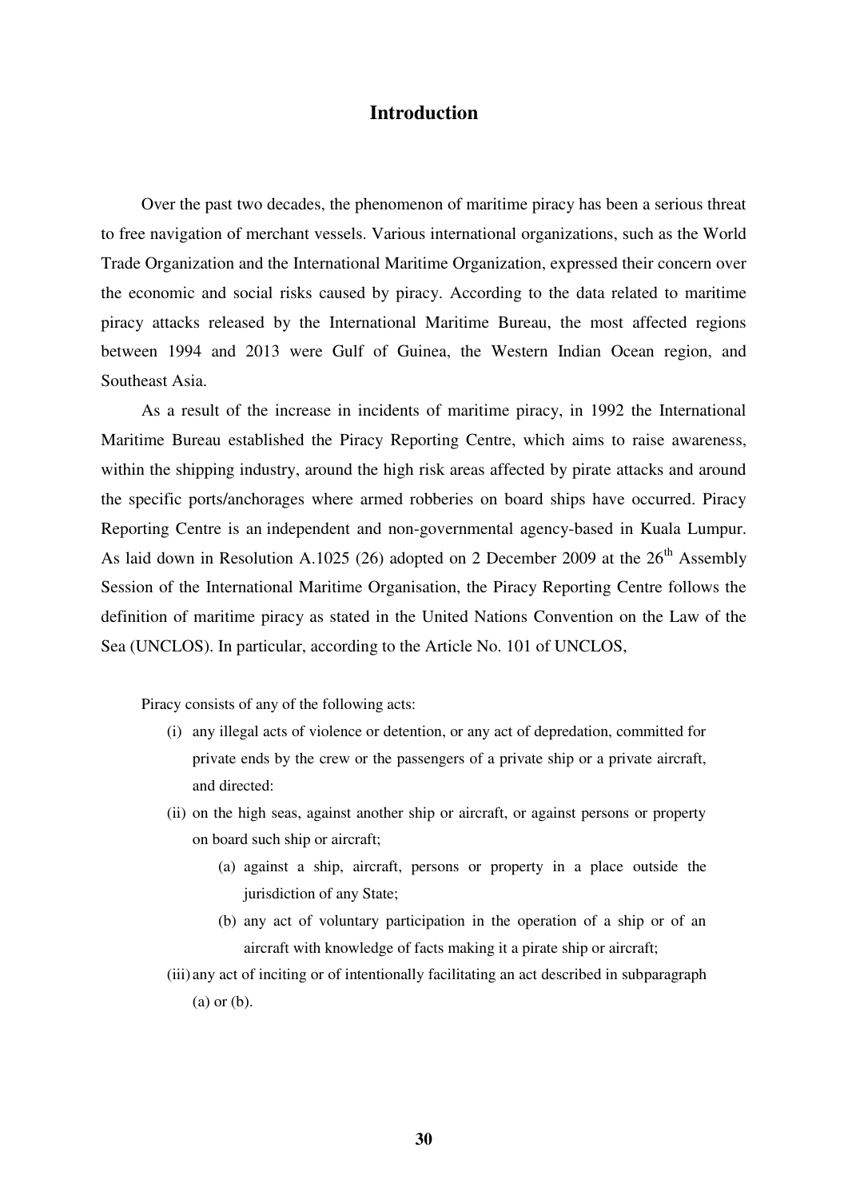# Introduction

Over the past two decades, the phenomenon of maritime piracy has been a serious threat to free navigation of merchant vessels. Various international organizations, such as the World Trade Organization and the International Maritime Organization, expressed their concern over the economic and social risks caused by piracy. According to the data related to maritime piracy attacks released by the International Maritime Bureau, the most affected regions between 1994 and 2013 were Gulf of Guinea, the Western Indian Ocean region, and Southeast Asia.

As a result of the increase in incidents of maritime piracy, in 1992 the International Maritime Bureau established the Piracy Reporting Centre, which aims to raise awareness, within the shipping industry, around the high risk areas affected by pirate attacks and around the specific ports/anchorages where armed robberies on board ships have occurred. Piracy Reporting Centre is an independent and non-governmental agency-based in Kuala Lumpur. As laid down in Resolution A.1025 (26) adopted on 2 December 2009 at the 26th Assembly Session of the International Maritime Organisation, the Piracy Reporting Centre follows the definition of maritime piracy as stated in the United Nations Convention on the Law of the Sea (UNCLOS). In particular, according to the Article No. 101 of UNCLOS,

> Piracy consists of any of the following acts:
>
> (i) any illegal acts of violence or detention, or any act of depredation, committed for private ends by the crew or the passengers of a private ship or a private aircraft, and directed:
>
> (ii) on the high seas, against another ship or aircraft, or against persons or property on board such ship or aircraft;
>
> (a) against a ship, aircraft, persons or property in a place outside the jurisdiction of any State;
>
> (b) any act of voluntary participation in the operation of a ship or of an aircraft with knowledge of facts making it a pirate ship or aircraft;
>
> (iii) any act of inciting or of intentionally facilitating an act described in subparagraph (a) or (b).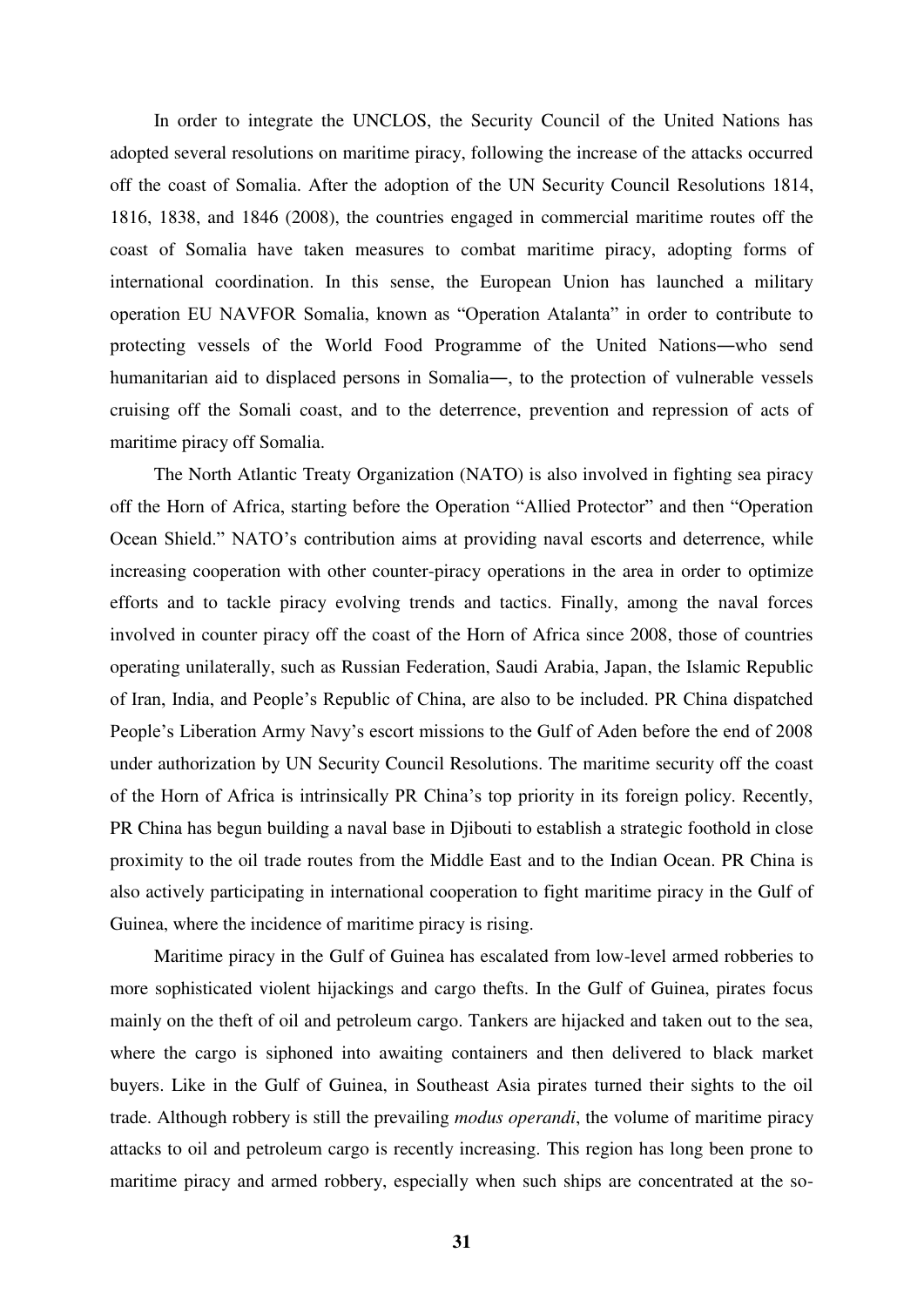In order to integrate the UNCLOS, the Security Council of the United Nations has adopted several resolutions on maritime piracy, following the increase of the attacks occurred off the coast of Somalia. After the adoption of the UN Security Council Resolutions 1814, 1816, 1838, and 1846 (2008), the countries engaged in commercial maritime routes off the coast of Somalia have taken measures to combat maritime piracy, adopting forms of international coordination. In this sense, the European Union has launched a military operation EU NAVFOR Somalia, known as "Operation Atalanta" in order to contribute to protecting vessels of the World Food Programme of the United Nations―who send humanitarian aid to displaced persons in Somalia―, to the protection of vulnerable vessels cruising off the Somali coast, and to the deterrence, prevention and repression of acts of maritime piracy off Somalia.

The North Atlantic Treaty Organization (NATO) is also involved in fighting sea piracy off the Horn of Africa, starting before the Operation "Allied Protector" and then "Operation Ocean Shield." NATO's contribution aims at providing naval escorts and deterrence, while increasing cooperation with other counter-piracy operations in the area in order to optimize efforts and to tackle piracy evolving trends and tactics. Finally, among the naval forces involved in counter piracy off the coast of the Horn of Africa since 2008, those of countries operating unilaterally, such as Russian Federation, Saudi Arabia, Japan, the Islamic Republic of Iran, India, and People's Republic of China, are also to be included. PR China dispatched People's Liberation Army Navy's escort missions to the Gulf of Aden before the end of 2008 under authorization by UN Security Council Resolutions. The maritime security off the coast of the Horn of Africa is intrinsically PR China's top priority in its foreign policy. Recently, PR China has begun building a naval base in Djibouti to establish a strategic foothold in close proximity to the oil trade routes from the Middle East and to the Indian Ocean. PR China is also actively participating in international cooperation to fight maritime piracy in the Gulf of Guinea, where the incidence of maritime piracy is rising.

Maritime piracy in the Gulf of Guinea has escalated from low-level armed robberies to more sophisticated violent hijackings and cargo thefts. In the Gulf of Guinea, pirates focus mainly on the theft of oil and petroleum cargo. Tankers are hijacked and taken out to the sea, where the cargo is siphoned into awaiting containers and then delivered to black market buyers. Like in the Gulf of Guinea, in Southeast Asia pirates turned their sights to the oil trade. Although robbery is still the prevailing *modus operandi*, the volume of maritime piracy attacks to oil and petroleum cargo is recently increasing. This region has long been prone to maritime piracy and armed robbery, especially when such ships are concentrated at the so-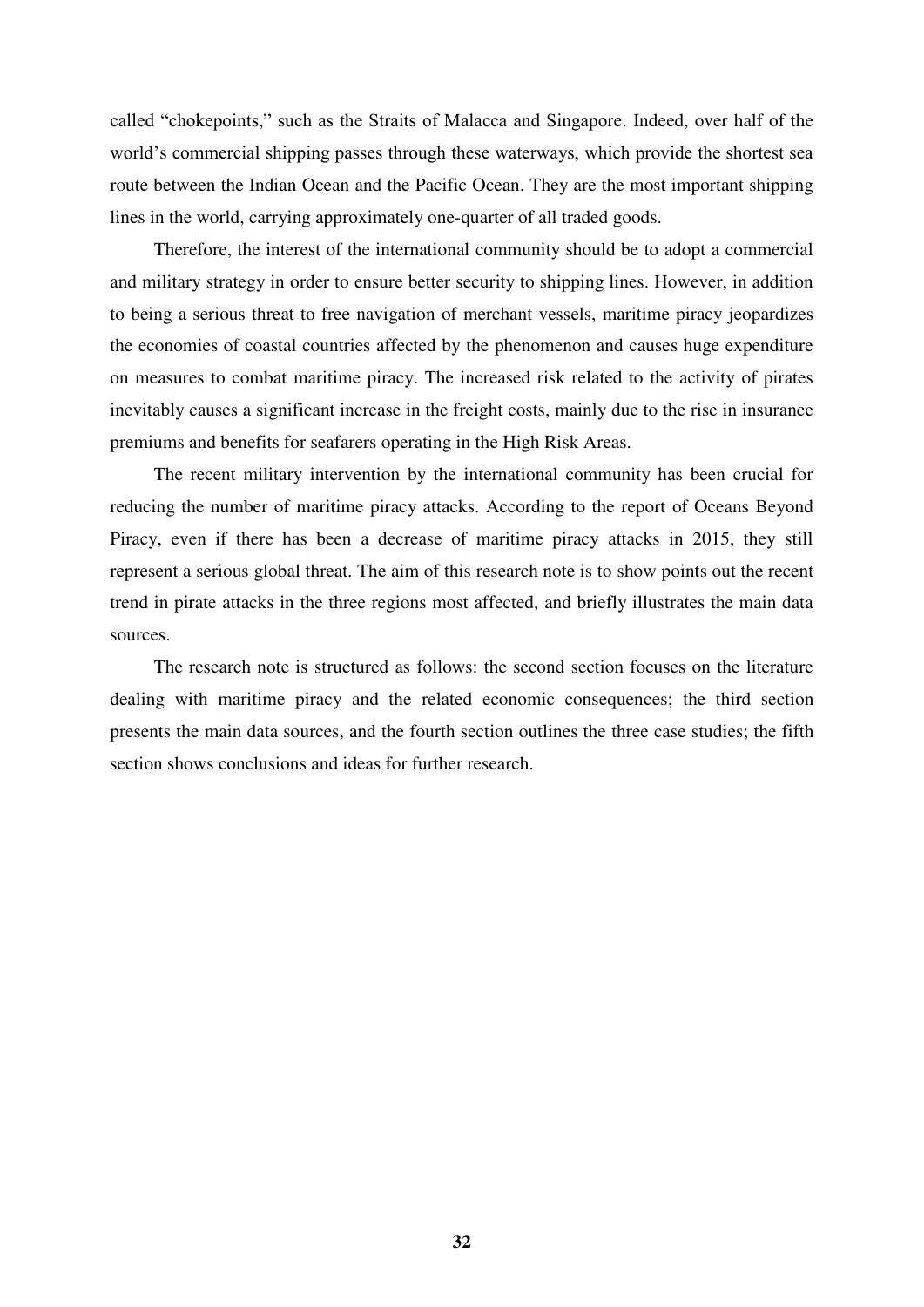called "chokepoints," such as the Straits of Malacca and Singapore. Indeed, over half of the world's commercial shipping passes through these waterways, which provide the shortest sea route between the Indian Ocean and the Pacific Ocean. They are the most important shipping lines in the world, carrying approximately one-quarter of all traded goods.

Therefore, the interest of the international community should be to adopt a commercial and military strategy in order to ensure better security to shipping lines. However, in addition to being a serious threat to free navigation of merchant vessels, maritime piracy jeopardizes the economies of coastal countries affected by the phenomenon and causes huge expenditure on measures to combat maritime piracy. The increased risk related to the activity of pirates inevitably causes a significant increase in the freight costs, mainly due to the rise in insurance premiums and benefits for seafarers operating in the High Risk Areas.

The recent military intervention by the international community has been crucial for reducing the number of maritime piracy attacks. According to the report of Oceans Beyond Piracy, even if there has been a decrease of maritime piracy attacks in 2015, they still represent a serious global threat. The aim of this research note is to show points out the recent trend in pirate attacks in the three regions most affected, and briefly illustrates the main data sources.

The research note is structured as follows: the second section focuses on the literature dealing with maritime piracy and the related economic consequences; the third section presents the main data sources, and the fourth section outlines the three case studies; the fifth section shows conclusions and ideas for further research.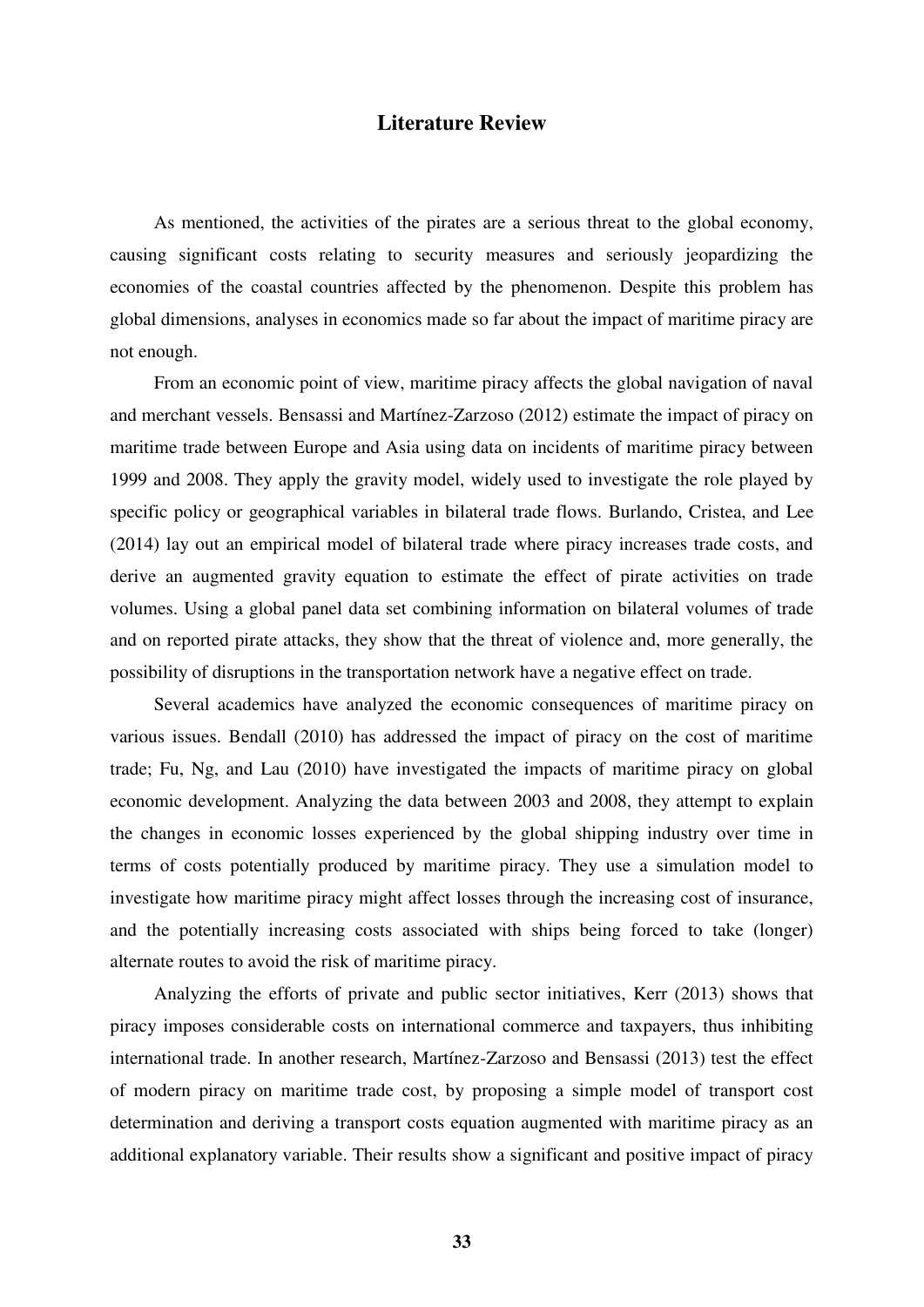## Literature Review

As mentioned, the activities of the pirates are a serious threat to the global economy, causing significant costs relating to security measures and seriously jeopardizing the economies of the coastal countries affected by the phenomenon. Despite this problem has global dimensions, analyses in economics made so far about the impact of maritime piracy are not enough.

From an economic point of view, maritime piracy affects the global navigation of naval and merchant vessels. Bensassi and Martínez-Zarzoso (2012) estimate the impact of piracy on maritime trade between Europe and Asia using data on incidents of maritime piracy between 1999 and 2008. They apply the gravity model, widely used to investigate the role played by specific policy or geographical variables in bilateral trade flows. Burlando, Cristea, and Lee (2014) lay out an empirical model of bilateral trade where piracy increases trade costs, and derive an augmented gravity equation to estimate the effect of pirate activities on trade volumes. Using a global panel data set combining information on bilateral volumes of trade and on reported pirate attacks, they show that the threat of violence and, more generally, the possibility of disruptions in the transportation network have a negative effect on trade.

Several academics have analyzed the economic consequences of maritime piracy on various issues. Bendall (2010) has addressed the impact of piracy on the cost of maritime trade; Fu, Ng, and Lau (2010) have investigated the impacts of maritime piracy on global economic development. Analyzing the data between 2003 and 2008, they attempt to explain the changes in economic losses experienced by the global shipping industry over time in terms of costs potentially produced by maritime piracy. They use a simulation model to investigate how maritime piracy might affect losses through the increasing cost of insurance, and the potentially increasing costs associated with ships being forced to take (longer) alternate routes to avoid the risk of maritime piracy.

Analyzing the efforts of private and public sector initiatives, Kerr (2013) shows that piracy imposes considerable costs on international commerce and taxpayers, thus inhibiting international trade. In another research, Martínez-Zarzoso and Bensassi (2013) test the effect of modern piracy on maritime trade cost, by proposing a simple model of transport cost determination and deriving a transport costs equation augmented with maritime piracy as an additional explanatory variable. Their results show a significant and positive impact of piracy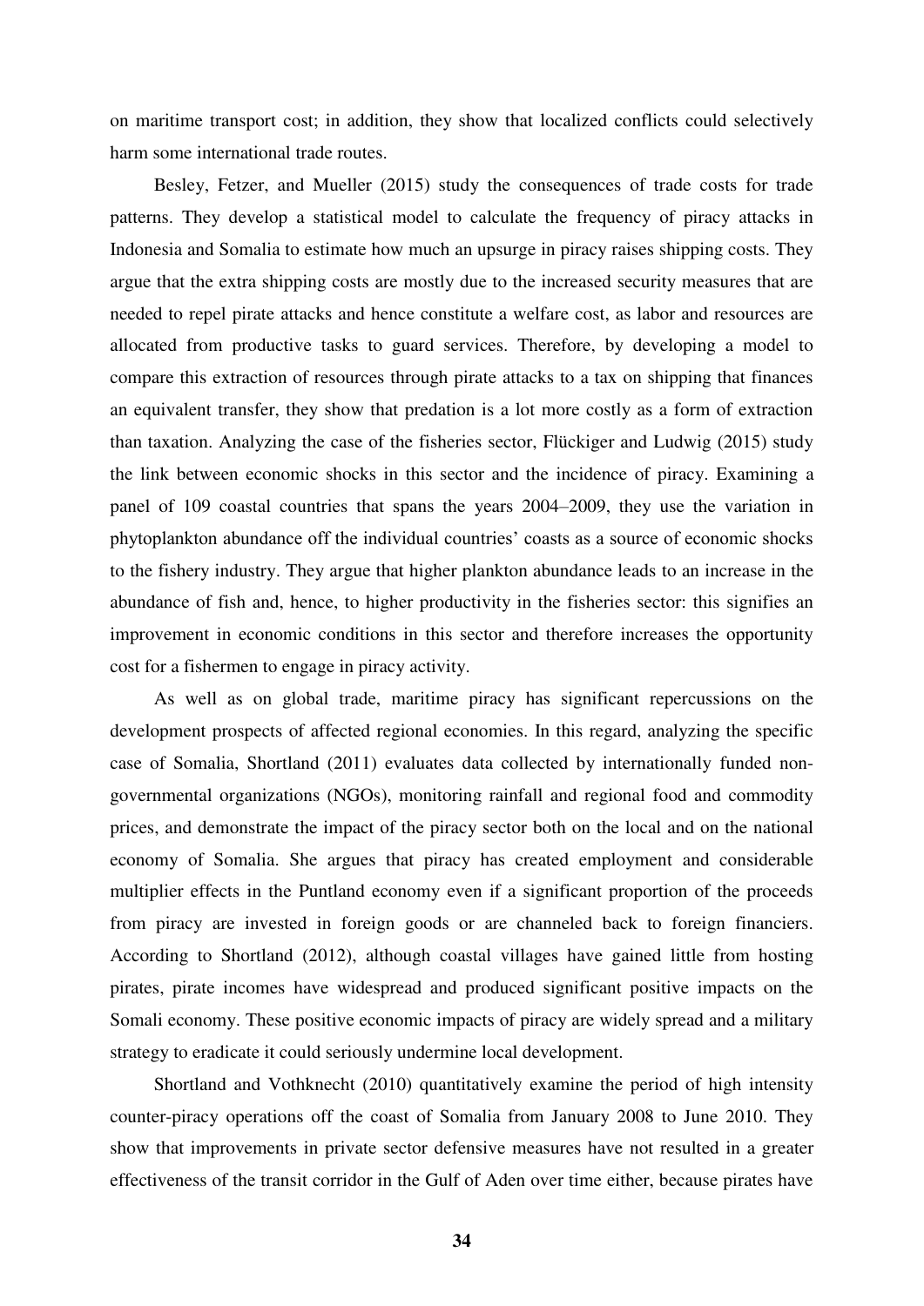on maritime transport cost; in addition, they show that localized conflicts could selectively harm some international trade routes.

Besley, Fetzer, and Mueller (2015) study the consequences of trade costs for trade patterns. They develop a statistical model to calculate the frequency of piracy attacks in Indonesia and Somalia to estimate how much an upsurge in piracy raises shipping costs. They argue that the extra shipping costs are mostly due to the increased security measures that are needed to repel pirate attacks and hence constitute a welfare cost, as labor and resources are allocated from productive tasks to guard services. Therefore, by developing a model to compare this extraction of resources through pirate attacks to a tax on shipping that finances an equivalent transfer, they show that predation is a lot more costly as a form of extraction than taxation. Analyzing the case of the fisheries sector, Flückiger and Ludwig (2015) study the link between economic shocks in this sector and the incidence of piracy. Examining a panel of 109 coastal countries that spans the years 2004–2009, they use the variation in phytoplankton abundance off the individual countries' coasts as a source of economic shocks to the fishery industry. They argue that higher plankton abundance leads to an increase in the abundance of fish and, hence, to higher productivity in the fisheries sector: this signifies an improvement in economic conditions in this sector and therefore increases the opportunity cost for a fishermen to engage in piracy activity.

As well as on global trade, maritime piracy has significant repercussions on the development prospects of affected regional economies. In this regard, analyzing the specific case of Somalia, Shortland (2011) evaluates data collected by internationally funded non-governmental organizations (NGOs), monitoring rainfall and regional food and commodity prices, and demonstrate the impact of the piracy sector both on the local and on the national economy of Somalia. She argues that piracy has created employment and considerable multiplier effects in the Puntland economy even if a significant proportion of the proceeds from piracy are invested in foreign goods or are channeled back to foreign financiers. According to Shortland (2012), although coastal villages have gained little from hosting pirates, pirate incomes have widespread and produced significant positive impacts on the Somali economy. These positive economic impacts of piracy are widely spread and a military strategy to eradicate it could seriously undermine local development.

Shortland and Vothknecht (2010) quantitatively examine the period of high intensity counter-piracy operations off the coast of Somalia from January 2008 to June 2010. They show that improvements in private sector defensive measures have not resulted in a greater effectiveness of the transit corridor in the Gulf of Aden over time either, because pirates have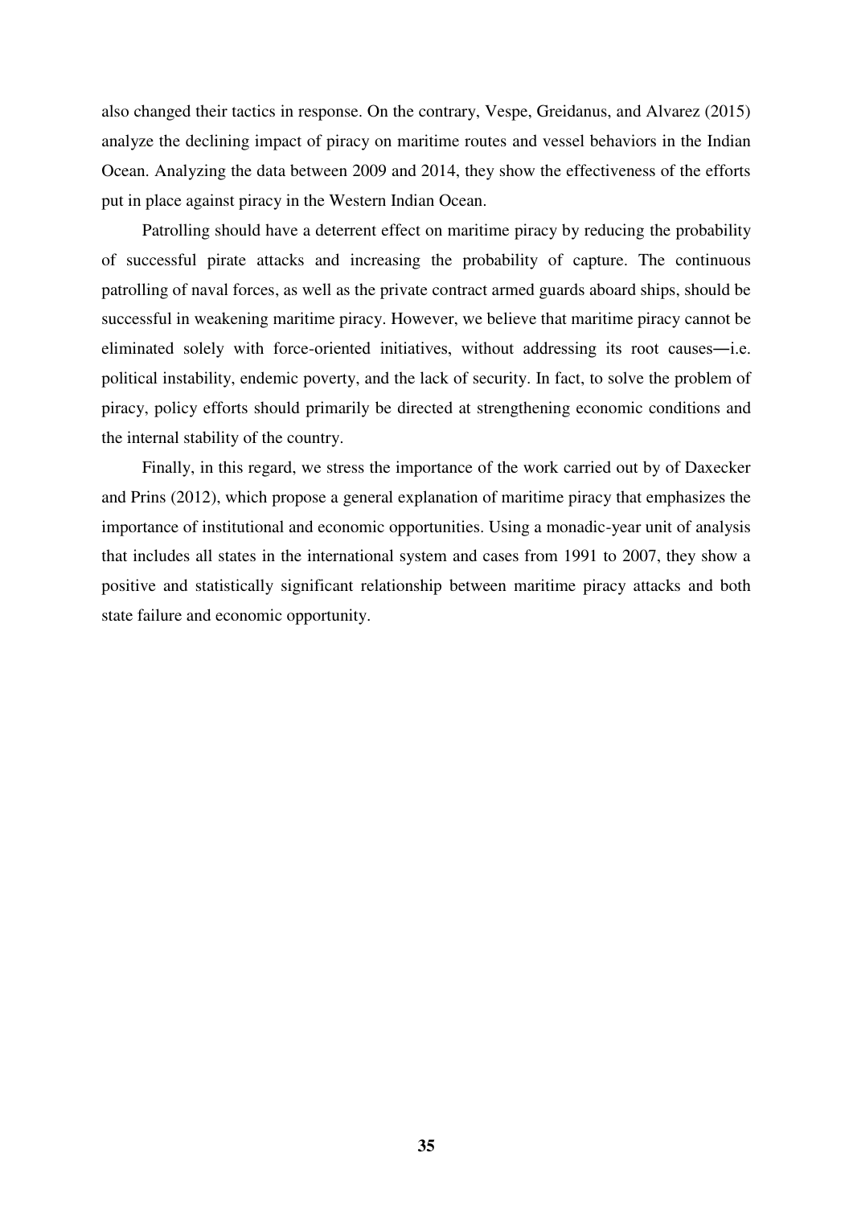also changed their tactics in response. On the contrary, Vespe, Greidanus, and Alvarez (2015) analyze the declining impact of piracy on maritime routes and vessel behaviors in the Indian Ocean. Analyzing the data between 2009 and 2014, they show the effectiveness of the efforts put in place against piracy in the Western Indian Ocean.

Patrolling should have a deterrent effect on maritime piracy by reducing the probability of successful pirate attacks and increasing the probability of capture. The continuous patrolling of naval forces, as well as the private contract armed guards aboard ships, should be successful in weakening maritime piracy. However, we believe that maritime piracy cannot be eliminated solely with force-oriented initiatives, without addressing its root causes―i.e. political instability, endemic poverty, and the lack of security. In fact, to solve the problem of piracy, policy efforts should primarily be directed at strengthening economic conditions and the internal stability of the country.

Finally, in this regard, we stress the importance of the work carried out by of Daxecker and Prins (2012), which propose a general explanation of maritime piracy that emphasizes the importance of institutional and economic opportunities. Using a monadic-year unit of analysis that includes all states in the international system and cases from 1991 to 2007, they show a positive and statistically significant relationship between maritime piracy attacks and both state failure and economic opportunity.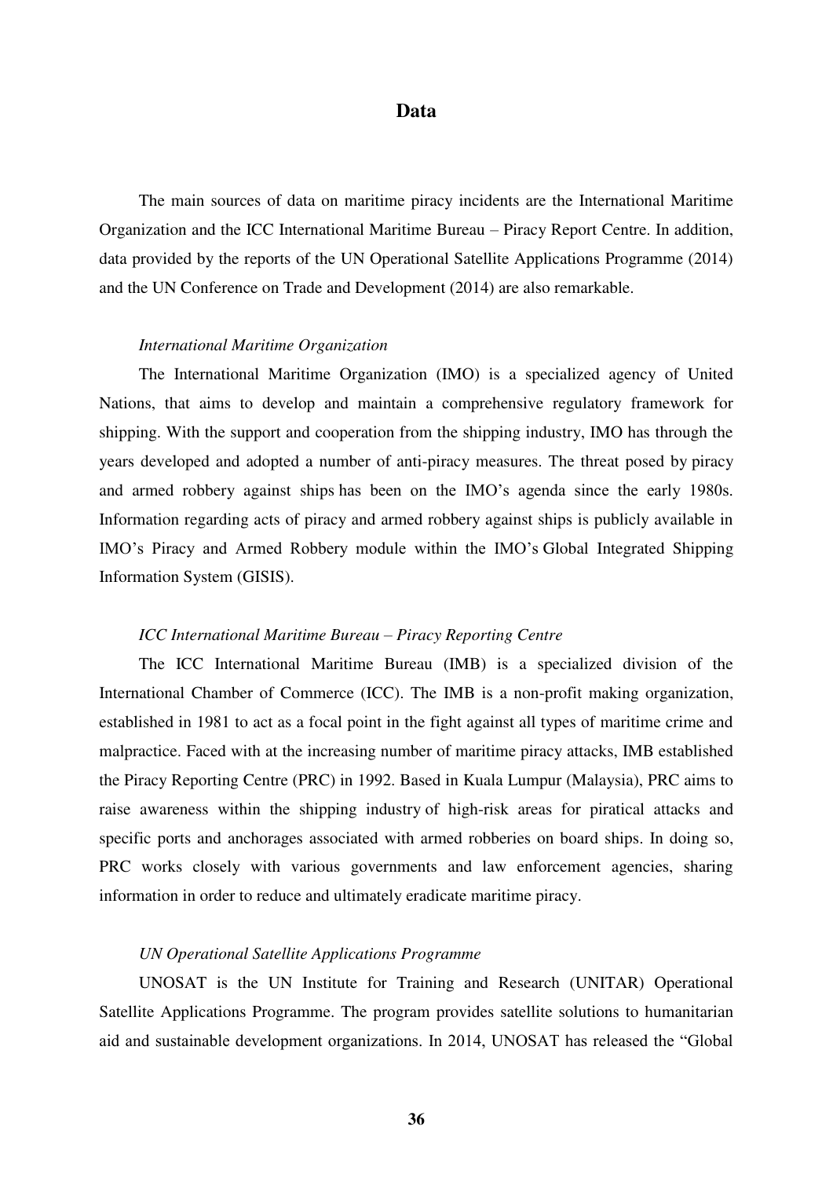## Data

The main sources of data on maritime piracy incidents are the International Maritime Organization and the ICC International Maritime Bureau – Piracy Report Centre. In addition, data provided by the reports of the UN Operational Satellite Applications Programme (2014) and the UN Conference on Trade and Development (2014) are also remarkable.

### *International Maritime Organization*

The International Maritime Organization (IMO) is a specialized agency of United Nations, that aims to develop and maintain a comprehensive regulatory framework for shipping. With the support and cooperation from the shipping industry, IMO has through the years developed and adopted a number of anti-piracy measures. The threat posed by piracy and armed robbery against ships has been on the IMO's agenda since the early 1980s. Information regarding acts of piracy and armed robbery against ships is publicly available in IMO's Piracy and Armed Robbery module within the IMO's Global Integrated Shipping Information System (GISIS).

### *ICC International Maritime Bureau – Piracy Reporting Centre*

The ICC International Maritime Bureau (IMB) is a specialized division of the International Chamber of Commerce (ICC). The IMB is a non-profit making organization, established in 1981 to act as a focal point in the fight against all types of maritime crime and malpractice. Faced with at the increasing number of maritime piracy attacks, IMB established the Piracy Reporting Centre (PRC) in 1992. Based in Kuala Lumpur (Malaysia), PRC aims to raise awareness within the shipping industry of high-risk areas for piratical attacks and specific ports and anchorages associated with armed robberies on board ships. In doing so, PRC works closely with various governments and law enforcement agencies, sharing information in order to reduce and ultimately eradicate maritime piracy.

### *UN Operational Satellite Applications Programme*

UNOSAT is the UN Institute for Training and Research (UNITAR) Operational Satellite Applications Programme. The program provides satellite solutions to humanitarian aid and sustainable development organizations. In 2014, UNOSAT has released the "Global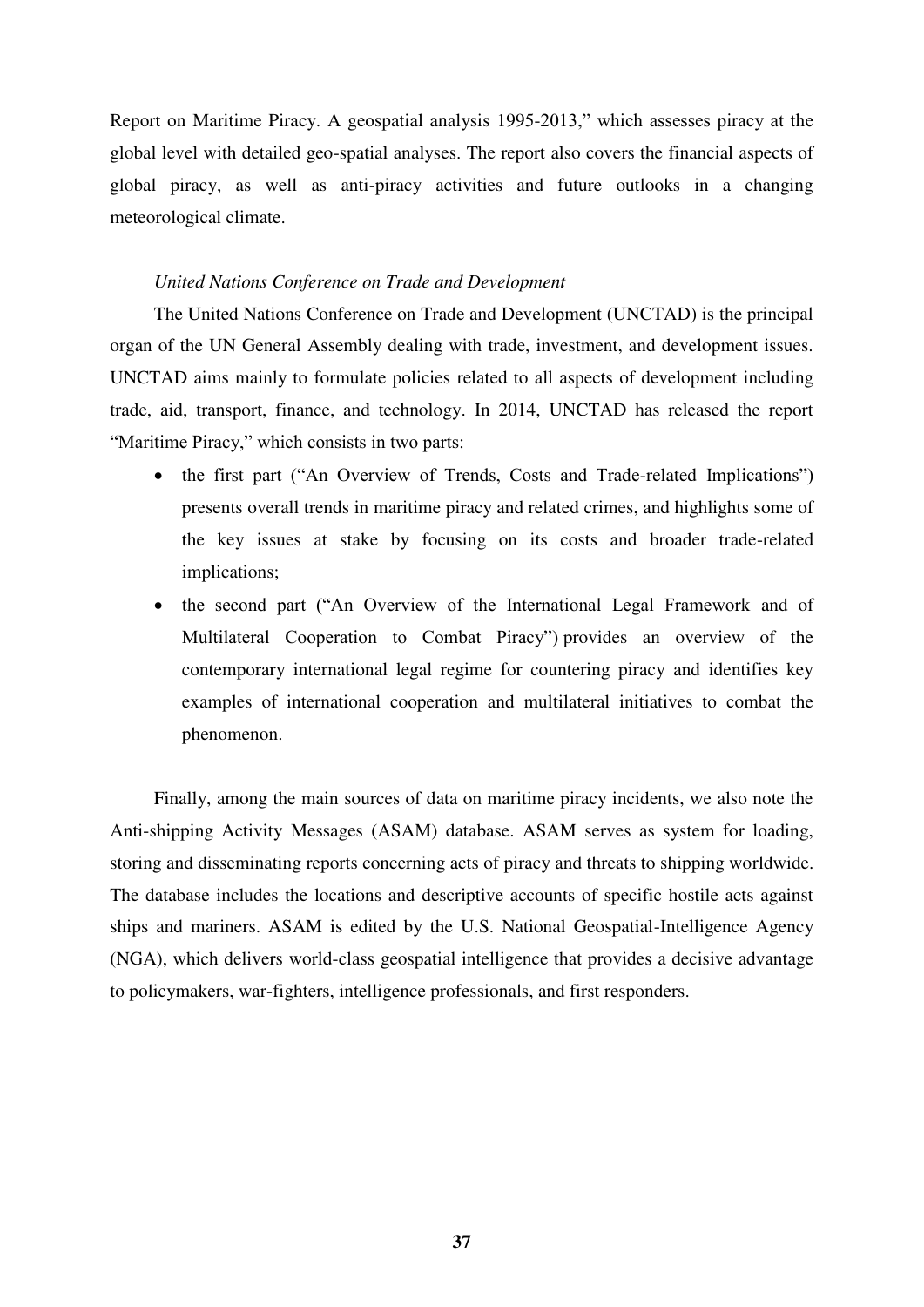Report on Maritime Piracy. A geospatial analysis 1995-2013," which assesses piracy at the global level with detailed geo-spatial analyses. The report also covers the financial aspects of global piracy, as well as anti-piracy activities and future outlooks in a changing meteorological climate.

*United Nations Conference on Trade and Development*

The United Nations Conference on Trade and Development (UNCTAD) is the principal organ of the UN General Assembly dealing with trade, investment, and development issues. UNCTAD aims mainly to formulate policies related to all aspects of development including trade, aid, transport, finance, and technology. In 2014, UNCTAD has released the report "Maritime Piracy," which consists in two parts:

- the first part ("An Overview of Trends, Costs and Trade-related Implications") presents overall trends in maritime piracy and related crimes, and highlights some of the key issues at stake by focusing on its costs and broader trade-related implications;
- the second part ("An Overview of the International Legal Framework and of Multilateral Cooperation to Combat Piracy") provides an overview of the contemporary international legal regime for countering piracy and identifies key examples of international cooperation and multilateral initiatives to combat the phenomenon.

Finally, among the main sources of data on maritime piracy incidents, we also note the Anti-shipping Activity Messages (ASAM) database. ASAM serves as system for loading, storing and disseminating reports concerning acts of piracy and threats to shipping worldwide. The database includes the locations and descriptive accounts of specific hostile acts against ships and mariners. ASAM is edited by the U.S. National Geospatial-Intelligence Agency (NGA), which delivers world-class geospatial intelligence that provides a decisive advantage to policymakers, war-fighters, intelligence professionals, and first responders.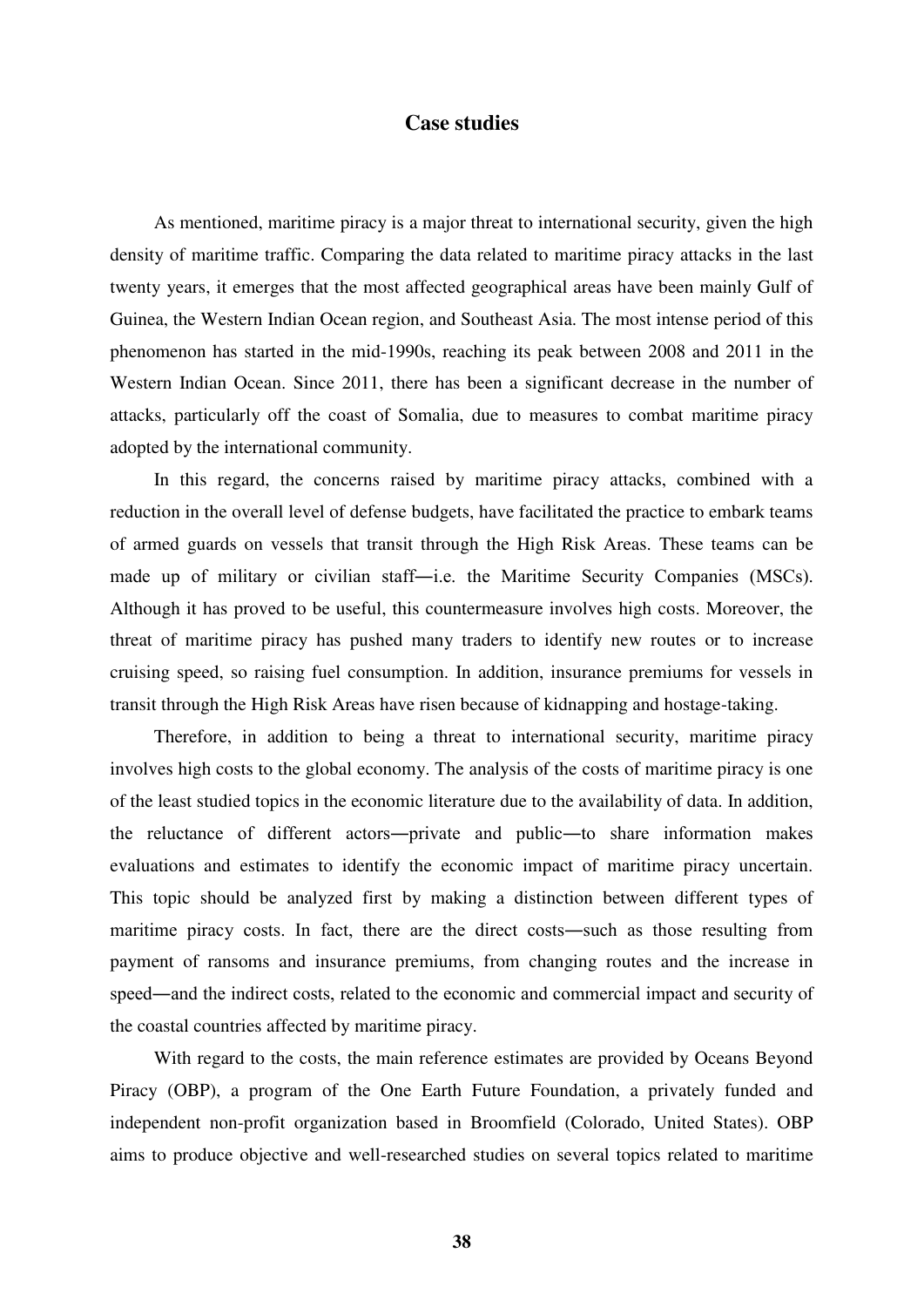## Case studies

As mentioned, maritime piracy is a major threat to international security, given the high density of maritime traffic. Comparing the data related to maritime piracy attacks in the last twenty years, it emerges that the most affected geographical areas have been mainly Gulf of Guinea, the Western Indian Ocean region, and Southeast Asia. The most intense period of this phenomenon has started in the mid-1990s, reaching its peak between 2008 and 2011 in the Western Indian Ocean. Since 2011, there has been a significant decrease in the number of attacks, particularly off the coast of Somalia, due to measures to combat maritime piracy adopted by the international community.

In this regard, the concerns raised by maritime piracy attacks, combined with a reduction in the overall level of defense budgets, have facilitated the practice to embark teams of armed guards on vessels that transit through the High Risk Areas. These teams can be made up of military or civilian staff—i.e. the Maritime Security Companies (MSCs). Although it has proved to be useful, this countermeasure involves high costs. Moreover, the threat of maritime piracy has pushed many traders to identify new routes or to increase cruising speed, so raising fuel consumption. In addition, insurance premiums for vessels in transit through the High Risk Areas have risen because of kidnapping and hostage-taking.

Therefore, in addition to being a threat to international security, maritime piracy involves high costs to the global economy. The analysis of the costs of maritime piracy is one of the least studied topics in the economic literature due to the availability of data. In addition, the reluctance of different actors—private and public—to share information makes evaluations and estimates to identify the economic impact of maritime piracy uncertain. This topic should be analyzed first by making a distinction between different types of maritime piracy costs. In fact, there are the direct costs—such as those resulting from payment of ransoms and insurance premiums, from changing routes and the increase in speed—and the indirect costs, related to the economic and commercial impact and security of the coastal countries affected by maritime piracy.

With regard to the costs, the main reference estimates are provided by Oceans Beyond Piracy (OBP), a program of the One Earth Future Foundation, a privately funded and independent non-profit organization based in Broomfield (Colorado, United States). OBP aims to produce objective and well-researched studies on several topics related to maritime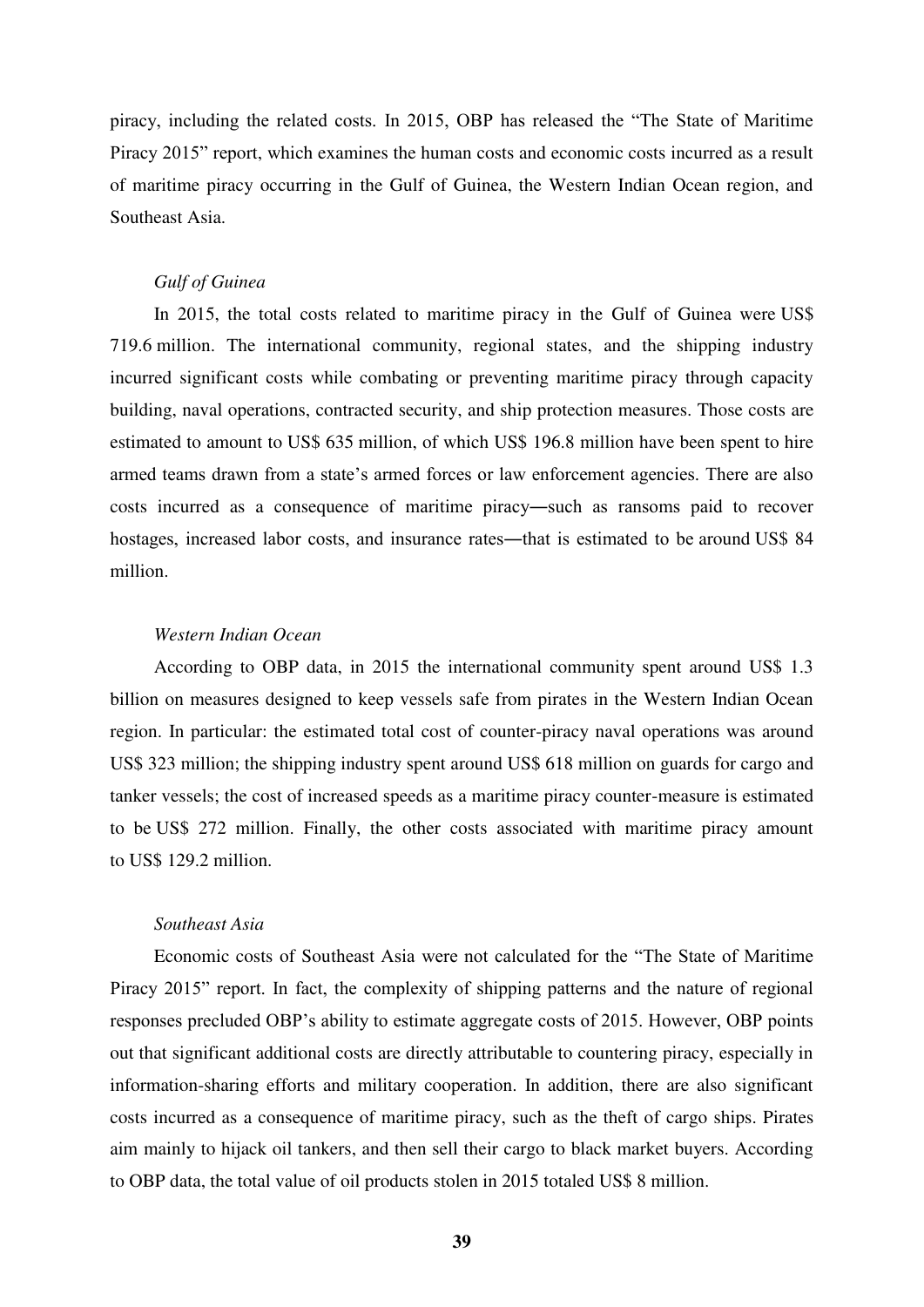piracy, including the related costs. In 2015, OBP has released the "The State of Maritime Piracy 2015" report, which examines the human costs and economic costs incurred as a result of maritime piracy occurring in the Gulf of Guinea, the Western Indian Ocean region, and Southeast Asia.

*Gulf of Guinea*

In 2015, the total costs related to maritime piracy in the Gulf of Guinea were US$ 719.6 million. The international community, regional states, and the shipping industry incurred significant costs while combating or preventing maritime piracy through capacity building, naval operations, contracted security, and ship protection measures. Those costs are estimated to amount to US$ 635 million, of which US$ 196.8 million have been spent to hire armed teams drawn from a state's armed forces or law enforcement agencies. There are also costs incurred as a consequence of maritime piracy―such as ransoms paid to recover hostages, increased labor costs, and insurance rates―that is estimated to be around US$ 84 million.

*Western Indian Ocean*

According to OBP data, in 2015 the international community spent around US$ 1.3 billion on measures designed to keep vessels safe from pirates in the Western Indian Ocean region. In particular: the estimated total cost of counter-piracy naval operations was around US$ 323 million; the shipping industry spent around US$ 618 million on guards for cargo and tanker vessels; the cost of increased speeds as a maritime piracy counter-measure is estimated to be US$ 272 million. Finally, the other costs associated with maritime piracy amount to US$ 129.2 million.

*Southeast Asia*

Economic costs of Southeast Asia were not calculated for the "The State of Maritime Piracy 2015" report. In fact, the complexity of shipping patterns and the nature of regional responses precluded OBP's ability to estimate aggregate costs of 2015. However, OBP points out that significant additional costs are directly attributable to countering piracy, especially in information-sharing efforts and military cooperation. In addition, there are also significant costs incurred as a consequence of maritime piracy, such as the theft of cargo ships. Pirates aim mainly to hijack oil tankers, and then sell their cargo to black market buyers. According to OBP data, the total value of oil products stolen in 2015 totaled US$ 8 million.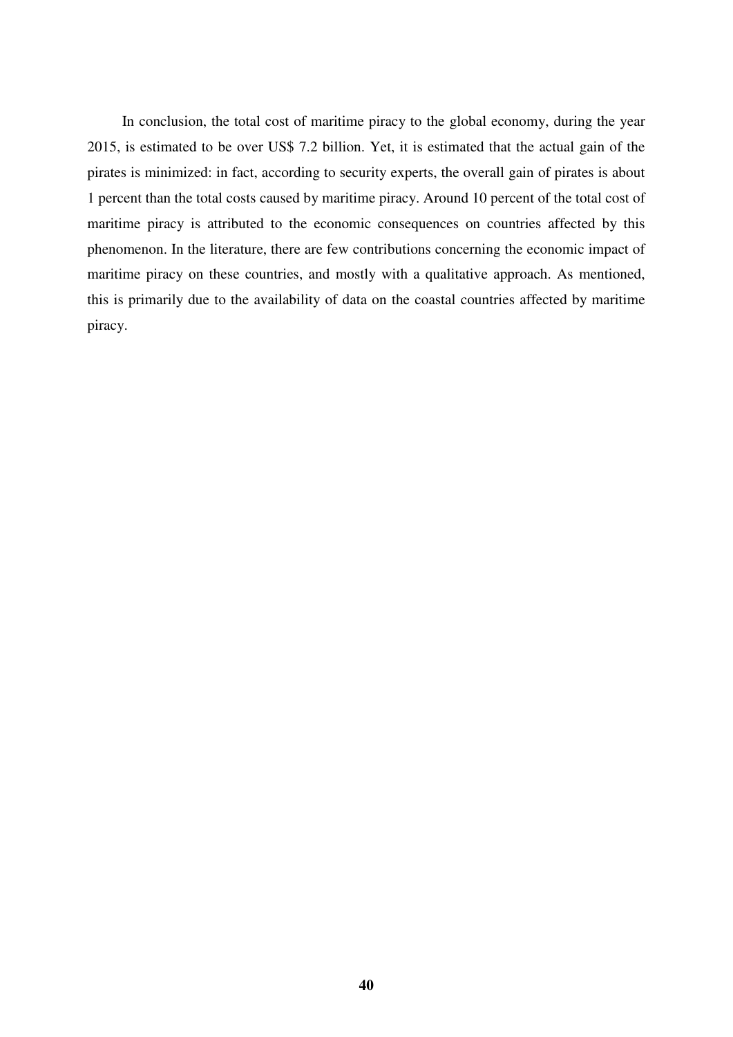In conclusion, the total cost of maritime piracy to the global economy, during the year 2015, is estimated to be over US$ 7.2 billion. Yet, it is estimated that the actual gain of the pirates is minimized: in fact, according to security experts, the overall gain of pirates is about 1 percent than the total costs caused by maritime piracy. Around 10 percent of the total cost of maritime piracy is attributed to the economic consequences on countries affected by this phenomenon. In the literature, there are few contributions concerning the economic impact of maritime piracy on these countries, and mostly with a qualitative approach. As mentioned, this is primarily due to the availability of data on the coastal countries affected by maritime piracy.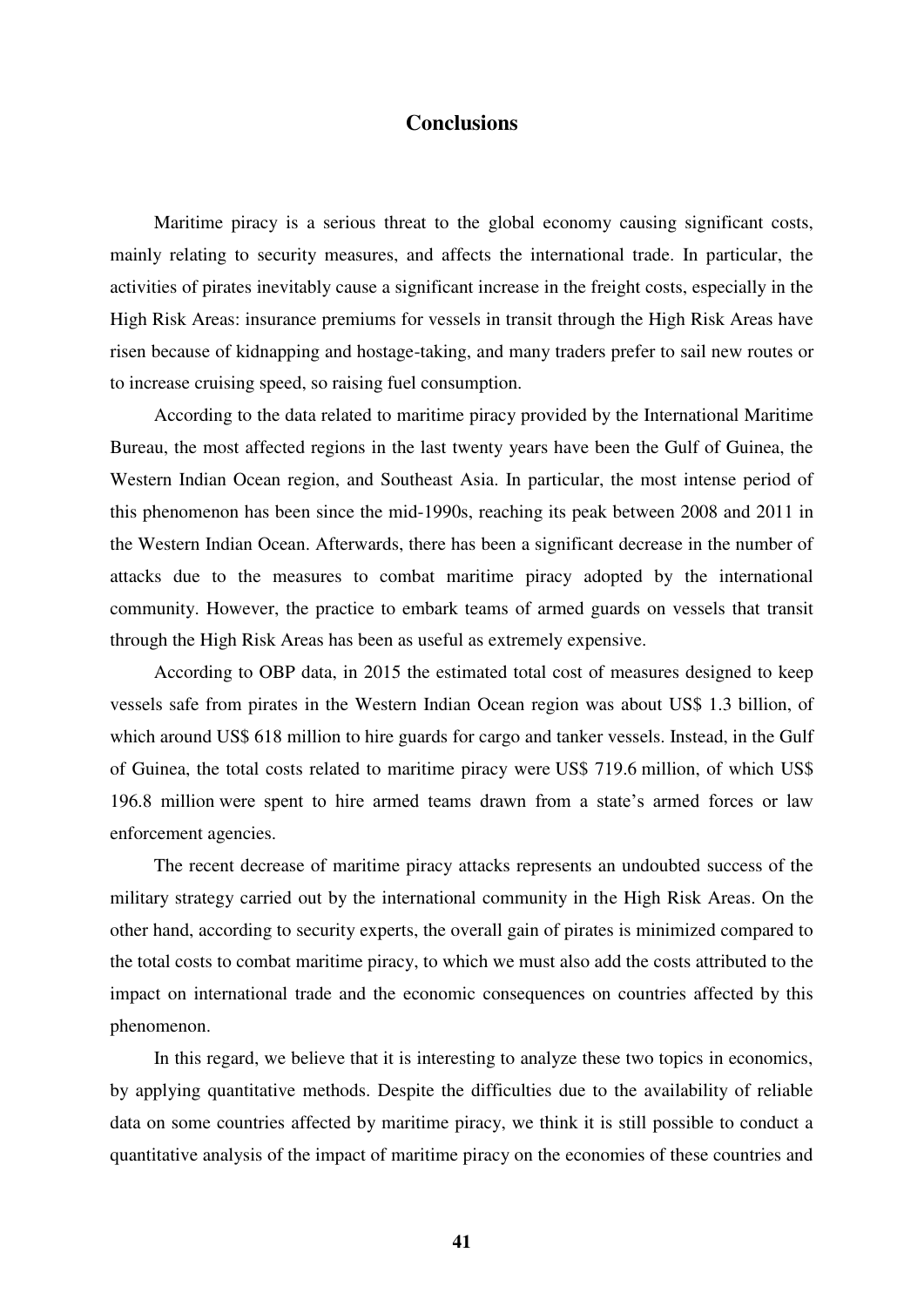# Conclusions

Maritime piracy is a serious threat to the global economy causing significant costs, mainly relating to security measures, and affects the international trade. In particular, the activities of pirates inevitably cause a significant increase in the freight costs, especially in the High Risk Areas: insurance premiums for vessels in transit through the High Risk Areas have risen because of kidnapping and hostage-taking, and many traders prefer to sail new routes or to increase cruising speed, so raising fuel consumption.

According to the data related to maritime piracy provided by the International Maritime Bureau, the most affected regions in the last twenty years have been the Gulf of Guinea, the Western Indian Ocean region, and Southeast Asia. In particular, the most intense period of this phenomenon has been since the mid-1990s, reaching its peak between 2008 and 2011 in the Western Indian Ocean. Afterwards, there has been a significant decrease in the number of attacks due to the measures to combat maritime piracy adopted by the international community. However, the practice to embark teams of armed guards on vessels that transit through the High Risk Areas has been as useful as extremely expensive.

According to OBP data, in 2015 the estimated total cost of measures designed to keep vessels safe from pirates in the Western Indian Ocean region was about US$ 1.3 billion, of which around US$ 618 million to hire guards for cargo and tanker vessels. Instead, in the Gulf of Guinea, the total costs related to maritime piracy were US$ 719.6 million, of which US$ 196.8 million were spent to hire armed teams drawn from a state's armed forces or law enforcement agencies.

The recent decrease of maritime piracy attacks represents an undoubted success of the military strategy carried out by the international community in the High Risk Areas. On the other hand, according to security experts, the overall gain of pirates is minimized compared to the total costs to combat maritime piracy, to which we must also add the costs attributed to the impact on international trade and the economic consequences on countries affected by this phenomenon.

In this regard, we believe that it is interesting to analyze these two topics in economics, by applying quantitative methods. Despite the difficulties due to the availability of reliable data on some countries affected by maritime piracy, we think it is still possible to conduct a quantitative analysis of the impact of maritime piracy on the economies of these countries and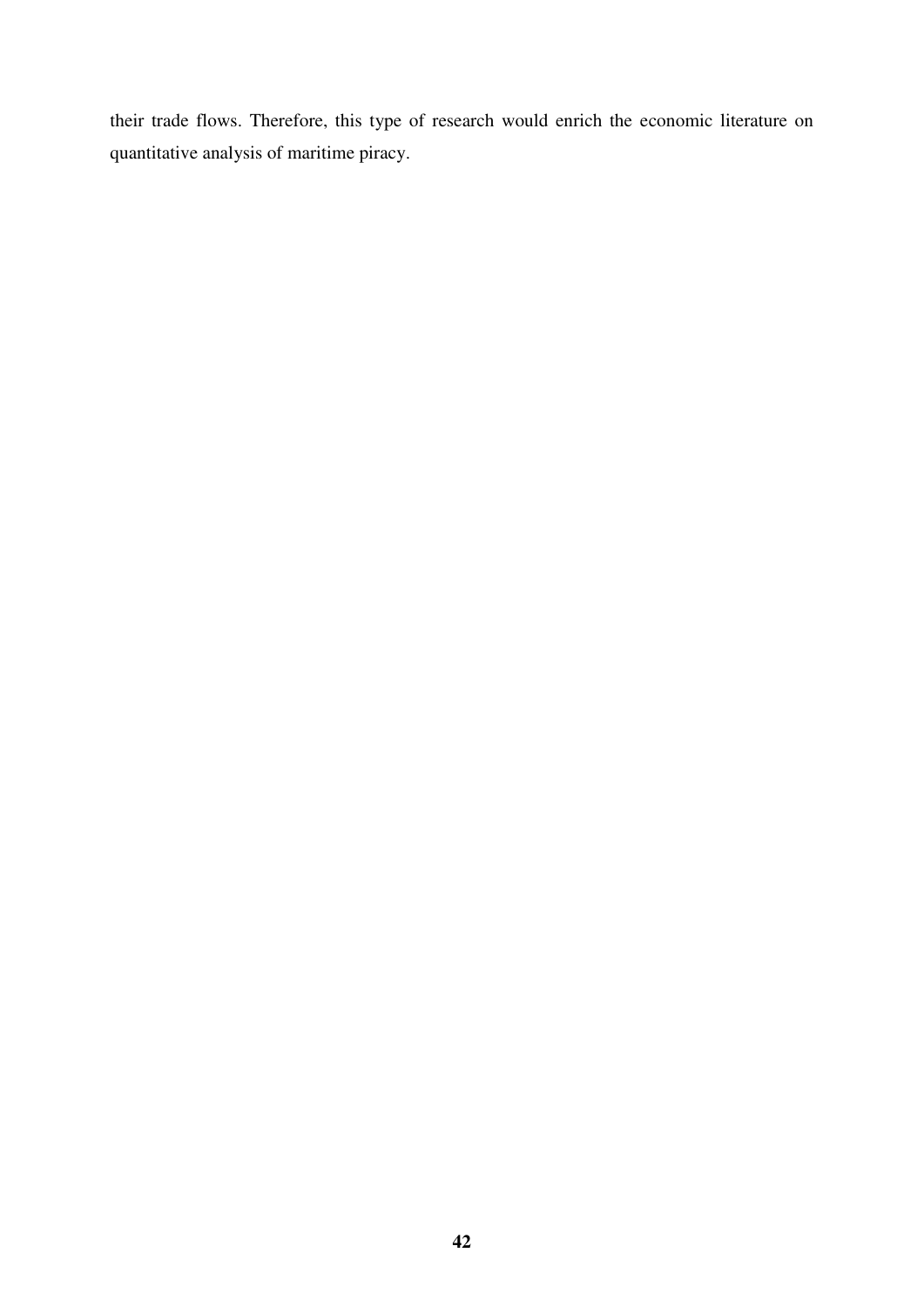their trade flows. Therefore, this type of research would enrich the economic literature on quantitative analysis of maritime piracy.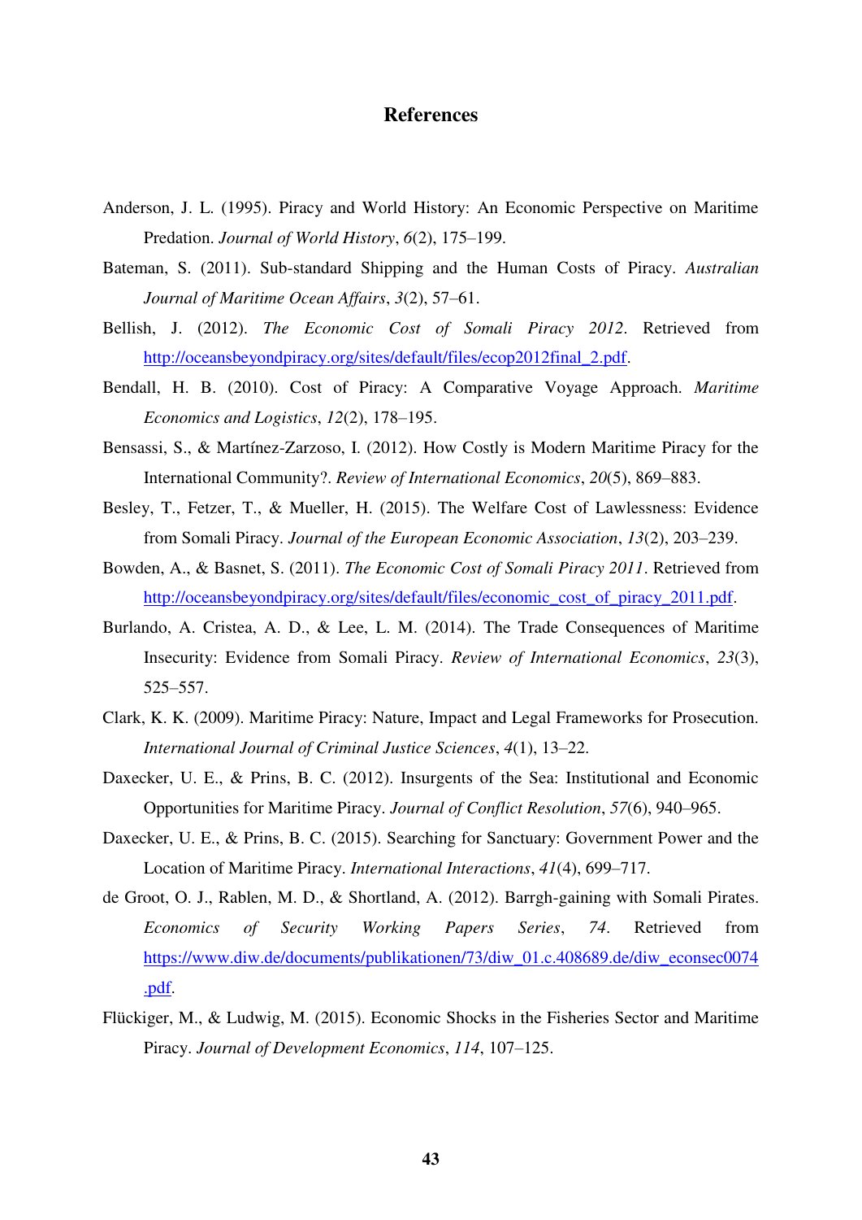## References

Anderson, J. L. (1995). Piracy and World History: An Economic Perspective on Maritime Predation. *Journal of World History*, *6*(2), 175–199.

Bateman, S. (2011). Sub-standard Shipping and the Human Costs of Piracy. *Australian Journal of Maritime Ocean Affairs*, *3*(2), 57–61.

Bellish, J. (2012). *The Economic Cost of Somali Piracy 2012*. Retrieved from http://oceansbeyondpiracy.org/sites/default/files/ecop2012final_2.pdf.

Bendall, H. B. (2010). Cost of Piracy: A Comparative Voyage Approach. *Maritime Economics and Logistics*, *12*(2), 178–195.

Bensassi, S., & Martínez-Zarzoso, I. (2012). How Costly is Modern Maritime Piracy for the International Community?. *Review of International Economics*, *20*(5), 869–883.

Besley, T., Fetzer, T., & Mueller, H. (2015). The Welfare Cost of Lawlessness: Evidence from Somali Piracy. *Journal of the European Economic Association*, *13*(2), 203–239.

Bowden, A., & Basnet, S. (2011). *The Economic Cost of Somali Piracy 2011*. Retrieved from http://oceansbeyondpiracy.org/sites/default/files/economic_cost_of_piracy_2011.pdf.

Burlando, A. Cristea, A. D., & Lee, L. M. (2014). The Trade Consequences of Maritime Insecurity: Evidence from Somali Piracy. *Review of International Economics*, *23*(3), 525–557.

Clark, K. K. (2009). Maritime Piracy: Nature, Impact and Legal Frameworks for Prosecution. *International Journal of Criminal Justice Sciences*, *4*(1), 13–22.

Daxecker, U. E., & Prins, B. C. (2012). Insurgents of the Sea: Institutional and Economic Opportunities for Maritime Piracy. *Journal of Conflict Resolution*, *57*(6), 940–965.

Daxecker, U. E., & Prins, B. C. (2015). Searching for Sanctuary: Government Power and the Location of Maritime Piracy. *International Interactions*, *41*(4), 699–717.

de Groot, O. J., Rablen, M. D., & Shortland, A. (2012). Barrgh-gaining with Somali Pirates. *Economics of Security Working Papers Series*, *74*. Retrieved from https://www.diw.de/documents/publikationen/73/diw_01.c.408689.de/diw_econsec0074.pdf.

Flückiger, M., & Ludwig, M. (2015). Economic Shocks in the Fisheries Sector and Maritime Piracy. *Journal of Development Economics*, *114*, 107–125.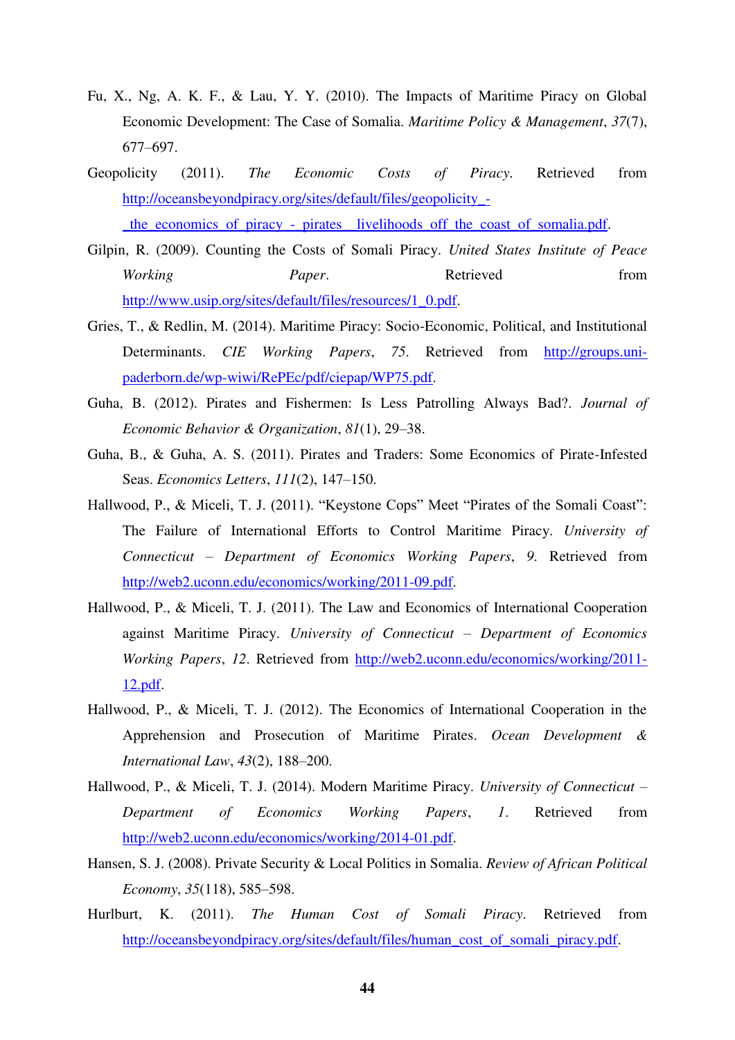Fu, X., Ng, A. K. F., & Lau, Y. Y. (2010). The Impacts of Maritime Piracy on Global Economic Development: The Case of Somalia. *Maritime Policy & Management*, *37*(7), 677–697.

Geopolicity (2011). *The Economic Costs of Piracy*. Retrieved from http://oceansbeyondpiracy.org/sites/default/files/geopolicity_-_the_economics_of_piracy_-_pirates__livelihoods_off_the_coast_of_somalia.pdf.

Gilpin, R. (2009). Counting the Costs of Somali Piracy. *United States Institute of Peace Working Paper*. Retrieved from http://www.usip.org/sites/default/files/resources/1_0.pdf.

Gries, T., & Redlin, M. (2014). Maritime Piracy: Socio-Economic, Political, and Institutional Determinants. *CIE Working Papers*, *75*. Retrieved from http://groups.uni-paderborn.de/wp-wiwi/RePEc/pdf/ciepap/WP75.pdf.

Guha, B. (2012). Pirates and Fishermen: Is Less Patrolling Always Bad?. *Journal of Economic Behavior & Organization*, *81*(1), 29–38.

Guha, B., & Guha, A. S. (2011). Pirates and Traders: Some Economics of Pirate-Infested Seas. *Economics Letters*, *111*(2), 147–150.

Hallwood, P., & Miceli, T. J. (2011). "Keystone Cops" Meet "Pirates of the Somali Coast": The Failure of International Efforts to Control Maritime Piracy. *University of Connecticut – Department of Economics Working Papers*, *9*. Retrieved from http://web2.uconn.edu/economics/working/2011-09.pdf.

Hallwood, P., & Miceli, T. J. (2011). The Law and Economics of International Cooperation against Maritime Piracy. *University of Connecticut – Department of Economics Working Papers*, *12*. Retrieved from http://web2.uconn.edu/economics/working/2011-12.pdf.

Hallwood, P., & Miceli, T. J. (2012). The Economics of International Cooperation in the Apprehension and Prosecution of Maritime Pirates. *Ocean Development & International Law*, *43*(2), 188–200.

Hallwood, P., & Miceli, T. J. (2014). Modern Maritime Piracy. *University of Connecticut – Department of Economics Working Papers*, *1*. Retrieved from http://web2.uconn.edu/economics/working/2014-01.pdf.

Hansen, S. J. (2008). Private Security & Local Politics in Somalia. *Review of African Political Economy*, *35*(118), 585–598.

Hurlburt, K. (2011). *The Human Cost of Somali Piracy*. Retrieved from http://oceansbeyondpiracy.org/sites/default/files/human_cost_of_somali_piracy.pdf.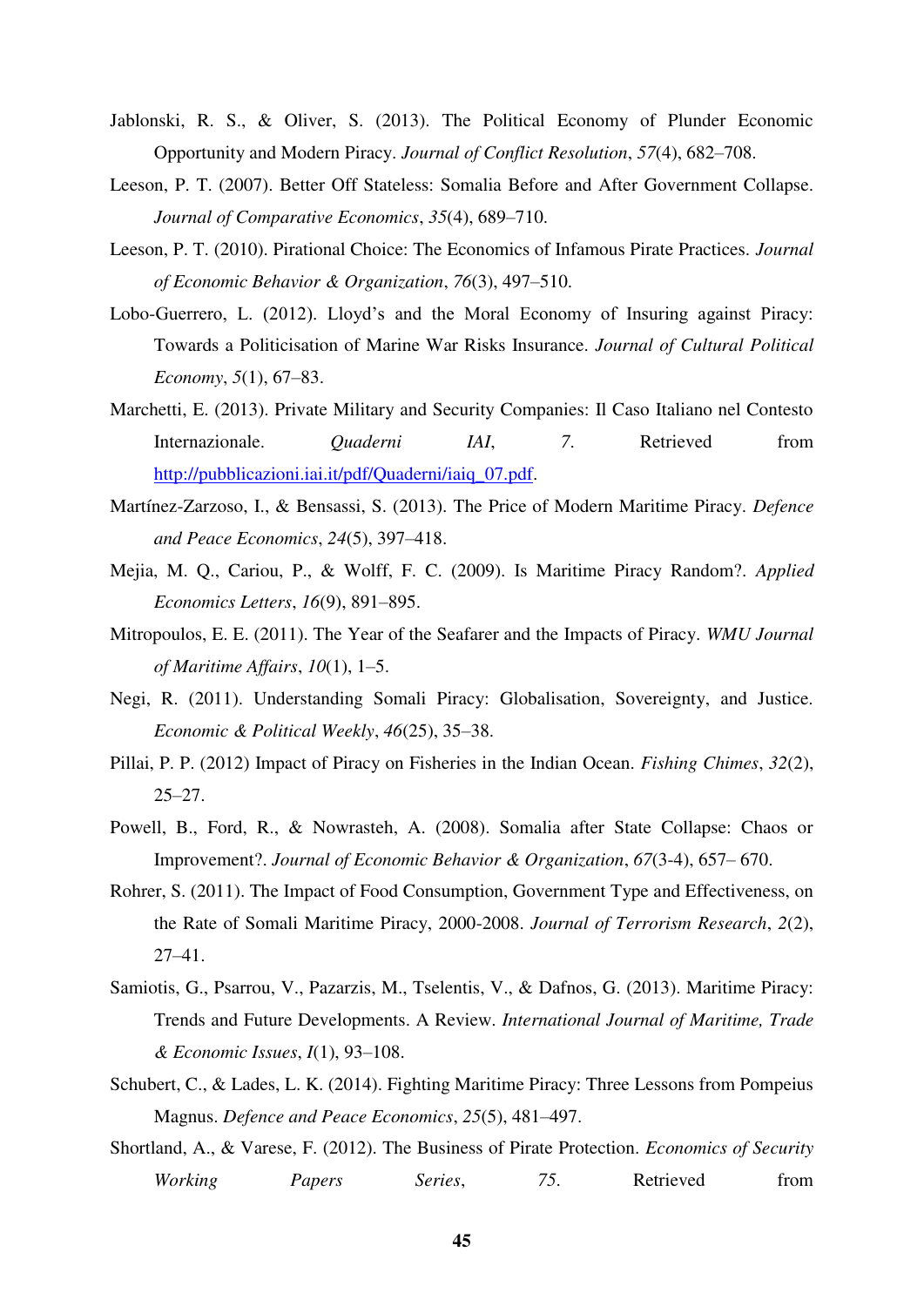Jablonski, R. S., & Oliver, S. (2013). The Political Economy of Plunder Economic Opportunity and Modern Piracy. *Journal of Conflict Resolution*, *57*(4), 682–708.

Leeson, P. T. (2007). Better Off Stateless: Somalia Before and After Government Collapse. *Journal of Comparative Economics*, *35*(4), 689–710.

Leeson, P. T. (2010). Pirational Choice: The Economics of Infamous Pirate Practices. *Journal of Economic Behavior & Organization*, *76*(3), 497–510.

Lobo-Guerrero, L. (2012). Lloyd's and the Moral Economy of Insuring against Piracy: Towards a Politicisation of Marine War Risks Insurance. *Journal of Cultural Political Economy*, *5*(1), 67–83.

Marchetti, E. (2013). Private Military and Security Companies: Il Caso Italiano nel Contesto Internazionale. *Quaderni IAI*, *7*. Retrieved from http://pubblicazioni.iai.it/pdf/Quaderni/iaiq_07.pdf.

Martínez-Zarzoso, I., & Bensassi, S. (2013). The Price of Modern Maritime Piracy. *Defence and Peace Economics*, *24*(5), 397–418.

Mejia, M. Q., Cariou, P., & Wolff, F. C. (2009). Is Maritime Piracy Random?. *Applied Economics Letters*, *16*(9), 891–895.

Mitropoulos, E. E. (2011). The Year of the Seafarer and the Impacts of Piracy. *WMU Journal of Maritime Affairs*, *10*(1), 1–5.

Negi, R. (2011). Understanding Somali Piracy: Globalisation, Sovereignty, and Justice. *Economic & Political Weekly*, *46*(25), 35–38.

Pillai, P. P. (2012) Impact of Piracy on Fisheries in the Indian Ocean. *Fishing Chimes*, *32*(2), 25–27.

Powell, B., Ford, R., & Nowrasteh, A. (2008). Somalia after State Collapse: Chaos or Improvement?. *Journal of Economic Behavior & Organization*, *67*(3-4), 657– 670.

Rohrer, S. (2011). The Impact of Food Consumption, Government Type and Effectiveness, on the Rate of Somali Maritime Piracy, 2000-2008. *Journal of Terrorism Research*, *2*(2), 27–41.

Samiotis, G., Psarrou, V., Pazarzis, M., Tselentis, V., & Dafnos, G. (2013). Maritime Piracy: Trends and Future Developments. A Review. *International Journal of Maritime, Trade & Economic Issues*, *I*(1), 93–108.

Schubert, C., & Lades, L. K. (2014). Fighting Maritime Piracy: Three Lessons from Pompeius Magnus. *Defence and Peace Economics*, *25*(5), 481–497.

Shortland, A., & Varese, F. (2012). The Business of Pirate Protection. *Economics of Security Working Papers Series*, *75*. Retrieved from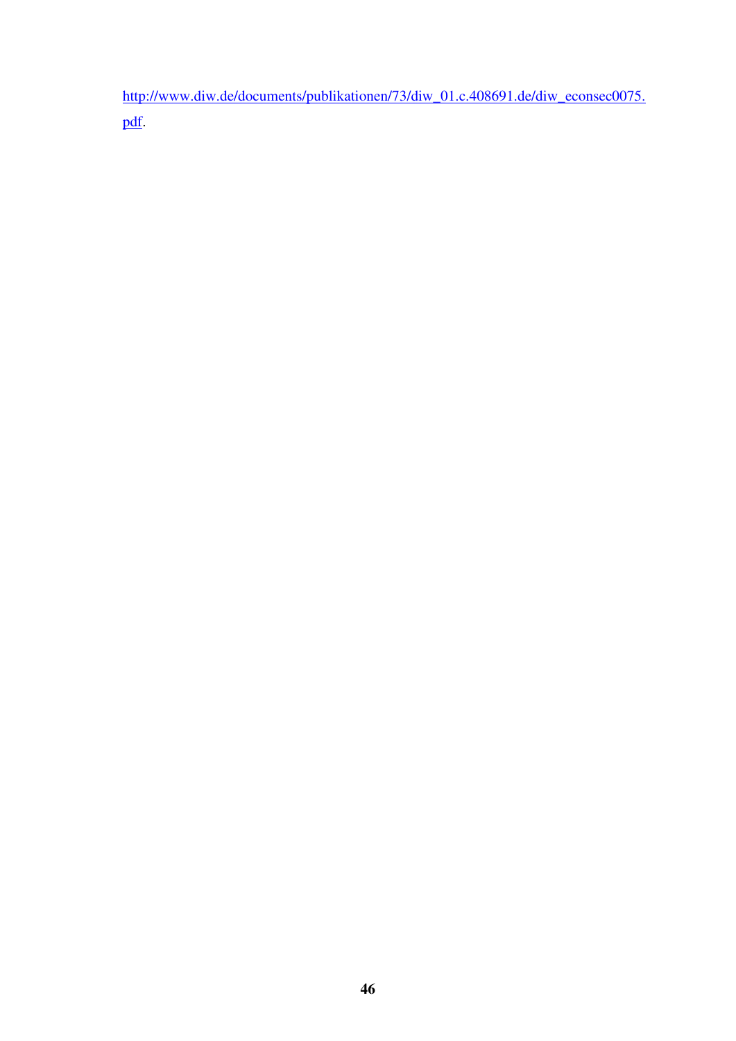http://www.diw.de/documents/publikationen/73/diw_01.c.408691.de/diw_econsec0075.pdf.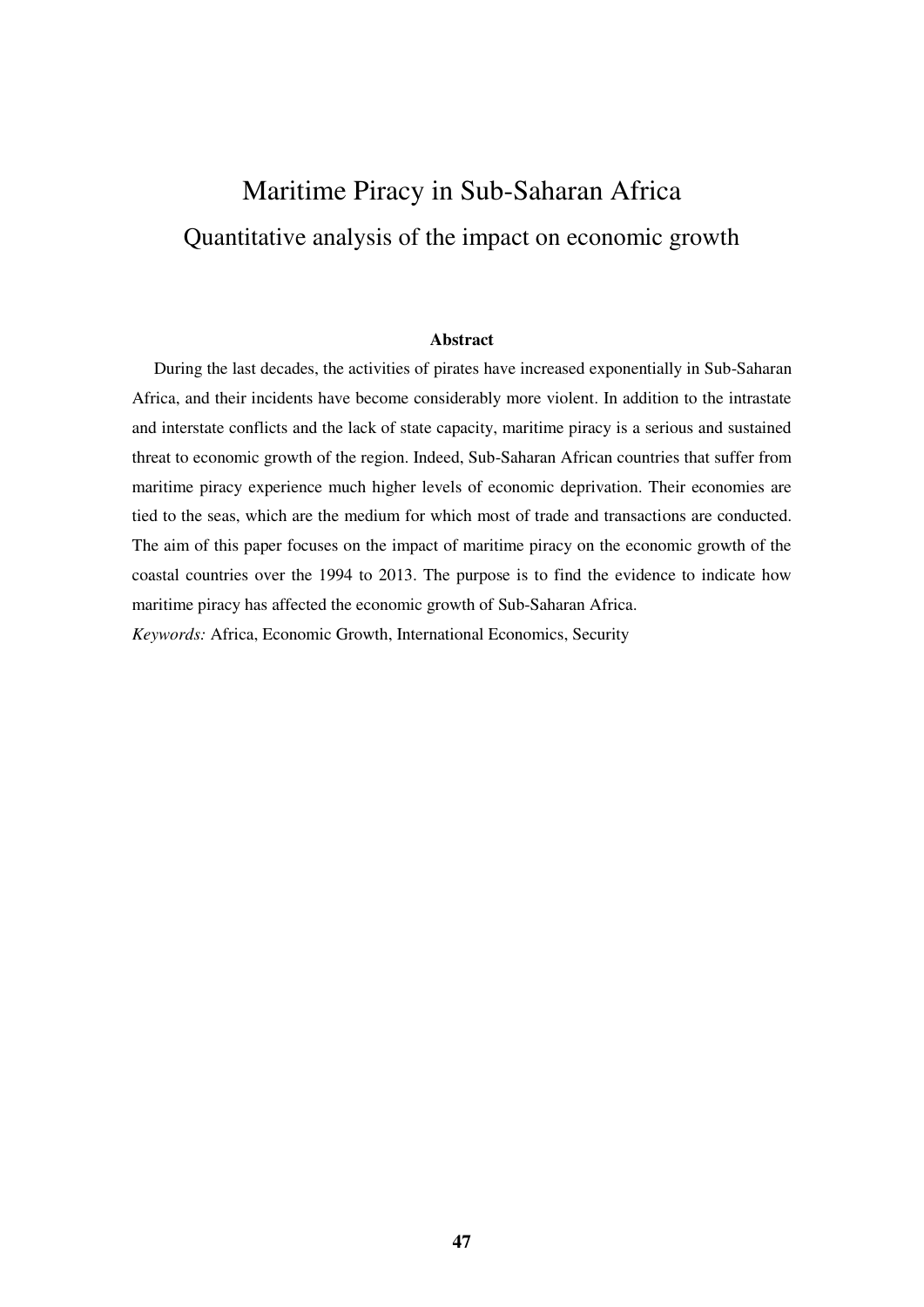# Maritime Piracy in Sub-Saharan Africa

## Quantitative analysis of the impact on economic growth

**Abstract**

During the last decades, the activities of pirates have increased exponentially in Sub-Saharan Africa, and their incidents have become considerably more violent. In addition to the intrastate and interstate conflicts and the lack of state capacity, maritime piracy is a serious and sustained threat to economic growth of the region. Indeed, Sub-Saharan African countries that suffer from maritime piracy experience much higher levels of economic deprivation. Their economies are tied to the seas, which are the medium for which most of trade and transactions are conducted. The aim of this paper focuses on the impact of maritime piracy on the economic growth of the coastal countries over the 1994 to 2013. The purpose is to find the evidence to indicate how maritime piracy has affected the economic growth of Sub-Saharan Africa.

*Keywords:* Africa, Economic Growth, International Economics, Security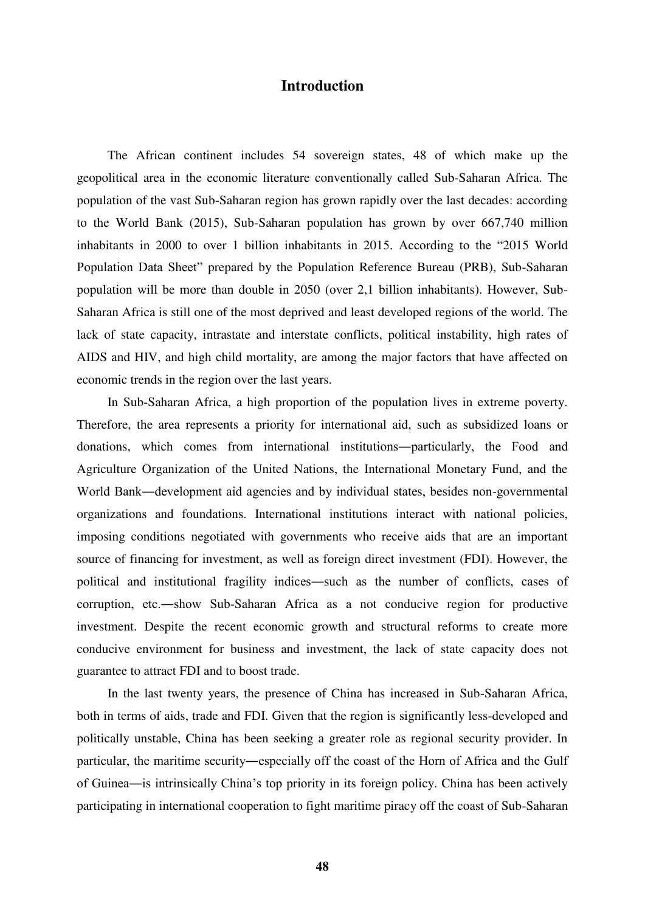# Introduction

The African continent includes 54 sovereign states, 48 of which make up the geopolitical area in the economic literature conventionally called Sub-Saharan Africa. The population of the vast Sub-Saharan region has grown rapidly over the last decades: according to the World Bank (2015), Sub-Saharan population has grown by over 667,740 million inhabitants in 2000 to over 1 billion inhabitants in 2015. According to the "2015 World Population Data Sheet" prepared by the Population Reference Bureau (PRB), Sub-Saharan population will be more than double in 2050 (over 2,1 billion inhabitants). However, Sub-Saharan Africa is still one of the most deprived and least developed regions of the world. The lack of state capacity, intrastate and interstate conflicts, political instability, high rates of AIDS and HIV, and high child mortality, are among the major factors that have affected on economic trends in the region over the last years.

In Sub-Saharan Africa, a high proportion of the population lives in extreme poverty. Therefore, the area represents a priority for international aid, such as subsidized loans or donations, which comes from international institutions―particularly, the Food and Agriculture Organization of the United Nations, the International Monetary Fund, and the World Bank―development aid agencies and by individual states, besides non-governmental organizations and foundations. International institutions interact with national policies, imposing conditions negotiated with governments who receive aids that are an important source of financing for investment, as well as foreign direct investment (FDI). However, the political and institutional fragility indices―such as the number of conflicts, cases of corruption, etc.―show Sub-Saharan Africa as a not conducive region for productive investment. Despite the recent economic growth and structural reforms to create more conducive environment for business and investment, the lack of state capacity does not guarantee to attract FDI and to boost trade.

In the last twenty years, the presence of China has increased in Sub-Saharan Africa, both in terms of aids, trade and FDI. Given that the region is significantly less-developed and politically unstable, China has been seeking a greater role as regional security provider. In particular, the maritime security―especially off the coast of the Horn of Africa and the Gulf of Guinea―is intrinsically China's top priority in its foreign policy. China has been actively participating in international cooperation to fight maritime piracy off the coast of Sub-Saharan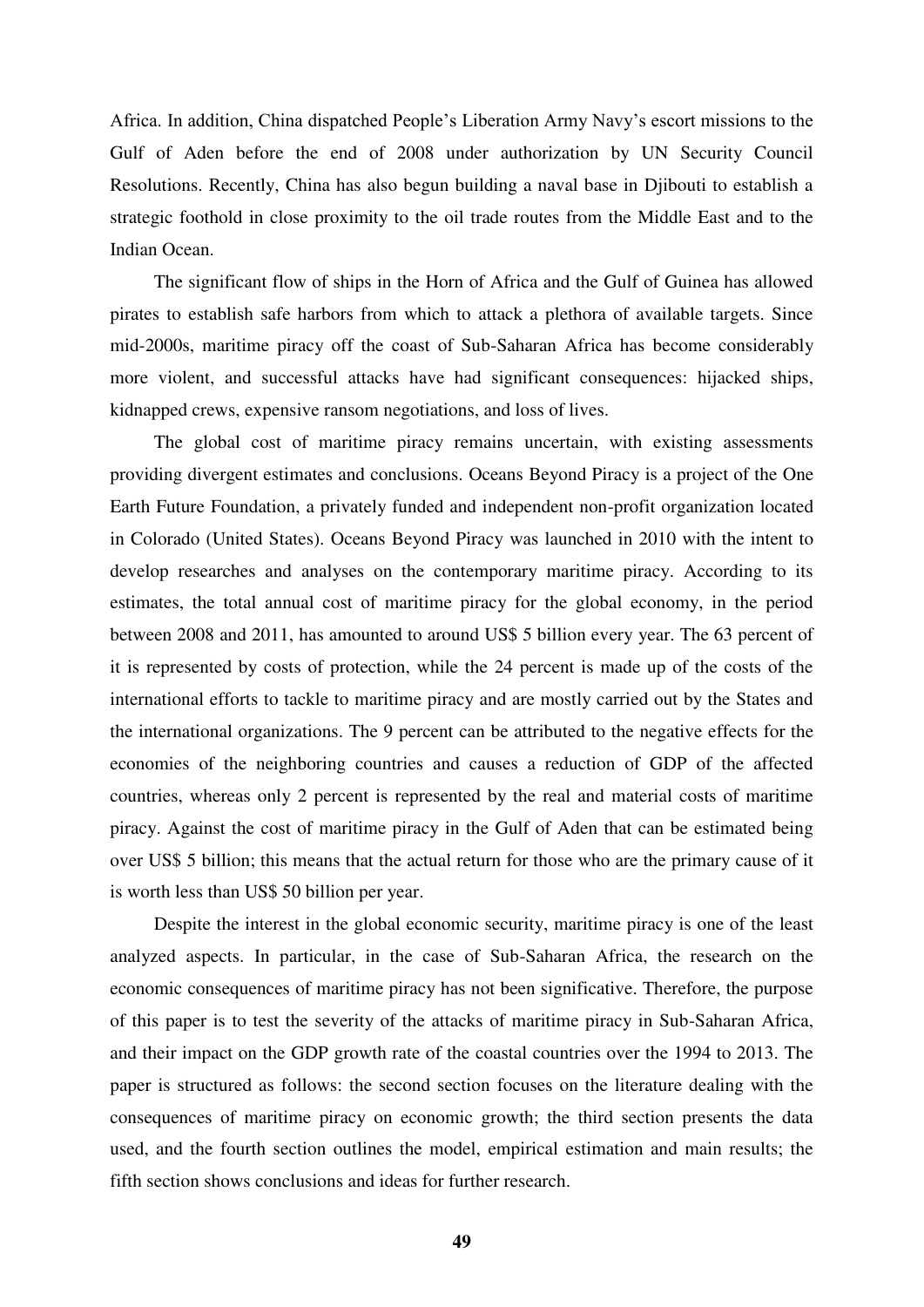Africa. In addition, China dispatched People's Liberation Army Navy's escort missions to the Gulf of Aden before the end of 2008 under authorization by UN Security Council Resolutions. Recently, China has also begun building a naval base in Djibouti to establish a strategic foothold in close proximity to the oil trade routes from the Middle East and to the Indian Ocean.

The significant flow of ships in the Horn of Africa and the Gulf of Guinea has allowed pirates to establish safe harbors from which to attack a plethora of available targets. Since mid-2000s, maritime piracy off the coast of Sub-Saharan Africa has become considerably more violent, and successful attacks have had significant consequences: hijacked ships, kidnapped crews, expensive ransom negotiations, and loss of lives.

The global cost of maritime piracy remains uncertain, with existing assessments providing divergent estimates and conclusions. Oceans Beyond Piracy is a project of the One Earth Future Foundation, a privately funded and independent non-profit organization located in Colorado (United States). Oceans Beyond Piracy was launched in 2010 with the intent to develop researches and analyses on the contemporary maritime piracy. According to its estimates, the total annual cost of maritime piracy for the global economy, in the period between 2008 and 2011, has amounted to around US$ 5 billion every year. The 63 percent of it is represented by costs of protection, while the 24 percent is made up of the costs of the international efforts to tackle to maritime piracy and are mostly carried out by the States and the international organizations. The 9 percent can be attributed to the negative effects for the economies of the neighboring countries and causes a reduction of GDP of the affected countries, whereas only 2 percent is represented by the real and material costs of maritime piracy. Against the cost of maritime piracy in the Gulf of Aden that can be estimated being over US$ 5 billion; this means that the actual return for those who are the primary cause of it is worth less than US$ 50 billion per year.

Despite the interest in the global economic security, maritime piracy is one of the least analyzed aspects. In particular, in the case of Sub-Saharan Africa, the research on the economic consequences of maritime piracy has not been significative. Therefore, the purpose of this paper is to test the severity of the attacks of maritime piracy in Sub-Saharan Africa, and their impact on the GDP growth rate of the coastal countries over the 1994 to 2013. The paper is structured as follows: the second section focuses on the literature dealing with the consequences of maritime piracy on economic growth; the third section presents the data used, and the fourth section outlines the model, empirical estimation and main results; the fifth section shows conclusions and ideas for further research.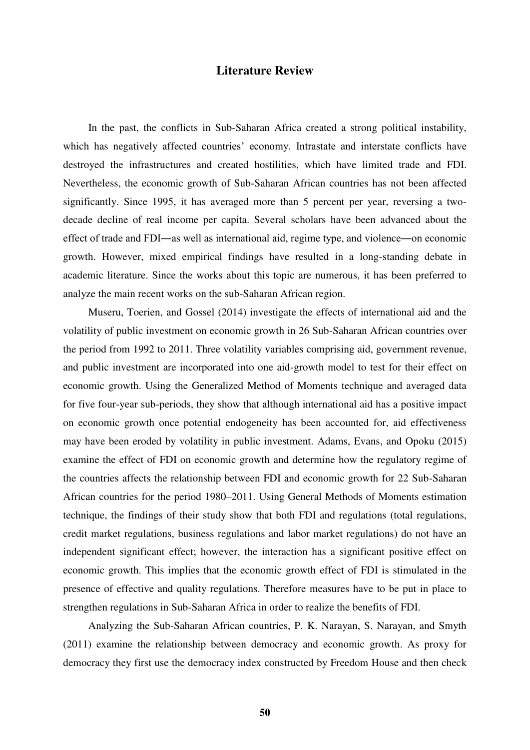## Literature Review

In the past, the conflicts in Sub-Saharan Africa created a strong political instability, which has negatively affected countries' economy. Intrastate and interstate conflicts have destroyed the infrastructures and created hostilities, which have limited trade and FDI. Nevertheless, the economic growth of Sub-Saharan African countries has not been affected significantly. Since 1995, it has averaged more than 5 percent per year, reversing a two-decade decline of real income per capita. Several scholars have been advanced about the effect of trade and FDI―as well as international aid, regime type, and violence―on economic growth. However, mixed empirical findings have resulted in a long-standing debate in academic literature. Since the works about this topic are numerous, it has been preferred to analyze the main recent works on the sub-Saharan African region.

Museru, Toerien, and Gossel (2014) investigate the effects of international aid and the volatility of public investment on economic growth in 26 Sub-Saharan African countries over the period from 1992 to 2011. Three volatility variables comprising aid, government revenue, and public investment are incorporated into one aid-growth model to test for their effect on economic growth. Using the Generalized Method of Moments technique and averaged data for five four-year sub-periods, they show that although international aid has a positive impact on economic growth once potential endogeneity has been accounted for, aid effectiveness may have been eroded by volatility in public investment. Adams, Evans, and Opoku (2015) examine the effect of FDI on economic growth and determine how the regulatory regime of the countries affects the relationship between FDI and economic growth for 22 Sub-Saharan African countries for the period 1980–2011. Using General Methods of Moments estimation technique, the findings of their study show that both FDI and regulations (total regulations, credit market regulations, business regulations and labor market regulations) do not have an independent significant effect; however, the interaction has a significant positive effect on economic growth. This implies that the economic growth effect of FDI is stimulated in the presence of effective and quality regulations. Therefore measures have to be put in place to strengthen regulations in Sub-Saharan Africa in order to realize the benefits of FDI.

Analyzing the Sub-Saharan African countries, P. K. Narayan, S. Narayan, and Smyth (2011) examine the relationship between democracy and economic growth. As proxy for democracy they first use the democracy index constructed by Freedom House and then check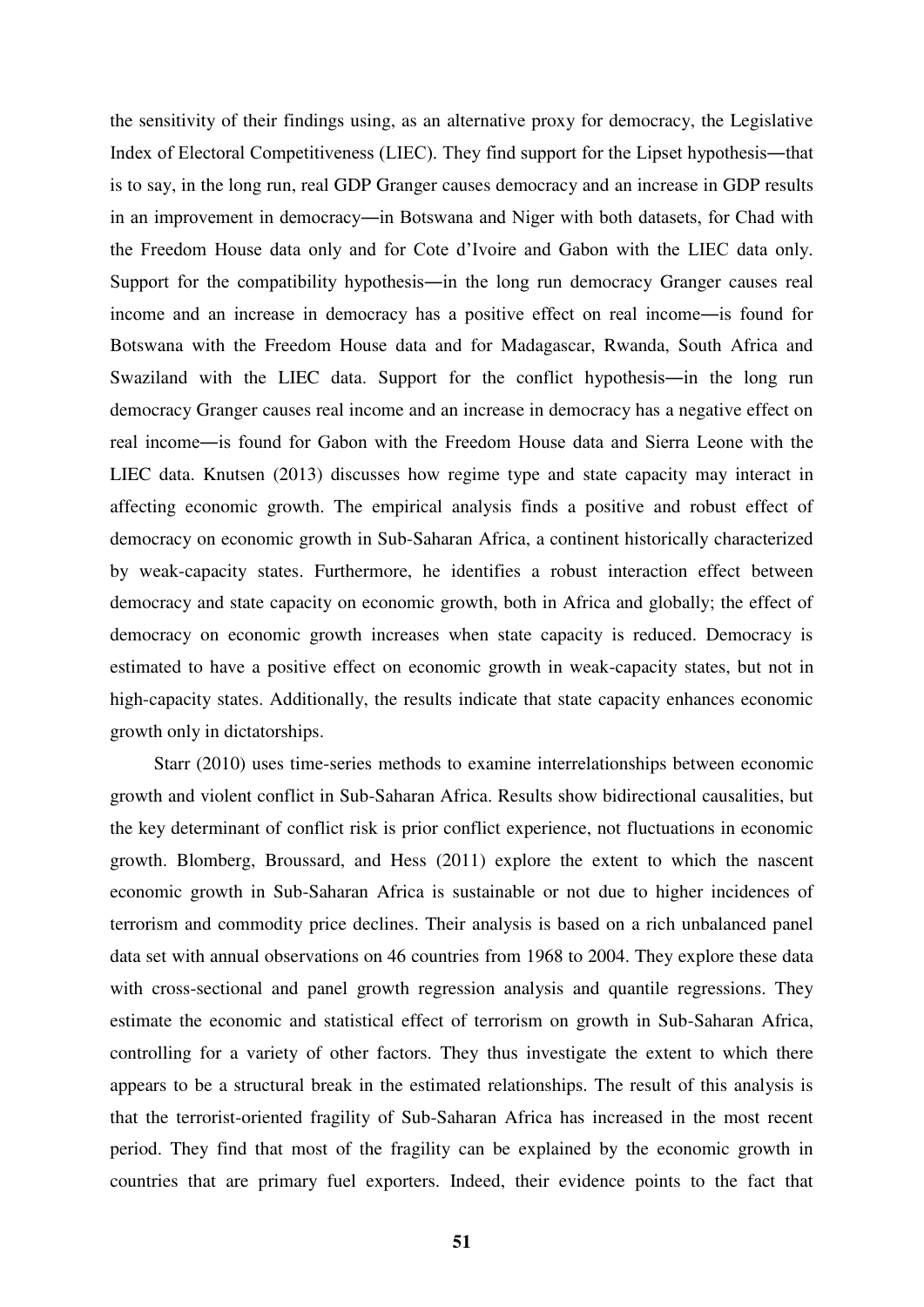the sensitivity of their findings using, as an alternative proxy for democracy, the Legislative Index of Electoral Competitiveness (LIEC). They find support for the Lipset hypothesis―that is to say, in the long run, real GDP Granger causes democracy and an increase in GDP results in an improvement in democracy―in Botswana and Niger with both datasets, for Chad with the Freedom House data only and for Cote d'Ivoire and Gabon with the LIEC data only. Support for the compatibility hypothesis―in the long run democracy Granger causes real income and an increase in democracy has a positive effect on real income―is found for Botswana with the Freedom House data and for Madagascar, Rwanda, South Africa and Swaziland with the LIEC data. Support for the conflict hypothesis―in the long run democracy Granger causes real income and an increase in democracy has a negative effect on real income―is found for Gabon with the Freedom House data and Sierra Leone with the LIEC data. Knutsen (2013) discusses how regime type and state capacity may interact in affecting economic growth. The empirical analysis finds a positive and robust effect of democracy on economic growth in Sub-Saharan Africa, a continent historically characterized by weak-capacity states. Furthermore, he identifies a robust interaction effect between democracy and state capacity on economic growth, both in Africa and globally; the effect of democracy on economic growth increases when state capacity is reduced. Democracy is estimated to have a positive effect on economic growth in weak-capacity states, but not in high-capacity states. Additionally, the results indicate that state capacity enhances economic growth only in dictatorships.

Starr (2010) uses time-series methods to examine interrelationships between economic growth and violent conflict in Sub-Saharan Africa. Results show bidirectional causalities, but the key determinant of conflict risk is prior conflict experience, not fluctuations in economic growth. Blomberg, Broussard, and Hess (2011) explore the extent to which the nascent economic growth in Sub-Saharan Africa is sustainable or not due to higher incidences of terrorism and commodity price declines. Their analysis is based on a rich unbalanced panel data set with annual observations on 46 countries from 1968 to 2004. They explore these data with cross-sectional and panel growth regression analysis and quantile regressions. They estimate the economic and statistical effect of terrorism on growth in Sub-Saharan Africa, controlling for a variety of other factors. They thus investigate the extent to which there appears to be a structural break in the estimated relationships. The result of this analysis is that the terrorist-oriented fragility of Sub-Saharan Africa has increased in the most recent period. They find that most of the fragility can be explained by the economic growth in countries that are primary fuel exporters. Indeed, their evidence points to the fact that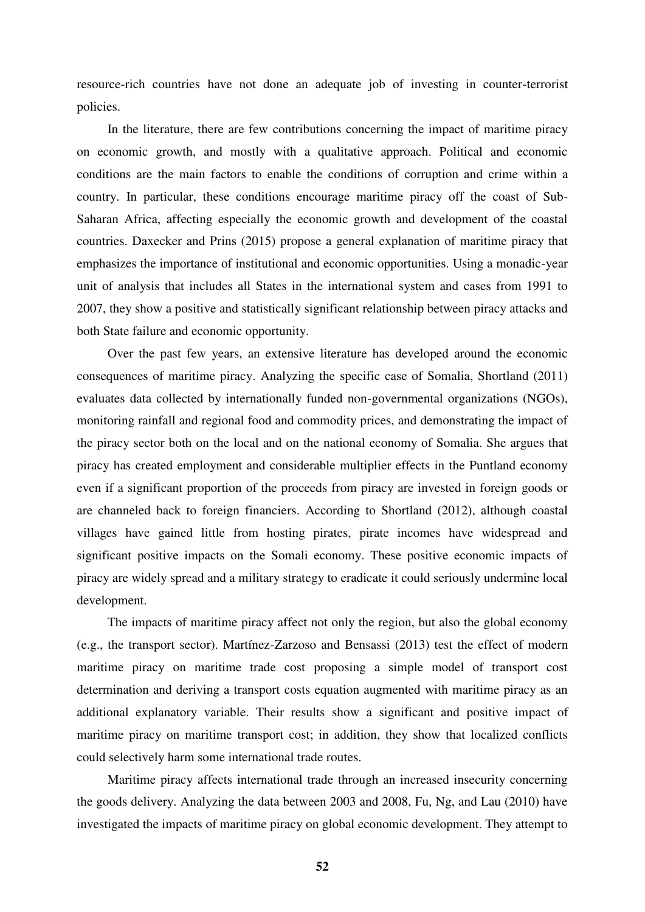resource-rich countries have not done an adequate job of investing in counter-terrorist policies.

In the literature, there are few contributions concerning the impact of maritime piracy on economic growth, and mostly with a qualitative approach. Political and economic conditions are the main factors to enable the conditions of corruption and crime within a country. In particular, these conditions encourage maritime piracy off the coast of Sub-Saharan Africa, affecting especially the economic growth and development of the coastal countries. Daxecker and Prins (2015) propose a general explanation of maritime piracy that emphasizes the importance of institutional and economic opportunities. Using a monadic-year unit of analysis that includes all States in the international system and cases from 1991 to 2007, they show a positive and statistically significant relationship between piracy attacks and both State failure and economic opportunity.

Over the past few years, an extensive literature has developed around the economic consequences of maritime piracy. Analyzing the specific case of Somalia, Shortland (2011) evaluates data collected by internationally funded non-governmental organizations (NGOs), monitoring rainfall and regional food and commodity prices, and demonstrating the impact of the piracy sector both on the local and on the national economy of Somalia. She argues that piracy has created employment and considerable multiplier effects in the Puntland economy even if a significant proportion of the proceeds from piracy are invested in foreign goods or are channeled back to foreign financiers. According to Shortland (2012), although coastal villages have gained little from hosting pirates, pirate incomes have widespread and significant positive impacts on the Somali economy. These positive economic impacts of piracy are widely spread and a military strategy to eradicate it could seriously undermine local development.

The impacts of maritime piracy affect not only the region, but also the global economy (e.g., the transport sector). Martínez-Zarzoso and Bensassi (2013) test the effect of modern maritime piracy on maritime trade cost proposing a simple model of transport cost determination and deriving a transport costs equation augmented with maritime piracy as an additional explanatory variable. Their results show a significant and positive impact of maritime piracy on maritime transport cost; in addition, they show that localized conflicts could selectively harm some international trade routes.

Maritime piracy affects international trade through an increased insecurity concerning the goods delivery. Analyzing the data between 2003 and 2008, Fu, Ng, and Lau (2010) have investigated the impacts of maritime piracy on global economic development. They attempt to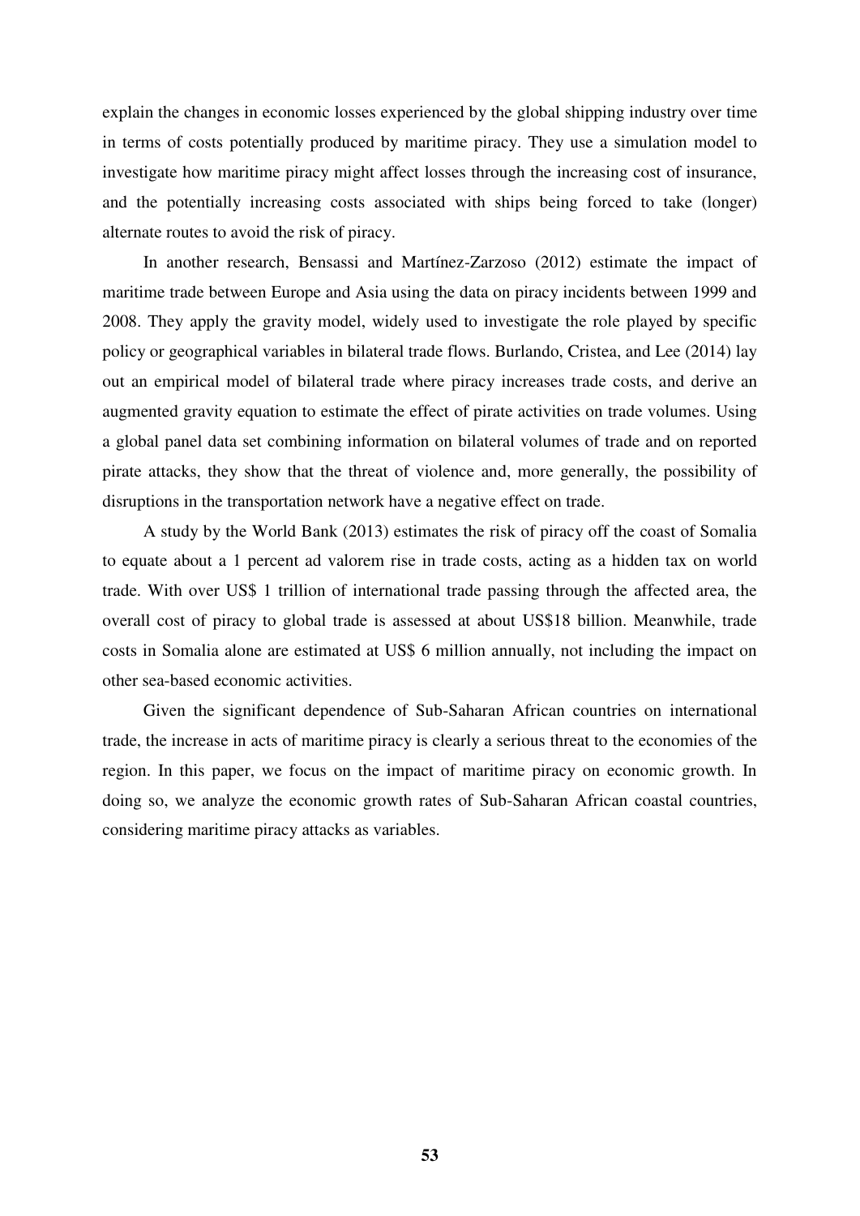explain the changes in economic losses experienced by the global shipping industry over time in terms of costs potentially produced by maritime piracy. They use a simulation model to investigate how maritime piracy might affect losses through the increasing cost of insurance, and the potentially increasing costs associated with ships being forced to take (longer) alternate routes to avoid the risk of piracy.

In another research, Bensassi and Martínez-Zarzoso (2012) estimate the impact of maritime trade between Europe and Asia using the data on piracy incidents between 1999 and 2008. They apply the gravity model, widely used to investigate the role played by specific policy or geographical variables in bilateral trade flows. Burlando, Cristea, and Lee (2014) lay out an empirical model of bilateral trade where piracy increases trade costs, and derive an augmented gravity equation to estimate the effect of pirate activities on trade volumes. Using a global panel data set combining information on bilateral volumes of trade and on reported pirate attacks, they show that the threat of violence and, more generally, the possibility of disruptions in the transportation network have a negative effect on trade.

A study by the World Bank (2013) estimates the risk of piracy off the coast of Somalia to equate about a 1 percent ad valorem rise in trade costs, acting as a hidden tax on world trade. With over US$ 1 trillion of international trade passing through the affected area, the overall cost of piracy to global trade is assessed at about US$18 billion. Meanwhile, trade costs in Somalia alone are estimated at US$ 6 million annually, not including the impact on other sea-based economic activities.

Given the significant dependence of Sub-Saharan African countries on international trade, the increase in acts of maritime piracy is clearly a serious threat to the economies of the region. In this paper, we focus on the impact of maritime piracy on economic growth. In doing so, we analyze the economic growth rates of Sub-Saharan African coastal countries, considering maritime piracy attacks as variables.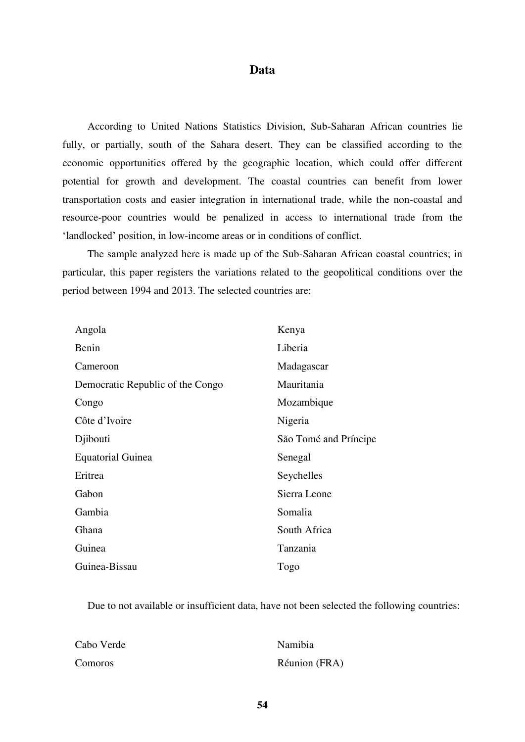## Data

According to United Nations Statistics Division, Sub-Saharan African countries lie fully, or partially, south of the Sahara desert. They can be classified according to the economic opportunities offered by the geographic location, which could offer different potential for growth and development. The coastal countries can benefit from lower transportation costs and easier integration in international trade, while the non-coastal and resource-poor countries would be penalized in access to international trade from the 'landlocked' position, in low-income areas or in conditions of conflict.

The sample analyzed here is made up of the Sub-Saharan African coastal countries; in particular, this paper registers the variations related to the geopolitical conditions over the period between 1994 and 2013. The selected countries are:

| | |
|---|---|
| Angola | Kenya |
| Benin | Liberia |
| Cameroon | Madagascar |
| Democratic Republic of the Congo | Mauritania |
| Congo | Mozambique |
| Côte d'Ivoire | Nigeria |
| Djibouti | São Tomé and Príncipe |
| Equatorial Guinea | Senegal |
| Eritrea | Seychelles |
| Gabon | Sierra Leone |
| Gambia | Somalia |
| Ghana | South Africa |
| Guinea | Tanzania |
| Guinea-Bissau | Togo |

Due to not available or insufficient data, have not been selected the following countries:

| | |
|---|---|
| Cabo Verde | Namibia |
| Comoros | Réunion (FRA) |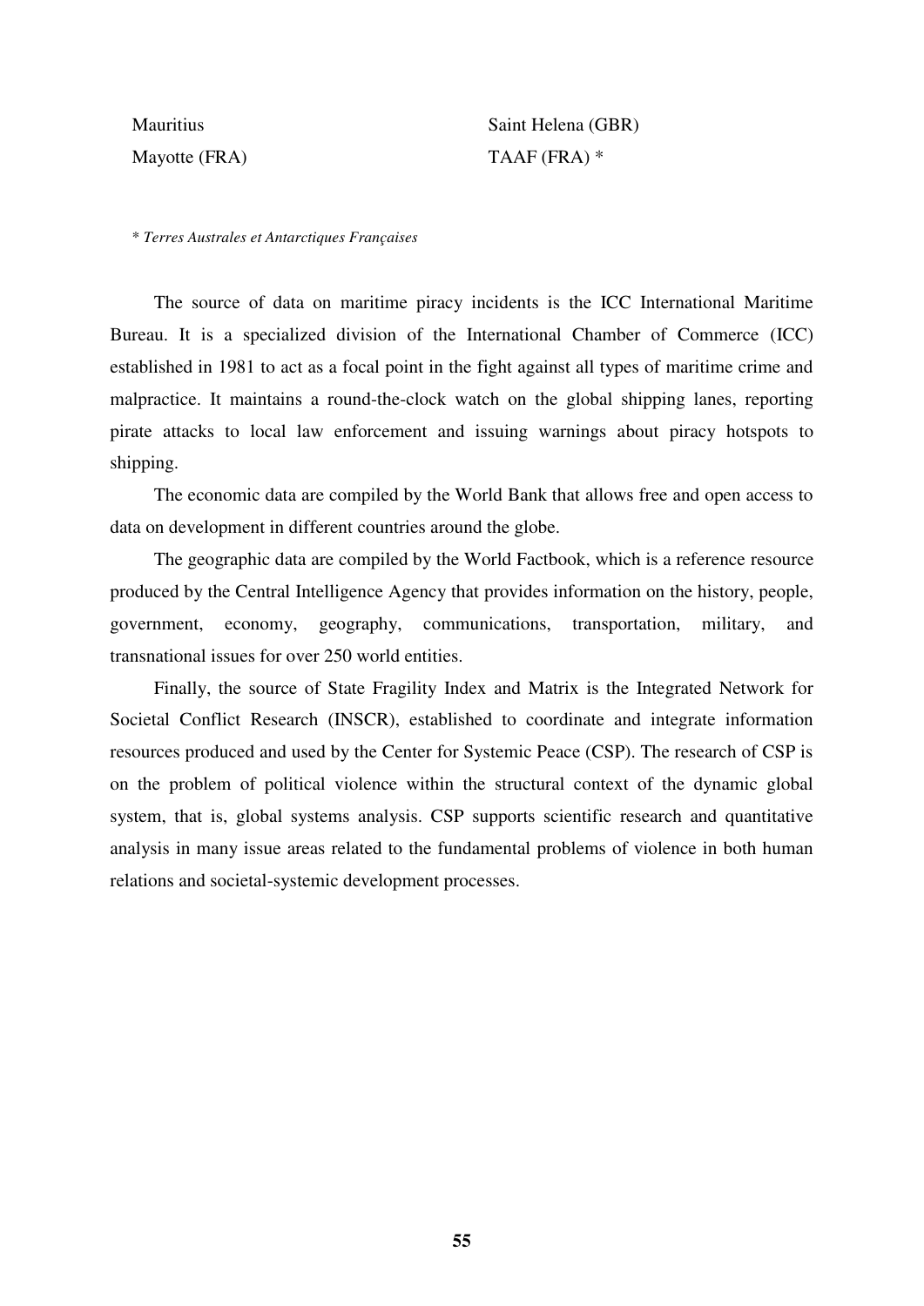| | |
|---|---|
| Mauritius | Saint Helena (GBR) |
| Mayotte (FRA) | TAAF (FRA) * |

* *Terres Australes et Antarctiques Françaises*

The source of data on maritime piracy incidents is the ICC International Maritime Bureau. It is a specialized division of the International Chamber of Commerce (ICC) established in 1981 to act as a focal point in the fight against all types of maritime crime and malpractice. It maintains a round-the-clock watch on the global shipping lanes, reporting pirate attacks to local law enforcement and issuing warnings about piracy hotspots to shipping.

The economic data are compiled by the World Bank that allows free and open access to data on development in different countries around the globe.

The geographic data are compiled by the World Factbook, which is a reference resource produced by the Central Intelligence Agency that provides information on the history, people, government, economy, geography, communications, transportation, military, and transnational issues for over 250 world entities.

Finally, the source of State Fragility Index and Matrix is the Integrated Network for Societal Conflict Research (INSCR), established to coordinate and integrate information resources produced and used by the Center for Systemic Peace (CSP). The research of CSP is on the problem of political violence within the structural context of the dynamic global system, that is, global systems analysis. CSP supports scientific research and quantitative analysis in many issue areas related to the fundamental problems of violence in both human relations and societal-systemic development processes.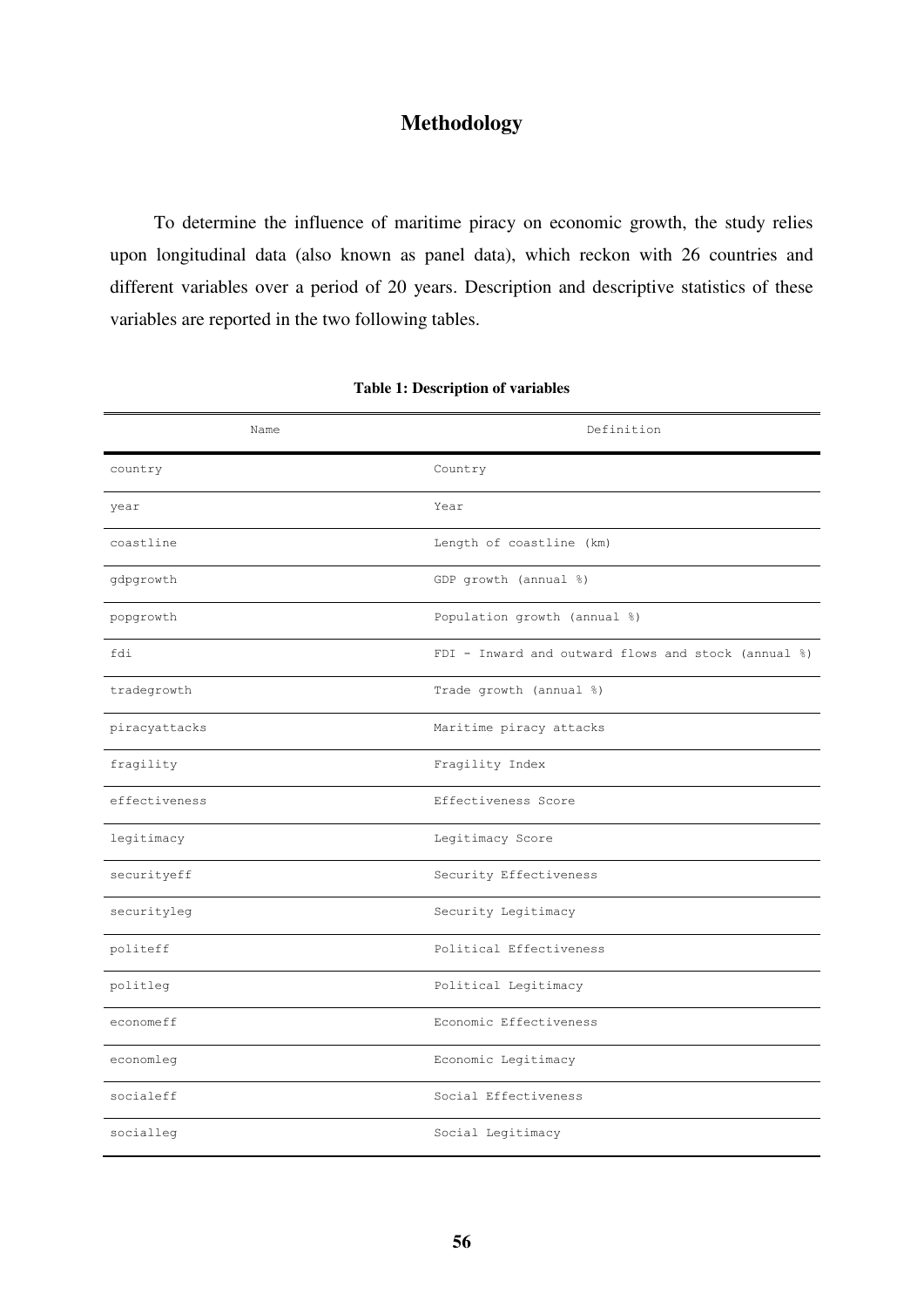# Methodology

To determine the influence of maritime piracy on economic growth, the study relies upon longitudinal data (also known as panel data), which reckon with 26 countries and different variables over a period of 20 years. Description and descriptive statistics of these variables are reported in the two following tables.

**Table 1: Description of variables**

| Name | Definition |
|---|---|
| country | Country |
| year | Year |
| coastline | Length of coastline (km) |
| gdpgrowth | GDP growth (annual %) |
| popgrowth | Population growth (annual %) |
| fdi | FDI - Inward and outward flows and stock (annual %) |
| tradegrowth | Trade growth (annual %) |
| piracyattacks | Maritime piracy attacks |
| fragility | Fragility Index |
| effectiveness | Effectiveness Score |
| legitimacy | Legitimacy Score |
| securityeff | Security Effectiveness |
| securityleg | Security Legitimacy |
| politeff | Political Effectiveness |
| politleg | Political Legitimacy |
| economeff | Economic Effectiveness |
| economleg | Economic Legitimacy |
| socialeff | Social Effectiveness |
| socialleg | Social Legitimacy |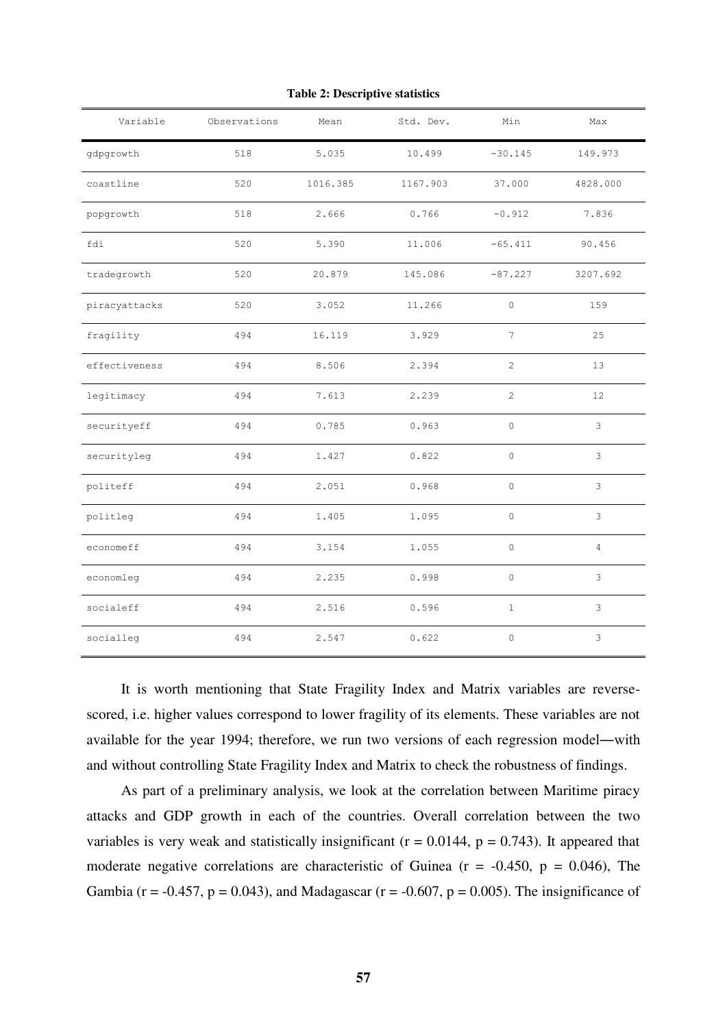**Table 2: Descriptive statistics**

| Variable | Observations | Mean | Std. Dev. | Min | Max |
|---|---|---|---|---|---|
| gdpgrowth | 518 | 5.035 | 10.499 | -30.145 | 149.973 |
| coastline | 520 | 1016.385 | 1167.903 | 37.000 | 4828.000 |
| popgrowth | 518 | 2.666 | 0.766 | -0.912 | 7.836 |
| fdi | 520 | 5.390 | 11.006 | -65.411 | 90.456 |
| tradegrowth | 520 | 20.879 | 145.086 | -87.227 | 3207.692 |
| piracyattacks | 520 | 3.052 | 11.266 | 0 | 159 |
| fragility | 494 | 16.119 | 3.929 | 7 | 25 |
| effectiveness | 494 | 8.506 | 2.394 | 2 | 13 |
| legitimacy | 494 | 7.613 | 2.239 | 2 | 12 |
| securityeff | 494 | 0.785 | 0.963 | 0 | 3 |
| securityleg | 494 | 1.427 | 0.822 | 0 | 3 |
| politeff | 494 | 2.051 | 0.968 | 0 | 3 |
| politleg | 494 | 1.405 | 1.095 | 0 | 3 |
| economeff | 494 | 3.154 | 1.055 | 0 | 4 |
| economleg | 494 | 2.235 | 0.998 | 0 | 3 |
| socialeff | 494 | 2.516 | 0.596 | 1 | 3 |
| socialleg | 494 | 2.547 | 0.622 | 0 | 3 |

It is worth mentioning that State Fragility Index and Matrix variables are reverse-scored, i.e. higher values correspond to lower fragility of its elements. These variables are not available for the year 1994; therefore, we run two versions of each regression model—with and without controlling State Fragility Index and Matrix to check the robustness of findings.

As part of a preliminary analysis, we look at the correlation between Maritime piracy attacks and GDP growth in each of the countries. Overall correlation between the two variables is very weak and statistically insignificant ($r = 0.0144$, $p = 0.743$). It appeared that moderate negative correlations are characteristic of Guinea ($r = -0.450$, $p = 0.046$), The Gambia ($r = -0.457$, $p = 0.043$), and Madagascar ($r = -0.607$, $p = 0.005$). The insignificance of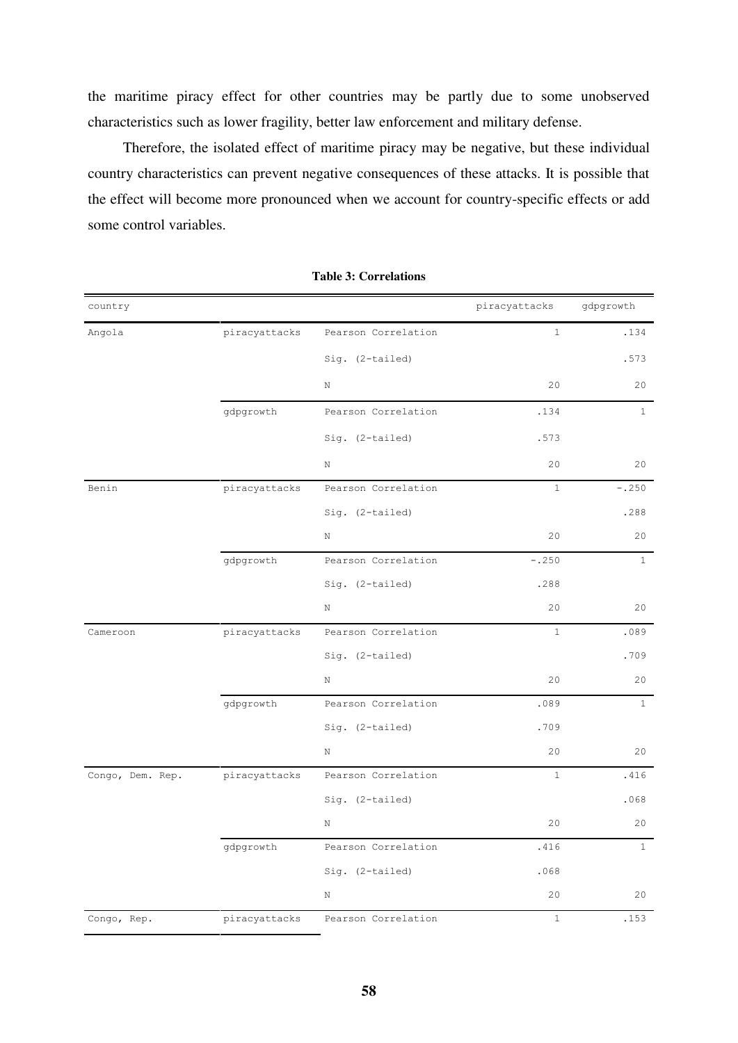the maritime piracy effect for other countries may be partly due to some unobserved characteristics such as lower fragility, better law enforcement and military defense.

Therefore, the isolated effect of maritime piracy may be negative, but these individual country characteristics can prevent negative consequences of these attacks. It is possible that the effect will become more pronounced when we account for country-specific effects or add some control variables.

**Table 3: Correlations**

| country | | | piracyattacks | gdpgrowth |
|---|---|---|---|---|
| Angola | piracyattacks | Pearson Correlation | 1 | .134 |
| | | Sig. (2-tailed) | | .573 |
| | | N | 20 | 20 |
| | gdpgrowth | Pearson Correlation | .134 | 1 |
| | | Sig. (2-tailed) | .573 | |
| | | N | 20 | 20 |
| Benin | piracyattacks | Pearson Correlation | 1 | -.250 |
| | | Sig. (2-tailed) | | .288 |
| | | N | 20 | 20 |
| | gdpgrowth | Pearson Correlation | -.250 | 1 |
| | | Sig. (2-tailed) | .288 | |
| | | N | 20 | 20 |
| Cameroon | piracyattacks | Pearson Correlation | 1 | .089 |
| | | Sig. (2-tailed) | | .709 |
| | | N | 20 | 20 |
| | gdpgrowth | Pearson Correlation | .089 | 1 |
| | | Sig. (2-tailed) | .709 | |
| | | N | 20 | 20 |
| Congo, Dem. Rep. | piracyattacks | Pearson Correlation | 1 | .416 |
| | | Sig. (2-tailed) | | .068 |
| | | N | 20 | 20 |
| | gdpgrowth | Pearson Correlation | .416 | 1 |
| | | Sig. (2-tailed) | .068 | |
| | | N | 20 | 20 |
| Congo, Rep. | piracyattacks | Pearson Correlation | 1 | .153 |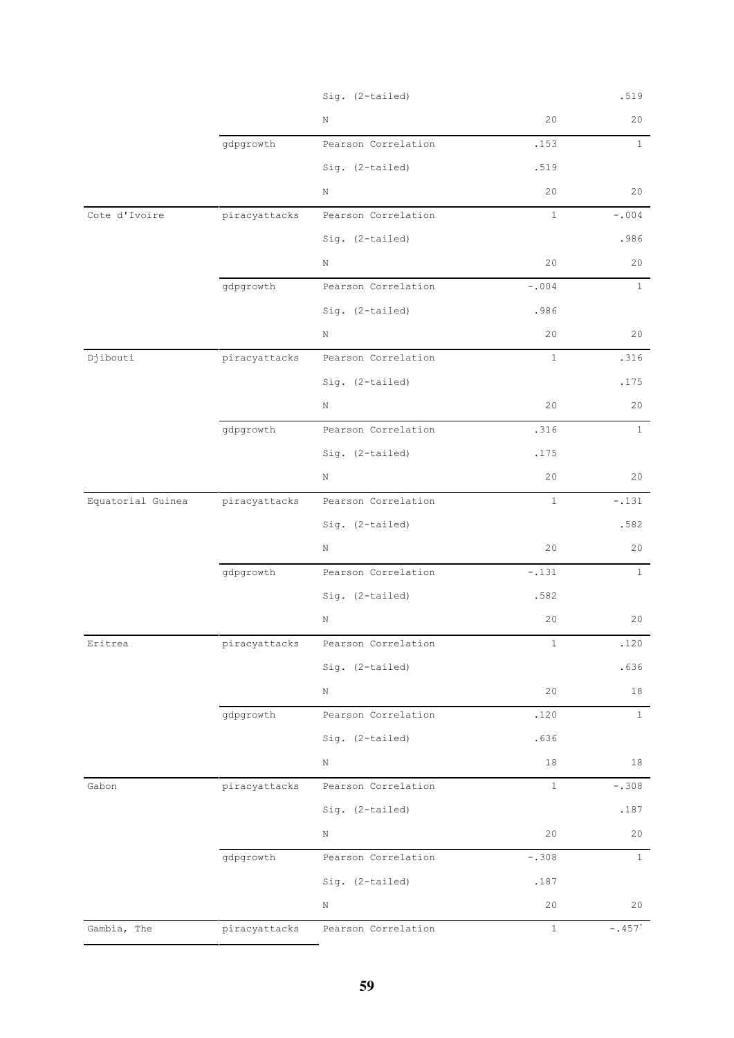| | | | | |
|---|---|---|---|---|
| | | Sig. (2-tailed) | | .519 |
| | | N | 20 | 20 |
| | gdpgrowth | Pearson Correlation | .153 | 1 |
| | | Sig. (2-tailed) | .519 | |
| | | N | 20 | 20 |
| Cote d'Ivoire | piracyattacks | Pearson Correlation | 1 | -.004 |
| | | Sig. (2-tailed) | | .986 |
| | | N | 20 | 20 |
| | gdpgrowth | Pearson Correlation | -.004 | 1 |
| | | Sig. (2-tailed) | .986 | |
| | | N | 20 | 20 |
| Djibouti | piracyattacks | Pearson Correlation | 1 | .316 |
| | | Sig. (2-tailed) | | .175 |
| | | N | 20 | 20 |
| | gdpgrowth | Pearson Correlation | .316 | 1 |
| | | Sig. (2-tailed) | .175 | |
| | | N | 20 | 20 |
| Equatorial Guinea | piracyattacks | Pearson Correlation | 1 | -.131 |
| | | Sig. (2-tailed) | | .582 |
| | | N | 20 | 20 |
| | gdpgrowth | Pearson Correlation | -.131 | 1 |
| | | Sig. (2-tailed) | .582 | |
| | | N | 20 | 20 |
| Eritrea | piracyattacks | Pearson Correlation | 1 | .120 |
| | | Sig. (2-tailed) | | .636 |
| | | N | 20 | 18 |
| | gdpgrowth | Pearson Correlation | .120 | 1 |
| | | Sig. (2-tailed) | .636 | |
| | | N | 18 | 18 |
| Gabon | piracyattacks | Pearson Correlation | 1 | -.308 |
| | | Sig. (2-tailed) | | .187 |
| | | N | 20 | 20 |
| | gdpgrowth | Pearson Correlation | -.308 | 1 |
| | | Sig. (2-tailed) | .187 | |
| | | N | 20 | 20 |
| Gambia, The | piracyattacks | Pearson Correlation | 1 | -.457* |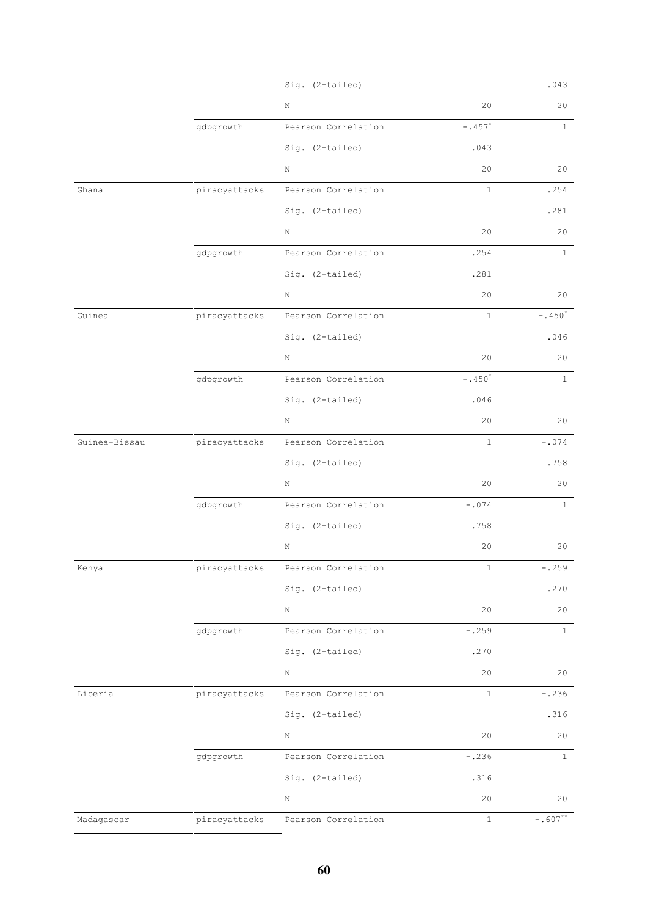| | | | | |
|---|---|---|---|---|
| | | Sig. (2-tailed) | | .043 |
| | | N | 20 | 20 |
| | gdpgrowth | Pearson Correlation | -.457* | 1 |
| | | Sig. (2-tailed) | .043 | |
| | | N | 20 | 20 |
| Ghana | piracyattacks | Pearson Correlation | 1 | .254 |
| | | Sig. (2-tailed) | | .281 |
| | | N | 20 | 20 |
| | gdpgrowth | Pearson Correlation | .254 | 1 |
| | | Sig. (2-tailed) | .281 | |
| | | N | 20 | 20 |
| Guinea | piracyattacks | Pearson Correlation | 1 | -.450* |
| | | Sig. (2-tailed) | | .046 |
| | | N | 20 | 20 |
| | gdpgrowth | Pearson Correlation | -.450* | 1 |
| | | Sig. (2-tailed) | .046 | |
| | | N | 20 | 20 |
| Guinea-Bissau | piracyattacks | Pearson Correlation | 1 | -.074 |
| | | Sig. (2-tailed) | | .758 |
| | | N | 20 | 20 |
| | gdpgrowth | Pearson Correlation | -.074 | 1 |
| | | Sig. (2-tailed) | .758 | |
| | | N | 20 | 20 |
| Kenya | piracyattacks | Pearson Correlation | 1 | -.259 |
| | | Sig. (2-tailed) | | .270 |
| | | N | 20 | 20 |
| | gdpgrowth | Pearson Correlation | -.259 | 1 |
| | | Sig. (2-tailed) | .270 | |
| | | N | 20 | 20 |
| Liberia | piracyattacks | Pearson Correlation | 1 | -.236 |
| | | Sig. (2-tailed) | | .316 |
| | | N | 20 | 20 |
| | gdpgrowth | Pearson Correlation | -.236 | 1 |
| | | Sig. (2-tailed) | .316 | |
| | | N | 20 | 20 |
| Madagascar | piracyattacks | Pearson Correlation | 1 | -.607** |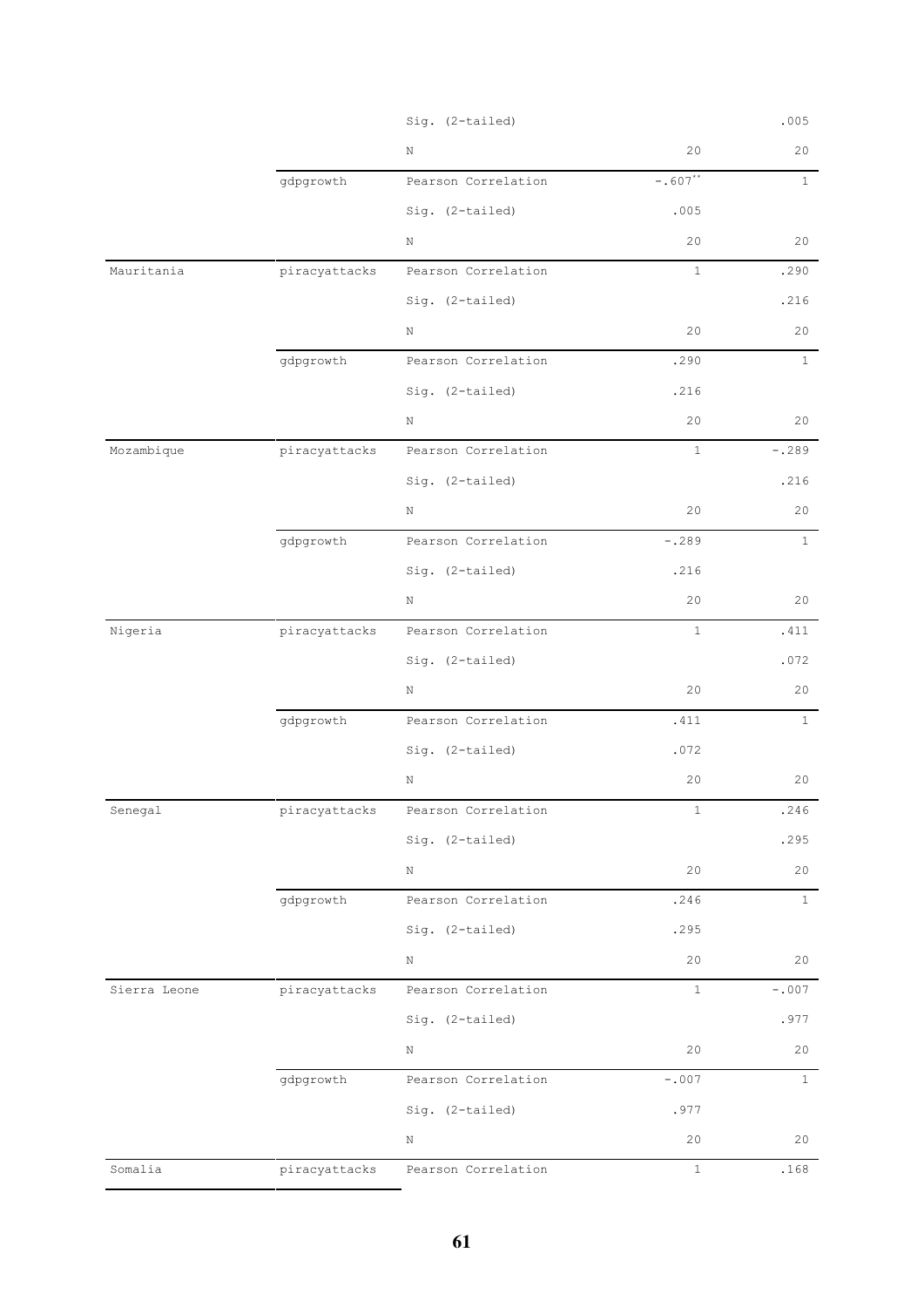| | | | | |
|---|---|---|---|---|
| | | Sig. (2-tailed) | | .005 |
| | | N | 20 | 20 |
| | gdpgrowth | Pearson Correlation | -.607** | 1 |
| | | Sig. (2-tailed) | .005 | |
| | | N | 20 | 20 |
| Mauritania | piracyattacks | Pearson Correlation | 1 | .290 |
| | | Sig. (2-tailed) | | .216 |
| | | N | 20 | 20 |
| | gdpgrowth | Pearson Correlation | .290 | 1 |
| | | Sig. (2-tailed) | .216 | |
| | | N | 20 | 20 |
| Mozambique | piracyattacks | Pearson Correlation | 1 | -.289 |
| | | Sig. (2-tailed) | | .216 |
| | | N | 20 | 20 |
| | gdpgrowth | Pearson Correlation | -.289 | 1 |
| | | Sig. (2-tailed) | .216 | |
| | | N | 20 | 20 |
| Nigeria | piracyattacks | Pearson Correlation | 1 | .411 |
| | | Sig. (2-tailed) | | .072 |
| | | N | 20 | 20 |
| | gdpgrowth | Pearson Correlation | .411 | 1 |
| | | Sig. (2-tailed) | .072 | |
| | | N | 20 | 20 |
| Senegal | piracyattacks | Pearson Correlation | 1 | .246 |
| | | Sig. (2-tailed) | | .295 |
| | | N | 20 | 20 |
| | gdpgrowth | Pearson Correlation | .246 | 1 |
| | | Sig. (2-tailed) | .295 | |
| | | N | 20 | 20 |
| Sierra Leone | piracyattacks | Pearson Correlation | 1 | -.007 |
| | | Sig. (2-tailed) | | .977 |
| | | N | 20 | 20 |
| | gdpgrowth | Pearson Correlation | -.007 | 1 |
| | | Sig. (2-tailed) | .977 | |
| | | N | 20 | 20 |
| Somalia | piracyattacks | Pearson Correlation | 1 | .168 |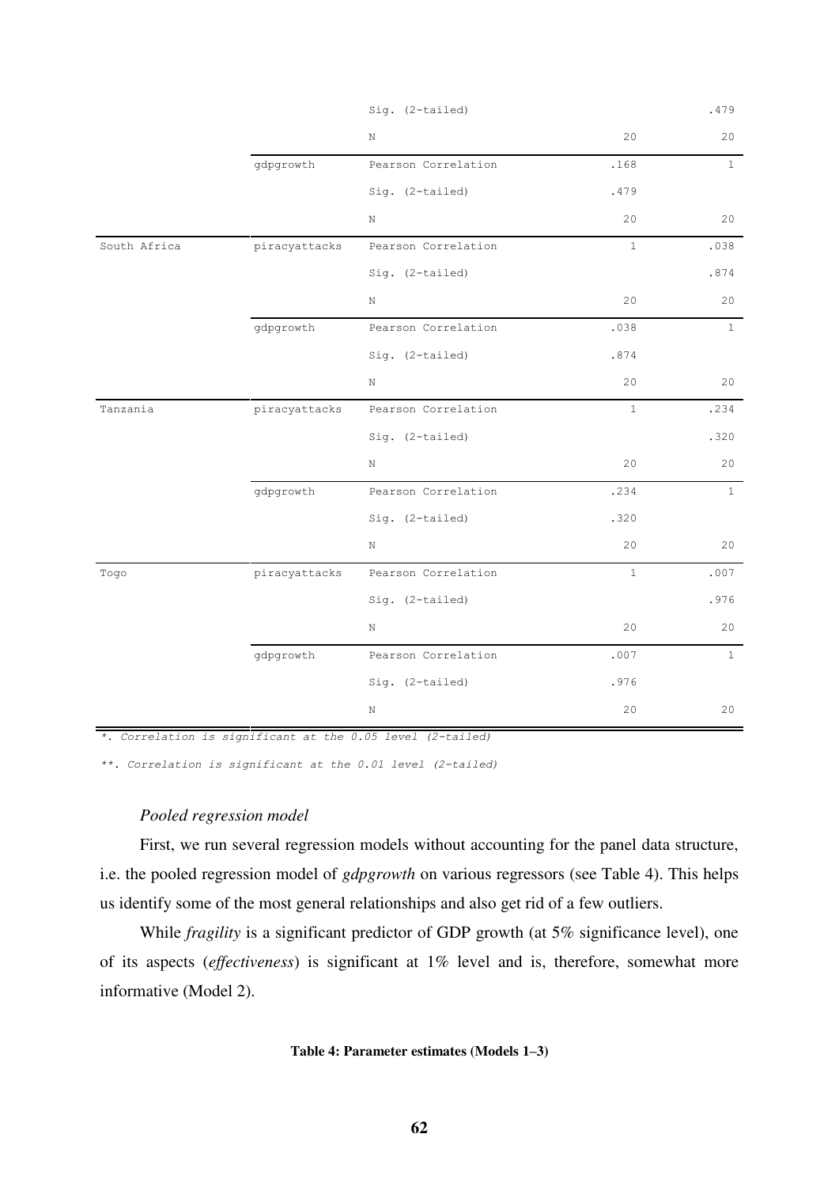| | | | | |
|---|---|---|---|---|
| | | Sig. (2-tailed) | | .479 |
| | | N | 20 | 20 |
| | gdpgrowth | Pearson Correlation | .168 | 1 |
| | | Sig. (2-tailed) | .479 | |
| | | N | 20 | 20 |
| South Africa | piracyattacks | Pearson Correlation | 1 | .038 |
| | | Sig. (2-tailed) | | .874 |
| | | N | 20 | 20 |
| | gdpgrowth | Pearson Correlation | .038 | 1 |
| | | Sig. (2-tailed) | .874 | |
| | | N | 20 | 20 |
| Tanzania | piracyattacks | Pearson Correlation | 1 | .234 |
| | | Sig. (2-tailed) | | .320 |
| | | N | 20 | 20 |
| | gdpgrowth | Pearson Correlation | .234 | 1 |
| | | Sig. (2-tailed) | .320 | |
| | | N | 20 | 20 |
| Togo | piracyattacks | Pearson Correlation | 1 | .007 |
| | | Sig. (2-tailed) | | .976 |
| | | N | 20 | 20 |
| | gdpgrowth | Pearson Correlation | .007 | 1 |
| | | Sig. (2-tailed) | .976 | |
| | | N | 20 | 20 |

*\*. Correlation is significant at the 0.05 level (2-tailed)*

*\*\*. Correlation is significant at the 0.01 level (2-tailed)*

*Pooled regression model*

First, we run several regression models without accounting for the panel data structure, i.e. the pooled regression model of *gdpgrowth* on various regressors (see Table 4). This helps us identify some of the most general relationships and also get rid of a few outliers.

While *fragility* is a significant predictor of GDP growth (at 5% significance level), one of its aspects (*effectiveness*) is significant at 1% level and is, therefore, somewhat more informative (Model 2).

**Table 4: Parameter estimates (Models 1–3)**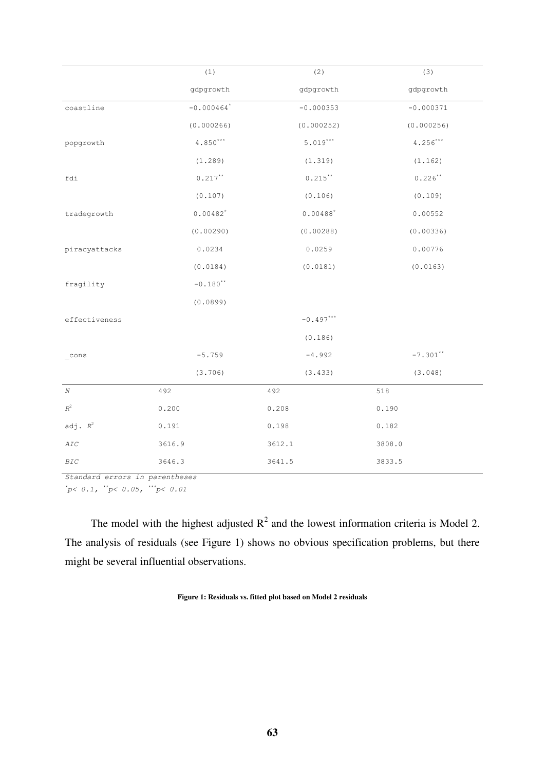| | (1) | (2) | (3) |
|---|---|---|---|
| | gdpgrowth | gdpgrowth | gdpgrowth |
| coastline | $-0.000464^{*}$ | $-0.000353$ | $-0.000371$ |
| | (0.000266) | (0.000252) | (0.000256) |
| popgrowth | $4.850^{***}$ | $5.019^{***}$ | $4.256^{***}$ |
| | (1.289) | (1.319) | (1.162) |
| fdi | $0.217^{**}$ | $0.215^{**}$ | $0.226^{**}$ |
| | (0.107) | (0.106) | (0.109) |
| tradegrowth | $0.00482^{*}$ | $0.00488^{*}$ | 0.00552 |
| | (0.00290) | (0.00288) | (0.00336) |
| piracyattacks | 0.0234 | 0.0259 | 0.00776 |
| | (0.0184) | (0.0181) | (0.0163) |
| fragility | $-0.180^{**}$ | | |
| | (0.0899) | | |
| effectiveness | | $-0.497^{***}$ | |
| | | (0.186) | |
| _cons | $-5.759$ | $-4.992$ | $-7.301^{**}$ |
| | (3.706) | (3.433) | (3.048) |
| $N$ | 492 | 492 | 518 |
| $R^2$ | 0.200 | 0.208 | 0.190 |
| adj. $R^2$ | 0.191 | 0.198 | 0.182 |
| $AIC$ | 3616.9 | 3612.1 | 3808.0 |
| $BIC$ | 3646.3 | 3641.5 | 3833.5 |

*Standard errors in parentheses*
*$^{*}p < 0.1$, $^{**}p < 0.05$, $^{***}p < 0.01$*

The model with the highest adjusted $R^2$ and the lowest information criteria is Model 2. The analysis of residuals (see Figure 1) shows no obvious specification problems, but there might be several influential observations.

**Figure 1: Residuals vs. fitted plot based on Model 2 residuals**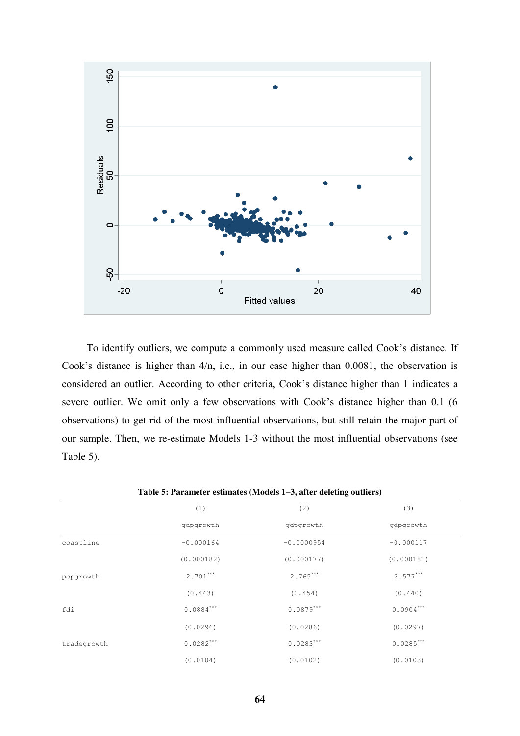To identify outliers, we compute a commonly used measure called Cook's distance. If Cook's distance is higher than 4/n, i.e., in our case higher than 0.0081, the observation is considered an outlier. According to other criteria, Cook's distance higher than 1 indicates a severe outlier. We omit only a few observations with Cook's distance higher than 0.1 (6 observations) to get rid of the most influential observations, but still retain the major part of our sample. Then, we re-estimate Models 1-3 without the most influential observations (see Table 5).

**Table 5: Parameter estimates (Models 1–3, after deleting outliers)**

| | (1) | (2) | (3) |
|---|---|---|---|
| | gdpgrowth | gdpgrowth | gdpgrowth |
| coastline | -0.000164 | -0.0000954 | -0.000117 |
| | (0.000182) | (0.000177) | (0.000181) |
| popgrowth | 2.701*** | 2.765*** | 2.577*** |
| | (0.443) | (0.454) | (0.440) |
| fdi | 0.0884*** | 0.0879*** | 0.0904*** |
| | (0.0296) | (0.0286) | (0.0297) |
| tradegrowth | 0.0282*** | 0.0283*** | 0.0285*** |
| | (0.0104) | (0.0102) | (0.0103) |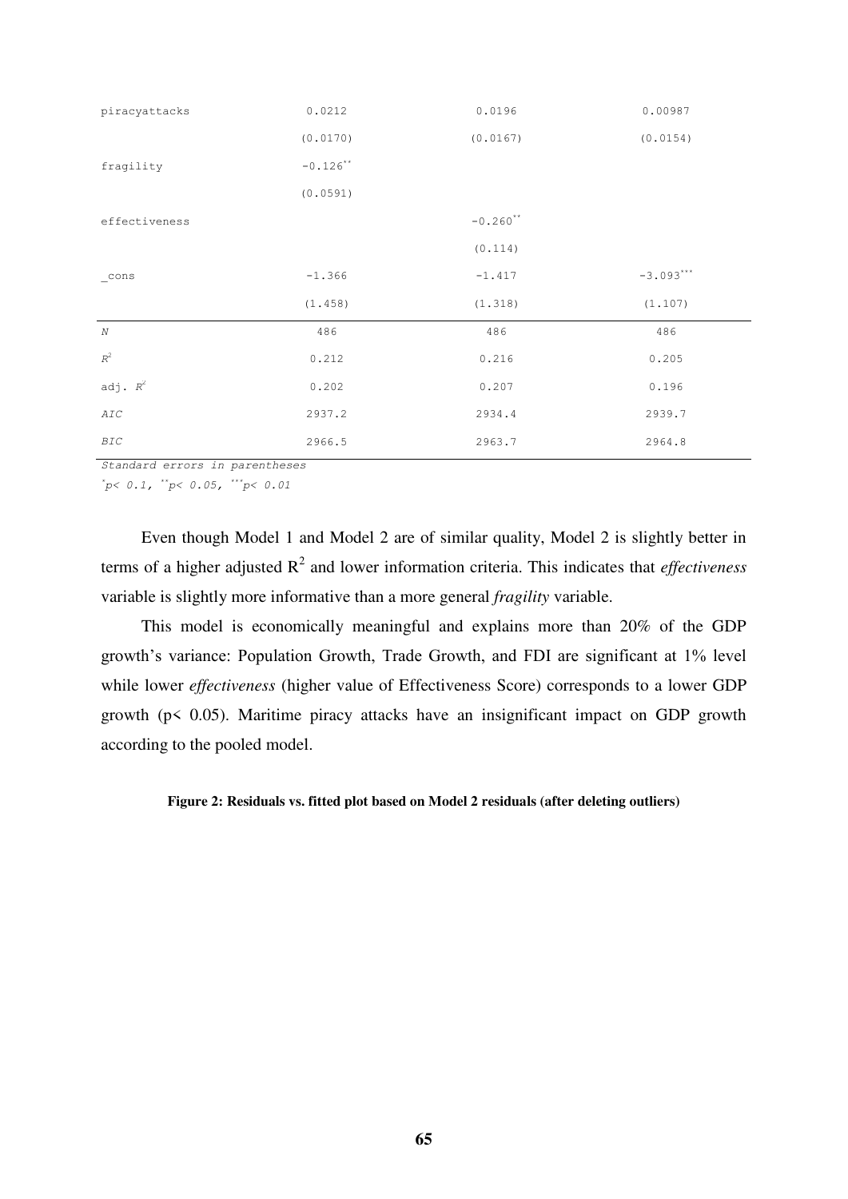| | | | |
|---|---|---|---|
| piracyattacks | 0.0212 | 0.0196 | 0.00987 |
| | (0.0170) | (0.0167) | (0.0154) |
| fragility | -0.126** | | |
| | (0.0591) | | |
| effectiveness | | -0.260** | |
| | | (0.114) | |
| _cons | -1.366 | -1.417 | -3.093*** |
| | (1.458) | (1.318) | (1.107) |
| *N* | 486 | 486 | 486 |
| $R^2$ | 0.212 | 0.216 | 0.205 |
| adj. $R^2$ | 0.202 | 0.207 | 0.196 |
| *AIC* | 2937.2 | 2934.4 | 2939.7 |
| *BIC* | 2966.5 | 2963.7 | 2964.8 |

*Standard errors in parentheses*

*\* $p< 0.1$, \*\* $p< 0.05$, \*\*\* $p< 0.01$*

Even though Model 1 and Model 2 are of similar quality, Model 2 is slightly better in terms of a higher adjusted $R^2$ and lower information criteria. This indicates that *effectiveness* variable is slightly more informative than a more general *fragility* variable.

This model is economically meaningful and explains more than 20% of the GDP growth's variance: Population Growth, Trade Growth, and FDI are significant at 1% level while lower *effectiveness* (higher value of Effectiveness Score) corresponds to a lower GDP growth ($p< 0.05$). Maritime piracy attacks have an insignificant impact on GDP growth according to the pooled model.

**Figure 2: Residuals vs. fitted plot based on Model 2 residuals (after deleting outliers)**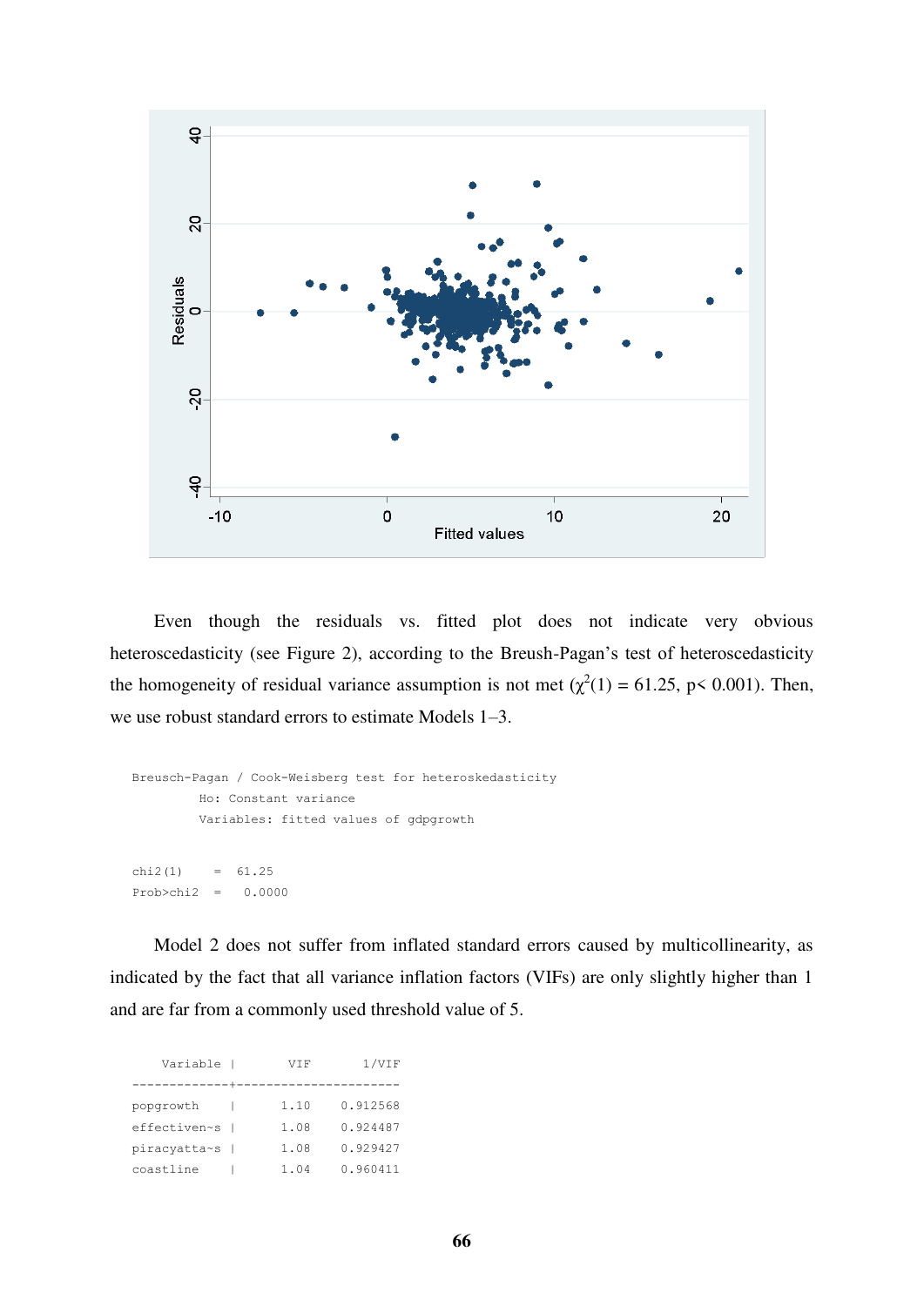Even though the residuals vs. fitted plot does not indicate very obvious heteroscedasticity (see Figure 2), according to the Breush-Pagan's test of heteroscedasticity the homogeneity of residual variance assumption is not met ($\chi^2(1) = 61.25$, $p< 0.001$). Then, we use robust standard errors to estimate Models 1–3.

```
Breusch-Pagan / Cook-Weisberg test for heteroskedasticity
         Ho: Constant variance
         Variables: fitted values of gdpgrowth

chi2(1)     =   61.25
Prob>chi2   =    0.0000
```

Model 2 does not suffer from inflated standard errors caused by multicollinearity, as indicated by the fact that all variance inflation factors (VIFs) are only slightly higher than 1 and are far from a commonly used threshold value of 5.

```
    Variable |       VIF       1/VIF
-------------+----------------------
popgrowth    |      1.10    0.912568
effectiven~s |      1.08    0.924487
piracyatta~s |      1.08    0.929427
coastline    |      1.04    0.960411
```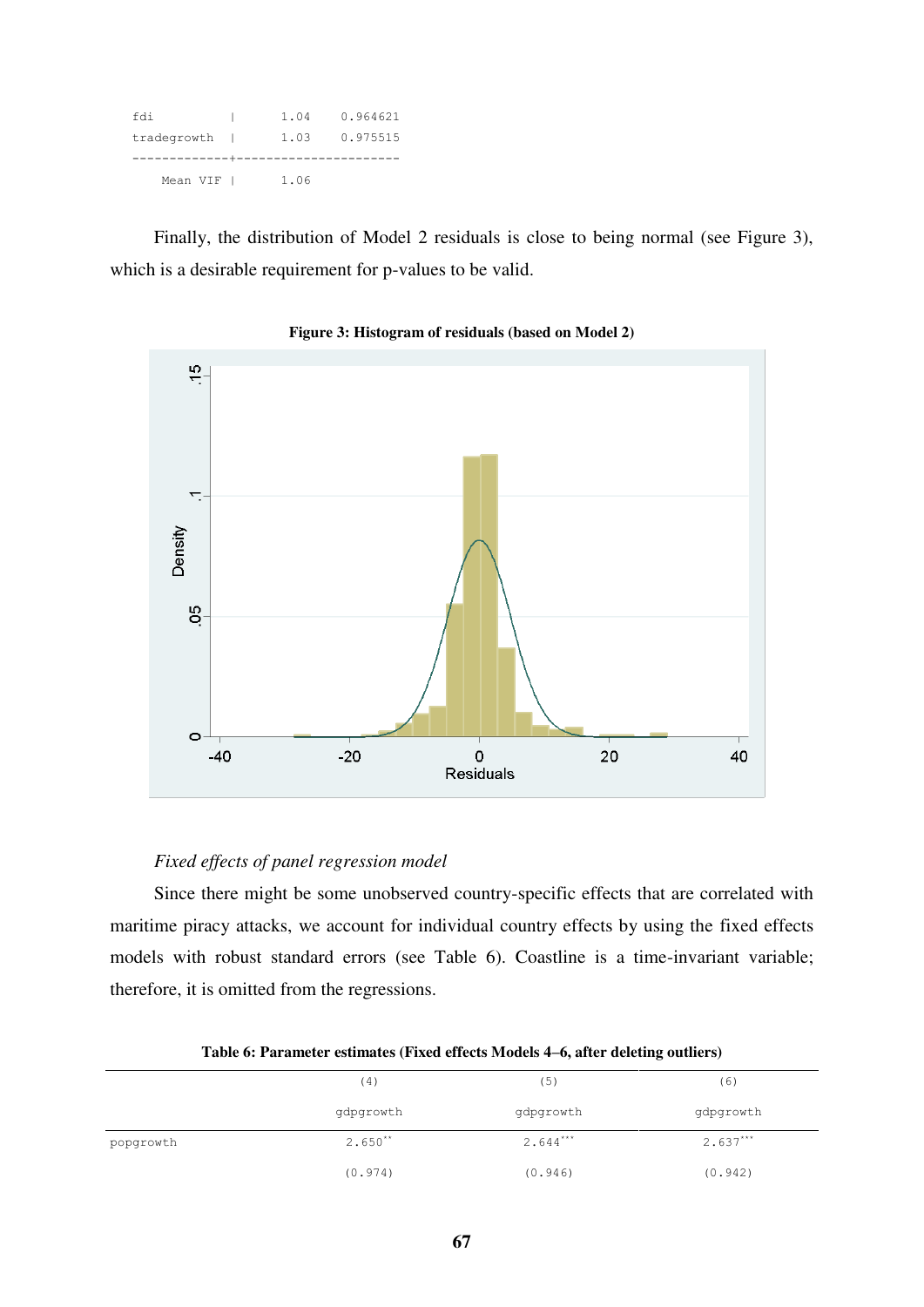```
fdi          |      1.04    0.964621
tradegrowth  |      1.03    0.975515
-------------+----------------------
    Mean VIF |      1.06
```

Finally, the distribution of Model 2 residuals is close to being normal (see Figure 3), which is a desirable requirement for p-values to be valid.

**Figure 3: Histogram of residuals (based on Model 2)**

*Fixed effects of panel regression model*

Since there might be some unobserved country-specific effects that are correlated with maritime piracy attacks, we account for individual country effects by using the fixed effects models with robust standard errors (see Table 6). Coastline is a time-invariant variable; therefore, it is omitted from the regressions.

**Table 6: Parameter estimates (Fixed effects Models 4–6, after deleting outliers)**

| | (4) | (5) | (6) |
|---|---|---|---|
| | gdpgrowth | gdpgrowth | gdpgrowth |
| popgrowth | 2.650** | 2.644*** | 2.637*** |
| | (0.974) | (0.946) | (0.942) |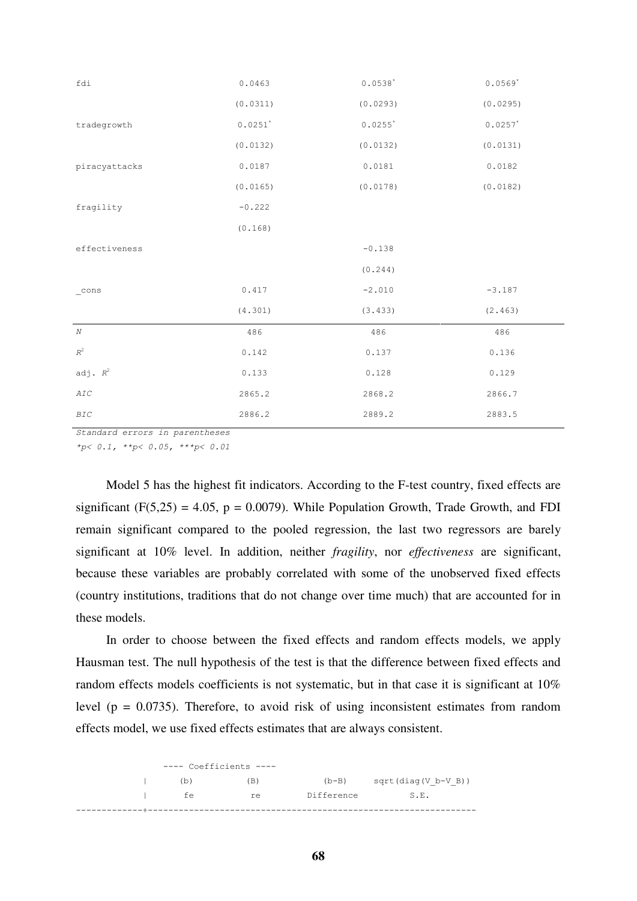| | | | |
|---|---|---|---|
| fdi | 0.0463 | 0.0538* | 0.0569* |
| | (0.0311) | (0.0293) | (0.0295) |
| tradegrowth | 0.0251* | 0.0255* | 0.0257* |
| | (0.0132) | (0.0132) | (0.0131) |
| piracyattacks | 0.0187 | 0.0181 | 0.0182 |
| | (0.0165) | (0.0178) | (0.0182) |
| fragility | -0.222 | | |
| | (0.168) | | |
| effectiveness | | -0.138 | |
| | | (0.244) | |
| _cons | 0.417 | -2.010 | -3.187 |
| | (4.301) | (3.433) | (2.463) |
| *N* | 486 | 486 | 486 |
| $R^2$ | 0.142 | 0.137 | 0.136 |
| adj. $R^2$ | 0.133 | 0.128 | 0.129 |
| *AIC* | 2865.2 | 2868.2 | 2866.7 |
| *BIC* | 2886.2 | 2889.2 | 2883.5 |

*Standard errors in parentheses*
*\*p< 0.1, \*\*p< 0.05, \*\*\*p< 0.01*

Model 5 has the highest fit indicators. According to the F-test country, fixed effects are significant ($F(5,25) = 4.05$, $p = 0.0079$). While Population Growth, Trade Growth, and FDI remain significant compared to the pooled regression, the last two regressors are barely significant at 10% level. In addition, neither *fragility*, nor *effectiveness* are significant, because these variables are probably correlated with some of the unobserved fixed effects (country institutions, traditions that do not change over time much) that are accounted for in these models.

In order to choose between the fixed effects and random effects models, we apply Hausman test. The null hypothesis of the test is that the difference between fixed effects and random effects models coefficients is not systematic, but in that case it is significant at 10% level ($p = 0.0735$). Therefore, to avoid risk of using inconsistent estimates from random effects model, we use fixed effects estimates that are always consistent.

```
              ---- Coefficients ----
             |      (b)          (B)            (b-B)     sqrt(diag(V_b-V_B))
             |       fe           re         Difference          S.E.
-------------+----------------------------------------------------------------
```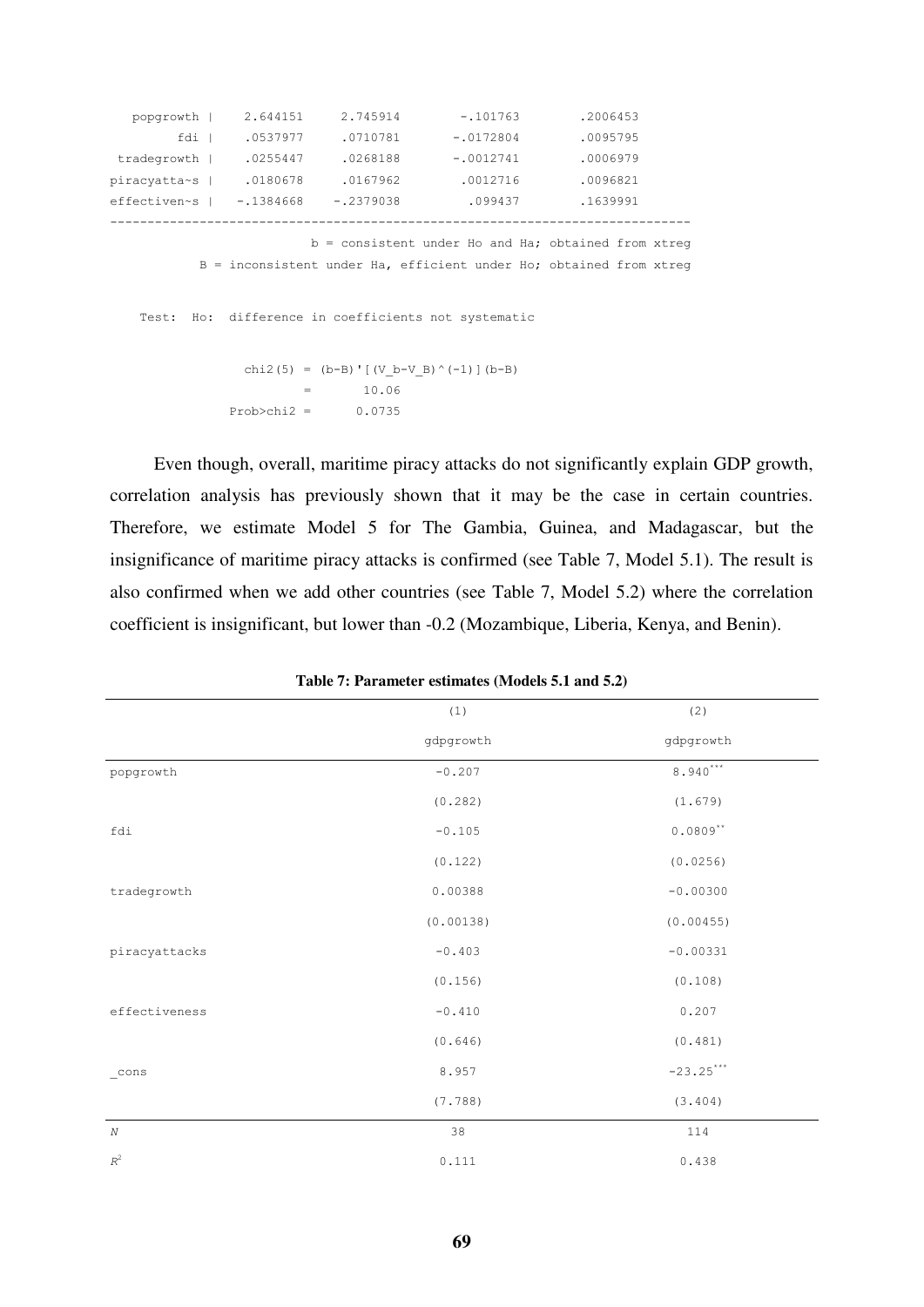```
   popgrowth |    2.644151     2.745914        -.101763        .2006453
         fdi |    .0537977     .0710781       -.0172804        .0095795
  tradegrowth |    .0255447     .0268188       -.0012741        .0006979
piracyatta~s |    .0180678     .0167962        .0012716        .0096821
effectiven~s |   -.1384668    -.2379038         .099437        .1639991
------------------------------------------------------------------------------
                           b = consistent under Ho and Ha; obtained from xtreg
            B = inconsistent under Ha, efficient under Ho; obtained from xtreg

    Test:  Ho:  difference in coefficients not systematic

                  chi2(5) = (b-B)'[(V_b-V_B)^(-1)](b-B)
                          =       10.06
                Prob>chi2 =      0.0735
```

Even though, overall, maritime piracy attacks do not significantly explain GDP growth, correlation analysis has previously shown that it may be the case in certain countries. Therefore, we estimate Model 5 for The Gambia, Guinea, and Madagascar, but the insignificance of maritime piracy attacks is confirmed (see Table 7, Model 5.1). The result is also confirmed when we add other countries (see Table 7, Model 5.2) where the correlation coefficient is insignificant, but lower than -0.2 (Mozambique, Liberia, Kenya, and Benin).

**Table 7: Parameter estimates (Models 5.1 and 5.2)**

| | (1) | (2) |
|---|---|---|
| | gdpgrowth | gdpgrowth |
| popgrowth | -0.207 | 8.940*** |
| | (0.282) | (1.679) |
| fdi | -0.105 | 0.0809** |
| | (0.122) | (0.0256) |
| tradegrowth | 0.00388 | -0.00300 |
| | (0.00138) | (0.00455) |
| piracyattacks | -0.403 | -0.00331 |
| | (0.156) | (0.108) |
| effectiveness | -0.410 | 0.207 |
| | (0.646) | (0.481) |
| _cons | 8.957 | -23.25*** |
| | (7.788) | (3.404) |
| $N$ | 38 | 114 |
| $R^2$ | 0.111 | 0.438 |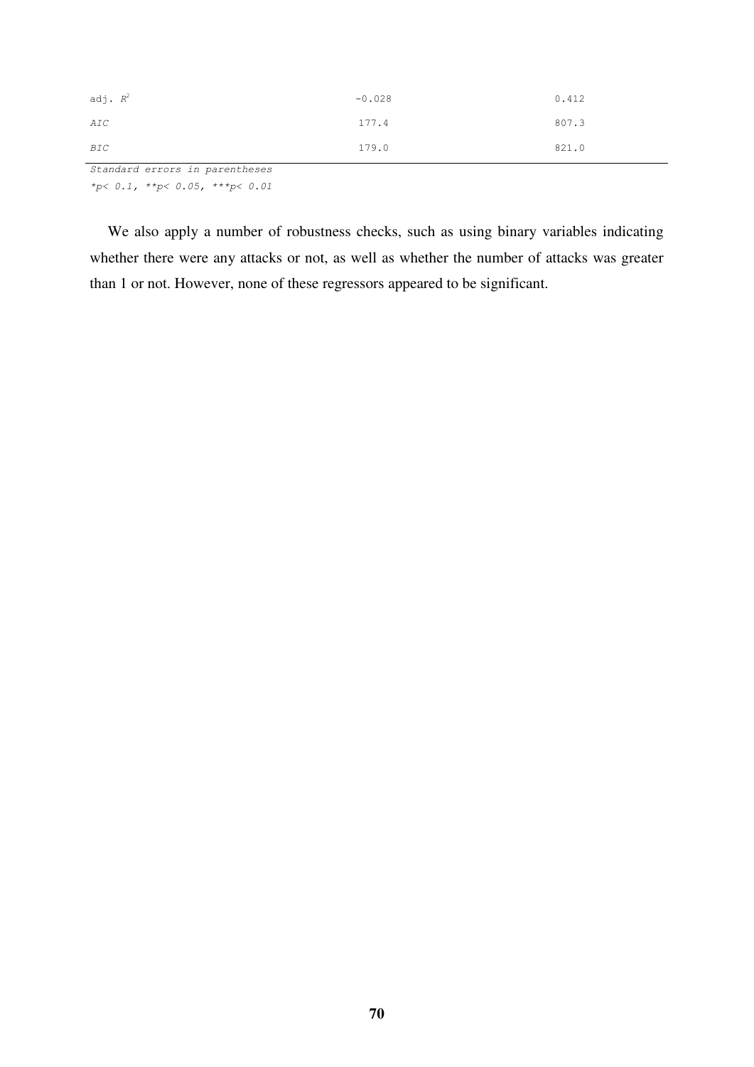| | | |
|---|---|---|
| adj. $R^2$ | -0.028 | 0.412 |
| *AIC* | 177.4 | 807.3 |
| *BIC* | 179.0 | 821.0 |

*Standard errors in parentheses*

*\*p< 0.1, \*\*p< 0.05, \*\*\*p< 0.01*

We also apply a number of robustness checks, such as using binary variables indicating whether there were any attacks or not, as well as whether the number of attacks was greater than 1 or not. However, none of these regressors appeared to be significant.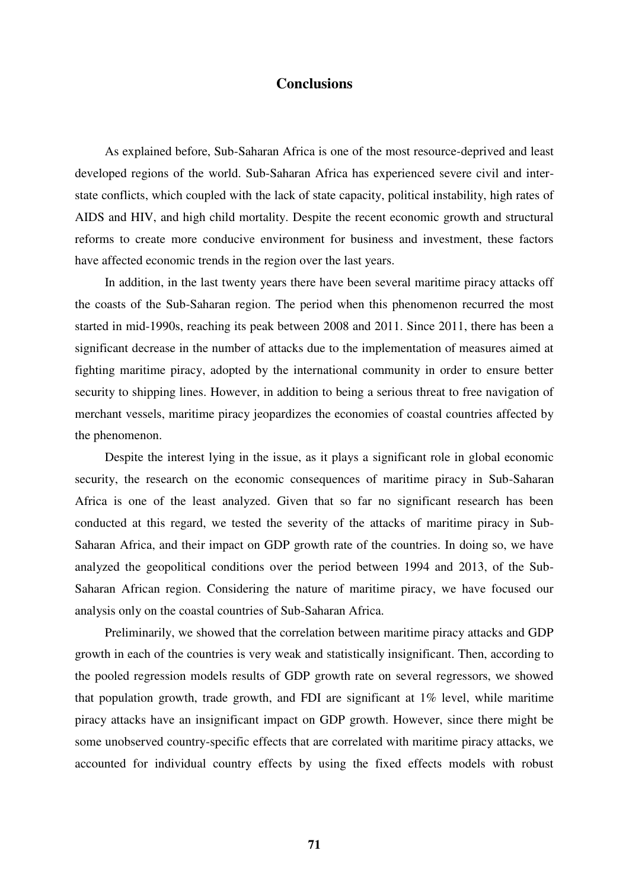# Conclusions

As explained before, Sub-Saharan Africa is one of the most resource-deprived and least developed regions of the world. Sub-Saharan Africa has experienced severe civil and inter-state conflicts, which coupled with the lack of state capacity, political instability, high rates of AIDS and HIV, and high child mortality. Despite the recent economic growth and structural reforms to create more conducive environment for business and investment, these factors have affected economic trends in the region over the last years.

In addition, in the last twenty years there have been several maritime piracy attacks off the coasts of the Sub-Saharan region. The period when this phenomenon recurred the most started in mid-1990s, reaching its peak between 2008 and 2011. Since 2011, there has been a significant decrease in the number of attacks due to the implementation of measures aimed at fighting maritime piracy, adopted by the international community in order to ensure better security to shipping lines. However, in addition to being a serious threat to free navigation of merchant vessels, maritime piracy jeopardizes the economies of coastal countries affected by the phenomenon.

Despite the interest lying in the issue, as it plays a significant role in global economic security, the research on the economic consequences of maritime piracy in Sub-Saharan Africa is one of the least analyzed. Given that so far no significant research has been conducted at this regard, we tested the severity of the attacks of maritime piracy in Sub-Saharan Africa, and their impact on GDP growth rate of the countries. In doing so, we have analyzed the geopolitical conditions over the period between 1994 and 2013, of the Sub-Saharan African region. Considering the nature of maritime piracy, we have focused our analysis only on the coastal countries of Sub-Saharan Africa.

Preliminarily, we showed that the correlation between maritime piracy attacks and GDP growth in each of the countries is very weak and statistically insignificant. Then, according to the pooled regression models results of GDP growth rate on several regressors, we showed that population growth, trade growth, and FDI are significant at 1% level, while maritime piracy attacks have an insignificant impact on GDP growth. However, since there might be some unobserved country-specific effects that are correlated with maritime piracy attacks, we accounted for individual country effects by using the fixed effects models with robust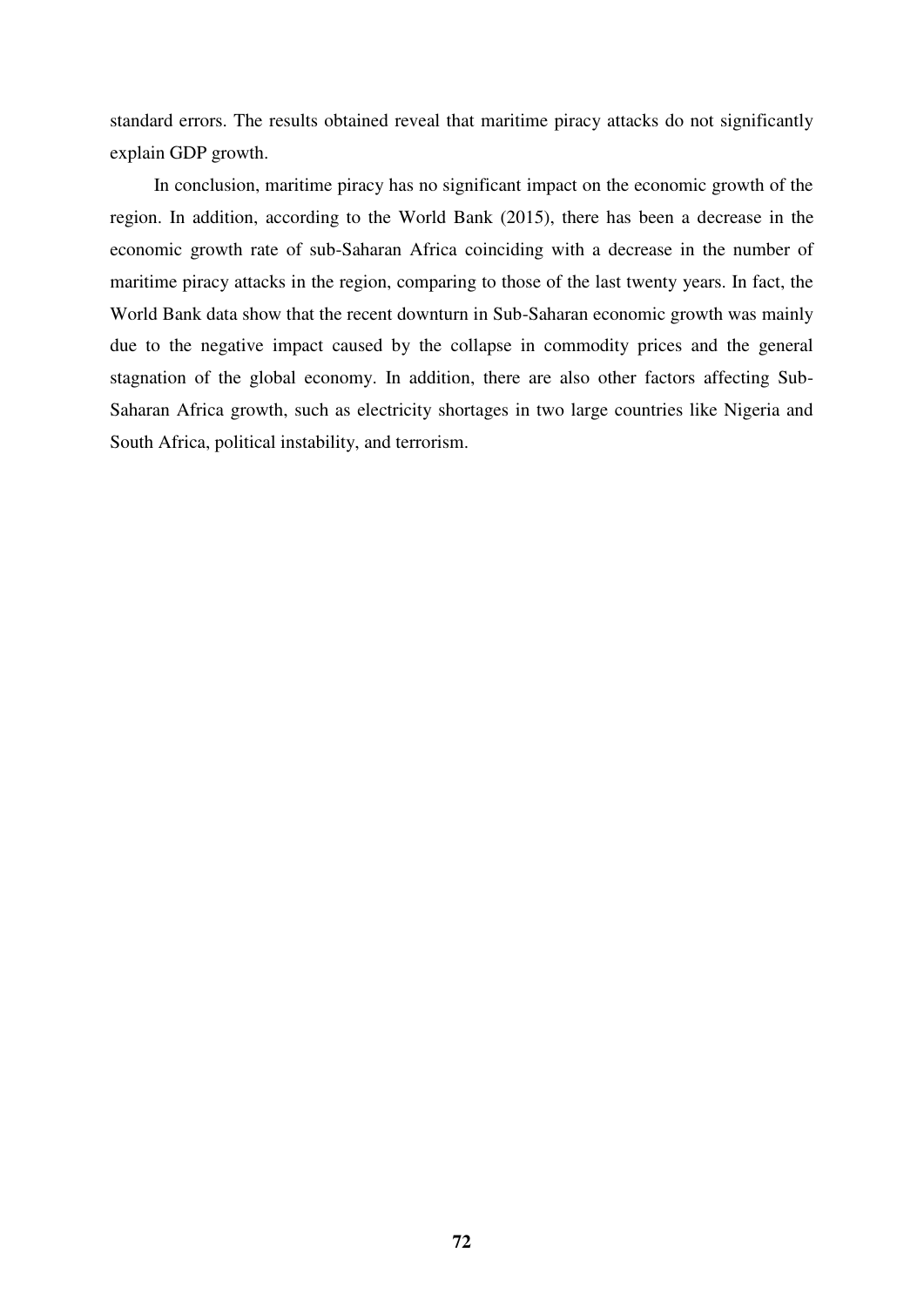standard errors. The results obtained reveal that maritime piracy attacks do not significantly explain GDP growth.

In conclusion, maritime piracy has no significant impact on the economic growth of the region. In addition, according to the World Bank (2015), there has been a decrease in the economic growth rate of sub-Saharan Africa coinciding with a decrease in the number of maritime piracy attacks in the region, comparing to those of the last twenty years. In fact, the World Bank data show that the recent downturn in Sub-Saharan economic growth was mainly due to the negative impact caused by the collapse in commodity prices and the general stagnation of the global economy. In addition, there are also other factors affecting Sub-Saharan Africa growth, such as electricity shortages in two large countries like Nigeria and South Africa, political instability, and terrorism.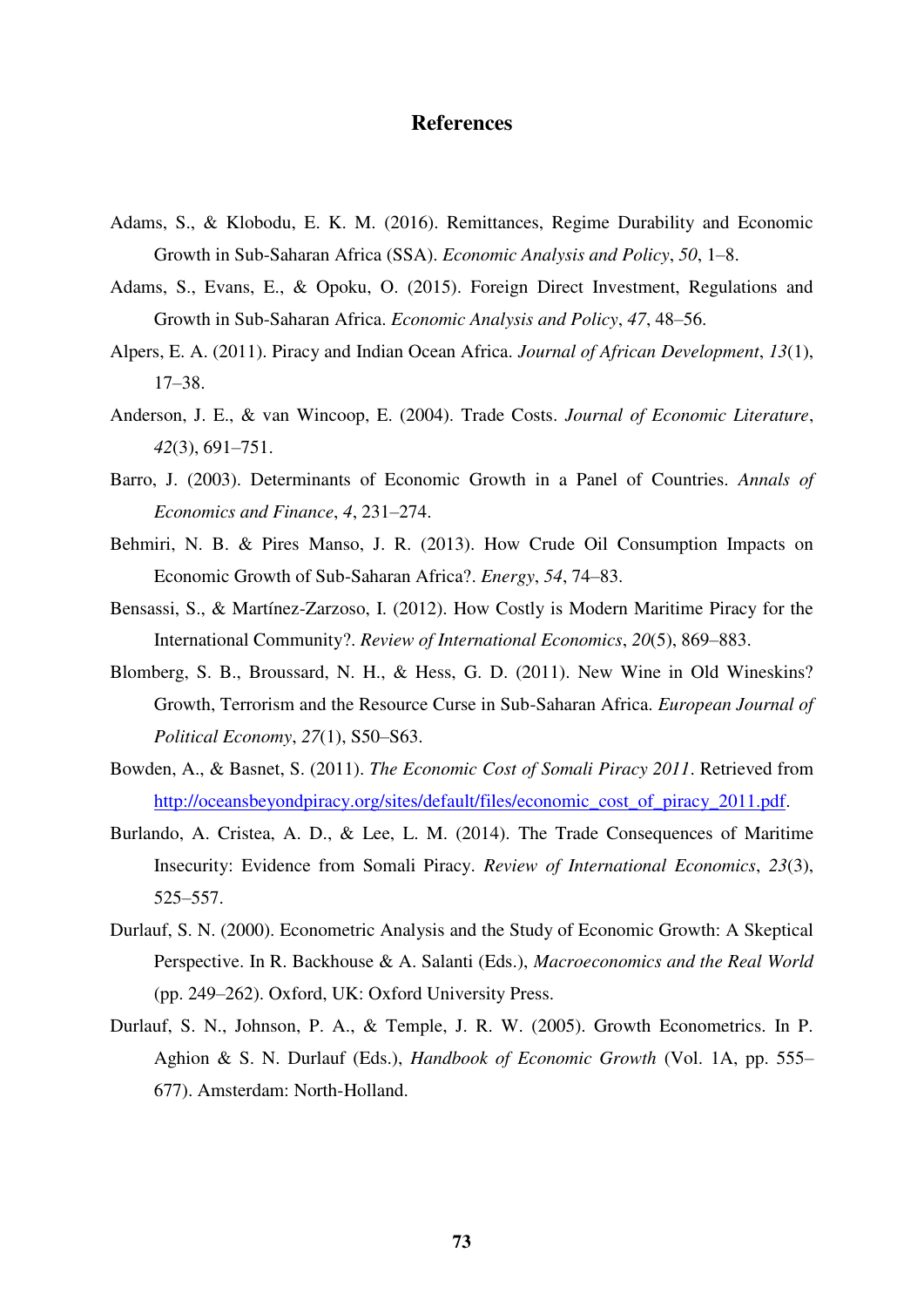# References

Adams, S., & Klobodu, E. K. M. (2016). Remittances, Regime Durability and Economic Growth in Sub-Saharan Africa (SSA). *Economic Analysis and Policy*, *50*, 1–8.

Adams, S., Evans, E., & Opoku, O. (2015). Foreign Direct Investment, Regulations and Growth in Sub-Saharan Africa. *Economic Analysis and Policy*, *47*, 48–56.

Alpers, E. A. (2011). Piracy and Indian Ocean Africa. *Journal of African Development*, *13*(1), 17–38.

Anderson, J. E., & van Wincoop, E. (2004). Trade Costs. *Journal of Economic Literature*, *42*(3), 691–751.

Barro, J. (2003). Determinants of Economic Growth in a Panel of Countries. *Annals of Economics and Finance*, *4*, 231–274.

Behmiri, N. B. & Pires Manso, J. R. (2013). How Crude Oil Consumption Impacts on Economic Growth of Sub-Saharan Africa?. *Energy*, *54*, 74–83.

Bensassi, S., & Martínez-Zarzoso, I. (2012). How Costly is Modern Maritime Piracy for the International Community?. *Review of International Economics*, *20*(5), 869–883.

Blomberg, S. B., Broussard, N. H., & Hess, G. D. (2011). New Wine in Old Wineskins? Growth, Terrorism and the Resource Curse in Sub-Saharan Africa. *European Journal of Political Economy*, *27*(1), S50–S63.

Bowden, A., & Basnet, S. (2011). *The Economic Cost of Somali Piracy 2011*. Retrieved from http://oceansbeyondpiracy.org/sites/default/files/economic_cost_of_piracy_2011.pdf.

Burlando, A. Cristea, A. D., & Lee, L. M. (2014). The Trade Consequences of Maritime Insecurity: Evidence from Somali Piracy. *Review of International Economics*, *23*(3), 525–557.

Durlauf, S. N. (2000). Econometric Analysis and the Study of Economic Growth: A Skeptical Perspective. In R. Backhouse & A. Salanti (Eds.), *Macroeconomics and the Real World* (pp. 249–262). Oxford, UK: Oxford University Press.

Durlauf, S. N., Johnson, P. A., & Temple, J. R. W. (2005). Growth Econometrics. In P. Aghion & S. N. Durlauf (Eds.), *Handbook of Economic Growth* (Vol. 1A, pp. 555–677). Amsterdam: North-Holland.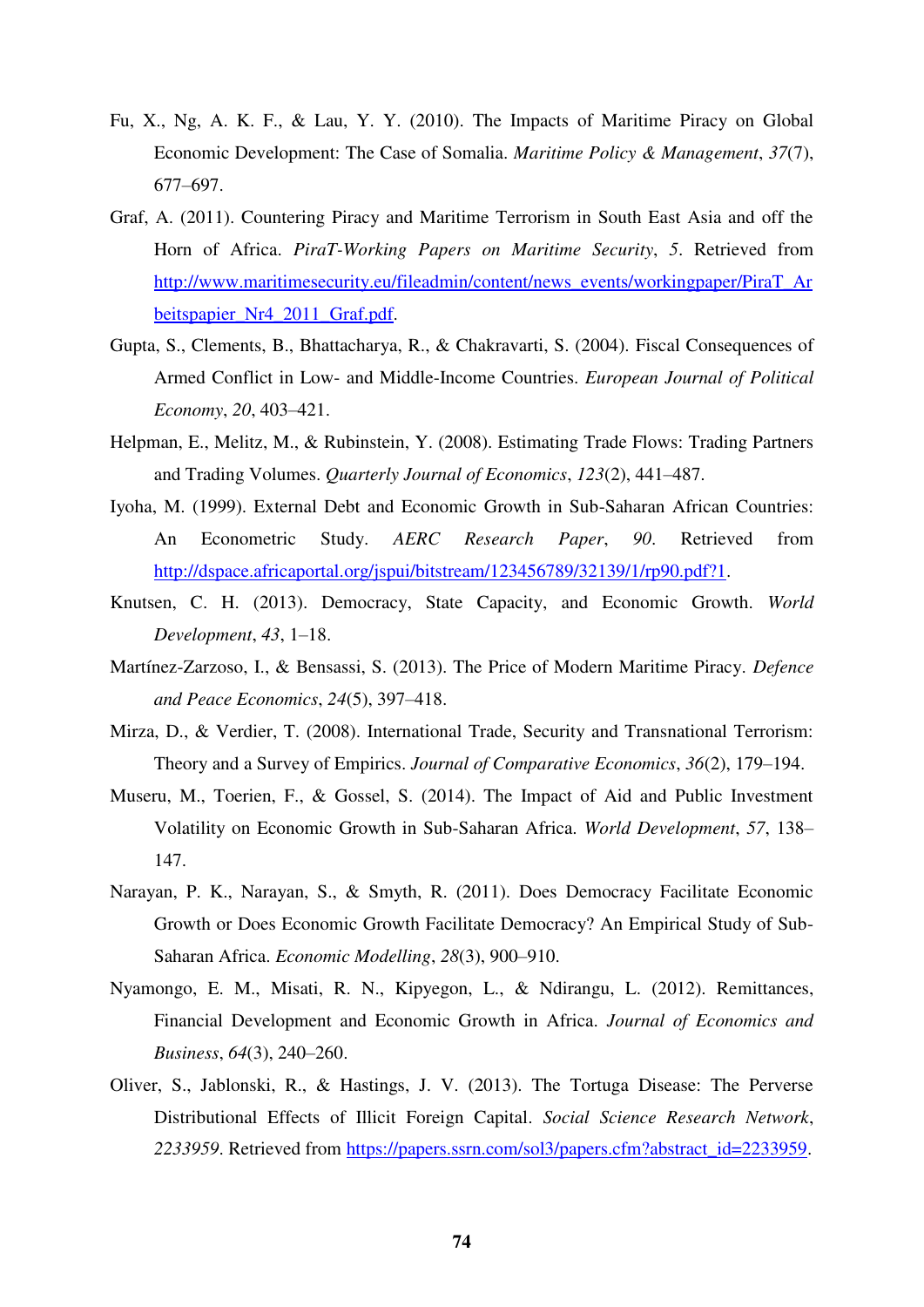Fu, X., Ng, A. K. F., & Lau, Y. Y. (2010). The Impacts of Maritime Piracy on Global Economic Development: The Case of Somalia. *Maritime Policy & Management*, *37*(7), 677–697.

Graf, A. (2011). Countering Piracy and Maritime Terrorism in South East Asia and off the Horn of Africa. *PiraT-Working Papers on Maritime Security*, *5*. Retrieved from http://www.maritimesecurity.eu/fileadmin/content/news_events/workingpaper/PiraT_Arbeitspapier_Nr4_2011_Graf.pdf.

Gupta, S., Clements, B., Bhattacharya, R., & Chakravarti, S. (2004). Fiscal Consequences of Armed Conflict in Low- and Middle-Income Countries. *European Journal of Political Economy*, *20*, 403–421.

Helpman, E., Melitz, M., & Rubinstein, Y. (2008). Estimating Trade Flows: Trading Partners and Trading Volumes. *Quarterly Journal of Economics*, *123*(2), 441–487.

Iyoha, M. (1999). External Debt and Economic Growth in Sub-Saharan African Countries: An Econometric Study. *AERC Research Paper*, *90*. Retrieved from http://dspace.africaportal.org/jspui/bitstream/123456789/32139/1/rp90.pdf?1.

Knutsen, C. H. (2013). Democracy, State Capacity, and Economic Growth. *World Development*, *43*, 1–18.

Martínez-Zarzoso, I., & Bensassi, S. (2013). The Price of Modern Maritime Piracy. *Defence and Peace Economics*, *24*(5), 397–418.

Mirza, D., & Verdier, T. (2008). International Trade, Security and Transnational Terrorism: Theory and a Survey of Empirics. *Journal of Comparative Economics*, *36*(2), 179–194.

Museru, M., Toerien, F., & Gossel, S. (2014). The Impact of Aid and Public Investment Volatility on Economic Growth in Sub-Saharan Africa. *World Development*, *57*, 138–147.

Narayan, P. K., Narayan, S., & Smyth, R. (2011). Does Democracy Facilitate Economic Growth or Does Economic Growth Facilitate Democracy? An Empirical Study of Sub-Saharan Africa. *Economic Modelling*, *28*(3), 900–910.

Nyamongo, E. M., Misati, R. N., Kipyegon, L., & Ndirangu, L. (2012). Remittances, Financial Development and Economic Growth in Africa. *Journal of Economics and Business*, *64*(3), 240–260.

Oliver, S., Jablonski, R., & Hastings, J. V. (2013). The Tortuga Disease: The Perverse Distributional Effects of Illicit Foreign Capital. *Social Science Research Network*, *2233959*. Retrieved from https://papers.ssrn.com/sol3/papers.cfm?abstract_id=2233959.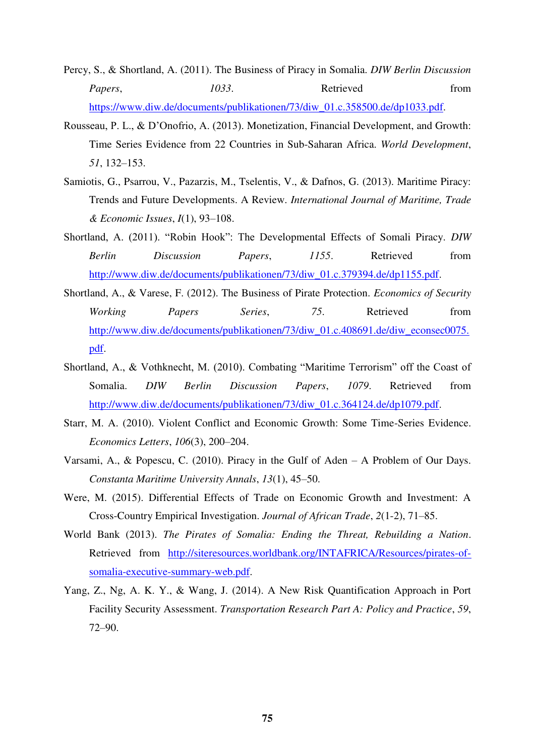Percy, S., & Shortland, A. (2011). The Business of Piracy in Somalia. *DIW Berlin Discussion Papers*, *1033*. Retrieved from https://www.diw.de/documents/publikationen/73/diw_01.c.358500.de/dp1033.pdf.

Rousseau, P. L., & D'Onofrio, A. (2013). Monetization, Financial Development, and Growth: Time Series Evidence from 22 Countries in Sub-Saharan Africa. *World Development*, *51*, 132–153.

Samiotis, G., Psarrou, V., Pazarzis, M., Tselentis, V., & Dafnos, G. (2013). Maritime Piracy: Trends and Future Developments. A Review. *International Journal of Maritime, Trade & Economic Issues*, *I*(1), 93–108.

Shortland, A. (2011). "Robin Hook": The Developmental Effects of Somali Piracy. *DIW Berlin Discussion Papers*, *1155*. Retrieved from http://www.diw.de/documents/publikationen/73/diw_01.c.379394.de/dp1155.pdf.

Shortland, A., & Varese, F. (2012). The Business of Pirate Protection. *Economics of Security Working Papers Series*, *75*. Retrieved from http://www.diw.de/documents/publikationen/73/diw_01.c.408691.de/diw_econsec0075.pdf.

Shortland, A., & Vothknecht, M. (2010). Combating "Maritime Terrorism" off the Coast of Somalia. *DIW Berlin Discussion Papers*, *1079*. Retrieved from http://www.diw.de/documents/publikationen/73/diw_01.c.364124.de/dp1079.pdf.

Starr, M. A. (2010). Violent Conflict and Economic Growth: Some Time-Series Evidence. *Economics Letters*, *106*(3), 200–204.

Varsami, A., & Popescu, C. (2010). Piracy in the Gulf of Aden – A Problem of Our Days. *Constanta Maritime University Annals*, *13*(1), 45–50.

Were, M. (2015). Differential Effects of Trade on Economic Growth and Investment: A Cross-Country Empirical Investigation. *Journal of African Trade*, *2*(1-2), 71–85.

World Bank (2013). *The Pirates of Somalia: Ending the Threat, Rebuilding a Nation*. Retrieved from http://siteresources.worldbank.org/INTAFRICA/Resources/pirates-of-somalia-executive-summary-web.pdf.

Yang, Z., Ng, A. K. Y., & Wang, J. (2014). A New Risk Quantification Approach in Port Facility Security Assessment. *Transportation Research Part A: Policy and Practice*, *59*, 72–90.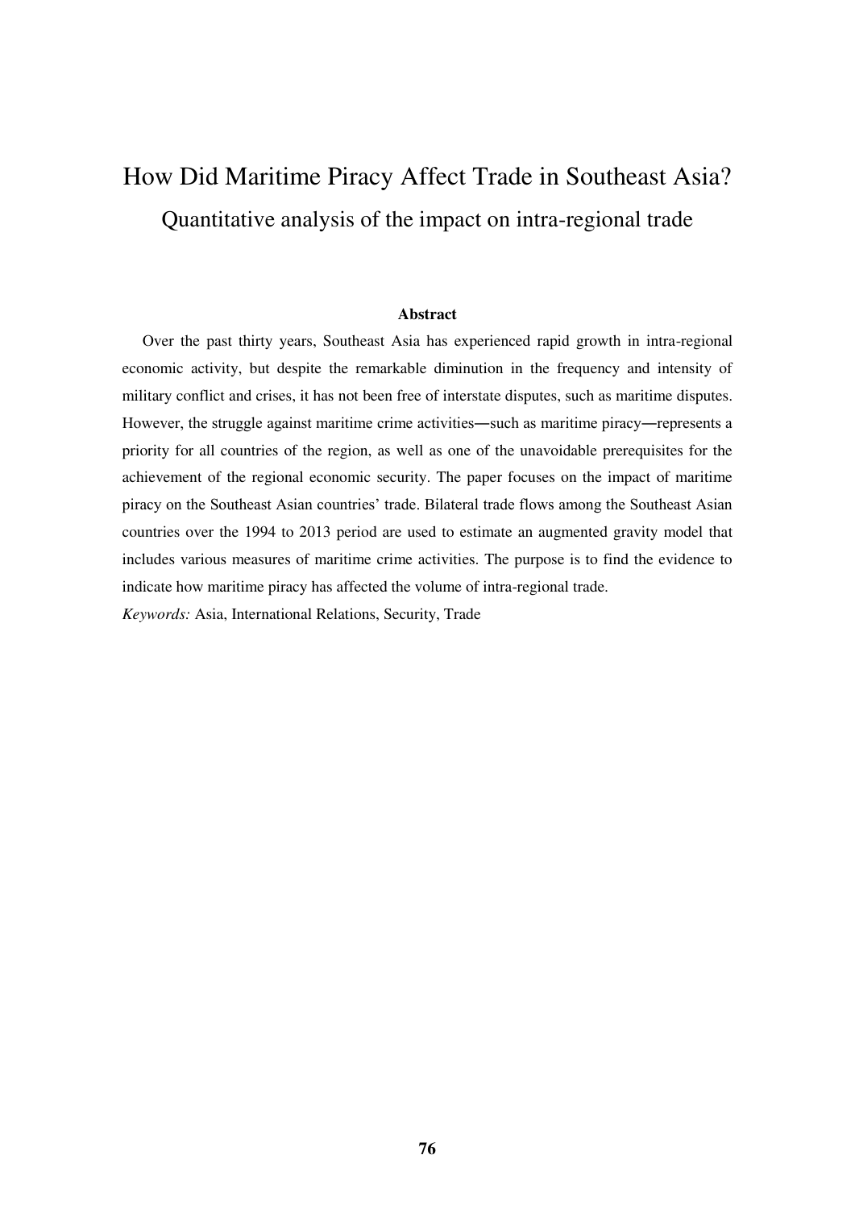# How Did Maritime Piracy Affect Trade in Southeast Asia?

## Quantitative analysis of the impact on intra-regional trade

**Abstract**

Over the past thirty years, Southeast Asia has experienced rapid growth in intra-regional economic activity, but despite the remarkable diminution in the frequency and intensity of military conflict and crises, it has not been free of interstate disputes, such as maritime disputes. However, the struggle against maritime crime activities―such as maritime piracy―represents a priority for all countries of the region, as well as one of the unavoidable prerequisites for the achievement of the regional economic security. The paper focuses on the impact of maritime piracy on the Southeast Asian countries' trade. Bilateral trade flows among the Southeast Asian countries over the 1994 to 2013 period are used to estimate an augmented gravity model that includes various measures of maritime crime activities. The purpose is to find the evidence to indicate how maritime piracy has affected the volume of intra-regional trade.

*Keywords:* Asia, International Relations, Security, Trade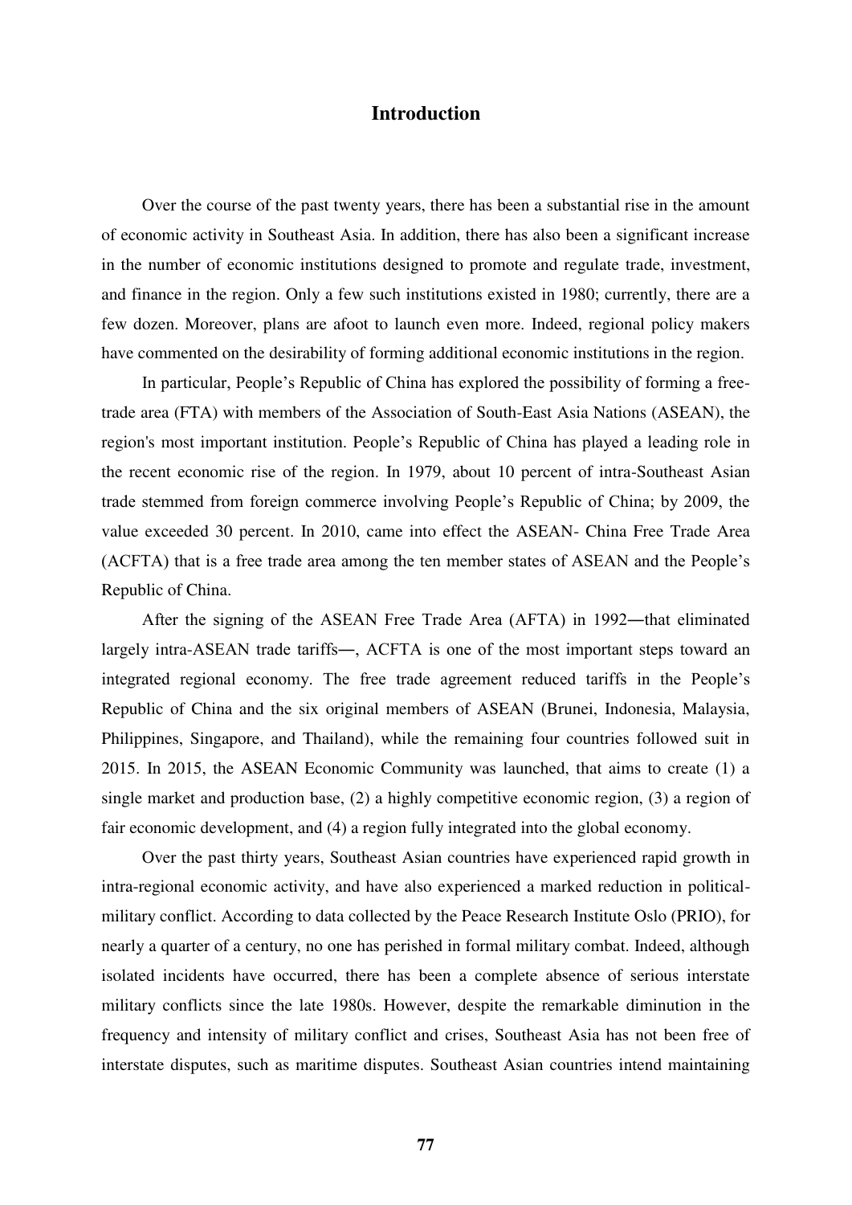# Introduction

Over the course of the past twenty years, there has been a substantial rise in the amount of economic activity in Southeast Asia. In addition, there has also been a significant increase in the number of economic institutions designed to promote and regulate trade, investment, and finance in the region. Only a few such institutions existed in 1980; currently, there are a few dozen. Moreover, plans are afoot to launch even more. Indeed, regional policy makers have commented on the desirability of forming additional economic institutions in the region.

In particular, People's Republic of China has explored the possibility of forming a free-trade area (FTA) with members of the Association of South-East Asia Nations (ASEAN), the region's most important institution. People's Republic of China has played a leading role in the recent economic rise of the region. In 1979, about 10 percent of intra-Southeast Asian trade stemmed from foreign commerce involving People's Republic of China; by 2009, the value exceeded 30 percent. In 2010, came into effect the ASEAN- China Free Trade Area (ACFTA) that is a free trade area among the ten member states of ASEAN and the People's Republic of China.

After the signing of the ASEAN Free Trade Area (AFTA) in 1992―that eliminated largely intra-ASEAN trade tariffs―, ACFTA is one of the most important steps toward an integrated regional economy. The free trade agreement reduced tariffs in the People's Republic of China and the six original members of ASEAN (Brunei, Indonesia, Malaysia, Philippines, Singapore, and Thailand), while the remaining four countries followed suit in 2015. In 2015, the ASEAN Economic Community was launched, that aims to create (1) a single market and production base, (2) a highly competitive economic region, (3) a region of fair economic development, and (4) a region fully integrated into the global economy.

Over the past thirty years, Southeast Asian countries have experienced rapid growth in intra-regional economic activity, and have also experienced a marked reduction in political-military conflict. According to data collected by the Peace Research Institute Oslo (PRIO), for nearly a quarter of a century, no one has perished in formal military combat. Indeed, although isolated incidents have occurred, there has been a complete absence of serious interstate military conflicts since the late 1980s. However, despite the remarkable diminution in the frequency and intensity of military conflict and crises, Southeast Asia has not been free of interstate disputes, such as maritime disputes. Southeast Asian countries intend maintaining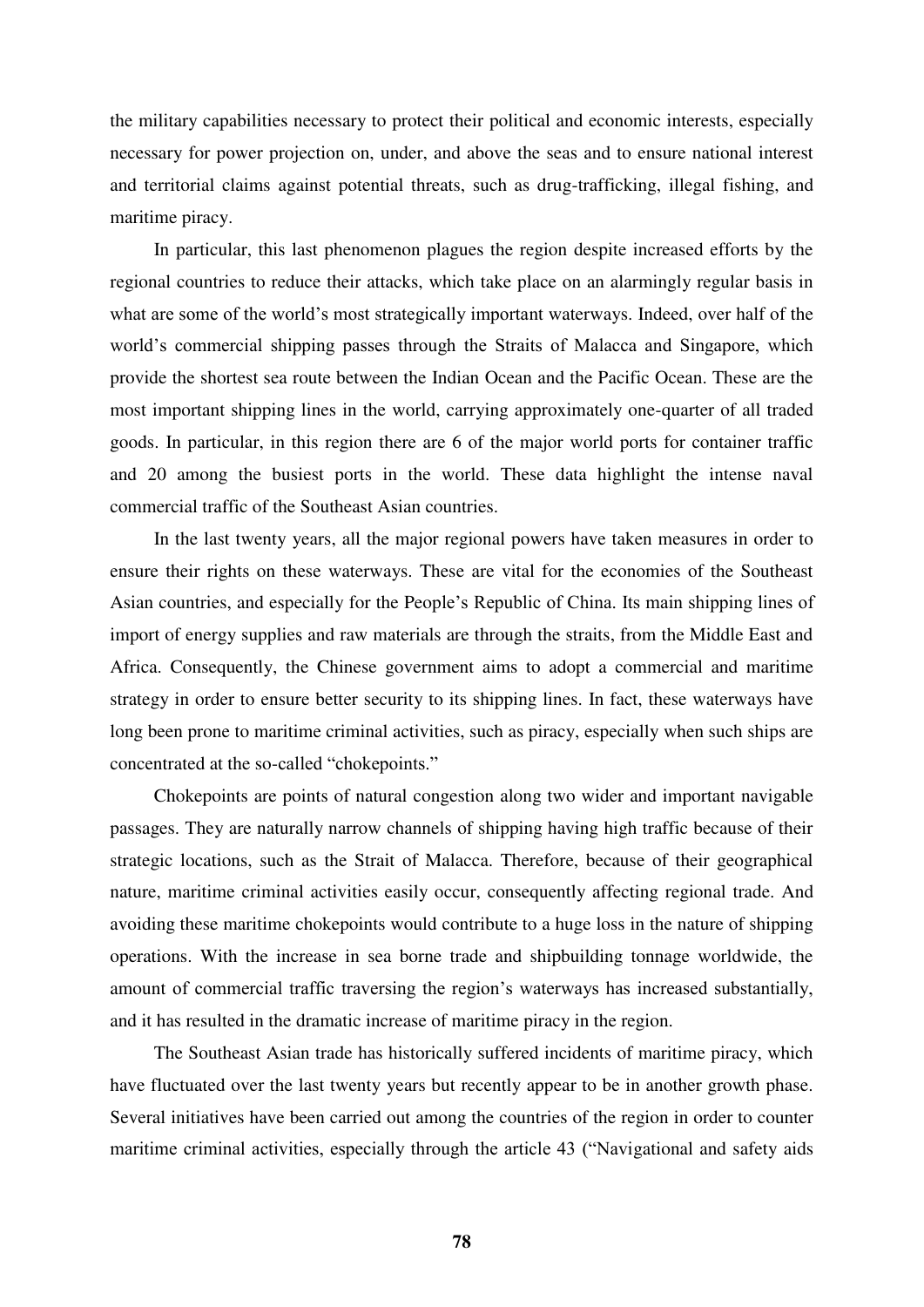the military capabilities necessary to protect their political and economic interests, especially necessary for power projection on, under, and above the seas and to ensure national interest and territorial claims against potential threats, such as drug-trafficking, illegal fishing, and maritime piracy.

In particular, this last phenomenon plagues the region despite increased efforts by the regional countries to reduce their attacks, which take place on an alarmingly regular basis in what are some of the world's most strategically important waterways. Indeed, over half of the world's commercial shipping passes through the Straits of Malacca and Singapore, which provide the shortest sea route between the Indian Ocean and the Pacific Ocean. These are the most important shipping lines in the world, carrying approximately one-quarter of all traded goods. In particular, in this region there are 6 of the major world ports for container traffic and 20 among the busiest ports in the world. These data highlight the intense naval commercial traffic of the Southeast Asian countries.

In the last twenty years, all the major regional powers have taken measures in order to ensure their rights on these waterways. These are vital for the economies of the Southeast Asian countries, and especially for the People's Republic of China. Its main shipping lines of import of energy supplies and raw materials are through the straits, from the Middle East and Africa. Consequently, the Chinese government aims to adopt a commercial and maritime strategy in order to ensure better security to its shipping lines. In fact, these waterways have long been prone to maritime criminal activities, such as piracy, especially when such ships are concentrated at the so-called "chokepoints."

Chokepoints are points of natural congestion along two wider and important navigable passages. They are naturally narrow channels of shipping having high traffic because of their strategic locations, such as the Strait of Malacca. Therefore, because of their geographical nature, maritime criminal activities easily occur, consequently affecting regional trade. And avoiding these maritime chokepoints would contribute to a huge loss in the nature of shipping operations. With the increase in sea borne trade and shipbuilding tonnage worldwide, the amount of commercial traffic traversing the region's waterways has increased substantially, and it has resulted in the dramatic increase of maritime piracy in the region.

The Southeast Asian trade has historically suffered incidents of maritime piracy, which have fluctuated over the last twenty years but recently appear to be in another growth phase. Several initiatives have been carried out among the countries of the region in order to counter maritime criminal activities, especially through the article 43 ("Navigational and safety aids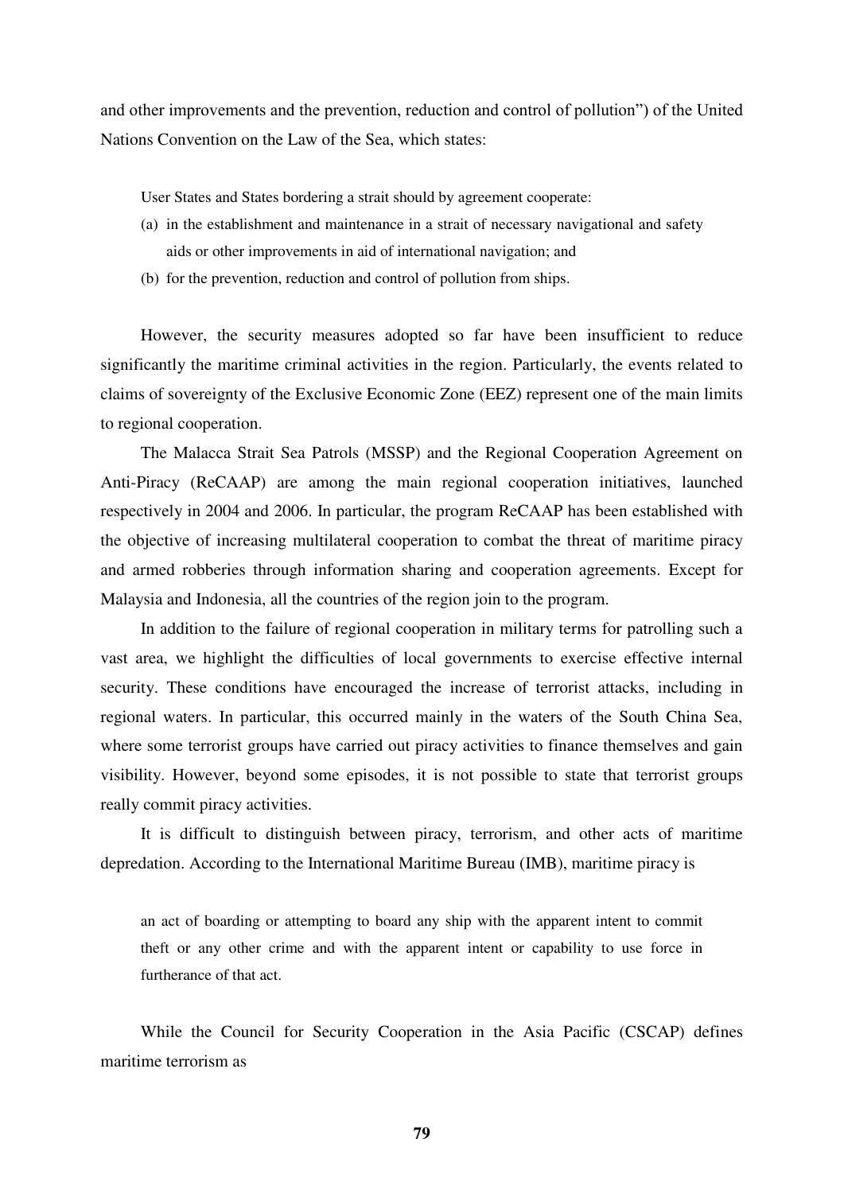and other improvements and the prevention, reduction and control of pollution") of the United Nations Convention on the Law of the Sea, which states:

> User States and States bordering a strait should by agreement cooperate:
>
> (a) in the establishment and maintenance in a strait of necessary navigational and safety aids or other improvements in aid of international navigation; and
>
> (b) for the prevention, reduction and control of pollution from ships.

However, the security measures adopted so far have been insufficient to reduce significantly the maritime criminal activities in the region. Particularly, the events related to claims of sovereignty of the Exclusive Economic Zone (EEZ) represent one of the main limits to regional cooperation.

The Malacca Strait Sea Patrols (MSSP) and the Regional Cooperation Agreement on Anti-Piracy (ReCAAP) are among the main regional cooperation initiatives, launched respectively in 2004 and 2006. In particular, the program ReCAAP has been established with the objective of increasing multilateral cooperation to combat the threat of maritime piracy and armed robberies through information sharing and cooperation agreements. Except for Malaysia and Indonesia, all the countries of the region join to the program.

In addition to the failure of regional cooperation in military terms for patrolling such a vast area, we highlight the difficulties of local governments to exercise effective internal security. These conditions have encouraged the increase of terrorist attacks, including in regional waters. In particular, this occurred mainly in the waters of the South China Sea, where some terrorist groups have carried out piracy activities to finance themselves and gain visibility. However, beyond some episodes, it is not possible to state that terrorist groups really commit piracy activities.

It is difficult to distinguish between piracy, terrorism, and other acts of maritime depredation. According to the International Maritime Bureau (IMB), maritime piracy is

> an act of boarding or attempting to board any ship with the apparent intent to commit theft or any other crime and with the apparent intent or capability to use force in furtherance of that act.

While the Council for Security Cooperation in the Asia Pacific (CSCAP) defines maritime terrorism as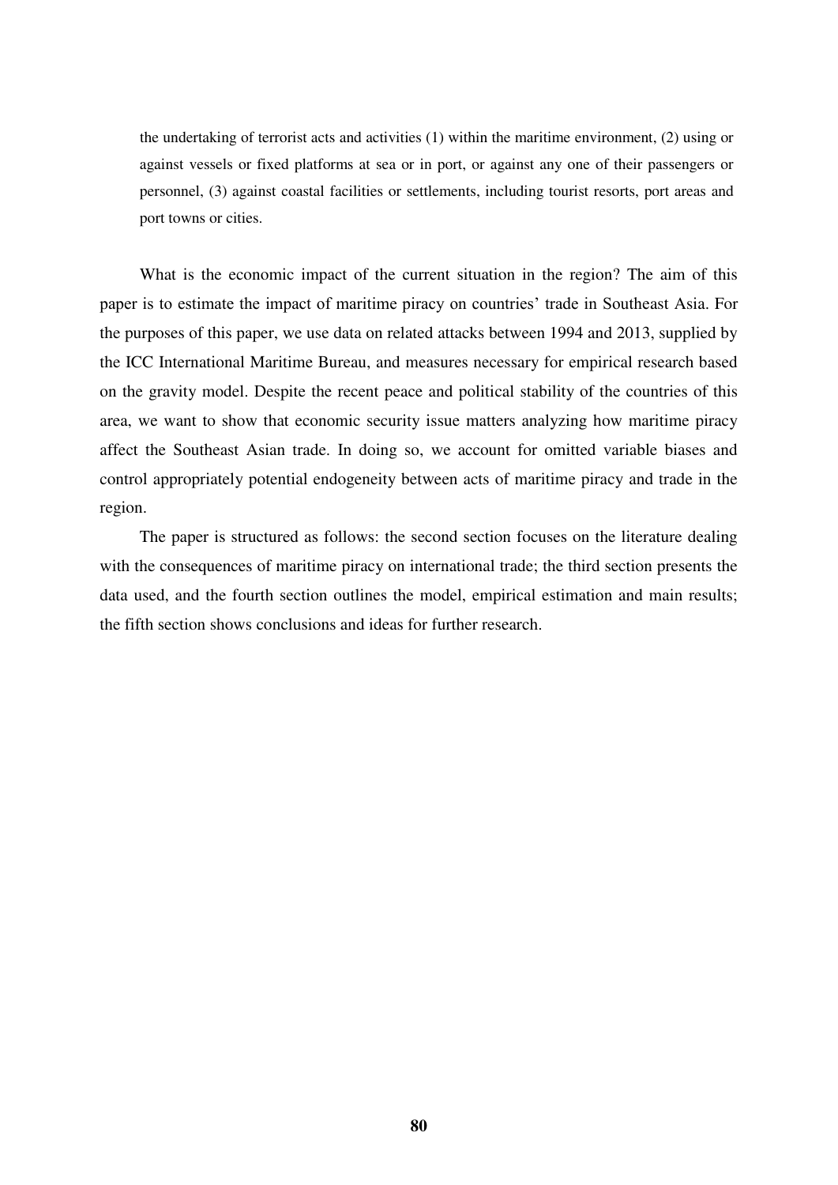> the undertaking of terrorist acts and activities (1) within the maritime environment, (2) using or against vessels or fixed platforms at sea or in port, or against any one of their passengers or personnel, (3) against coastal facilities or settlements, including tourist resorts, port areas and port towns or cities.

What is the economic impact of the current situation in the region? The aim of this paper is to estimate the impact of maritime piracy on countries' trade in Southeast Asia. For the purposes of this paper, we use data on related attacks between 1994 and 2013, supplied by the ICC International Maritime Bureau, and measures necessary for empirical research based on the gravity model. Despite the recent peace and political stability of the countries of this area, we want to show that economic security issue matters analyzing how maritime piracy affect the Southeast Asian trade. In doing so, we account for omitted variable biases and control appropriately potential endogeneity between acts of maritime piracy and trade in the region.

The paper is structured as follows: the second section focuses on the literature dealing with the consequences of maritime piracy on international trade; the third section presents the data used, and the fourth section outlines the model, empirical estimation and main results; the fifth section shows conclusions and ideas for further research.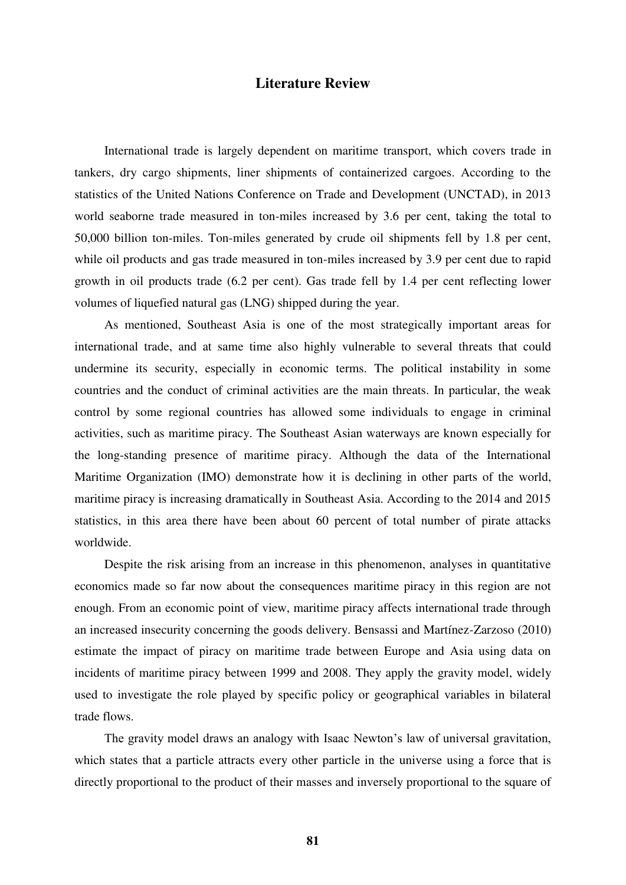## Literature Review

International trade is largely dependent on maritime transport, which covers trade in tankers, dry cargo shipments, liner shipments of containerized cargoes. According to the statistics of the United Nations Conference on Trade and Development (UNCTAD), in 2013 world seaborne trade measured in ton-miles increased by 3.6 per cent, taking the total to 50,000 billion ton-miles. Ton-miles generated by crude oil shipments fell by 1.8 per cent, while oil products and gas trade measured in ton-miles increased by 3.9 per cent due to rapid growth in oil products trade (6.2 per cent). Gas trade fell by 1.4 per cent reflecting lower volumes of liquefied natural gas (LNG) shipped during the year.

As mentioned, Southeast Asia is one of the most strategically important areas for international trade, and at same time also highly vulnerable to several threats that could undermine its security, especially in economic terms. The political instability in some countries and the conduct of criminal activities are the main threats. In particular, the weak control by some regional countries has allowed some individuals to engage in criminal activities, such as maritime piracy. The Southeast Asian waterways are known especially for the long-standing presence of maritime piracy. Although the data of the International Maritime Organization (IMO) demonstrate how it is declining in other parts of the world, maritime piracy is increasing dramatically in Southeast Asia. According to the 2014 and 2015 statistics, in this area there have been about 60 percent of total number of pirate attacks worldwide.

Despite the risk arising from an increase in this phenomenon, analyses in quantitative economics made so far now about the consequences maritime piracy in this region are not enough. From an economic point of view, maritime piracy affects international trade through an increased insecurity concerning the goods delivery. Bensassi and Martínez-Zarzoso (2010) estimate the impact of piracy on maritime trade between Europe and Asia using data on incidents of maritime piracy between 1999 and 2008. They apply the gravity model, widely used to investigate the role played by specific policy or geographical variables in bilateral trade flows.

The gravity model draws an analogy with Isaac Newton's law of universal gravitation, which states that a particle attracts every other particle in the universe using a force that is directly proportional to the product of their masses and inversely proportional to the square of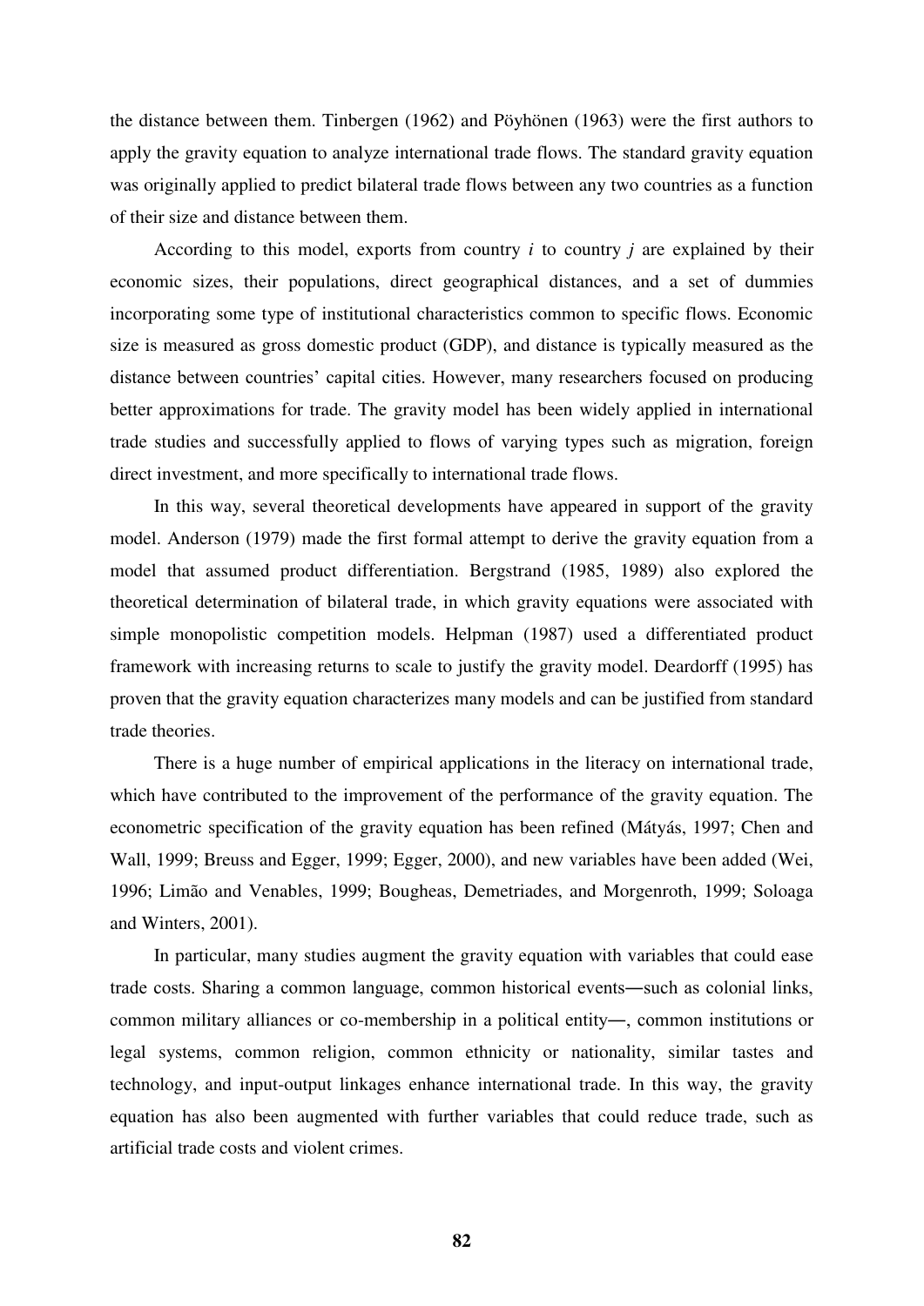the distance between them. Tinbergen (1962) and Pöyhönen (1963) were the first authors to apply the gravity equation to analyze international trade flows. The standard gravity equation was originally applied to predict bilateral trade flows between any two countries as a function of their size and distance between them.

According to this model, exports from country $i$ to country $j$ are explained by their economic sizes, their populations, direct geographical distances, and a set of dummies incorporating some type of institutional characteristics common to specific flows. Economic size is measured as gross domestic product (GDP), and distance is typically measured as the distance between countries' capital cities. However, many researchers focused on producing better approximations for trade. The gravity model has been widely applied in international trade studies and successfully applied to flows of varying types such as migration, foreign direct investment, and more specifically to international trade flows.

In this way, several theoretical developments have appeared in support of the gravity model. Anderson (1979) made the first formal attempt to derive the gravity equation from a model that assumed product differentiation. Bergstrand (1985, 1989) also explored the theoretical determination of bilateral trade, in which gravity equations were associated with simple monopolistic competition models. Helpman (1987) used a differentiated product framework with increasing returns to scale to justify the gravity model. Deardorff (1995) has proven that the gravity equation characterizes many models and can be justified from standard trade theories.

There is a huge number of empirical applications in the literacy on international trade, which have contributed to the improvement of the performance of the gravity equation. The econometric specification of the gravity equation has been refined (Mátyás, 1997; Chen and Wall, 1999; Breuss and Egger, 1999; Egger, 2000), and new variables have been added (Wei, 1996; Limão and Venables, 1999; Bougheas, Demetriades, and Morgenroth, 1999; Soloaga and Winters, 2001).

In particular, many studies augment the gravity equation with variables that could ease trade costs. Sharing a common language, common historical events―such as colonial links, common military alliances or co-membership in a political entity―, common institutions or legal systems, common religion, common ethnicity or nationality, similar tastes and technology, and input-output linkages enhance international trade. In this way, the gravity equation has also been augmented with further variables that could reduce trade, such as artificial trade costs and violent crimes.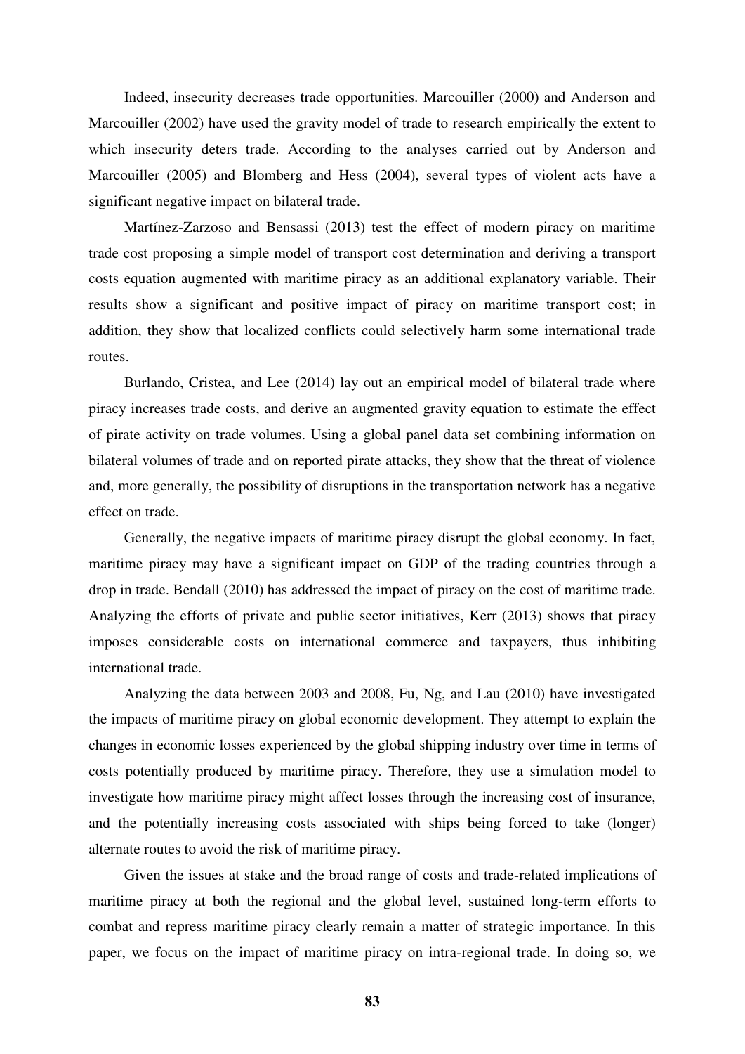Indeed, insecurity decreases trade opportunities. Marcouiller (2000) and Anderson and Marcouiller (2002) have used the gravity model of trade to research empirically the extent to which insecurity deters trade. According to the analyses carried out by Anderson and Marcouiller (2005) and Blomberg and Hess (2004), several types of violent acts have a significant negative impact on bilateral trade.

Martínez-Zarzoso and Bensassi (2013) test the effect of modern piracy on maritime trade cost proposing a simple model of transport cost determination and deriving a transport costs equation augmented with maritime piracy as an additional explanatory variable. Their results show a significant and positive impact of piracy on maritime transport cost; in addition, they show that localized conflicts could selectively harm some international trade routes.

Burlando, Cristea, and Lee (2014) lay out an empirical model of bilateral trade where piracy increases trade costs, and derive an augmented gravity equation to estimate the effect of pirate activity on trade volumes. Using a global panel data set combining information on bilateral volumes of trade and on reported pirate attacks, they show that the threat of violence and, more generally, the possibility of disruptions in the transportation network has a negative effect on trade.

Generally, the negative impacts of maritime piracy disrupt the global economy. In fact, maritime piracy may have a significant impact on GDP of the trading countries through a drop in trade. Bendall (2010) has addressed the impact of piracy on the cost of maritime trade. Analyzing the efforts of private and public sector initiatives, Kerr (2013) shows that piracy imposes considerable costs on international commerce and taxpayers, thus inhibiting international trade.

Analyzing the data between 2003 and 2008, Fu, Ng, and Lau (2010) have investigated the impacts of maritime piracy on global economic development. They attempt to explain the changes in economic losses experienced by the global shipping industry over time in terms of costs potentially produced by maritime piracy. Therefore, they use a simulation model to investigate how maritime piracy might affect losses through the increasing cost of insurance, and the potentially increasing costs associated with ships being forced to take (longer) alternate routes to avoid the risk of maritime piracy.

Given the issues at stake and the broad range of costs and trade-related implications of maritime piracy at both the regional and the global level, sustained long-term efforts to combat and repress maritime piracy clearly remain a matter of strategic importance. In this paper, we focus on the impact of maritime piracy on intra-regional trade. In doing so, we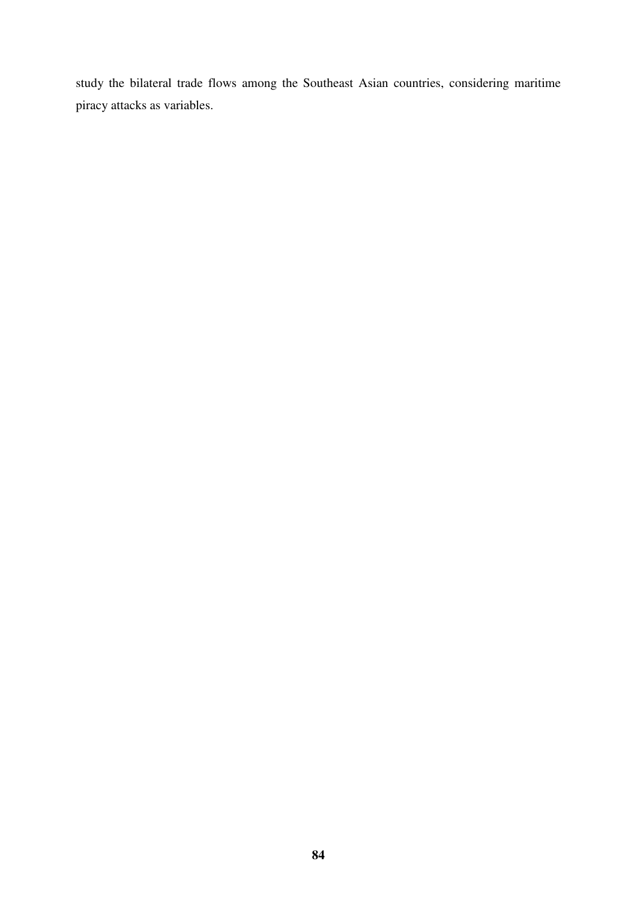study the bilateral trade flows among the Southeast Asian countries, considering maritime piracy attacks as variables.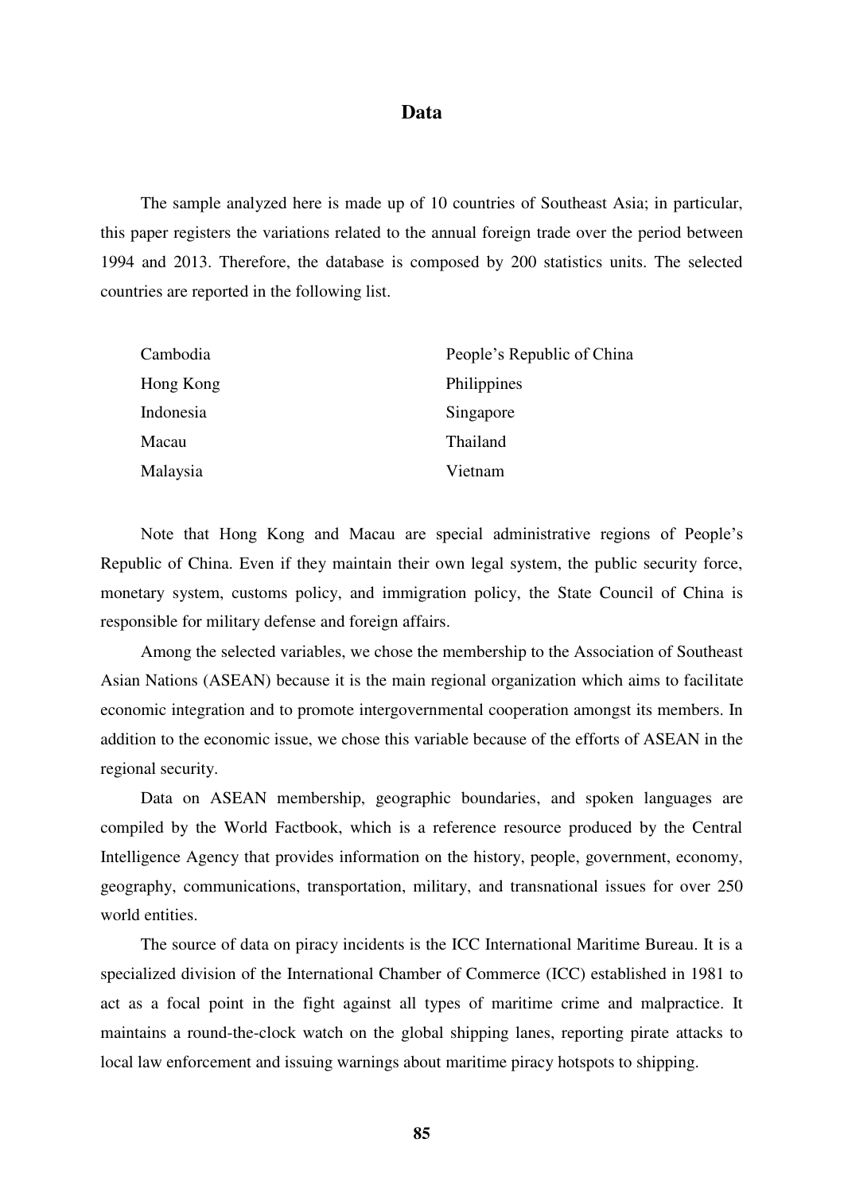## Data

The sample analyzed here is made up of 10 countries of Southeast Asia; in particular, this paper registers the variations related to the annual foreign trade over the period between 1994 and 2013. Therefore, the database is composed by 200 statistics units. The selected countries are reported in the following list.

| | |
|---|---|
| Cambodia | People's Republic of China |
| Hong Kong | Philippines |
| Indonesia | Singapore |
| Macau | Thailand |
| Malaysia | Vietnam |

Note that Hong Kong and Macau are special administrative regions of People's Republic of China. Even if they maintain their own legal system, the public security force, monetary system, customs policy, and immigration policy, the State Council of China is responsible for military defense and foreign affairs.

Among the selected variables, we chose the membership to the Association of Southeast Asian Nations (ASEAN) because it is the main regional organization which aims to facilitate economic integration and to promote intergovernmental cooperation amongst its members. In addition to the economic issue, we chose this variable because of the efforts of ASEAN in the regional security.

Data on ASEAN membership, geographic boundaries, and spoken languages are compiled by the World Factbook, which is a reference resource produced by the Central Intelligence Agency that provides information on the history, people, government, economy, geography, communications, transportation, military, and transnational issues for over 250 world entities.

The source of data on piracy incidents is the ICC International Maritime Bureau. It is a specialized division of the International Chamber of Commerce (ICC) established in 1981 to act as a focal point in the fight against all types of maritime crime and malpractice. It maintains a round-the-clock watch on the global shipping lanes, reporting pirate attacks to local law enforcement and issuing warnings about maritime piracy hotspots to shipping.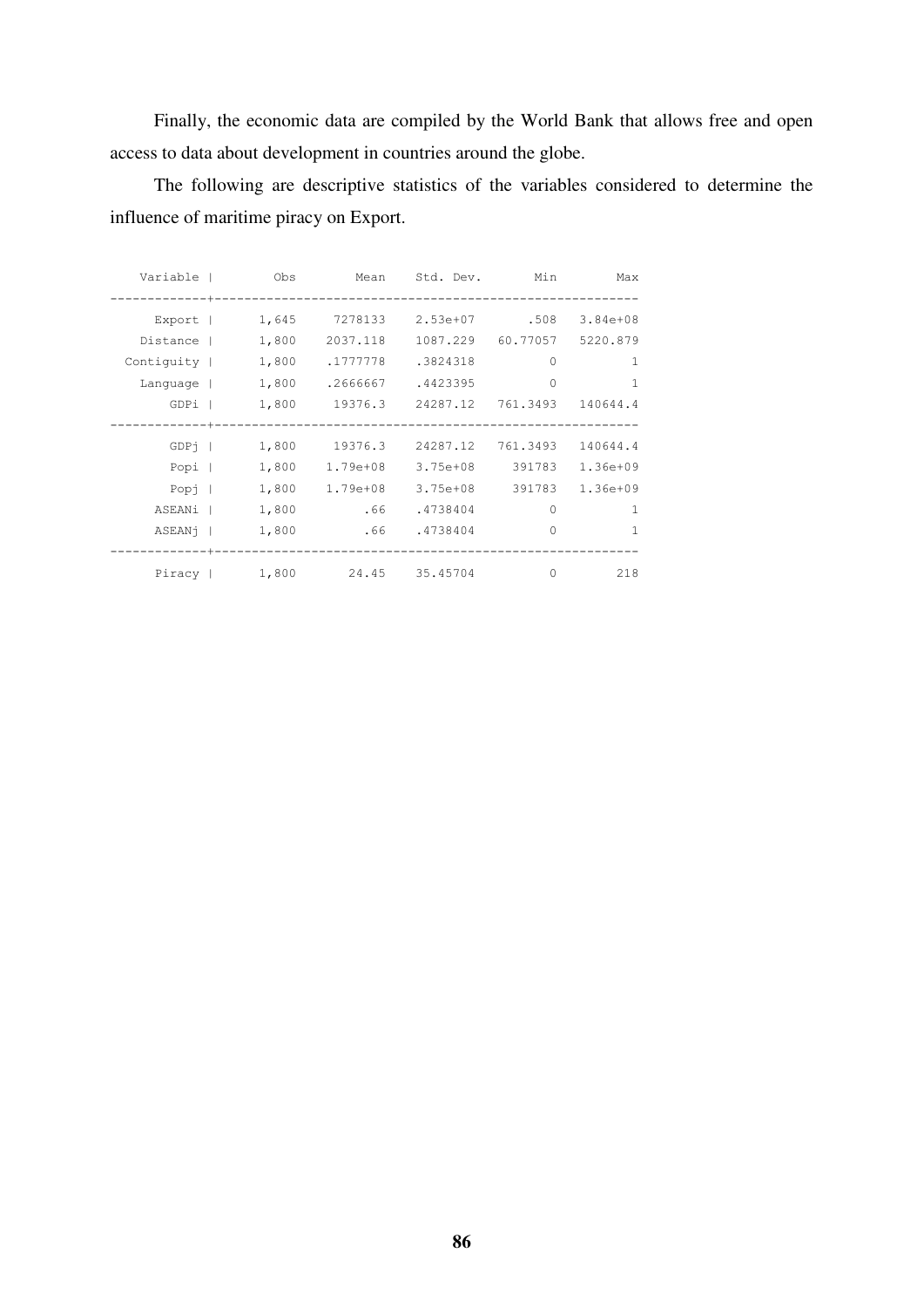Finally, the economic data are compiled by the World Bank that allows free and open access to data about development in countries around the globe.

The following are descriptive statistics of the variables considered to determine the influence of maritime piracy on Export.

| Variable | Obs | Mean | Std. Dev. | Min | Max |
|---|---|---|---|---|---|
| Export | 1,645 | 7278133 | 2.53e+07 | .508 | 3.84e+08 |
| Distance | 1,800 | 2037.118 | 1087.229 | 60.77057 | 5220.879 |
| Contiguity | 1,800 | .1777778 | .3824318 | 0 | 1 |
| Language | 1,800 | .2666667 | .4423395 | 0 | 1 |
| GDPi | 1,800 | 19376.3 | 24287.12 | 761.3493 | 140644.4 |
| GDPj | 1,800 | 19376.3 | 24287.12 | 761.3493 | 140644.4 |
| Popi | 1,800 | 1.79e+08 | 3.75e+08 | 391783 | 1.36e+09 |
| Popj | 1,800 | 1.79e+08 | 3.75e+08 | 391783 | 1.36e+09 |
| ASEANi | 1,800 | .66 | .4738404 | 0 | 1 |
| ASEANj | 1,800 | .66 | .4738404 | 0 | 1 |
| Piracy | 1,800 | 24.45 | 35.45704 | 0 | 218 |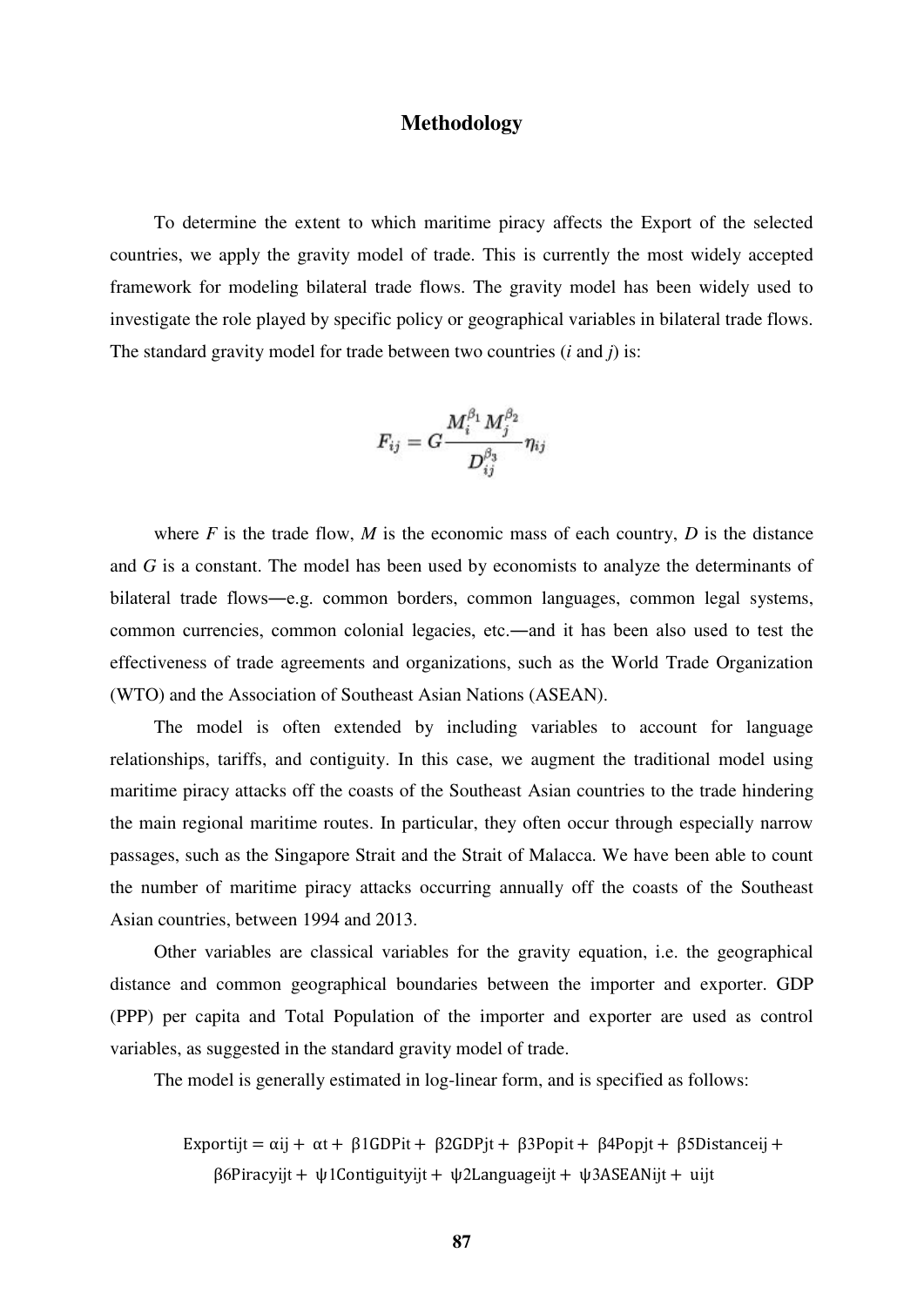## Methodology

To determine the extent to which maritime piracy affects the Export of the selected countries, we apply the gravity model of trade. This is currently the most widely accepted framework for modeling bilateral trade flows. The gravity model has been widely used to investigate the role played by specific policy or geographical variables in bilateral trade flows. The standard gravity model for trade between two countries (*i* and *j*) is:

$$F_{ij} = G\frac{M_i^{\beta_1} M_j^{\beta_2}}{D_{ij}^{\beta_3}}\eta_{ij}$$

where *F* is the trade flow, *M* is the economic mass of each country, *D* is the distance and *G* is a constant. The model has been used by economists to analyze the determinants of bilateral trade flows—e.g. common borders, common languages, common legal systems, common currencies, common colonial legacies, etc.—and it has been also used to test the effectiveness of trade agreements and organizations, such as the World Trade Organization (WTO) and the Association of Southeast Asian Nations (ASEAN).

The model is often extended by including variables to account for language relationships, tariffs, and contiguity. In this case, we augment the traditional model using maritime piracy attacks off the coasts of the Southeast Asian countries to the trade hindering the main regional maritime routes. In particular, they often occur through especially narrow passages, such as the Singapore Strait and the Strait of Malacca. We have been able to count the number of maritime piracy attacks occurring annually off the coasts of the Southeast Asian countries, between 1994 and 2013.

Other variables are classical variables for the gravity equation, i.e. the geographical distance and common geographical boundaries between the importer and exporter. GDP (PPP) per capita and Total Population of the importer and exporter are used as control variables, as suggested in the standard gravity model of trade.

The model is generally estimated in log-linear form, and is specified as follows:

$$\text{Export}_{ijt} = \alpha_{ij} + \alpha_t + \beta_1\text{GDP}_{it} + \beta_2\text{GDP}_{jt} + \beta_3\text{Pop}_{it} + \beta_4\text{Pop}_{jt} + \beta_5\text{Distance}_{ij} + \beta_6\text{Piracy}_{ijt} + \psi_1\text{Contiguity}_{ijt} + \psi_2\text{Language}_{ijt} + \psi_3\text{ASEAN}_{ijt} + u_{ijt}$$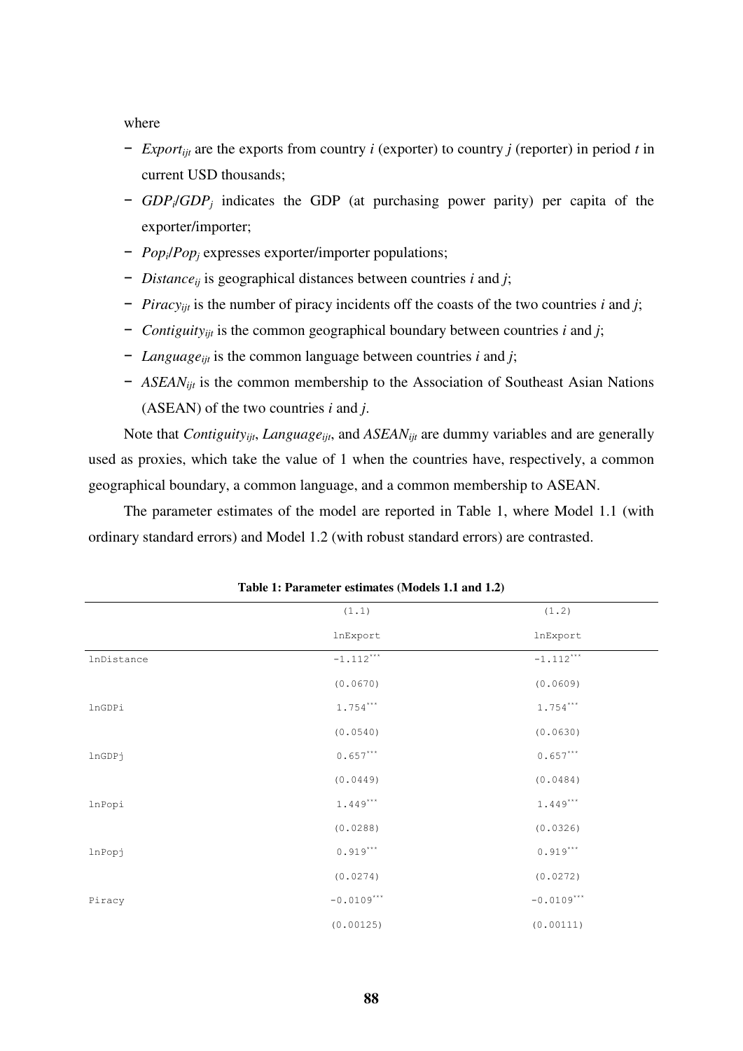where

- $Export_{ijt}$ are the exports from country $i$ (exporter) to country $j$ (reporter) in period $t$ in current USD thousands;
- $GDP_i/GDP_j$ indicates the GDP (at purchasing power parity) per capita of the exporter/importer;
- $Pop_i/Pop_j$ expresses exporter/importer populations;
- $Distance_{ij}$ is geographical distances between countries $i$ and $j$;
- $Piracy_{ijt}$ is the number of piracy incidents off the coasts of the two countries $i$ and $j$;
- $Contiguity_{ijt}$ is the common geographical boundary between countries $i$ and $j$;
- $Language_{ijt}$ is the common language between countries $i$ and $j$;
- $ASEAN_{ijt}$ is the common membership to the Association of Southeast Asian Nations (ASEAN) of the two countries $i$ and $j$.

Note that $Contiguity_{ijt}$, $Language_{ijt}$, and $ASEAN_{ijt}$ are dummy variables and are generally used as proxies, which take the value of 1 when the countries have, respectively, a common geographical boundary, a common language, and a common membership to ASEAN.

The parameter estimates of the model are reported in Table 1, where Model 1.1 (with ordinary standard errors) and Model 1.2 (with robust standard errors) are contrasted.

**Table 1: Parameter estimates (Models 1.1 and 1.2)**

| | (1.1) | (1.2) |
|---|---|---|
| | lnExport | lnExport |
| lnDistance | $-1.112^{***}$ | $-1.112^{***}$ |
| | (0.0670) | (0.0609) |
| lnGDPi | $1.754^{***}$ | $1.754^{***}$ |
| | (0.0540) | (0.0630) |
| lnGDPj | $0.657^{***}$ | $0.657^{***}$ |
| | (0.0449) | (0.0484) |
| lnPopi | $1.449^{***}$ | $1.449^{***}$ |
| | (0.0288) | (0.0326) |
| lnPopj | $0.919^{***}$ | $0.919^{***}$ |
| | (0.0274) | (0.0272) |
| Piracy | $-0.0109^{***}$ | $-0.0109^{***}$ |
| | (0.00125) | (0.00111) |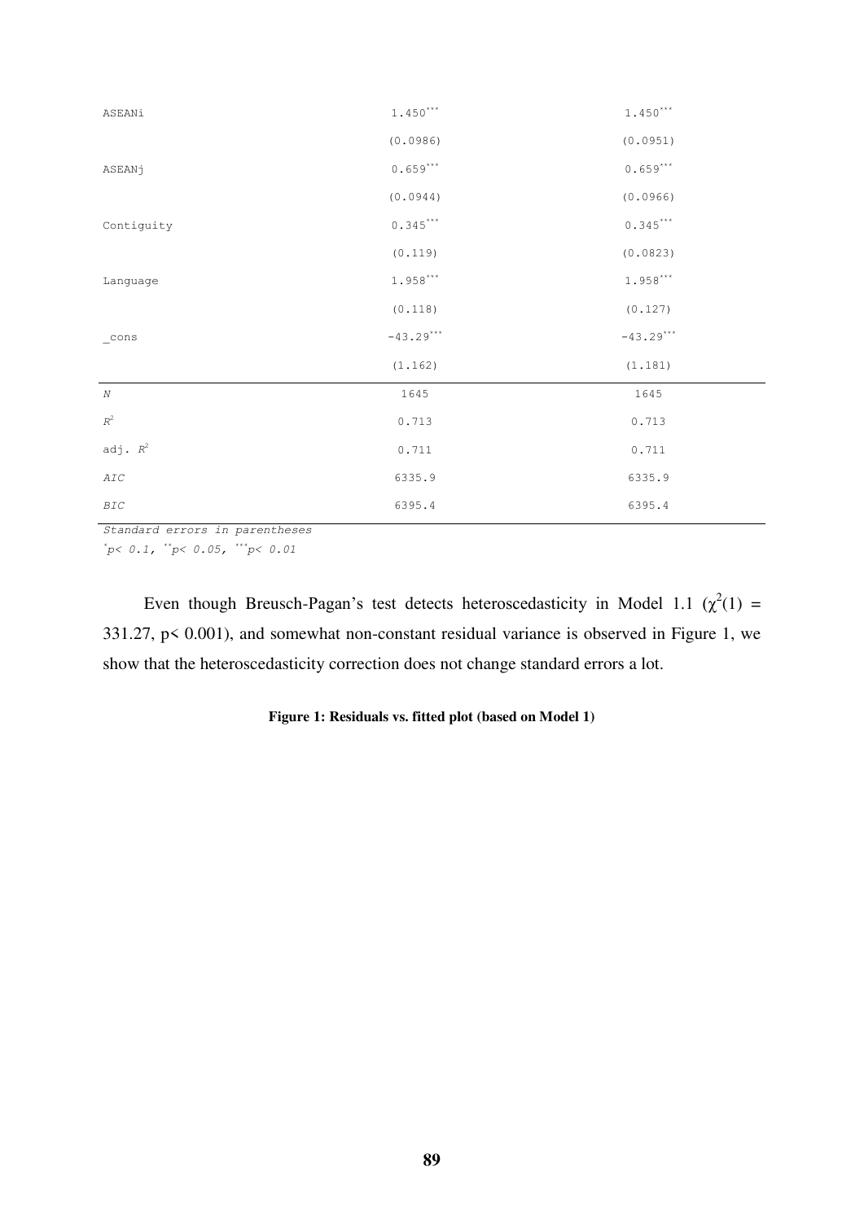| | | |
|---|---|---|
| ASEANi | $1.450^{***}$ | $1.450^{***}$ |
| | (0.0986) | (0.0951) |
| ASEANj | $0.659^{***}$ | $0.659^{***}$ |
| | (0.0944) | (0.0966) |
| Contiguity | $0.345^{***}$ | $0.345^{***}$ |
| | (0.119) | (0.0823) |
| Language | $1.958^{***}$ | $1.958^{***}$ |
| | (0.118) | (0.127) |
| _cons | $-43.29^{***}$ | $-43.29^{***}$ |
| | (1.162) | (1.181) |
| *N* | 1645 | 1645 |
| $R^2$ | 0.713 | 0.713 |
| adj. $R^2$ | 0.711 | 0.711 |
| *AIC* | 6335.9 | 6335.9 |
| *BIC* | 6395.4 | 6395.4 |

*Standard errors in parentheses*
*$^{*}p< 0.1$, $^{**}p< 0.05$, $^{***}p< 0.01$*

Even though Breusch-Pagan's test detects heteroscedasticity in Model 1.1 ($\chi^2(1)$ = 331.27, $p< 0.001$), and somewhat non-constant residual variance is observed in Figure 1, we show that the heteroscedasticity correction does not change standard errors a lot.

**Figure 1: Residuals vs. fitted plot (based on Model 1)**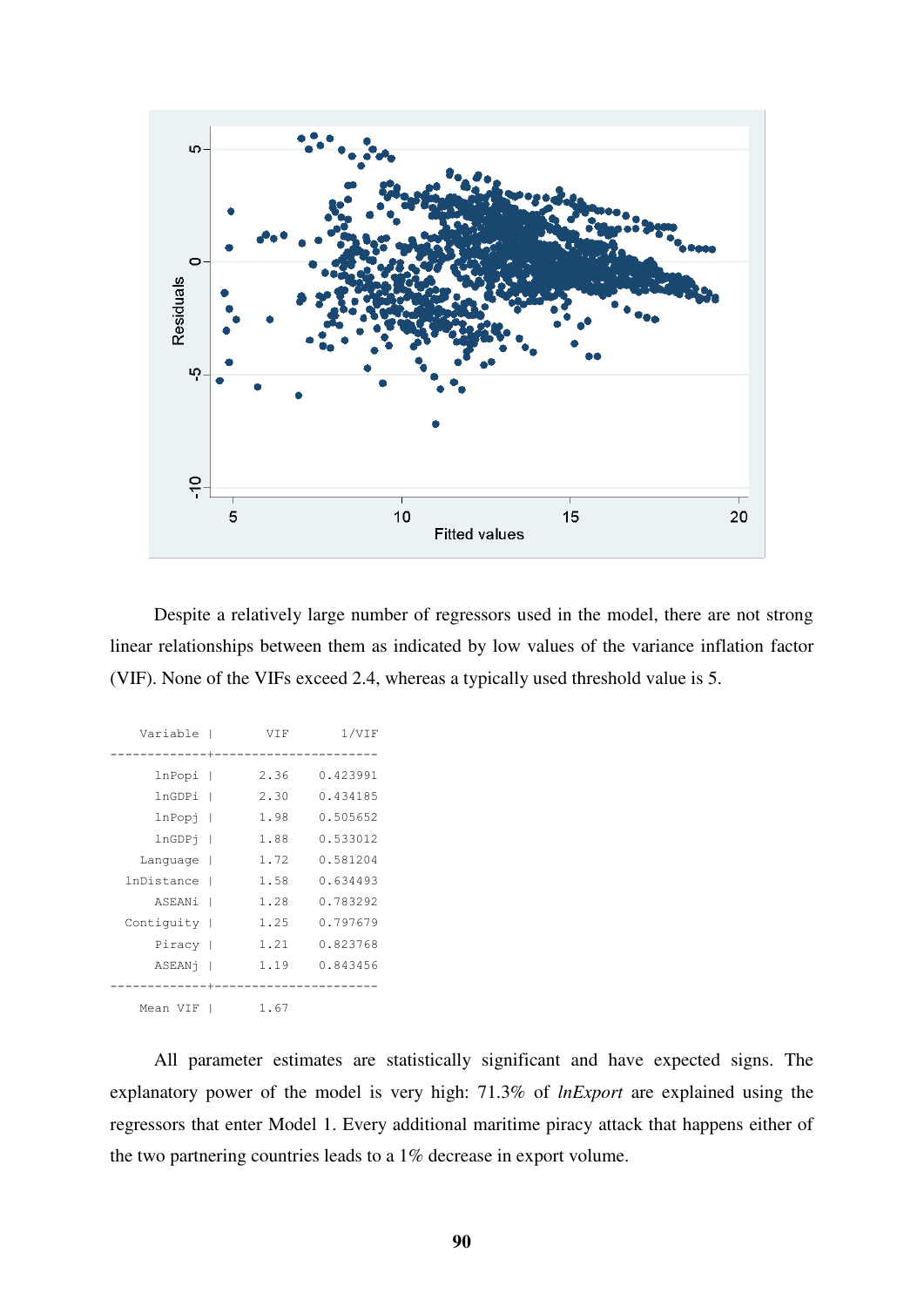Despite a relatively large number of regressors used in the model, there are not strong linear relationships between them as indicated by low values of the variance inflation factor (VIF). None of the VIFs exceed 2.4, whereas a typically used threshold value is 5.

| Variable | VIF | 1/VIF |
|---|---|---|
| lnPopi | 2.36 | 0.423991 |
| lnGDPi | 2.30 | 0.434185 |
| lnPopj | 1.98 | 0.505652 |
| lnGDPj | 1.88 | 0.533012 |
| Language | 1.72 | 0.581204 |
| lnDistance | 1.58 | 0.634493 |
| ASEANi | 1.28 | 0.783292 |
| Contiguity | 1.25 | 0.797679 |
| Piracy | 1.21 | 0.823768 |
| ASEANj | 1.19 | 0.843456 |
| Mean VIF | 1.67 | |

All parameter estimates are statistically significant and have expected signs. The explanatory power of the model is very high: 71.3% of *lnExport* are explained using the regressors that enter Model 1. Every additional maritime piracy attack that happens either of the two partnering countries leads to a 1% decrease in export volume.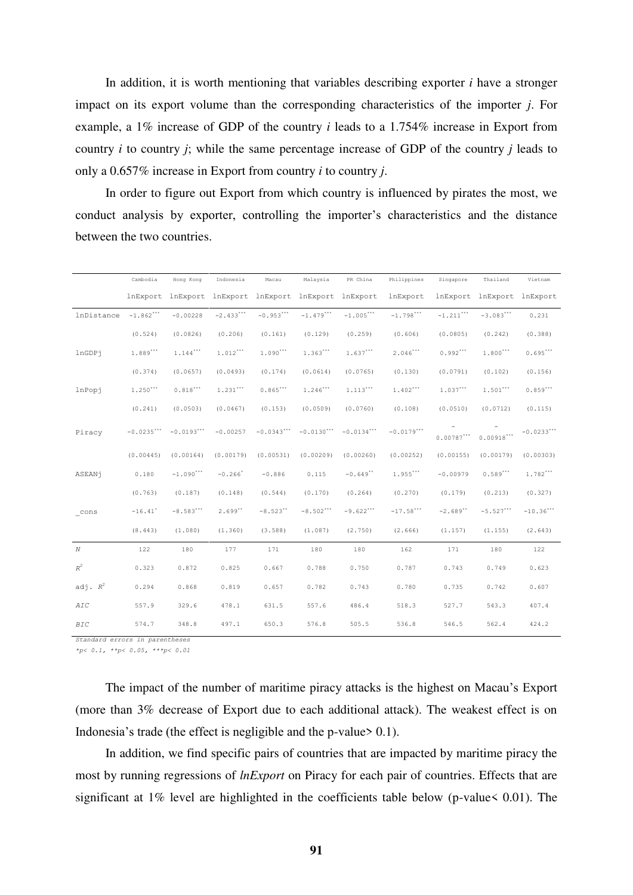In addition, it is worth mentioning that variables describing exporter *i* have a stronger impact on its export volume than the corresponding characteristics of the importer *j*. For example, a 1% increase of GDP of the country *i* leads to a 1.754% increase in Export from country *i* to country *j*; while the same percentage increase of GDP of the country *j* leads to only a 0.657% increase in Export from country *i* to country *j*.

In order to figure out Export from which country is influenced by pirates the most, we conduct analysis by exporter, controlling the importer's characteristics and the distance between the two countries.

| | Cambodia | Hong Kong | Indonesia | Macau | Malaysia | PR China | Philippines | Singapore | Thailand | Vietnam |
|---|---|---|---|---|---|---|---|---|---|---|
| | lnExport | lnExport | lnExport | lnExport | lnExport | lnExport | lnExport | lnExport | lnExport | lnExport |
| lnDistance | $-1.862^{***}$ | $-0.00228$ | $-2.433^{***}$ | $-0.953^{***}$ | $-1.479^{***}$ | $-1.005^{***}$ | $-1.798^{***}$ | $-1.211^{***}$ | $-3.083^{***}$ | 0.231 |
| | (0.524) | (0.0826) | (0.206) | (0.161) | (0.129) | (0.259) | (0.606) | (0.0805) | (0.242) | (0.388) |
| lnGDPj | $1.889^{***}$ | $1.144^{***}$ | $1.012^{***}$ | $1.090^{***}$ | $1.363^{***}$ | $1.637^{***}$ | $2.046^{***}$ | $0.992^{***}$ | $1.800^{***}$ | $0.695^{***}$ |
| | (0.374) | (0.0657) | (0.0493) | (0.174) | (0.0614) | (0.0765) | (0.130) | (0.0791) | (0.102) | (0.156) |
| lnPopj | $1.250^{***}$ | $0.818^{***}$ | $1.231^{***}$ | $0.865^{***}$ | $1.246^{***}$ | $1.113^{***}$ | $1.402^{***}$ | $1.037^{***}$ | $1.501^{***}$ | $0.859^{***}$ |
| | (0.241) | (0.0503) | (0.0467) | (0.153) | (0.0509) | (0.0760) | (0.108) | (0.0510) | (0.0712) | (0.115) |
| Piracy | $-0.0235^{***}$ | $-0.0193^{***}$ | $-0.00257$ | $-0.0343^{***}$ | $-0.0130^{***}$ | $-0.0134^{***}$ | $-0.0179^{***}$ | $-0.00787^{***}$ | $-0.00918^{***}$ | $-0.0233^{***}$ |
| | (0.00445) | (0.00164) | (0.00179) | (0.00531) | (0.00209) | (0.00260) | (0.00252) | (0.00155) | (0.00179) | (0.00303) |
| ASEANj | 0.180 | $-1.090^{***}$ | $-0.266^{*}$ | $-0.886$ | 0.115 | $-0.649^{**}$ | $1.955^{***}$ | $-0.00979$ | $0.589^{***}$ | $1.782^{***}$ |
| | (0.763) | (0.187) | (0.148) | (0.544) | (0.170) | (0.264) | (0.270) | (0.179) | (0.213) | (0.327) |
| _cons | $-16.41^{*}$ | $-8.583^{***}$ | $2.699^{**}$ | $-8.523^{**}$ | $-8.502^{***}$ | $-9.622^{***}$ | $-17.58^{***}$ | $-2.689^{**}$ | $-5.527^{***}$ | $-10.36^{***}$ |
| | (8.443) | (1.080) | (1.360) | (3.588) | (1.087) | (2.750) | (2.666) | (1.157) | (1.155) | (2.643) |
| *N* | 122 | 180 | 177 | 171 | 180 | 180 | 162 | 171 | 180 | 122 |
| $R^2$ | 0.323 | 0.872 | 0.825 | 0.667 | 0.788 | 0.750 | 0.787 | 0.743 | 0.749 | 0.623 |
| adj. $R^2$ | 0.294 | 0.868 | 0.819 | 0.657 | 0.782 | 0.743 | 0.780 | 0.735 | 0.742 | 0.607 |
| *AIC* | 557.9 | 329.6 | 478.1 | 631.5 | 557.6 | 486.4 | 518.3 | 527.7 | 543.3 | 407.4 |
| *BIC* | 574.7 | 348.8 | 497.1 | 650.3 | 576.8 | 505.5 | 536.8 | 546.5 | 562.4 | 424.2 |

*Standard errors in parentheses*
*$^{*}p< 0.1$, $^{**}p< 0.05$, $^{***}p< 0.01$*

The impact of the number of maritime piracy attacks is the highest on Macau's Export (more than 3% decrease of Export due to each additional attack). The weakest effect is on Indonesia's trade (the effect is negligible and the p-value> 0.1).

In addition, we find specific pairs of countries that are impacted by maritime piracy the most by running regressions of *lnExport* on Piracy for each pair of countries. Effects that are significant at 1% level are highlighted in the coefficients table below (p-value< 0.01). The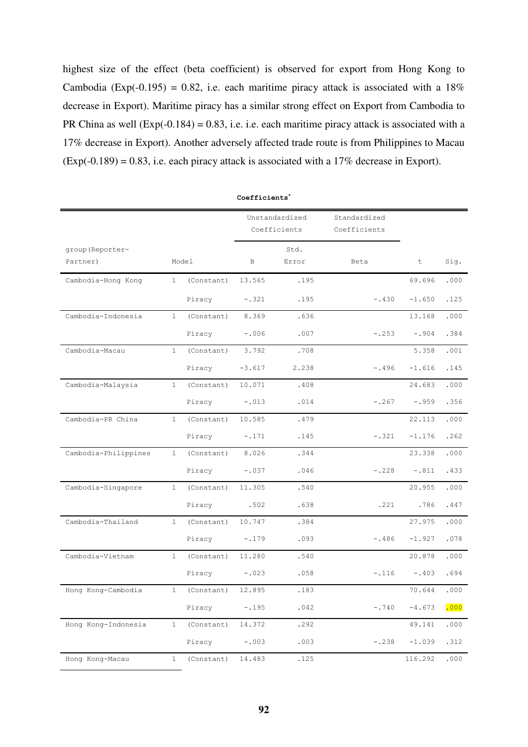highest size of the effect (beta coefficient) is observed for export from Hong Kong to Cambodia (Exp(-0.195) = 0.82, i.e. each maritime piracy attack is associated with a 18% decrease in Export). Maritime piracy has a similar strong effect on Export from Cambodia to PR China as well (Exp(-0.184) = 0.83, i.e. i.e. each maritime piracy attack is associated with a 17% decrease in Export). Another adversely affected trade route is from Philippines to Macau (Exp(-0.189) = 0.83, i.e. each piracy attack is associated with a 17% decrease in Export).

**Coefficients[a]**

| group (Reporter-Partner) | Model | | Unstandardized Coefficients B | Unstandardized Coefficients Std. Error | Standardized Coefficients Beta | t | Sig. |
|---|---|---|---|---|---|---|---|
| Cambodia-Hong Kong | 1 | (Constant) | 13.565 | .195 | | 69.696 | .000 |
| | | Piracy | -.321 | .195 | -.430 | -1.650 | .125 |
| Cambodia-Indonesia | 1 | (Constant) | 8.369 | .636 | | 13.168 | .000 |
| | | Piracy | -.006 | .007 | -.253 | -.904 | .384 |
| Cambodia-Macau | 1 | (Constant) | 3.792 | .708 | | 5.358 | .001 |
| | | Piracy | -3.617 | 2.238 | -.496 | -1.616 | .145 |
| Cambodia-Malaysia | 1 | (Constant) | 10.071 | .408 | | 24.683 | .000 |
| | | Piracy | -.013 | .014 | -.267 | -.959 | .356 |
| Cambodia-PR China | 1 | (Constant) | 10.585 | .479 | | 22.113 | .000 |
| | | Piracy | -.171 | .145 | -.321 | -1.176 | .262 |
| Cambodia-Philippines | 1 | (Constant) | 8.026 | .344 | | 23.338 | .000 |
| | | Piracy | -.037 | .046 | -.228 | -.811 | .433 |
| Cambodia-Singapore | 1 | (Constant) | 11.305 | .540 | | 20.955 | .000 |
| | | Piracy | .502 | .638 | .221 | .786 | .447 |
| Cambodia-Thailand | 1 | (Constant) | 10.747 | .384 | | 27.975 | .000 |
| | | Piracy | -.179 | .093 | -.486 | -1.927 | .078 |
| Cambodia-Vietnam | 1 | (Constant) | 11.280 | .540 | | 20.878 | .000 |
| | | Piracy | -.023 | .058 | -.116 | -.403 | .694 |
| Hong Kong-Cambodia | 1 | (Constant) | 12.895 | .183 | | 70.644 | .000 |
| | | Piracy | -.195 | .042 | -.740 | -4.673 | .000 |
| Hong Kong-Indonesia | 1 | (Constant) | 14.372 | .292 | | 49.141 | .000 |
| | | Piracy | -.003 | .003 | -.238 | -1.039 | .312 |
| Hong Kong-Macau | 1 | (Constant) | 14.483 | .125 | | 116.292 | .000 |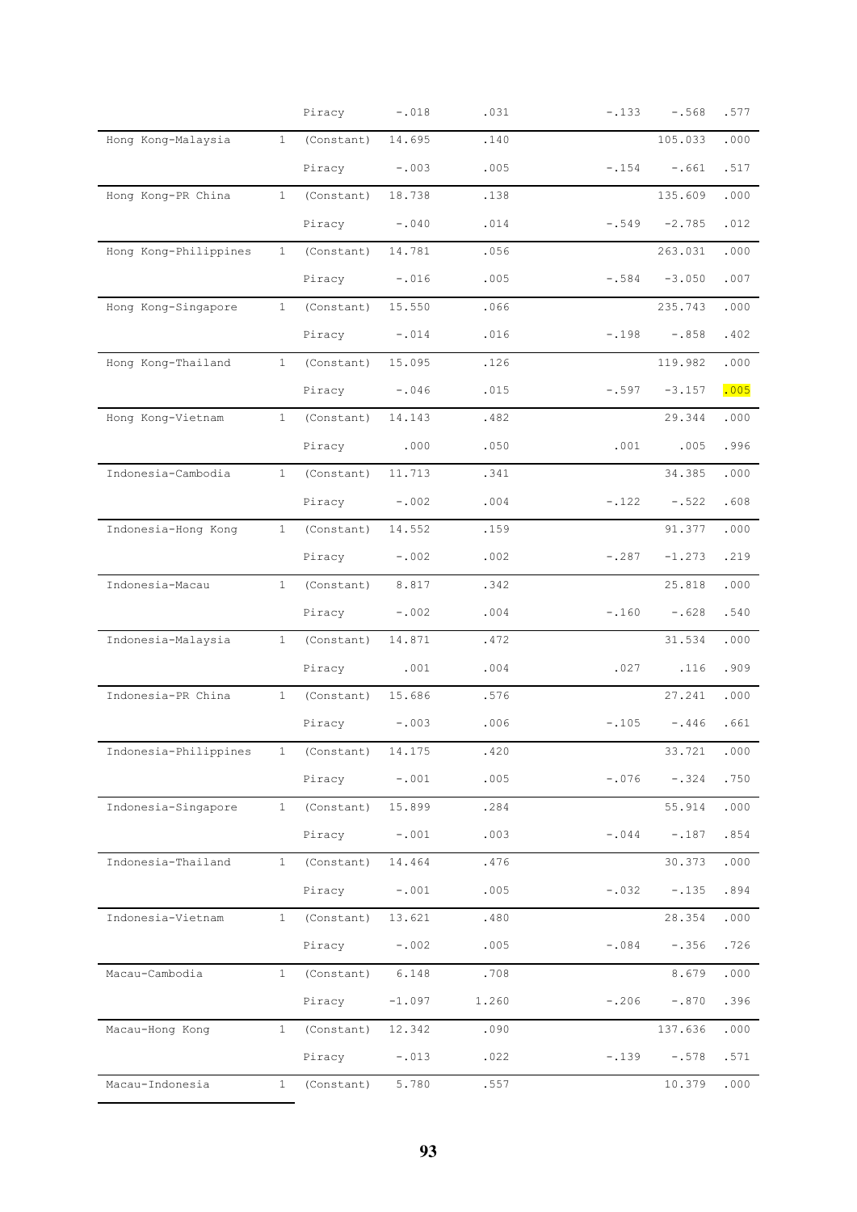| | | | | | | | |
|---|---|---|---|---|---|---|---|
| | | Piracy | -.018 | .031 | -.133 | -.568 | .577 |
| Hong Kong-Malaysia | 1 | (Constant) | 14.695 | .140 | | 105.033 | .000 |
| | | Piracy | -.003 | .005 | -.154 | -.661 | .517 |
| Hong Kong-PR China | 1 | (Constant) | 18.738 | .138 | | 135.609 | .000 |
| | | Piracy | -.040 | .014 | -.549 | -2.785 | .012 |
| Hong Kong-Philippines | 1 | (Constant) | 14.781 | .056 | | 263.031 | .000 |
| | | Piracy | -.016 | .005 | -.584 | -3.050 | .007 |
| Hong Kong-Singapore | 1 | (Constant) | 15.550 | .066 | | 235.743 | .000 |
| | | Piracy | -.014 | .016 | -.198 | -.858 | .402 |
| Hong Kong-Thailand | 1 | (Constant) | 15.095 | .126 | | 119.982 | .000 |
| | | Piracy | -.046 | .015 | -.597 | -3.157 | .005 |
| Hong Kong-Vietnam | 1 | (Constant) | 14.143 | .482 | | 29.344 | .000 |
| | | Piracy | .000 | .050 | .001 | .005 | .996 |
| Indonesia-Cambodia | 1 | (Constant) | 11.713 | .341 | | 34.385 | .000 |
| | | Piracy | -.002 | .004 | -.122 | -.522 | .608 |
| Indonesia-Hong Kong | 1 | (Constant) | 14.552 | .159 | | 91.377 | .000 |
| | | Piracy | -.002 | .002 | -.287 | -1.273 | .219 |
| Indonesia-Macau | 1 | (Constant) | 8.817 | .342 | | 25.818 | .000 |
| | | Piracy | -.002 | .004 | -.160 | -.628 | .540 |
| Indonesia-Malaysia | 1 | (Constant) | 14.871 | .472 | | 31.534 | .000 |
| | | Piracy | .001 | .004 | .027 | .116 | .909 |
| Indonesia-PR China | 1 | (Constant) | 15.686 | .576 | | 27.241 | .000 |
| | | Piracy | -.003 | .006 | -.105 | -.446 | .661 |
| Indonesia-Philippines | 1 | (Constant) | 14.175 | .420 | | 33.721 | .000 |
| | | Piracy | -.001 | .005 | -.076 | -.324 | .750 |
| Indonesia-Singapore | 1 | (Constant) | 15.899 | .284 | | 55.914 | .000 |
| | | Piracy | -.001 | .003 | -.044 | -.187 | .854 |
| Indonesia-Thailand | 1 | (Constant) | 14.464 | .476 | | 30.373 | .000 |
| | | Piracy | -.001 | .005 | -.032 | -.135 | .894 |
| Indonesia-Vietnam | 1 | (Constant) | 13.621 | .480 | | 28.354 | .000 |
| | | Piracy | -.002 | .005 | -.084 | -.356 | .726 |
| Macau-Cambodia | 1 | (Constant) | 6.148 | .708 | | 8.679 | .000 |
| | | Piracy | -1.097 | 1.260 | -.206 | -.870 | .396 |
| Macau-Hong Kong | 1 | (Constant) | 12.342 | .090 | | 137.636 | .000 |
| | | Piracy | -.013 | .022 | -.139 | -.578 | .571 |
| Macau-Indonesia | 1 | (Constant) | 5.780 | .557 | | 10.379 | .000 |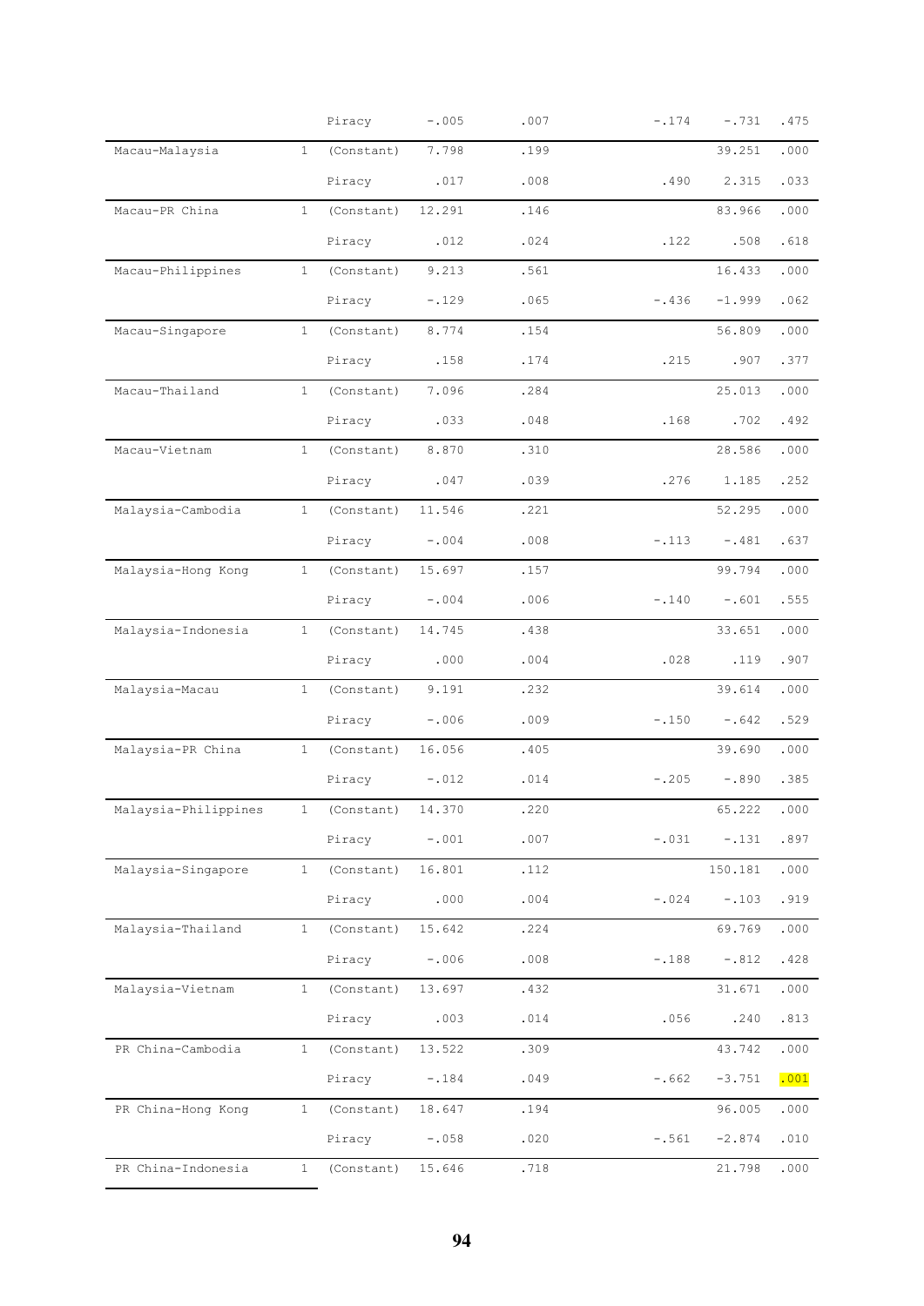| | | | | | | | |
|---|---|---|---|---|---|---|---|
| | | Piracy | -.005 | .007 | -.174 | -.731 | .475 |
| Macau-Malaysia | 1 | (Constant) | 7.798 | .199 | | 39.251 | .000 |
| | | Piracy | .017 | .008 | .490 | 2.315 | .033 |
| Macau-PR China | 1 | (Constant) | 12.291 | .146 | | 83.966 | .000 |
| | | Piracy | .012 | .024 | .122 | .508 | .618 |
| Macau-Philippines | 1 | (Constant) | 9.213 | .561 | | 16.433 | .000 |
| | | Piracy | -.129 | .065 | -.436 | -1.999 | .062 |
| Macau-Singapore | 1 | (Constant) | 8.774 | .154 | | 56.809 | .000 |
| | | Piracy | .158 | .174 | .215 | .907 | .377 |
| Macau-Thailand | 1 | (Constant) | 7.096 | .284 | | 25.013 | .000 |
| | | Piracy | .033 | .048 | .168 | .702 | .492 |
| Macau-Vietnam | 1 | (Constant) | 8.870 | .310 | | 28.586 | .000 |
| | | Piracy | .047 | .039 | .276 | 1.185 | .252 |
| Malaysia-Cambodia | 1 | (Constant) | 11.546 | .221 | | 52.295 | .000 |
| | | Piracy | -.004 | .008 | -.113 | -.481 | .637 |
| Malaysia-Hong Kong | 1 | (Constant) | 15.697 | .157 | | 99.794 | .000 |
| | | Piracy | -.004 | .006 | -.140 | -.601 | .555 |
| Malaysia-Indonesia | 1 | (Constant) | 14.745 | .438 | | 33.651 | .000 |
| | | Piracy | .000 | .004 | .028 | .119 | .907 |
| Malaysia-Macau | 1 | (Constant) | 9.191 | .232 | | 39.614 | .000 |
| | | Piracy | -.006 | .009 | -.150 | -.642 | .529 |
| Malaysia-PR China | 1 | (Constant) | 16.056 | .405 | | 39.690 | .000 |
| | | Piracy | -.012 | .014 | -.205 | -.890 | .385 |
| Malaysia-Philippines | 1 | (Constant) | 14.370 | .220 | | 65.222 | .000 |
| | | Piracy | -.001 | .007 | -.031 | -.131 | .897 |
| Malaysia-Singapore | 1 | (Constant) | 16.801 | .112 | | 150.181 | .000 |
| | | Piracy | .000 | .004 | -.024 | -.103 | .919 |
| Malaysia-Thailand | 1 | (Constant) | 15.642 | .224 | | 69.769 | .000 |
| | | Piracy | -.006 | .008 | -.188 | -.812 | .428 |
| Malaysia-Vietnam | 1 | (Constant) | 13.697 | .432 | | 31.671 | .000 |
| | | Piracy | .003 | .014 | .056 | .240 | .813 |
| PR China-Cambodia | 1 | (Constant) | 13.522 | .309 | | 43.742 | .000 |
| | | Piracy | -.184 | .049 | -.662 | -3.751 | .001 |
| PR China-Hong Kong | 1 | (Constant) | 18.647 | .194 | | 96.005 | .000 |
| | | Piracy | -.058 | .020 | -.561 | -2.874 | .010 |
| PR China-Indonesia | 1 | (Constant) | 15.646 | .718 | | 21.798 | .000 |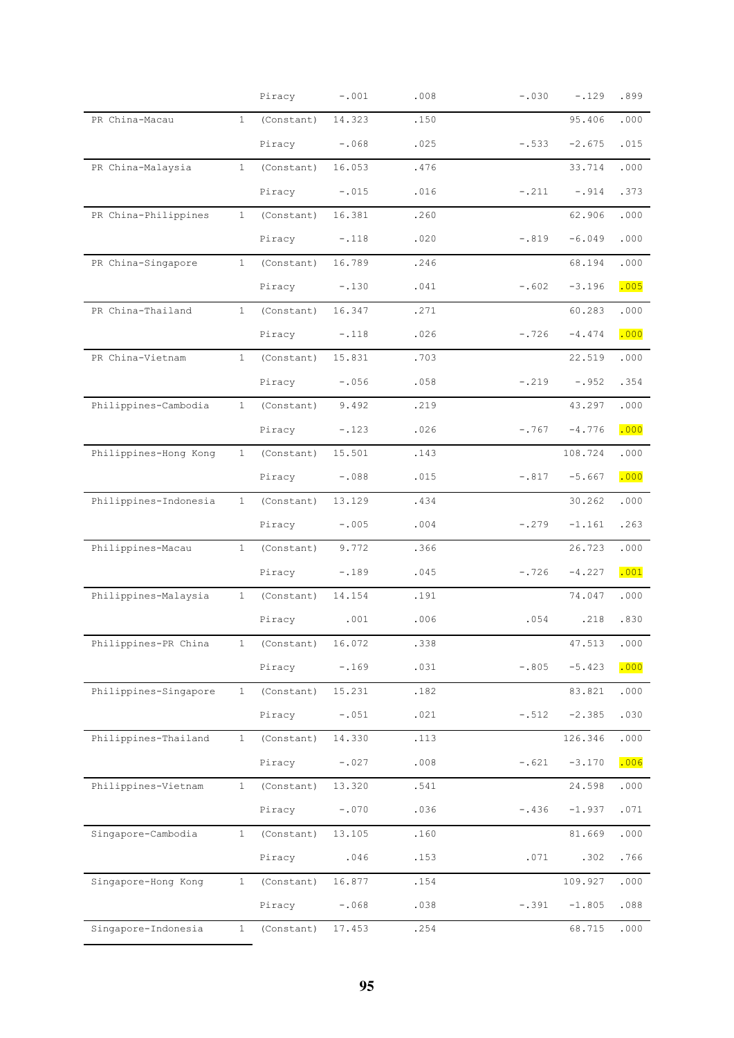| | | | | | | | |
|---|---|---|---|---|---|---|---|
| | | Piracy | -.001 | .008 | -.030 | -.129 | .899 |
| PR China-Macau | 1 | (Constant) | 14.323 | .150 | | 95.406 | .000 |
| | | Piracy | -.068 | .025 | -.533 | -2.675 | .015 |
| PR China-Malaysia | 1 | (Constant) | 16.053 | .476 | | 33.714 | .000 |
| | | Piracy | -.015 | .016 | -.211 | -.914 | .373 |
| PR China-Philippines | 1 | (Constant) | 16.381 | .260 | | 62.906 | .000 |
| | | Piracy | -.118 | .020 | -.819 | -6.049 | .000 |
| PR China-Singapore | 1 | (Constant) | 16.789 | .246 | | 68.194 | .000 |
| | | Piracy | -.130 | .041 | -.602 | -3.196 | .005 |
| PR China-Thailand | 1 | (Constant) | 16.347 | .271 | | 60.283 | .000 |
| | | Piracy | -.118 | .026 | -.726 | -4.474 | .000 |
| PR China-Vietnam | 1 | (Constant) | 15.831 | .703 | | 22.519 | .000 |
| | | Piracy | -.056 | .058 | -.219 | -.952 | .354 |
| Philippines-Cambodia | 1 | (Constant) | 9.492 | .219 | | 43.297 | .000 |
| | | Piracy | -.123 | .026 | -.767 | -4.776 | .000 |
| Philippines-Hong Kong | 1 | (Constant) | 15.501 | .143 | | 108.724 | .000 |
| | | Piracy | -.088 | .015 | -.817 | -5.667 | .000 |
| Philippines-Indonesia | 1 | (Constant) | 13.129 | .434 | | 30.262 | .000 |
| | | Piracy | -.005 | .004 | -.279 | -1.161 | .263 |
| Philippines-Macau | 1 | (Constant) | 9.772 | .366 | | 26.723 | .000 |
| | | Piracy | -.189 | .045 | -.726 | -4.227 | .001 |
| Philippines-Malaysia | 1 | (Constant) | 14.154 | .191 | | 74.047 | .000 |
| | | Piracy | .001 | .006 | .054 | .218 | .830 |
| Philippines-PR China | 1 | (Constant) | 16.072 | .338 | | 47.513 | .000 |
| | | Piracy | -.169 | .031 | -.805 | -5.423 | .000 |
| Philippines-Singapore | 1 | (Constant) | 15.231 | .182 | | 83.821 | .000 |
| | | Piracy | -.051 | .021 | -.512 | -2.385 | .030 |
| Philippines-Thailand | 1 | (Constant) | 14.330 | .113 | | 126.346 | .000 |
| | | Piracy | -.027 | .008 | -.621 | -3.170 | .006 |
| Philippines-Vietnam | 1 | (Constant) | 13.320 | .541 | | 24.598 | .000 |
| | | Piracy | -.070 | .036 | -.436 | -1.937 | .071 |
| Singapore-Cambodia | 1 | (Constant) | 13.105 | .160 | | 81.669 | .000 |
| | | Piracy | .046 | .153 | .071 | .302 | .766 |
| Singapore-Hong Kong | 1 | (Constant) | 16.877 | .154 | | 109.927 | .000 |
| | | Piracy | -.068 | .038 | -.391 | -1.805 | .088 |
| Singapore-Indonesia | 1 | (Constant) | 17.453 | .254 | | 68.715 | .000 |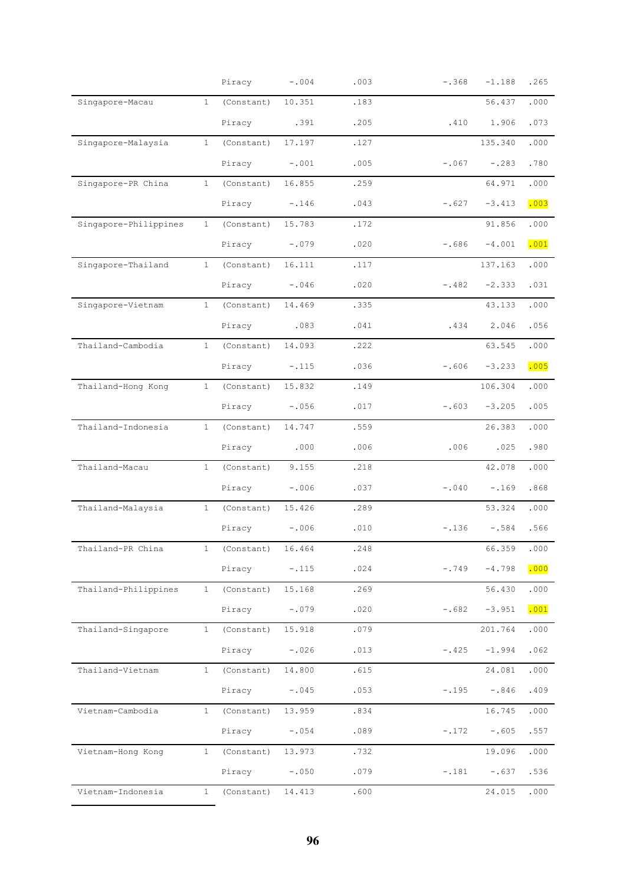| | | | | | | | |
|---|---|---|---|---|---|---|---|
| | | Piracy | -.004 | .003 | -.368 | -1.188 | .265 |
| Singapore-Macau | 1 | (Constant) | 10.351 | .183 | | 56.437 | .000 |
| | | Piracy | .391 | .205 | .410 | 1.906 | .073 |
| Singapore-Malaysia | 1 | (Constant) | 17.197 | .127 | | 135.340 | .000 |
| | | Piracy | -.001 | .005 | -.067 | -.283 | .780 |
| Singapore-PR China | 1 | (Constant) | 16.855 | .259 | | 64.971 | .000 |
| | | Piracy | -.146 | .043 | -.627 | -3.413 | .003 |
| Singapore-Philippines | 1 | (Constant) | 15.783 | .172 | | 91.856 | .000 |
| | | Piracy | -.079 | .020 | -.686 | -4.001 | .001 |
| Singapore-Thailand | 1 | (Constant) | 16.111 | .117 | | 137.163 | .000 |
| | | Piracy | -.046 | .020 | -.482 | -2.333 | .031 |
| Singapore-Vietnam | 1 | (Constant) | 14.469 | .335 | | 43.133 | .000 |
| | | Piracy | .083 | .041 | .434 | 2.046 | .056 |
| Thailand-Cambodia | 1 | (Constant) | 14.093 | .222 | | 63.545 | .000 |
| | | Piracy | -.115 | .036 | -.606 | -3.233 | .005 |
| Thailand-Hong Kong | 1 | (Constant) | 15.832 | .149 | | 106.304 | .000 |
| | | Piracy | -.056 | .017 | -.603 | -3.205 | .005 |
| Thailand-Indonesia | 1 | (Constant) | 14.747 | .559 | | 26.383 | .000 |
| | | Piracy | .000 | .006 | .006 | .025 | .980 |
| Thailand-Macau | 1 | (Constant) | 9.155 | .218 | | 42.078 | .000 |
| | | Piracy | -.006 | .037 | -.040 | -.169 | .868 |
| Thailand-Malaysia | 1 | (Constant) | 15.426 | .289 | | 53.324 | .000 |
| | | Piracy | -.006 | .010 | -.136 | -.584 | .566 |
| Thailand-PR China | 1 | (Constant) | 16.464 | .248 | | 66.359 | .000 |
| | | Piracy | -.115 | .024 | -.749 | -4.798 | .000 |
| Thailand-Philippines | 1 | (Constant) | 15.168 | .269 | | 56.430 | .000 |
| | | Piracy | -.079 | .020 | -.682 | -3.951 | .001 |
| Thailand-Singapore | 1 | (Constant) | 15.918 | .079 | | 201.764 | .000 |
| | | Piracy | -.026 | .013 | -.425 | -1.994 | .062 |
| Thailand-Vietnam | 1 | (Constant) | 14.800 | .615 | | 24.081 | .000 |
| | | Piracy | -.045 | .053 | -.195 | -.846 | .409 |
| Vietnam-Cambodia | 1 | (Constant) | 13.959 | .834 | | 16.745 | .000 |
| | | Piracy | -.054 | .089 | -.172 | -.605 | .557 |
| Vietnam-Hong Kong | 1 | (Constant) | 13.973 | .732 | | 19.096 | .000 |
| | | Piracy | -.050 | .079 | -.181 | -.637 | .536 |
| Vietnam-Indonesia | 1 | (Constant) | 14.413 | .600 | | 24.015 | .000 |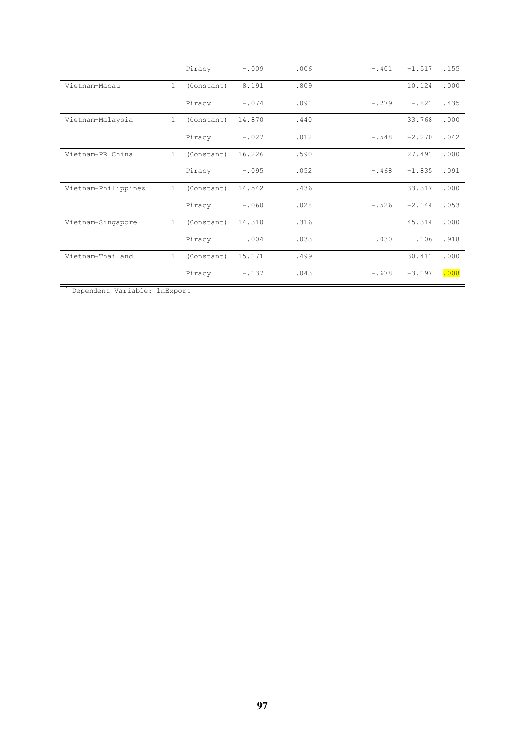| | | | | | | | |
|---|---|---|---|---|---|---|---|
| | | Piracy | -.009 | .006 | -.401 | -1.517 | .155 |
| Vietnam-Macau | 1 | (Constant) | 8.191 | .809 | | 10.124 | .000 |
| | | Piracy | -.074 | .091 | -.279 | -.821 | .435 |
| Vietnam-Malaysia | 1 | (Constant) | 14.870 | .440 | | 33.768 | .000 |
| | | Piracy | -.027 | .012 | -.548 | -2.270 | .042 |
| Vietnam-PR China | 1 | (Constant) | 16.226 | .590 | | 27.491 | .000 |
| | | Piracy | -.095 | .052 | -.468 | -1.835 | .091 |
| Vietnam-Philippines | 1 | (Constant) | 14.542 | .436 | | 33.317 | .000 |
| | | Piracy | -.060 | .028 | -.526 | -2.144 | .053 |
| Vietnam-Singapore | 1 | (Constant) | 14.310 | .316 | | 45.314 | .000 |
| | | Piracy | .004 | .033 | .030 | .106 | .918 |
| Vietnam-Thailand | 1 | (Constant) | 15.171 | .499 | | 30.411 | .000 |
| | | Piracy | -.137 | .043 | -.678 | -3.197 | .008 |

a. Dependent Variable: lnExport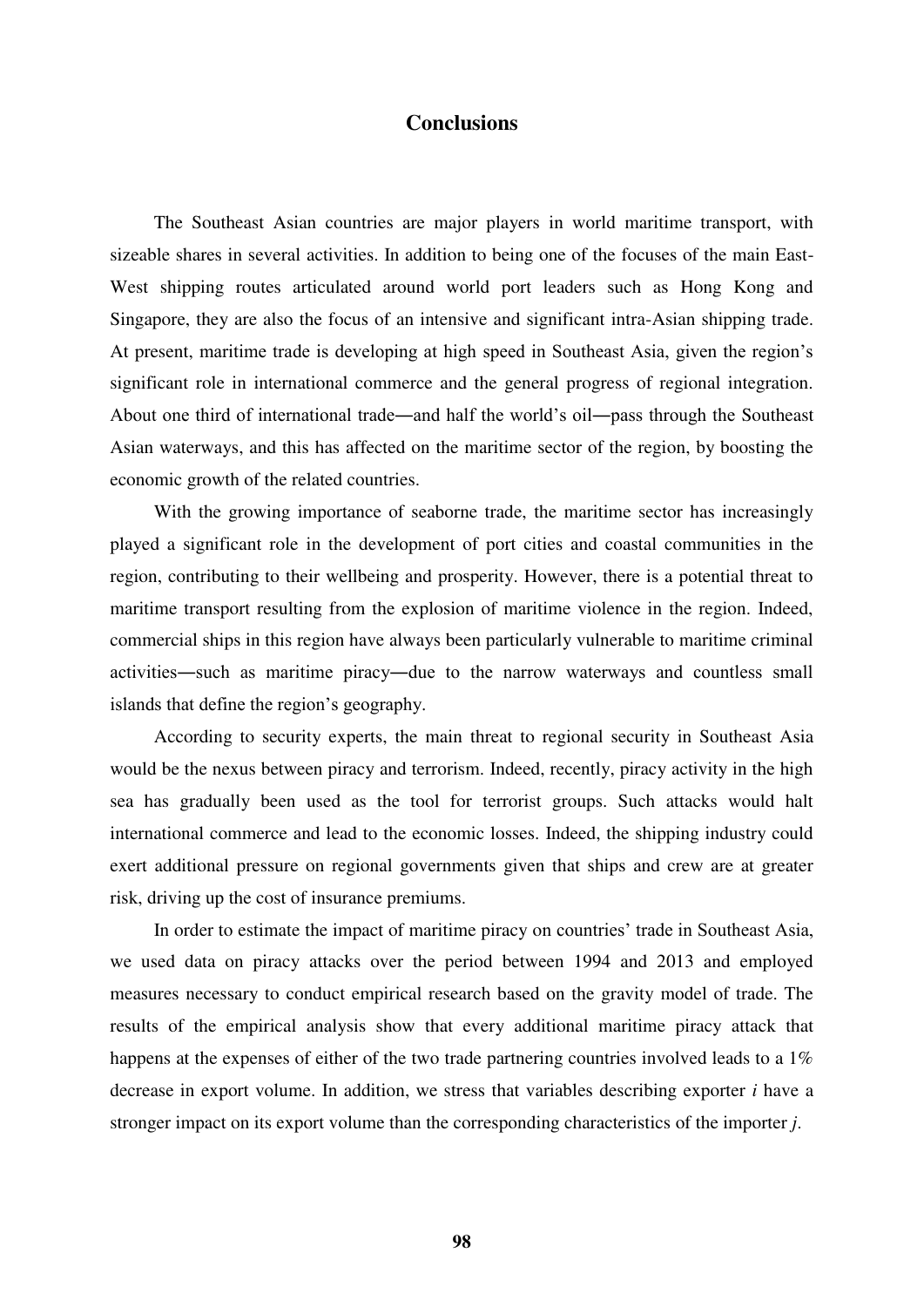# Conclusions

The Southeast Asian countries are major players in world maritime transport, with sizeable shares in several activities. In addition to being one of the focuses of the main East-West shipping routes articulated around world port leaders such as Hong Kong and Singapore, they are also the focus of an intensive and significant intra-Asian shipping trade. At present, maritime trade is developing at high speed in Southeast Asia, given the region's significant role in international commerce and the general progress of regional integration. About one third of international trade―and half the world's oil―pass through the Southeast Asian waterways, and this has affected on the maritime sector of the region, by boosting the economic growth of the related countries.

With the growing importance of seaborne trade, the maritime sector has increasingly played a significant role in the development of port cities and coastal communities in the region, contributing to their wellbeing and prosperity. However, there is a potential threat to maritime transport resulting from the explosion of maritime violence in the region. Indeed, commercial ships in this region have always been particularly vulnerable to maritime criminal activities―such as maritime piracy―due to the narrow waterways and countless small islands that define the region's geography.

According to security experts, the main threat to regional security in Southeast Asia would be the nexus between piracy and terrorism. Indeed, recently, piracy activity in the high sea has gradually been used as the tool for terrorist groups. Such attacks would halt international commerce and lead to the economic losses. Indeed, the shipping industry could exert additional pressure on regional governments given that ships and crew are at greater risk, driving up the cost of insurance premiums.

In order to estimate the impact of maritime piracy on countries' trade in Southeast Asia, we used data on piracy attacks over the period between 1994 and 2013 and employed measures necessary to conduct empirical research based on the gravity model of trade. The results of the empirical analysis show that every additional maritime piracy attack that happens at the expenses of either of the two trade partnering countries involved leads to a 1% decrease in export volume. In addition, we stress that variables describing exporter $i$ have a stronger impact on its export volume than the corresponding characteristics of the importer $j$.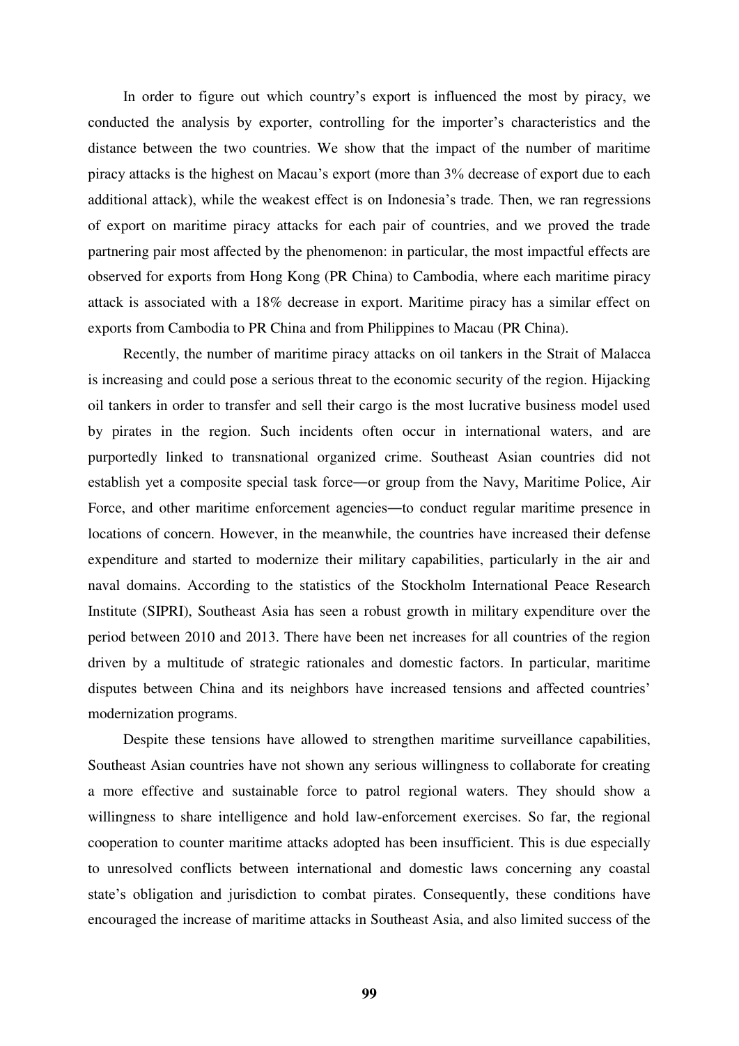In order to figure out which country's export is influenced the most by piracy, we conducted the analysis by exporter, controlling for the importer's characteristics and the distance between the two countries. We show that the impact of the number of maritime piracy attacks is the highest on Macau's export (more than 3% decrease of export due to each additional attack), while the weakest effect is on Indonesia's trade. Then, we ran regressions of export on maritime piracy attacks for each pair of countries, and we proved the trade partnering pair most affected by the phenomenon: in particular, the most impactful effects are observed for exports from Hong Kong (PR China) to Cambodia, where each maritime piracy attack is associated with a 18% decrease in export. Maritime piracy has a similar effect on exports from Cambodia to PR China and from Philippines to Macau (PR China).

Recently, the number of maritime piracy attacks on oil tankers in the Strait of Malacca is increasing and could pose a serious threat to the economic security of the region. Hijacking oil tankers in order to transfer and sell their cargo is the most lucrative business model used by pirates in the region. Such incidents often occur in international waters, and are purportedly linked to transnational organized crime. Southeast Asian countries did not establish yet a composite special task force—or group from the Navy, Maritime Police, Air Force, and other maritime enforcement agencies—to conduct regular maritime presence in locations of concern. However, in the meanwhile, the countries have increased their defense expenditure and started to modernize their military capabilities, particularly in the air and naval domains. According to the statistics of the Stockholm International Peace Research Institute (SIPRI), Southeast Asia has seen a robust growth in military expenditure over the period between 2010 and 2013. There have been net increases for all countries of the region driven by a multitude of strategic rationales and domestic factors. In particular, maritime disputes between China and its neighbors have increased tensions and affected countries' modernization programs.

Despite these tensions have allowed to strengthen maritime surveillance capabilities, Southeast Asian countries have not shown any serious willingness to collaborate for creating a more effective and sustainable force to patrol regional waters. They should show a willingness to share intelligence and hold law-enforcement exercises. So far, the regional cooperation to counter maritime attacks adopted has been insufficient. This is due especially to unresolved conflicts between international and domestic laws concerning any coastal state's obligation and jurisdiction to combat pirates. Consequently, these conditions have encouraged the increase of maritime attacks in Southeast Asia, and also limited success of the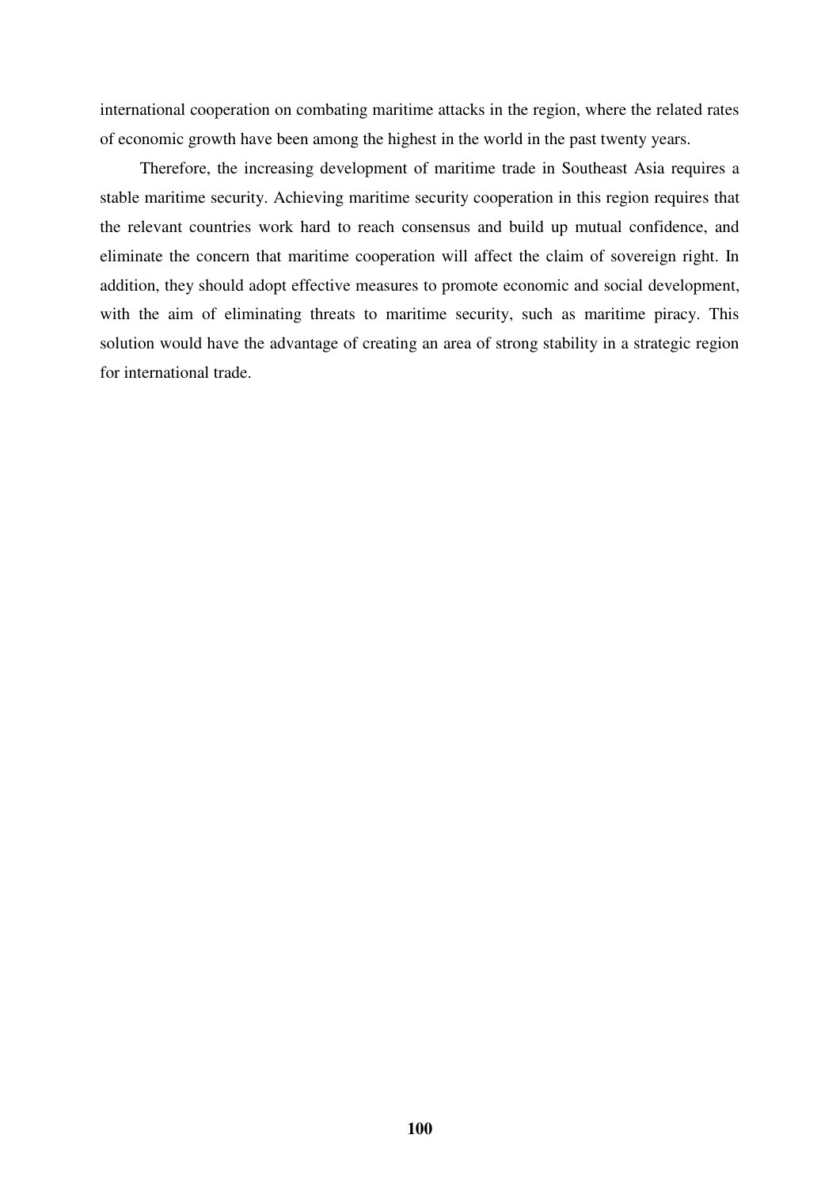international cooperation on combating maritime attacks in the region, where the related rates of economic growth have been among the highest in the world in the past twenty years.

Therefore, the increasing development of maritime trade in Southeast Asia requires a stable maritime security. Achieving maritime security cooperation in this region requires that the relevant countries work hard to reach consensus and build up mutual confidence, and eliminate the concern that maritime cooperation will affect the claim of sovereign right. In addition, they should adopt effective measures to promote economic and social development, with the aim of eliminating threats to maritime security, such as maritime piracy. This solution would have the advantage of creating an area of strong stability in a strategic region for international trade.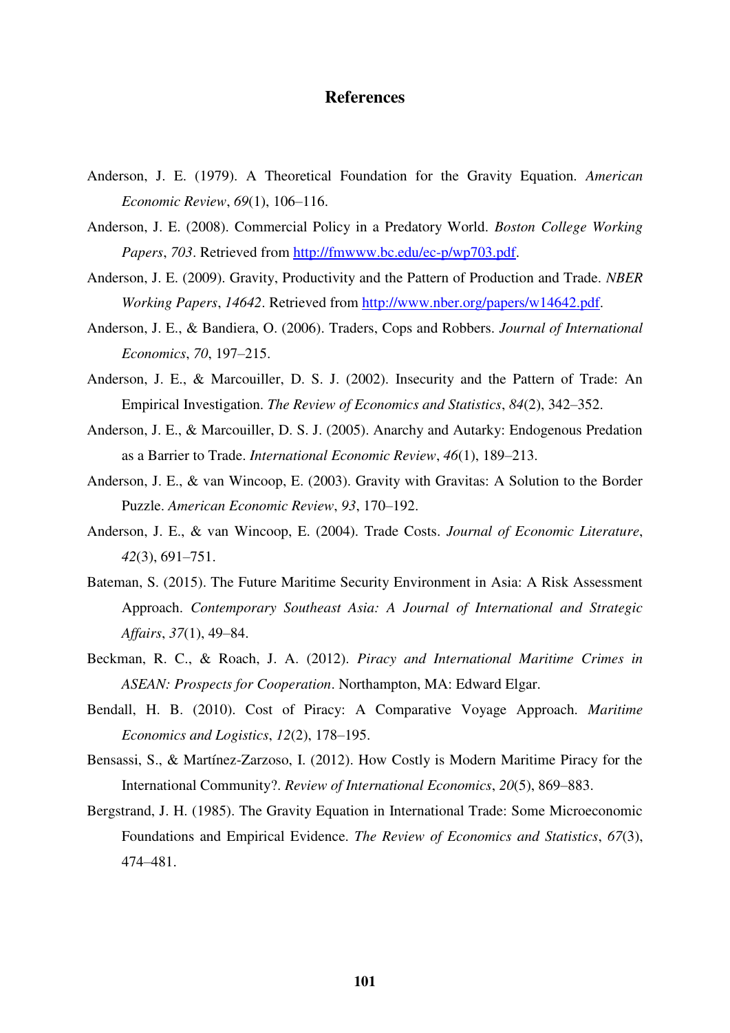# References

Anderson, J. E. (1979). A Theoretical Foundation for the Gravity Equation. *American Economic Review*, *69*(1), 106–116.

Anderson, J. E. (2008). Commercial Policy in a Predatory World. *Boston College Working Papers*, *703*. Retrieved from http://fmwww.bc.edu/ec-p/wp703.pdf.

Anderson, J. E. (2009). Gravity, Productivity and the Pattern of Production and Trade. *NBER Working Papers*, *14642*. Retrieved from http://www.nber.org/papers/w14642.pdf.

Anderson, J. E., & Bandiera, O. (2006). Traders, Cops and Robbers. *Journal of International Economics*, *70*, 197–215.

Anderson, J. E., & Marcouiller, D. S. J. (2002). Insecurity and the Pattern of Trade: An Empirical Investigation. *The Review of Economics and Statistics*, *84*(2), 342–352.

Anderson, J. E., & Marcouiller, D. S. J. (2005). Anarchy and Autarky: Endogenous Predation as a Barrier to Trade. *International Economic Review*, *46*(1), 189–213.

Anderson, J. E., & van Wincoop, E. (2003). Gravity with Gravitas: A Solution to the Border Puzzle. *American Economic Review*, *93*, 170–192.

Anderson, J. E., & van Wincoop, E. (2004). Trade Costs. *Journal of Economic Literature*, *42*(3), 691–751.

Bateman, S. (2015). The Future Maritime Security Environment in Asia: A Risk Assessment Approach. *Contemporary Southeast Asia: A Journal of International and Strategic Affairs*, *37*(1), 49–84.

Beckman, R. C., & Roach, J. A. (2012). *Piracy and International Maritime Crimes in ASEAN: Prospects for Cooperation*. Northampton, MA: Edward Elgar.

Bendall, H. B. (2010). Cost of Piracy: A Comparative Voyage Approach. *Maritime Economics and Logistics*, *12*(2), 178–195.

Bensassi, S., & Martínez-Zarzoso, I. (2012). How Costly is Modern Maritime Piracy for the International Community?. *Review of International Economics*, *20*(5), 869–883.

Bergstrand, J. H. (1985). The Gravity Equation in International Trade: Some Microeconomic Foundations and Empirical Evidence. *The Review of Economics and Statistics*, *67*(3), 474–481.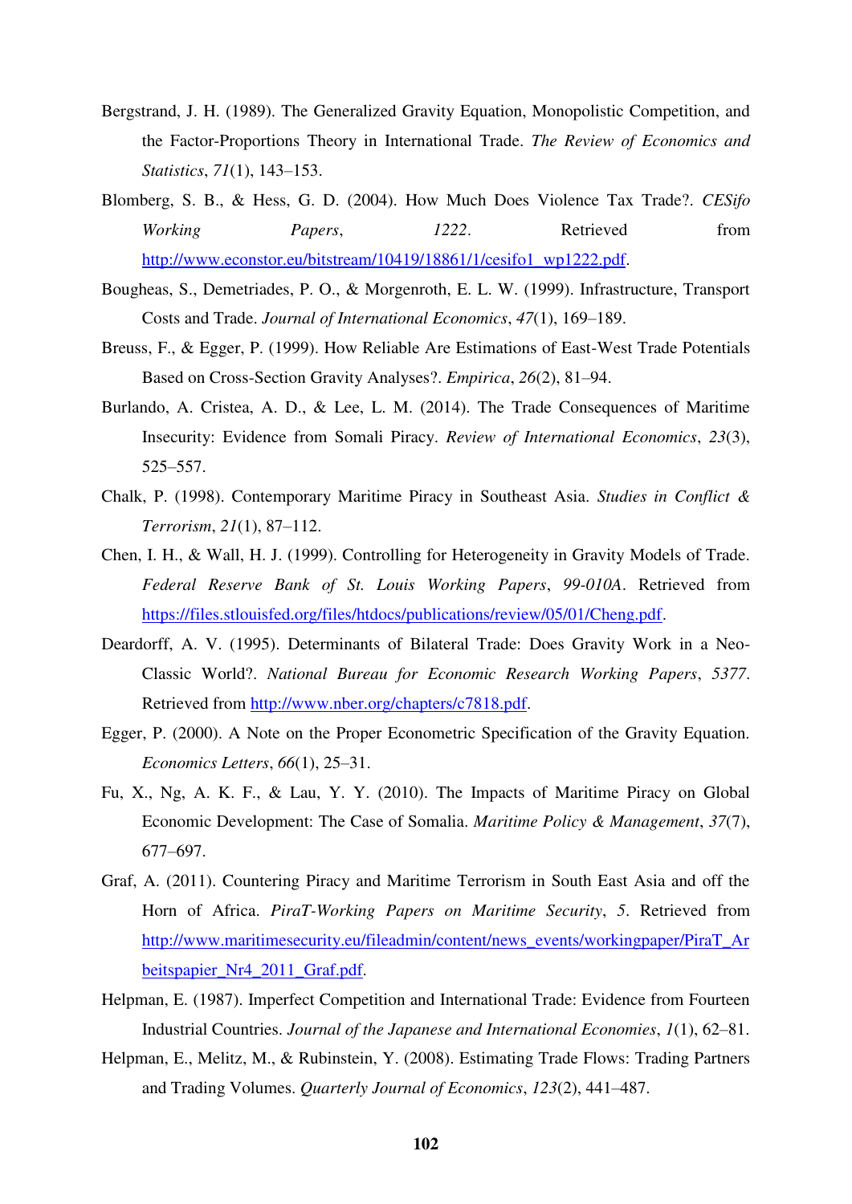Bergstrand, J. H. (1989). The Generalized Gravity Equation, Monopolistic Competition, and the Factor-Proportions Theory in International Trade. *The Review of Economics and Statistics*, *71*(1), 143–153.

Blomberg, S. B., & Hess, G. D. (2004). How Much Does Violence Tax Trade?. *CESifo Working Papers*, *1222*. Retrieved from http://www.econstor.eu/bitstream/10419/18861/1/cesifo1_wp1222.pdf.

Bougheas, S., Demetriades, P. O., & Morgenroth, E. L. W. (1999). Infrastructure, Transport Costs and Trade. *Journal of International Economics*, *47*(1), 169–189.

Breuss, F., & Egger, P. (1999). How Reliable Are Estimations of East-West Trade Potentials Based on Cross-Section Gravity Analyses?. *Empirica*, *26*(2), 81–94.

Burlando, A. Cristea, A. D., & Lee, L. M. (2014). The Trade Consequences of Maritime Insecurity: Evidence from Somali Piracy. *Review of International Economics*, *23*(3), 525–557.

Chalk, P. (1998). Contemporary Maritime Piracy in Southeast Asia. *Studies in Conflict & Terrorism*, *21*(1), 87–112.

Chen, I. H., & Wall, H. J. (1999). Controlling for Heterogeneity in Gravity Models of Trade. *Federal Reserve Bank of St. Louis Working Papers*, *99-010A*. Retrieved from https://files.stlouisfed.org/files/htdocs/publications/review/05/01/Cheng.pdf.

Deardorff, A. V. (1995). Determinants of Bilateral Trade: Does Gravity Work in a Neo-Classic World?. *National Bureau for Economic Research Working Papers*, *5377*. Retrieved from http://www.nber.org/chapters/c7818.pdf.

Egger, P. (2000). A Note on the Proper Econometric Specification of the Gravity Equation. *Economics Letters*, *66*(1), 25–31.

Fu, X., Ng, A. K. F., & Lau, Y. Y. (2010). The Impacts of Maritime Piracy on Global Economic Development: The Case of Somalia. *Maritime Policy & Management*, *37*(7), 677–697.

Graf, A. (2011). Countering Piracy and Maritime Terrorism in South East Asia and off the Horn of Africa. *PiraT-Working Papers on Maritime Security*, *5*. Retrieved from http://www.maritimesecurity.eu/fileadmin/content/news_events/workingpaper/PiraT_Arbeitspapier_Nr4_2011_Graf.pdf.

Helpman, E. (1987). Imperfect Competition and International Trade: Evidence from Fourteen Industrial Countries. *Journal of the Japanese and International Economies*, *1*(1), 62–81.

Helpman, E., Melitz, M., & Rubinstein, Y. (2008). Estimating Trade Flows: Trading Partners and Trading Volumes. *Quarterly Journal of Economics*, *123*(2), 441–487.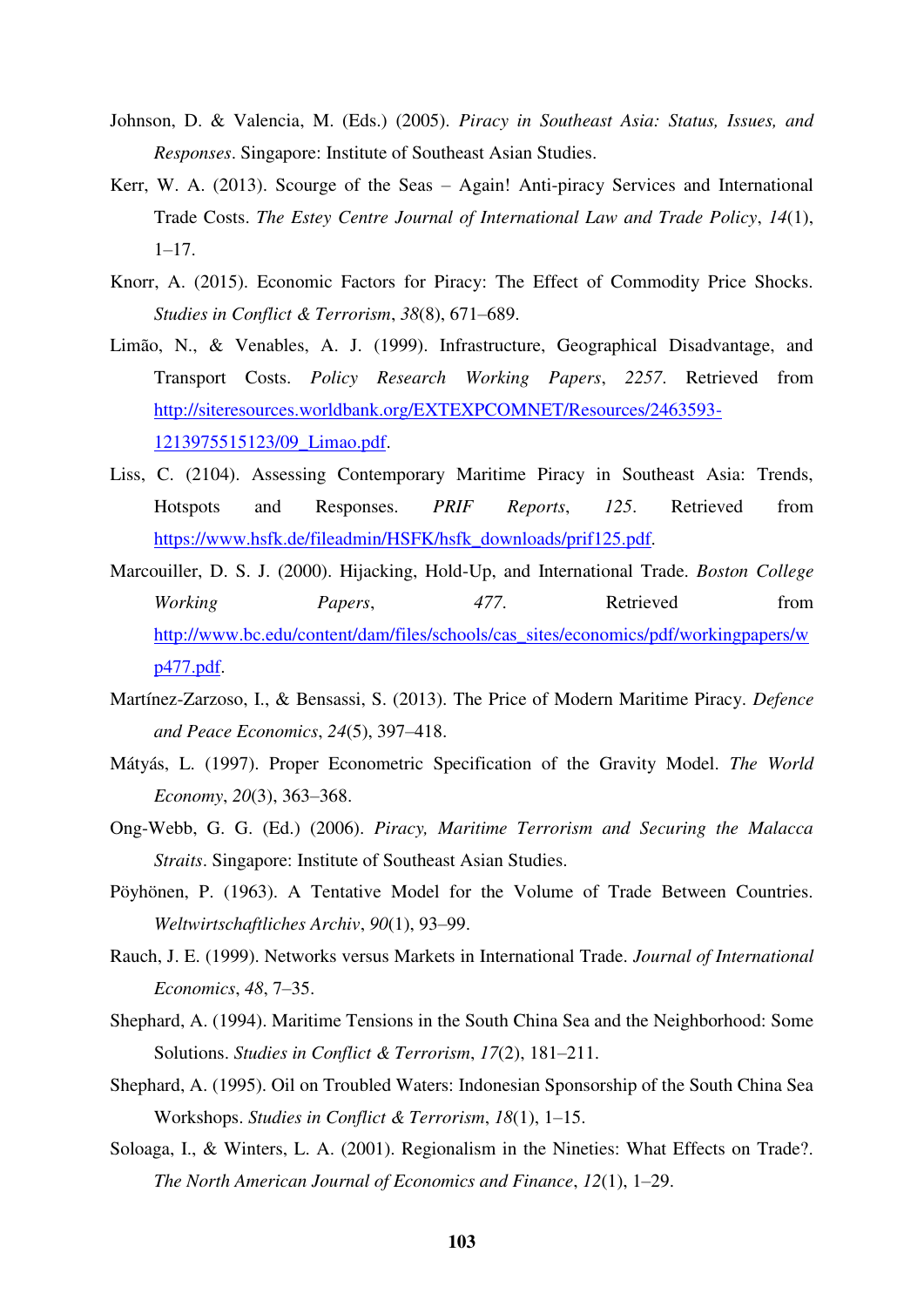Johnson, D. & Valencia, M. (Eds.) (2005). *Piracy in Southeast Asia: Status, Issues, and Responses*. Singapore: Institute of Southeast Asian Studies.

Kerr, W. A. (2013). Scourge of the Seas – Again! Anti-piracy Services and International Trade Costs. *The Estey Centre Journal of International Law and Trade Policy*, *14*(1), 1–17.

Knorr, A. (2015). Economic Factors for Piracy: The Effect of Commodity Price Shocks. *Studies in Conflict & Terrorism*, *38*(8), 671–689.

Limão, N., & Venables, A. J. (1999). Infrastructure, Geographical Disadvantage, and Transport Costs. *Policy Research Working Papers*, *2257*. Retrieved from http://siteresources.worldbank.org/EXTEXPCOMNET/Resources/2463593-1213975515123/09_Limao.pdf.

Liss, C. (2104). Assessing Contemporary Maritime Piracy in Southeast Asia: Trends, Hotspots and Responses. *PRIF Reports*, *125*. Retrieved from https://www.hsfk.de/fileadmin/HSFK/hsfk_downloads/prif125.pdf.

Marcouiller, D. S. J. (2000). Hijacking, Hold-Up, and International Trade. *Boston College Working Papers*, *477*. Retrieved from http://www.bc.edu/content/dam/files/schools/cas_sites/economics/pdf/workingpapers/wp477.pdf.

Martínez-Zarzoso, I., & Bensassi, S. (2013). The Price of Modern Maritime Piracy. *Defence and Peace Economics*, *24*(5), 397–418.

Mátyás, L. (1997). Proper Econometric Specification of the Gravity Model. *The World Economy*, *20*(3), 363–368.

Ong-Webb, G. G. (Ed.) (2006). *Piracy, Maritime Terrorism and Securing the Malacca Straits*. Singapore: Institute of Southeast Asian Studies.

Pöyhönen, P. (1963). A Tentative Model for the Volume of Trade Between Countries. *Weltwirtschaftliches Archiv*, *90*(1), 93–99.

Rauch, J. E. (1999). Networks versus Markets in International Trade. *Journal of International Economics*, *48*, 7–35.

Shephard, A. (1994). Maritime Tensions in the South China Sea and the Neighborhood: Some Solutions. *Studies in Conflict & Terrorism*, *17*(2), 181–211.

Shephard, A. (1995). Oil on Troubled Waters: Indonesian Sponsorship of the South China Sea Workshops. *Studies in Conflict & Terrorism*, *18*(1), 1–15.

Soloaga, I., & Winters, L. A. (2001). Regionalism in the Nineties: What Effects on Trade?. *The North American Journal of Economics and Finance*, *12*(1), 1–29.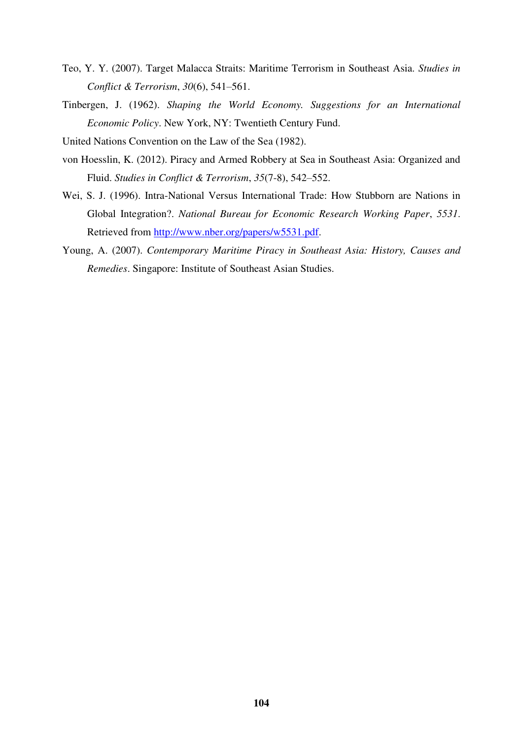Teo, Y. Y. (2007). Target Malacca Straits: Maritime Terrorism in Southeast Asia. *Studies in Conflict & Terrorism*, *30*(6), 541–561.

Tinbergen, J. (1962). *Shaping the World Economy. Suggestions for an International Economic Policy*. New York, NY: Twentieth Century Fund.

United Nations Convention on the Law of the Sea (1982).

von Hoesslin, K. (2012). Piracy and Armed Robbery at Sea in Southeast Asia: Organized and Fluid. *Studies in Conflict & Terrorism*, *35*(7-8), 542–552.

Wei, S. J. (1996). Intra-National Versus International Trade: How Stubborn are Nations in Global Integration?. *National Bureau for Economic Research Working Paper*, *5531*. Retrieved from http://www.nber.org/papers/w5531.pdf.

Young, A. (2007). *Contemporary Maritime Piracy in Southeast Asia: History, Causes and Remedies*. Singapore: Institute of Southeast Asian Studies.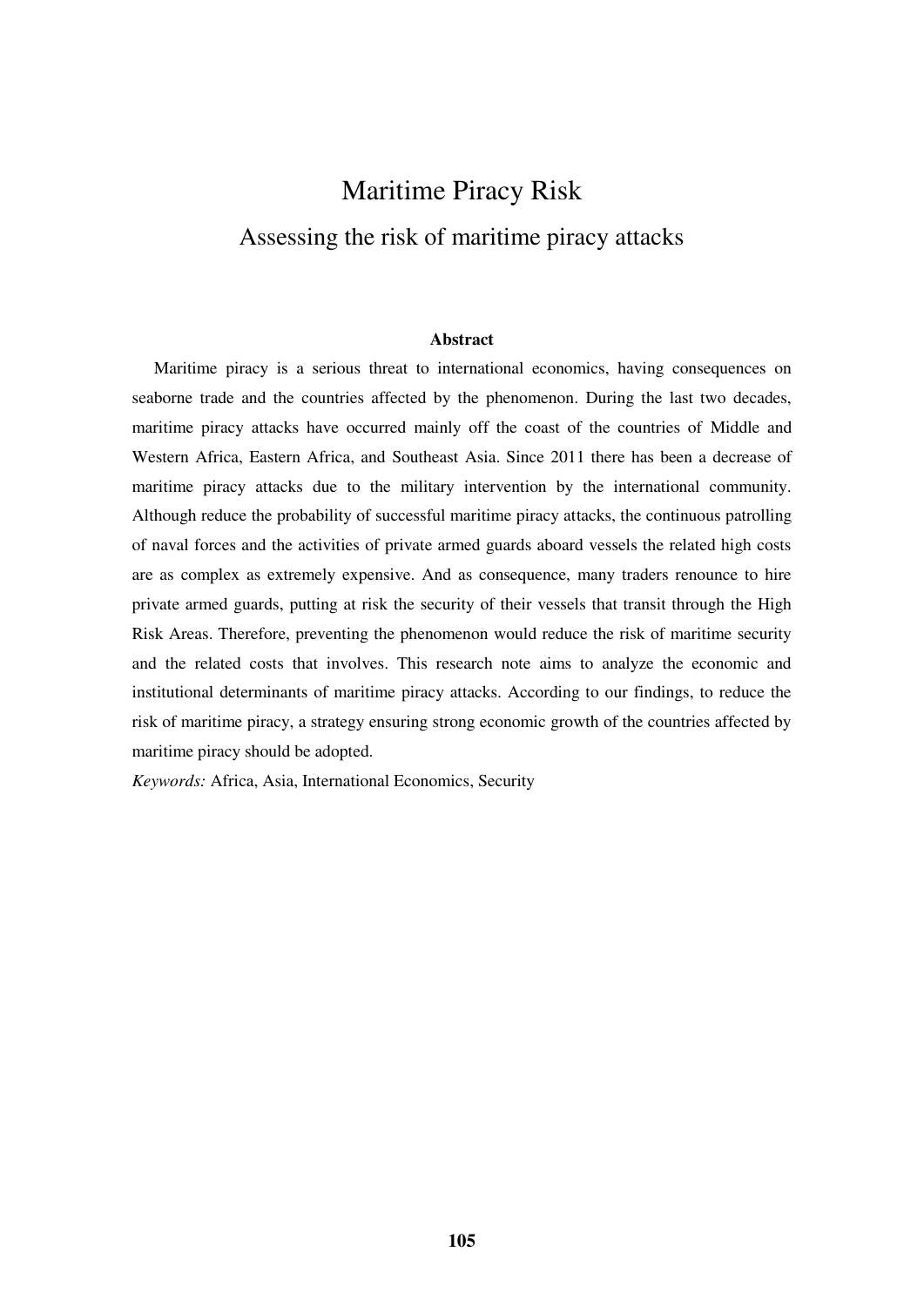# Maritime Piracy Risk

## Assessing the risk of maritime piracy attacks

**Abstract**

Maritime piracy is a serious threat to international economics, having consequences on seaborne trade and the countries affected by the phenomenon. During the last two decades, maritime piracy attacks have occurred mainly off the coast of the countries of Middle and Western Africa, Eastern Africa, and Southeast Asia. Since 2011 there has been a decrease of maritime piracy attacks due to the military intervention by the international community. Although reduce the probability of successful maritime piracy attacks, the continuous patrolling of naval forces and the activities of private armed guards aboard vessels the related high costs are as complex as extremely expensive. And as consequence, many traders renounce to hire private armed guards, putting at risk the security of their vessels that transit through the High Risk Areas. Therefore, preventing the phenomenon would reduce the risk of maritime security and the related costs that involves. This research note aims to analyze the economic and institutional determinants of maritime piracy attacks. According to our findings, to reduce the risk of maritime piracy, a strategy ensuring strong economic growth of the countries affected by maritime piracy should be adopted.

*Keywords:* Africa, Asia, International Economics, Security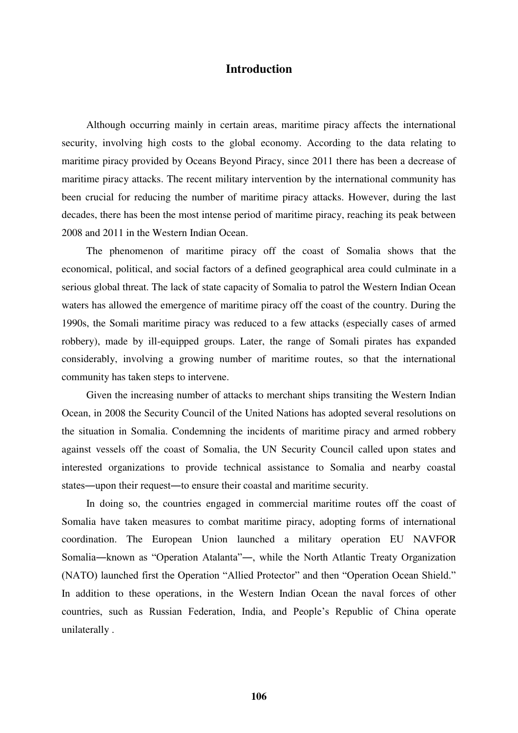# Introduction

Although occurring mainly in certain areas, maritime piracy affects the international security, involving high costs to the global economy. According to the data relating to maritime piracy provided by Oceans Beyond Piracy, since 2011 there has been a decrease of maritime piracy attacks. The recent military intervention by the international community has been crucial for reducing the number of maritime piracy attacks. However, during the last decades, there has been the most intense period of maritime piracy, reaching its peak between 2008 and 2011 in the Western Indian Ocean.

The phenomenon of maritime piracy off the coast of Somalia shows that the economical, political, and social factors of a defined geographical area could culminate in a serious global threat. The lack of state capacity of Somalia to patrol the Western Indian Ocean waters has allowed the emergence of maritime piracy off the coast of the country. During the 1990s, the Somali maritime piracy was reduced to a few attacks (especially cases of armed robbery), made by ill-equipped groups. Later, the range of Somali pirates has expanded considerably, involving a growing number of maritime routes, so that the international community has taken steps to intervene.

Given the increasing number of attacks to merchant ships transiting the Western Indian Ocean, in 2008 the Security Council of the United Nations has adopted several resolutions on the situation in Somalia. Condemning the incidents of maritime piracy and armed robbery against vessels off the coast of Somalia, the UN Security Council called upon states and interested organizations to provide technical assistance to Somalia and nearby coastal states―upon their request―to ensure their coastal and maritime security.

In doing so, the countries engaged in commercial maritime routes off the coast of Somalia have taken measures to combat maritime piracy, adopting forms of international coordination. The European Union launched a military operation EU NAVFOR Somalia―known as "Operation Atalanta"―, while the North Atlantic Treaty Organization (NATO) launched first the Operation "Allied Protector" and then "Operation Ocean Shield." In addition to these operations, in the Western Indian Ocean the naval forces of other countries, such as Russian Federation, India, and People's Republic of China operate unilaterally .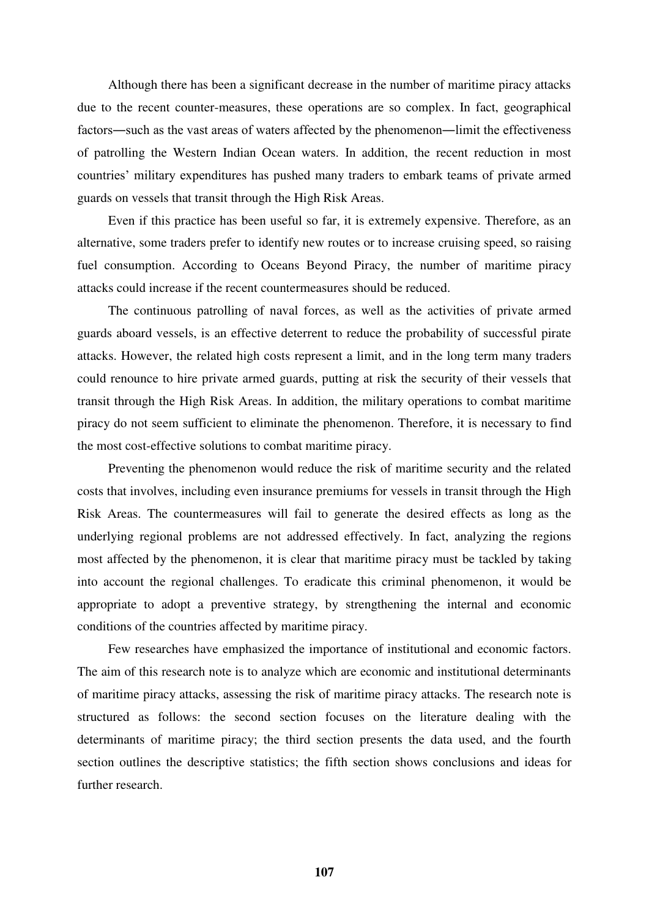Although there has been a significant decrease in the number of maritime piracy attacks due to the recent counter-measures, these operations are so complex. In fact, geographical factors―such as the vast areas of waters affected by the phenomenon―limit the effectiveness of patrolling the Western Indian Ocean waters. In addition, the recent reduction in most countries' military expenditures has pushed many traders to embark teams of private armed guards on vessels that transit through the High Risk Areas.

Even if this practice has been useful so far, it is extremely expensive. Therefore, as an alternative, some traders prefer to identify new routes or to increase cruising speed, so raising fuel consumption. According to Oceans Beyond Piracy, the number of maritime piracy attacks could increase if the recent countermeasures should be reduced.

The continuous patrolling of naval forces, as well as the activities of private armed guards aboard vessels, is an effective deterrent to reduce the probability of successful pirate attacks. However, the related high costs represent a limit, and in the long term many traders could renounce to hire private armed guards, putting at risk the security of their vessels that transit through the High Risk Areas. In addition, the military operations to combat maritime piracy do not seem sufficient to eliminate the phenomenon. Therefore, it is necessary to find the most cost-effective solutions to combat maritime piracy.

Preventing the phenomenon would reduce the risk of maritime security and the related costs that involves, including even insurance premiums for vessels in transit through the High Risk Areas. The countermeasures will fail to generate the desired effects as long as the underlying regional problems are not addressed effectively. In fact, analyzing the regions most affected by the phenomenon, it is clear that maritime piracy must be tackled by taking into account the regional challenges. To eradicate this criminal phenomenon, it would be appropriate to adopt a preventive strategy, by strengthening the internal and economic conditions of the countries affected by maritime piracy.

Few researches have emphasized the importance of institutional and economic factors. The aim of this research note is to analyze which are economic and institutional determinants of maritime piracy attacks, assessing the risk of maritime piracy attacks. The research note is structured as follows: the second section focuses on the literature dealing with the determinants of maritime piracy; the third section presents the data used, and the fourth section outlines the descriptive statistics; the fifth section shows conclusions and ideas for further research.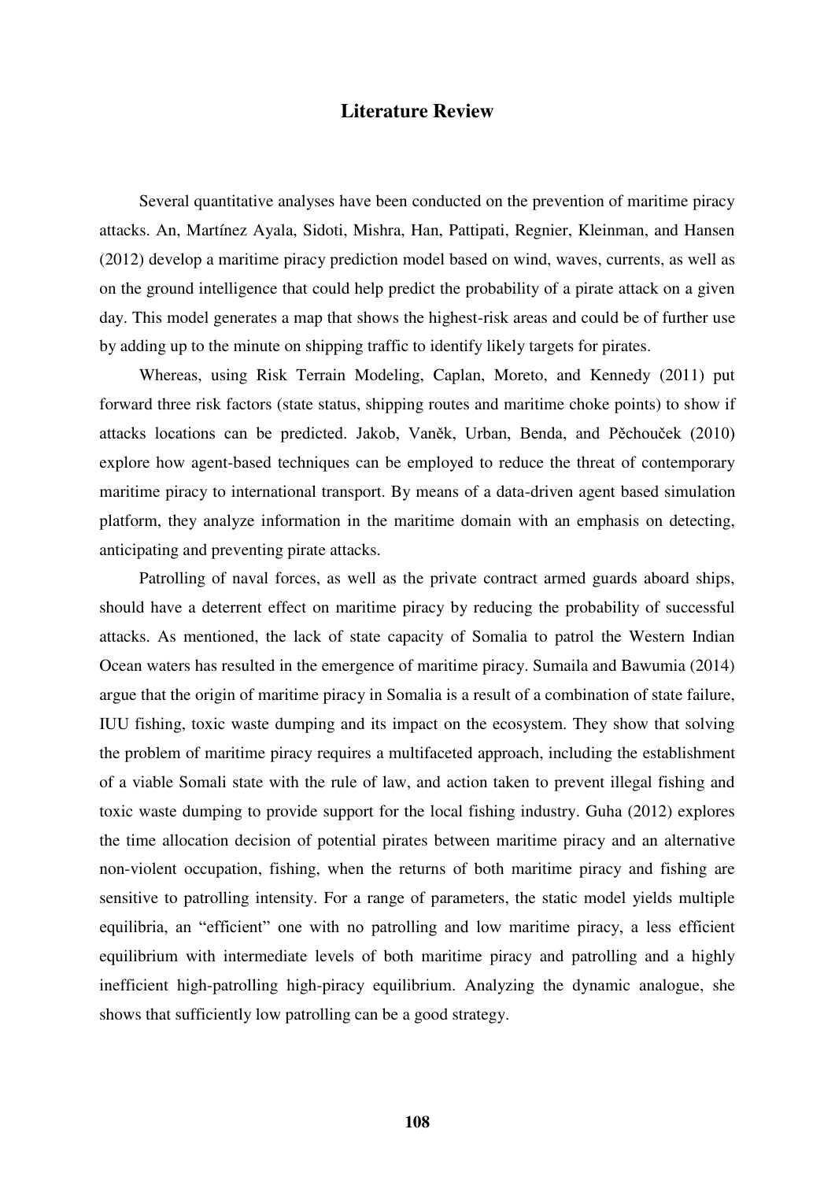# Literature Review

Several quantitative analyses have been conducted on the prevention of maritime piracy attacks. An, Martínez Ayala, Sidoti, Mishra, Han, Pattipati, Regnier, Kleinman, and Hansen (2012) develop a maritime piracy prediction model based on wind, waves, currents, as well as on the ground intelligence that could help predict the probability of a pirate attack on a given day. This model generates a map that shows the highest-risk areas and could be of further use by adding up to the minute on shipping traffic to identify likely targets for pirates.

Whereas, using Risk Terrain Modeling, Caplan, Moreto, and Kennedy (2011) put forward three risk factors (state status, shipping routes and maritime choke points) to show if attacks locations can be predicted. Jakob, Vaněk, Urban, Benda, and Pěchouček (2010) explore how agent-based techniques can be employed to reduce the threat of contemporary maritime piracy to international transport. By means of a data-driven agent based simulation platform, they analyze information in the maritime domain with an emphasis on detecting, anticipating and preventing pirate attacks.

Patrolling of naval forces, as well as the private contract armed guards aboard ships, should have a deterrent effect on maritime piracy by reducing the probability of successful attacks. As mentioned, the lack of state capacity of Somalia to patrol the Western Indian Ocean waters has resulted in the emergence of maritime piracy. Sumaila and Bawumia (2014) argue that the origin of maritime piracy in Somalia is a result of a combination of state failure, IUU fishing, toxic waste dumping and its impact on the ecosystem. They show that solving the problem of maritime piracy requires a multifaceted approach, including the establishment of a viable Somali state with the rule of law, and action taken to prevent illegal fishing and toxic waste dumping to provide support for the local fishing industry. Guha (2012) explores the time allocation decision of potential pirates between maritime piracy and an alternative non-violent occupation, fishing, when the returns of both maritime piracy and fishing are sensitive to patrolling intensity. For a range of parameters, the static model yields multiple equilibria, an "efficient" one with no patrolling and low maritime piracy, a less efficient equilibrium with intermediate levels of both maritime piracy and patrolling and a highly inefficient high-patrolling high-piracy equilibrium. Analyzing the dynamic analogue, she shows that sufficiently low patrolling can be a good strategy.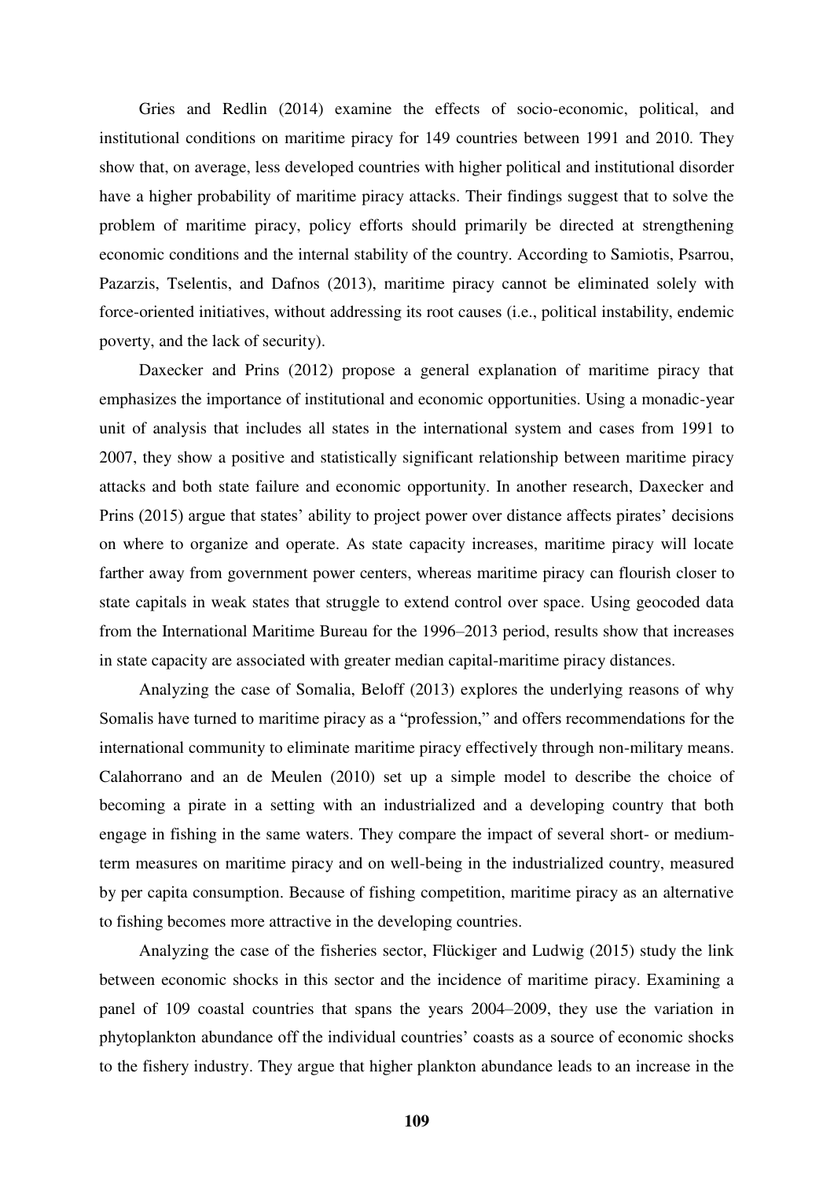Gries and Redlin (2014) examine the effects of socio-economic, political, and institutional conditions on maritime piracy for 149 countries between 1991 and 2010. They show that, on average, less developed countries with higher political and institutional disorder have a higher probability of maritime piracy attacks. Their findings suggest that to solve the problem of maritime piracy, policy efforts should primarily be directed at strengthening economic conditions and the internal stability of the country. According to Samiotis, Psarrou, Pazarzis, Tselentis, and Dafnos (2013), maritime piracy cannot be eliminated solely with force-oriented initiatives, without addressing its root causes (i.e., political instability, endemic poverty, and the lack of security).

Daxecker and Prins (2012) propose a general explanation of maritime piracy that emphasizes the importance of institutional and economic opportunities. Using a monadic-year unit of analysis that includes all states in the international system and cases from 1991 to 2007, they show a positive and statistically significant relationship between maritime piracy attacks and both state failure and economic opportunity. In another research, Daxecker and Prins (2015) argue that states' ability to project power over distance affects pirates' decisions on where to organize and operate. As state capacity increases, maritime piracy will locate farther away from government power centers, whereas maritime piracy can flourish closer to state capitals in weak states that struggle to extend control over space. Using geocoded data from the International Maritime Bureau for the 1996–2013 period, results show that increases in state capacity are associated with greater median capital-maritime piracy distances.

Analyzing the case of Somalia, Beloff (2013) explores the underlying reasons of why Somalis have turned to maritime piracy as a "profession," and offers recommendations for the international community to eliminate maritime piracy effectively through non-military means. Calahorrano and an de Meulen (2010) set up a simple model to describe the choice of becoming a pirate in a setting with an industrialized and a developing country that both engage in fishing in the same waters. They compare the impact of several short- or medium-term measures on maritime piracy and on well-being in the industrialized country, measured by per capita consumption. Because of fishing competition, maritime piracy as an alternative to fishing becomes more attractive in the developing countries.

Analyzing the case of the fisheries sector, Flückiger and Ludwig (2015) study the link between economic shocks in this sector and the incidence of maritime piracy. Examining a panel of 109 coastal countries that spans the years 2004–2009, they use the variation in phytoplankton abundance off the individual countries' coasts as a source of economic shocks to the fishery industry. They argue that higher plankton abundance leads to an increase in the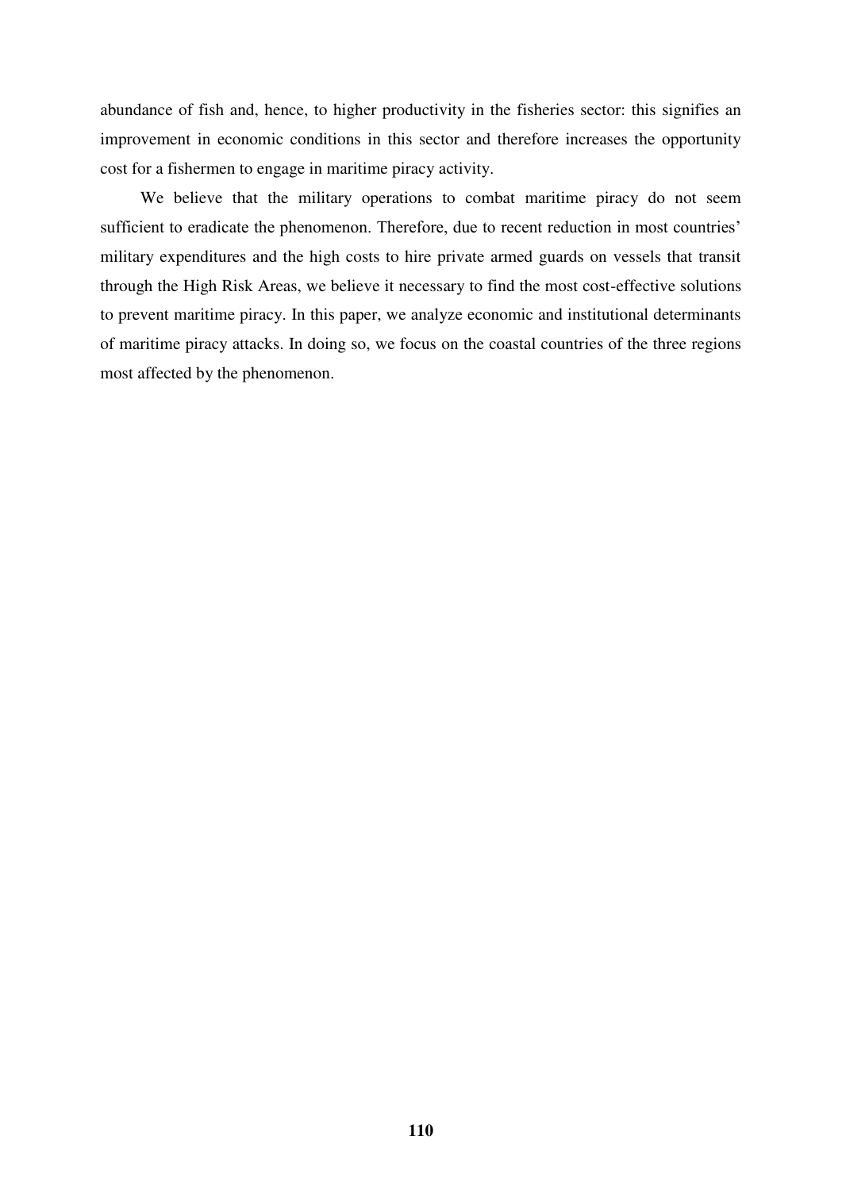abundance of fish and, hence, to higher productivity in the fisheries sector: this signifies an improvement in economic conditions in this sector and therefore increases the opportunity cost for a fishermen to engage in maritime piracy activity.

We believe that the military operations to combat maritime piracy do not seem sufficient to eradicate the phenomenon. Therefore, due to recent reduction in most countries' military expenditures and the high costs to hire private armed guards on vessels that transit through the High Risk Areas, we believe it necessary to find the most cost-effective solutions to prevent maritime piracy. In this paper, we analyze economic and institutional determinants of maritime piracy attacks. In doing so, we focus on the coastal countries of the three regions most affected by the phenomenon.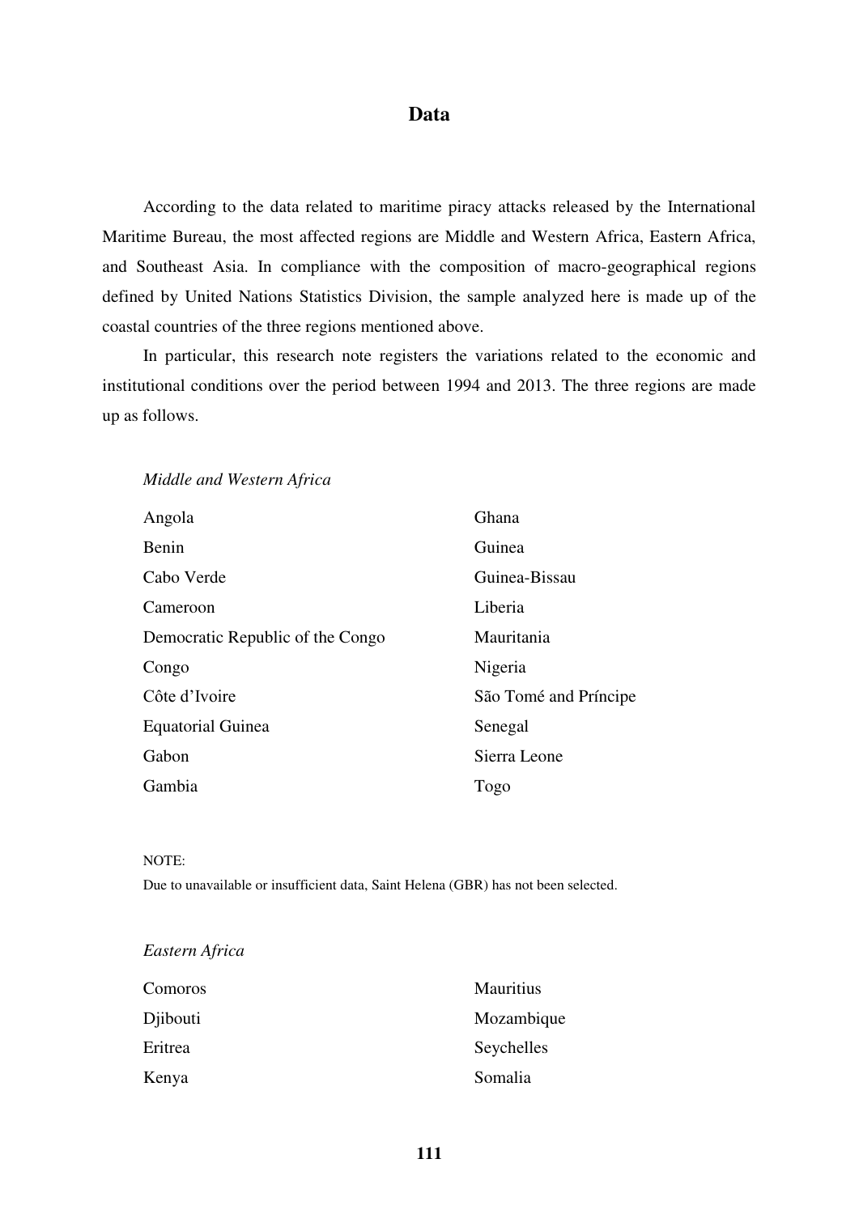## Data

According to the data related to maritime piracy attacks released by the International Maritime Bureau, the most affected regions are Middle and Western Africa, Eastern Africa, and Southeast Asia. In compliance with the composition of macro-geographical regions defined by United Nations Statistics Division, the sample analyzed here is made up of the coastal countries of the three regions mentioned above.

In particular, this research note registers the variations related to the economic and institutional conditions over the period between 1994 and 2013. The three regions are made up as follows.

*Middle and Western Africa*

| | |
|---|---|
| Angola | Ghana |
| Benin | Guinea |
| Cabo Verde | Guinea-Bissau |
| Cameroon | Liberia |
| Democratic Republic of the Congo | Mauritania |
| Congo | Nigeria |
| Côte d'Ivoire | São Tomé and Príncipe |
| Equatorial Guinea | Senegal |
| Gabon | Sierra Leone |
| Gambia | Togo |

NOTE:
Due to unavailable or insufficient data, Saint Helena (GBR) has not been selected.

*Eastern Africa*

| | |
|---|---|
| Comoros | Mauritius |
| Djibouti | Mozambique |
| Eritrea | Seychelles |
| Kenya | Somalia |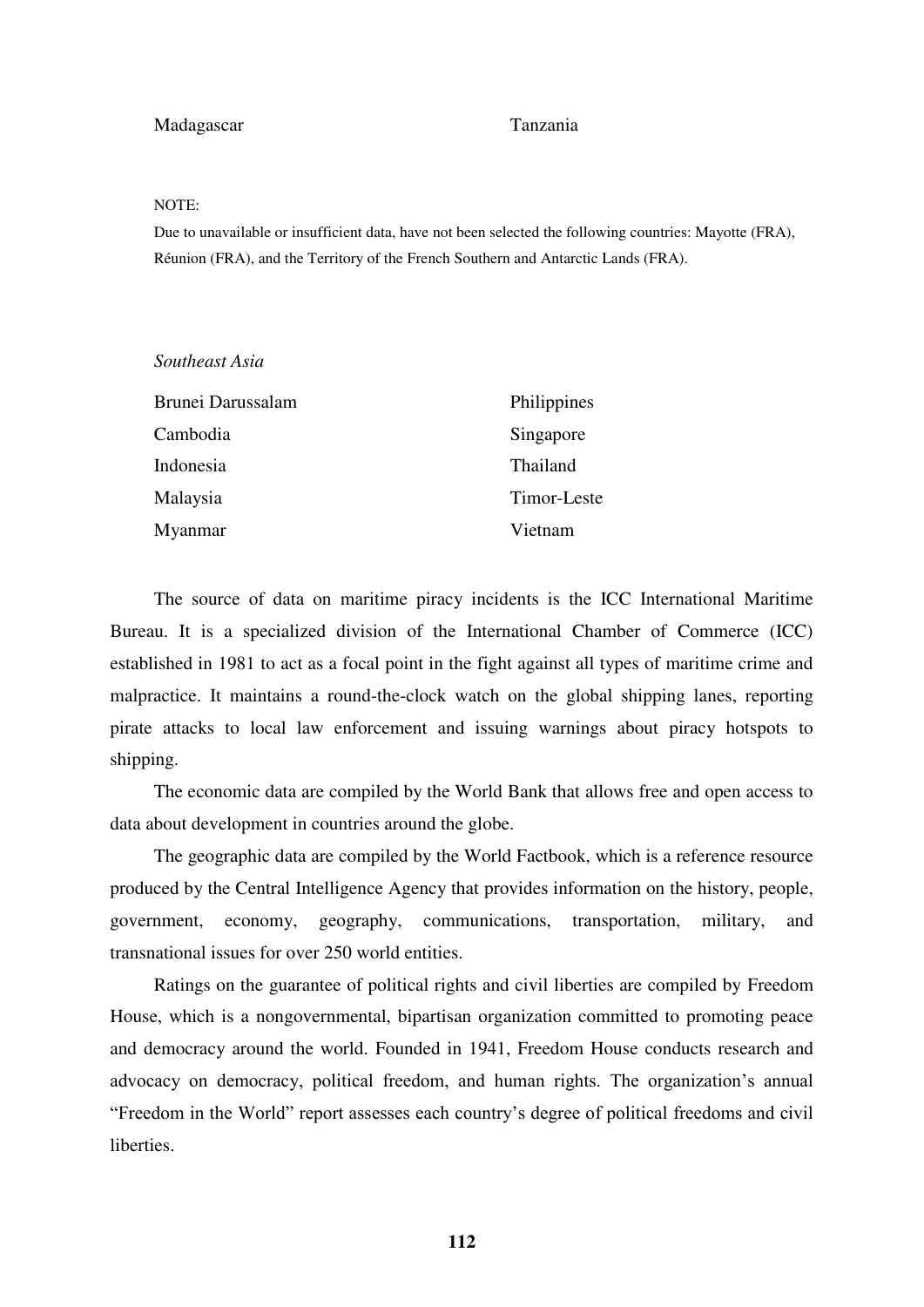| | |
|---|---|
| Madagascar | Tanzania |

NOTE:

Due to unavailable or insufficient data, have not been selected the following countries: Mayotte (FRA), Réunion (FRA), and the Territory of the French Southern and Antarctic Lands (FRA).

*Southeast Asia*

| | |
|---|---|
| Brunei Darussalam | Philippines |
| Cambodia | Singapore |
| Indonesia | Thailand |
| Malaysia | Timor-Leste |
| Myanmar | Vietnam |

The source of data on maritime piracy incidents is the ICC International Maritime Bureau. It is a specialized division of the International Chamber of Commerce (ICC) established in 1981 to act as a focal point in the fight against all types of maritime crime and malpractice. It maintains a round-the-clock watch on the global shipping lanes, reporting pirate attacks to local law enforcement and issuing warnings about piracy hotspots to shipping.

The economic data are compiled by the World Bank that allows free and open access to data about development in countries around the globe.

The geographic data are compiled by the World Factbook, which is a reference resource produced by the Central Intelligence Agency that provides information on the history, people, government, economy, geography, communications, transportation, military, and transnational issues for over 250 world entities.

Ratings on the guarantee of political rights and civil liberties are compiled by Freedom House, which is a nongovernmental, bipartisan organization committed to promoting peace and democracy around the world. Founded in 1941, Freedom House conducts research and advocacy on democracy, political freedom, and human rights. The organization's annual "Freedom in the World" report assesses each country's degree of political freedoms and civil liberties.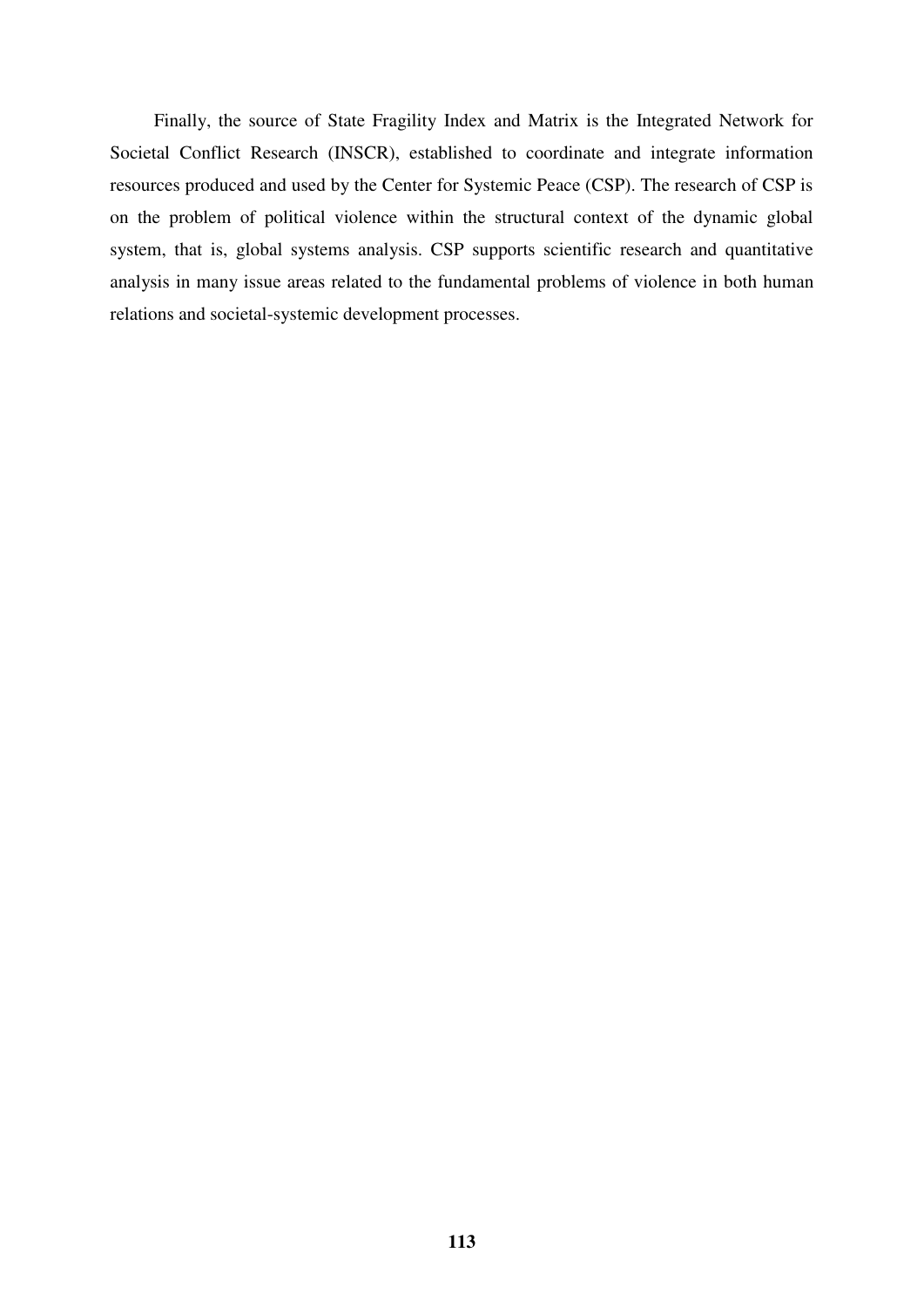Finally, the source of State Fragility Index and Matrix is the Integrated Network for Societal Conflict Research (INSCR), established to coordinate and integrate information resources produced and used by the Center for Systemic Peace (CSP). The research of CSP is on the problem of political violence within the structural context of the dynamic global system, that is, global systems analysis. CSP supports scientific research and quantitative analysis in many issue areas related to the fundamental problems of violence in both human relations and societal-systemic development processes.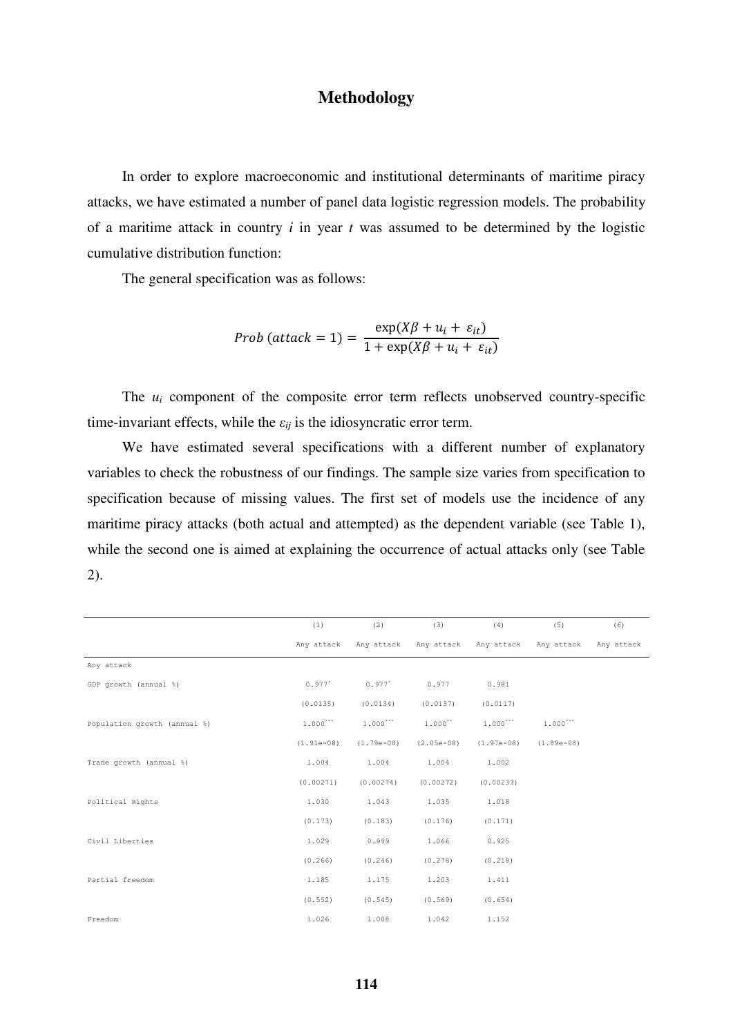# Methodology

In order to explore macroeconomic and institutional determinants of maritime piracy attacks, we have estimated a number of panel data logistic regression models. The probability of a maritime attack in country $i$ in year $t$ was assumed to be determined by the logistic cumulative distribution function:

The general specification was as follows:

$$Prob\ (attack = 1) = \frac{\exp(X\beta + u_i + \varepsilon_{it})}{1 + \exp(X\beta + u_i + \varepsilon_{it})}$$

The $u_i$ component of the composite error term reflects unobserved country-specific time-invariant effects, while the $\varepsilon_{ij}$ is the idiosyncratic error term.

We have estimated several specifications with a different number of explanatory variables to check the robustness of our findings. The sample size varies from specification to specification because of missing values. The first set of models use the incidence of any maritime piracy attacks (both actual and attempted) as the dependent variable (see Table 1), while the second one is aimed at explaining the occurrence of actual attacks only (see Table 2).

| | (1) | (2) | (3) | (4) | (5) | (6) |
|---|---|---|---|---|---|---|
| | Any attack | Any attack | Any attack | Any attack | Any attack | Any attack |
| Any attack | | | | | | |
| GDP growth (annual %) | 0.977* | 0.977* | 0.977 | 0.981 | | |
| | (0.0135) | (0.0134) | (0.0137) | (0.0117) | | |
| Population growth (annual %) | 1.000*** | 1.000*** | 1.000** | 1.000*** | 1.000*** | |
| | (1.91e-08) | (1.79e-08) | (2.05e-08) | (1.97e-08) | (1.89e-08) | |
| Trade growth (annual %) | 1.004 | 1.004 | 1.004 | 1.002 | | |
| | (0.00271) | (0.00274) | (0.00272) | (0.00233) | | |
| Political Rights | 1.030 | 1.043 | 1.035 | 1.018 | | |
| | (0.173) | (0.183) | (0.176) | (0.171) | | |
| Civil Liberties | 1.029 | 0.999 | 1.066 | 0.925 | | |
| | (0.266) | (0.246) | (0.278) | (0.218) | | |
| Partial freedom | 1.185 | 1.175 | 1.203 | 1.411 | | |
| | (0.552) | (0.545) | (0.569) | (0.654) | | |
| Freedom | 1.026 | 1.008 | 1.042 | 1.152 | | |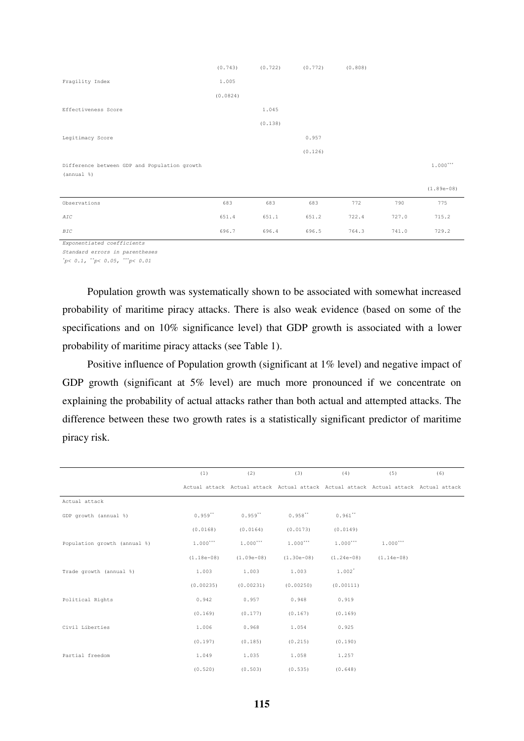| | (1) | (2) | (3) | (4) | (5) | (6) |
|---|---|---|---|---|---|---|
| | (0.743) | (0.722) | (0.772) | (0.808) | | |
| Fragility Index | 1.005 | | | | | |
| | (0.0824) | | | | | |
| Effectiveness Score | | 1.045 | | | | |
| | | (0.138) | | | | |
| Legitimacy Score | | | 0.957 | | | |
| | | | (0.126) | | | |
| Difference between GDP and Population growth (annual %) | | | | | | 1.000*** |
| | | | | | | (1.89e-08) |
| Observations | 683 | 683 | 683 | 772 | 790 | 775 |
| *AIC* | 651.4 | 651.1 | 651.2 | 722.4 | 727.0 | 715.2 |
| *BIC* | 696.7 | 696.4 | 696.5 | 764.3 | 741.0 | 729.2 |

*Exponentiated coefficients*
*Standard errors in parentheses*
*$p< 0.1$, **$p< 0.05$, ***$p< 0.01$

Population growth was systematically shown to be associated with somewhat increased probability of maritime piracy attacks. There is also weak evidence (based on some of the specifications and on 10% significance level) that GDP growth is associated with a lower probability of maritime piracy attacks (see Table 1).

Positive influence of Population growth (significant at 1% level) and negative impact of GDP growth (significant at 5% level) are much more pronounced if we concentrate on explaining the probability of actual attacks rather than both actual and attempted attacks. The difference between these two growth rates is a statistically significant predictor of maritime piracy risk.

| | (1) | (2) | (3) | (4) | (5) | (6) |
|---|---|---|---|---|---|---|
| | Actual attack | Actual attack | Actual attack | Actual attack | Actual attack | Actual attack |
| Actual attack | | | | | | |
| GDP growth (annual %) | 0.959** | 0.959** | 0.958** | 0.961** | | |
| | (0.0168) | (0.0164) | (0.0173) | (0.0149) | | |
| Population growth (annual %) | 1.000*** | 1.000*** | 1.000*** | 1.000*** | 1.000*** | |
| | (1.18e-08) | (1.09e-08) | (1.30e-08) | (1.24e-08) | (1.14e-08) | |
| Trade growth (annual %) | 1.003 | 1.003 | 1.003 | 1.002* | | |
| | (0.00235) | (0.00231) | (0.00250) | (0.00111) | | |
| Political Rights | 0.942 | 0.957 | 0.948 | 0.919 | | |
| | (0.169) | (0.177) | (0.167) | (0.169) | | |
| Civil Liberties | 1.006 | 0.968 | 1.054 | 0.925 | | |
| | (0.197) | (0.185) | (0.215) | (0.190) | | |
| Partial freedom | 1.049 | 1.035 | 1.058 | 1.257 | | |
| | (0.520) | (0.503) | (0.535) | (0.648) | | |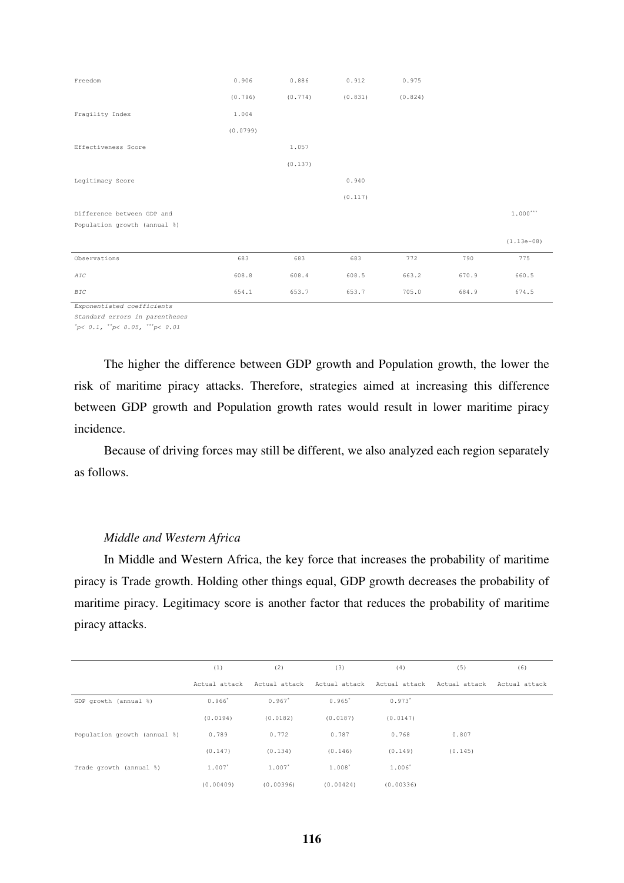| | | | | | | |
|---|---|---|---|---|---|---|
| Freedom | 0.906 | 0.886 | 0.912 | 0.975 | | |
| | (0.796) | (0.774) | (0.831) | (0.824) | | |
| Fragility Index | 1.004 | | | | | |
| | (0.0799) | | | | | |
| Effectiveness Score | | 1.057 | | | | |
| | | (0.137) | | | | |
| Legitimacy Score | | | 0.940 | | | |
| | | | (0.117) | | | |
| Difference between GDP and Population growth (annual %) | | | | | | 1.000*** |
| | | | | | | (1.13e-08) |
| Observations | 683 | 683 | 683 | 772 | 790 | 775 |
| *AIC* | 608.8 | 608.4 | 608.5 | 663.2 | 670.9 | 660.5 |
| *BIC* | 654.1 | 653.7 | 653.7 | 705.0 | 684.9 | 674.5 |

*Exponentiated coefficients*
*Standard errors in parentheses*
*$p < 0.1$, ** $p < 0.05$, *** $p < 0.01$

The higher the difference between GDP growth and Population growth, the lower the risk of maritime piracy attacks. Therefore, strategies aimed at increasing this difference between GDP growth and Population growth rates would result in lower maritime piracy incidence.

Because of driving forces may still be different, we also analyzed each region separately as follows.

*Middle and Western Africa*

In Middle and Western Africa, the key force that increases the probability of maritime piracy is Trade growth. Holding other things equal, GDP growth decreases the probability of maritime piracy. Legitimacy score is another factor that reduces the probability of maritime piracy attacks.

| | (1) | (2) | (3) | (4) | (5) | (6) |
|---|---|---|---|---|---|---|
| | Actual attack | Actual attack | Actual attack | Actual attack | Actual attack | Actual attack |
| GDP growth (annual %) | 0.966* | 0.967* | 0.965* | 0.973* | | |
| | (0.0194) | (0.0182) | (0.0187) | (0.0147) | | |
| Population growth (annual %) | 0.789 | 0.772 | 0.787 | 0.768 | 0.807 | |
| | (0.147) | (0.134) | (0.146) | (0.149) | (0.145) | |
| Trade growth (annual %) | 1.007* | 1.007* | 1.008* | 1.006* | | |
| | (0.00409) | (0.00396) | (0.00424) | (0.00336) | | |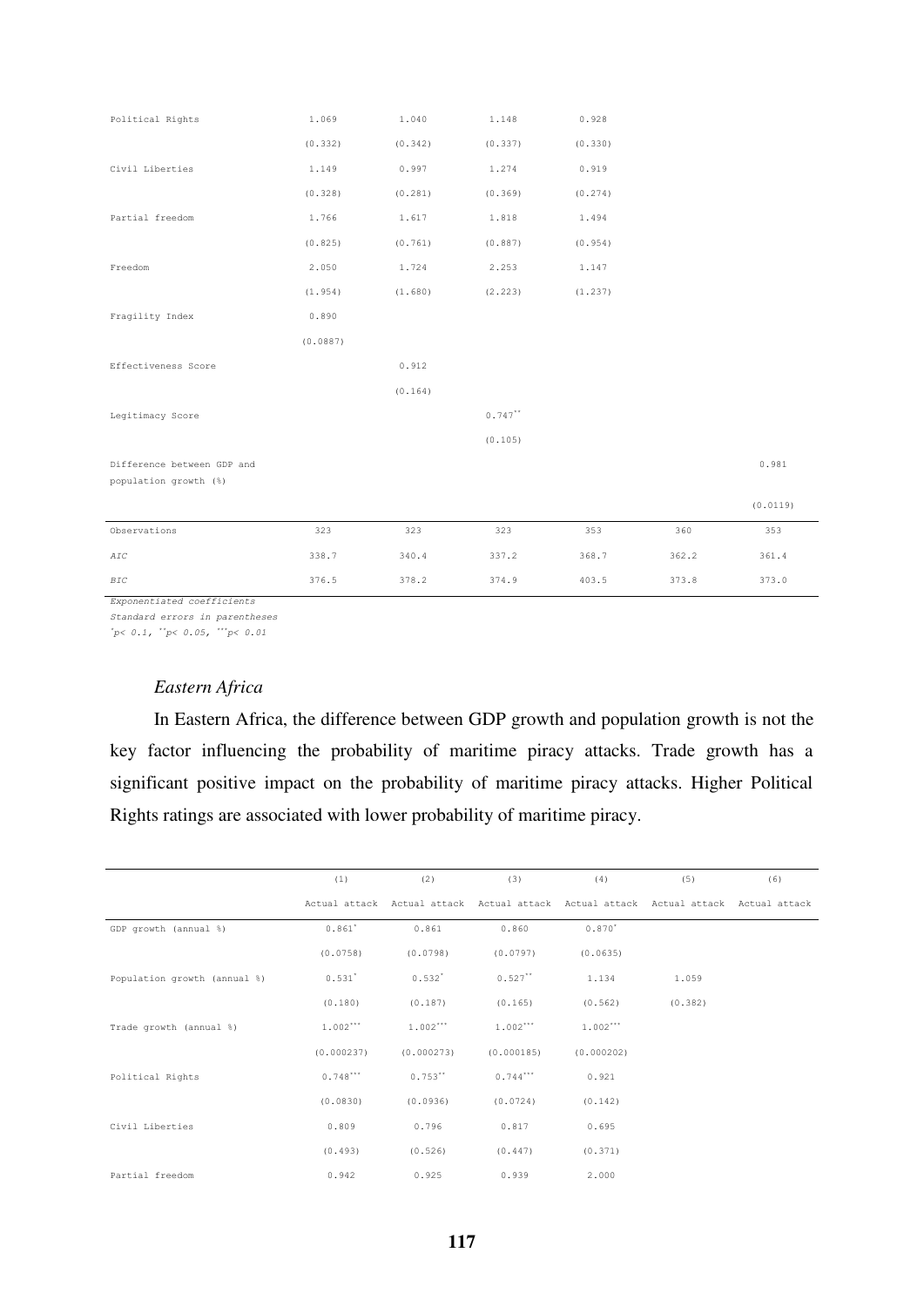| | | | | | | |
|---|---|---|---|---|---|---|
| Political Rights | 1.069 | 1.040 | 1.148 | 0.928 | | |
| | (0.332) | (0.342) | (0.337) | (0.330) | | |
| Civil Liberties | 1.149 | 0.997 | 1.274 | 0.919 | | |
| | (0.328) | (0.281) | (0.369) | (0.274) | | |
| Partial freedom | 1.766 | 1.617 | 1.818 | 1.494 | | |
| | (0.825) | (0.761) | (0.887) | (0.954) | | |
| Freedom | 2.050 | 1.724 | 2.253 | 1.147 | | |
| | (1.954) | (1.680) | (2.223) | (1.237) | | |
| Fragility Index | 0.890 | | | | | |
| | (0.0887) | | | | | |
| Effectiveness Score | | 0.912 | | | | |
| | | (0.164) | | | | |
| Legitimacy Score | | | 0.747** | | | |
| | | | (0.105) | | | |
| Difference between GDP and population growth (%) | | | | | | 0.981 |
| | | | | | | (0.0119) |
| Observations | 323 | 323 | 323 | 353 | 360 | 353 |
| *AIC* | 338.7 | 340.4 | 337.2 | 368.7 | 362.2 | 361.4 |
| *BIC* | 376.5 | 378.2 | 374.9 | 403.5 | 373.8 | 373.0 |

*Exponentiated coefficients*
*Standard errors in parentheses*
*\* $p < 0.1$, \*\* $p < 0.05$, \*\*\* $p < 0.01$*

*Eastern Africa*

In Eastern Africa, the difference between GDP growth and population growth is not the key factor influencing the probability of maritime piracy attacks. Trade growth has a significant positive impact on the probability of maritime piracy attacks. Higher Political Rights ratings are associated with lower probability of maritime piracy.

| | (1) | (2) | (3) | (4) | (5) | (6) |
|---|---|---|---|---|---|---|
| | Actual attack | Actual attack | Actual attack | Actual attack | Actual attack | Actual attack |
| GDP growth (annual %) | 0.861* | 0.861 | 0.860 | 0.870* | | |
| | (0.0758) | (0.0798) | (0.0797) | (0.0635) | | |
| Population growth (annual %) | 0.531* | 0.532* | 0.527** | 1.134 | 1.059 | |
| | (0.180) | (0.187) | (0.165) | (0.562) | (0.382) | |
| Trade growth (annual %) | 1.002*** | 1.002*** | 1.002*** | 1.002*** | | |
| | (0.000237) | (0.000273) | (0.000185) | (0.000202) | | |
| Political Rights | 0.748*** | 0.753** | 0.744*** | 0.921 | | |
| | (0.0830) | (0.0936) | (0.0724) | (0.142) | | |
| Civil Liberties | 0.809 | 0.796 | 0.817 | 0.695 | | |
| | (0.493) | (0.526) | (0.447) | (0.371) | | |
| Partial freedom | 0.942 | 0.925 | 0.939 | 2.000 | | |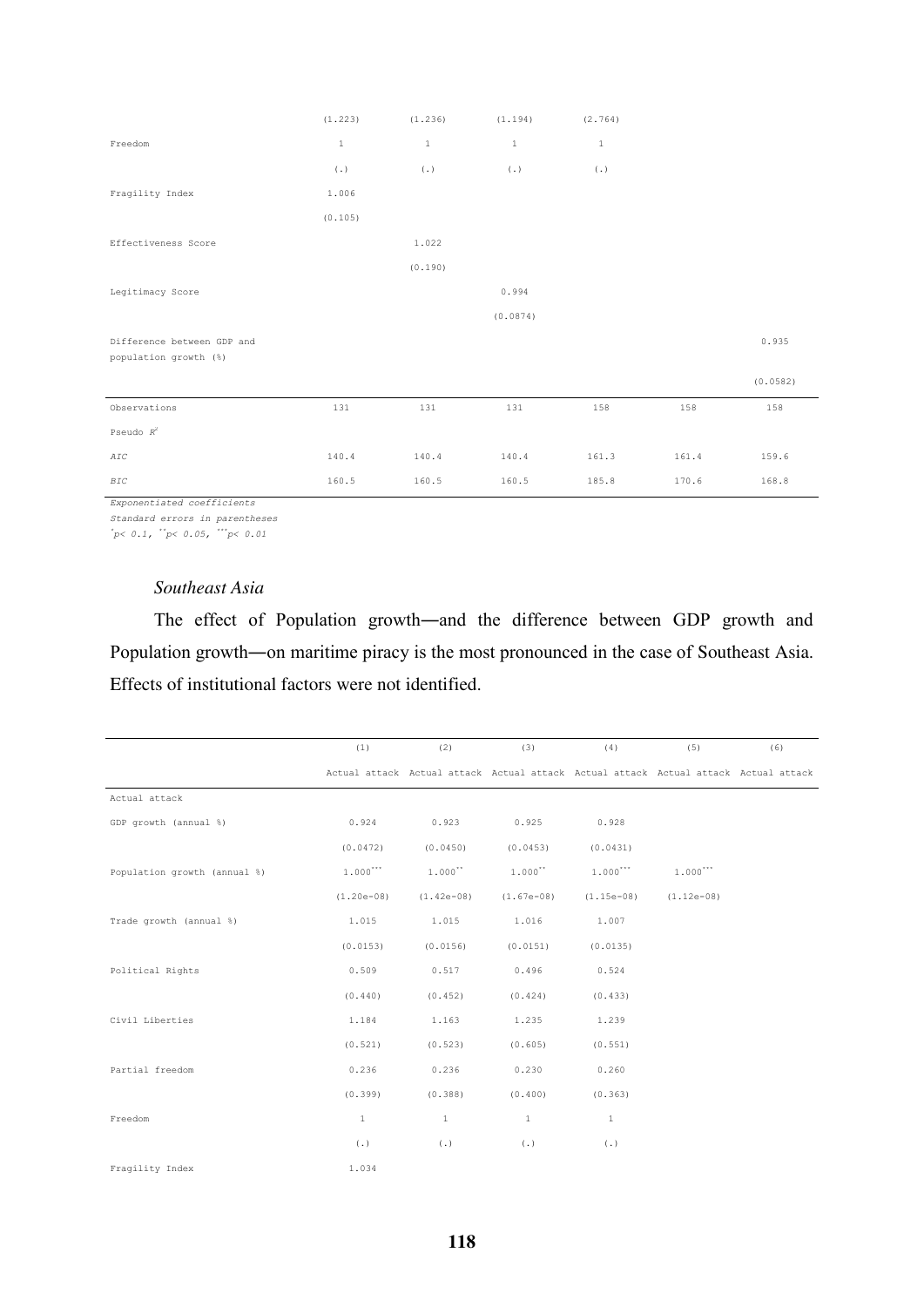|  | (1.223) | (1.236) | (1.194) | (2.764) |  |  |
|---|---|---|---|---|---|---|
| Freedom | 1 | 1 | 1 | 1 |  |  |
|  | (.) | (.) | (.) | (.) |  |  |
| Fragility Index | 1.006 |  |  |  |  |  |
|  | (0.105) |  |  |  |  |  |
| Effectiveness Score |  | 1.022 |  |  |  |  |
|  |  | (0.190) |  |  |  |  |
| Legitimacy Score |  |  | 0.994 |  |  |  |
|  |  |  | (0.0874) |  |  |  |
| Difference between GDP and population growth (%) |  |  |  |  |  | 0.935 |
|  |  |  |  |  |  | (0.0582) |
| Observations | 131 | 131 | 131 | 158 | 158 | 158 |
| Pseudo $R^2$ |  |  |  |  |  |  |
| *AIC* | 140.4 | 140.4 | 140.4 | 161.3 | 161.4 | 159.6 |
| *BIC* | 160.5 | 160.5 | 160.5 | 185.8 | 170.6 | 168.8 |

*Exponentiated coefficients*
*Standard errors in parentheses*
*$^{*}p< 0.1$, $^{**}p< 0.05$, $^{***}p< 0.01$*

### *Southeast Asia*

The effect of Population growth—and the difference between GDP growth and Population growth—on maritime piracy is the most pronounced in the case of Southeast Asia. Effects of institutional factors were not identified.

|  | (1) | (2) | (3) | (4) | (5) | (6) |
|---|---|---|---|---|---|---|
|  | Actual attack | Actual attack | Actual attack | Actual attack | Actual attack | Actual attack |
| Actual attack |  |  |  |  |  |  |
| GDP growth (annual %) | 0.924 | 0.923 | 0.925 | 0.928 |  |  |
|  | (0.0472) | (0.0450) | (0.0453) | (0.0431) |  |  |
| Population growth (annual %) | 1.000$^{***}$ | 1.000$^{**}$ | 1.000$^{**}$ | 1.000$^{***}$ | 1.000$^{***}$ |  |
|  | (1.20e-08) | (1.42e-08) | (1.67e-08) | (1.15e-08) | (1.12e-08) |  |
| Trade growth (annual %) | 1.015 | 1.015 | 1.016 | 1.007 |  |  |
|  | (0.0153) | (0.0156) | (0.0151) | (0.0135) |  |  |
| Political Rights | 0.509 | 0.517 | 0.496 | 0.524 |  |  |
|  | (0.440) | (0.452) | (0.424) | (0.433) |  |  |
| Civil Liberties | 1.184 | 1.163 | 1.235 | 1.239 |  |  |
|  | (0.521) | (0.523) | (0.605) | (0.551) |  |  |
| Partial freedom | 0.236 | 0.236 | 0.230 | 0.260 |  |  |
|  | (0.399) | (0.388) | (0.400) | (0.363) |  |  |
| Freedom | 1 | 1 | 1 | 1 |  |  |
|  | (.) | (.) | (.) | (.) |  |  |
| Fragility Index | 1.034 |  |  |  |  |  |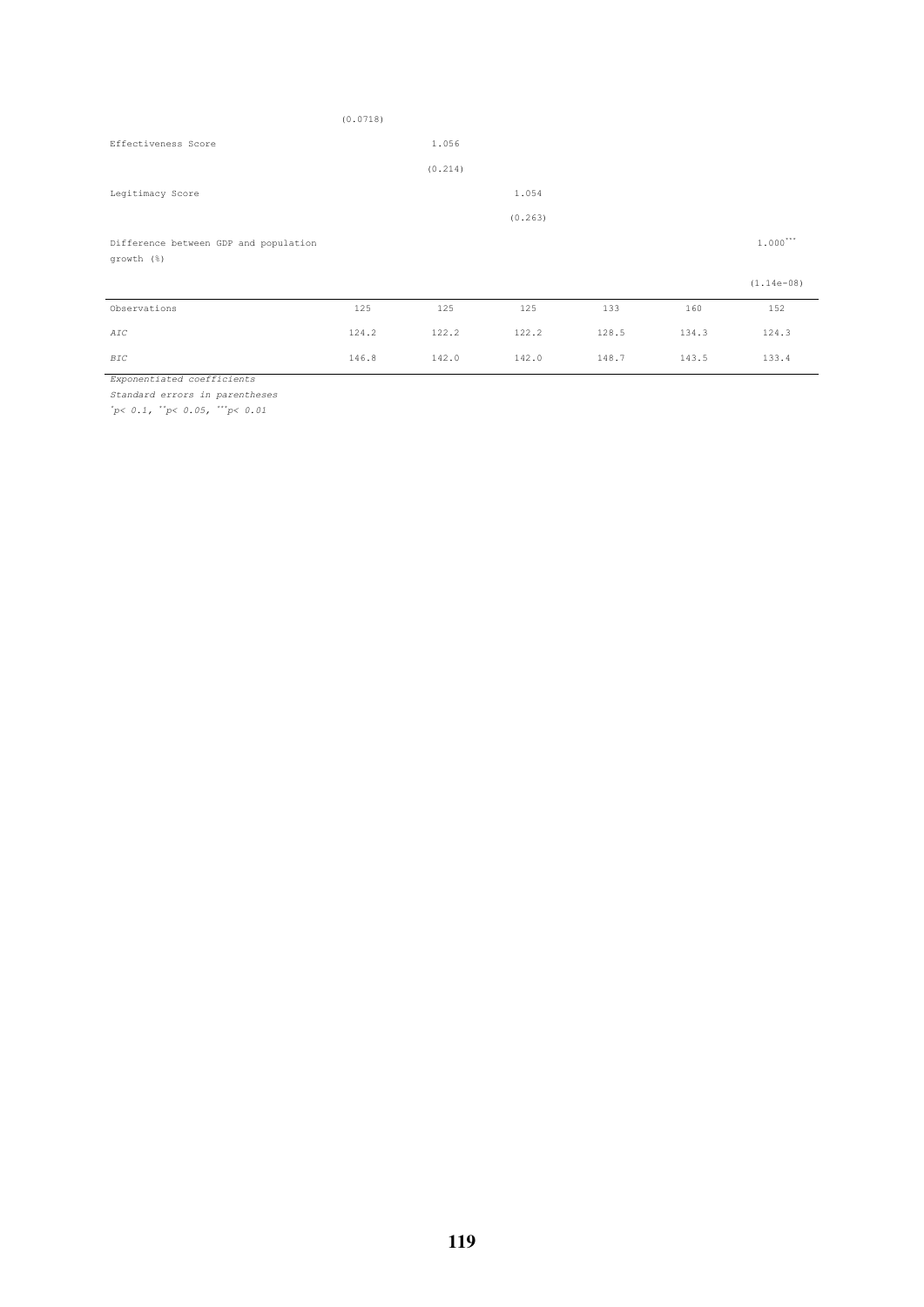| | | | | | | |
|---|---|---|---|---|---|---|
| | (0.0718) | | | | | |
| Effectiveness Score | | 1.056 | | | | |
| | | (0.214) | | | | |
| Legitimacy Score | | | 1.054 | | | |
| | | | (0.263) | | | |
| Difference between GDP and population growth (%) | | | | | | 1.000*** |
| | | | | | | (1.14e-08) |
| Observations | 125 | 125 | 125 | 133 | 160 | 152 |
| *AIC* | 124.2 | 122.2 | 122.2 | 128.5 | 134.3 | 124.3 |
| *BIC* | 146.8 | 142.0 | 142.0 | 148.7 | 143.5 | 133.4 |

*Exponentiated coefficients*

*Standard errors in parentheses*

*\* p< 0.1, \*\* p< 0.05, \*\*\* p< 0.01*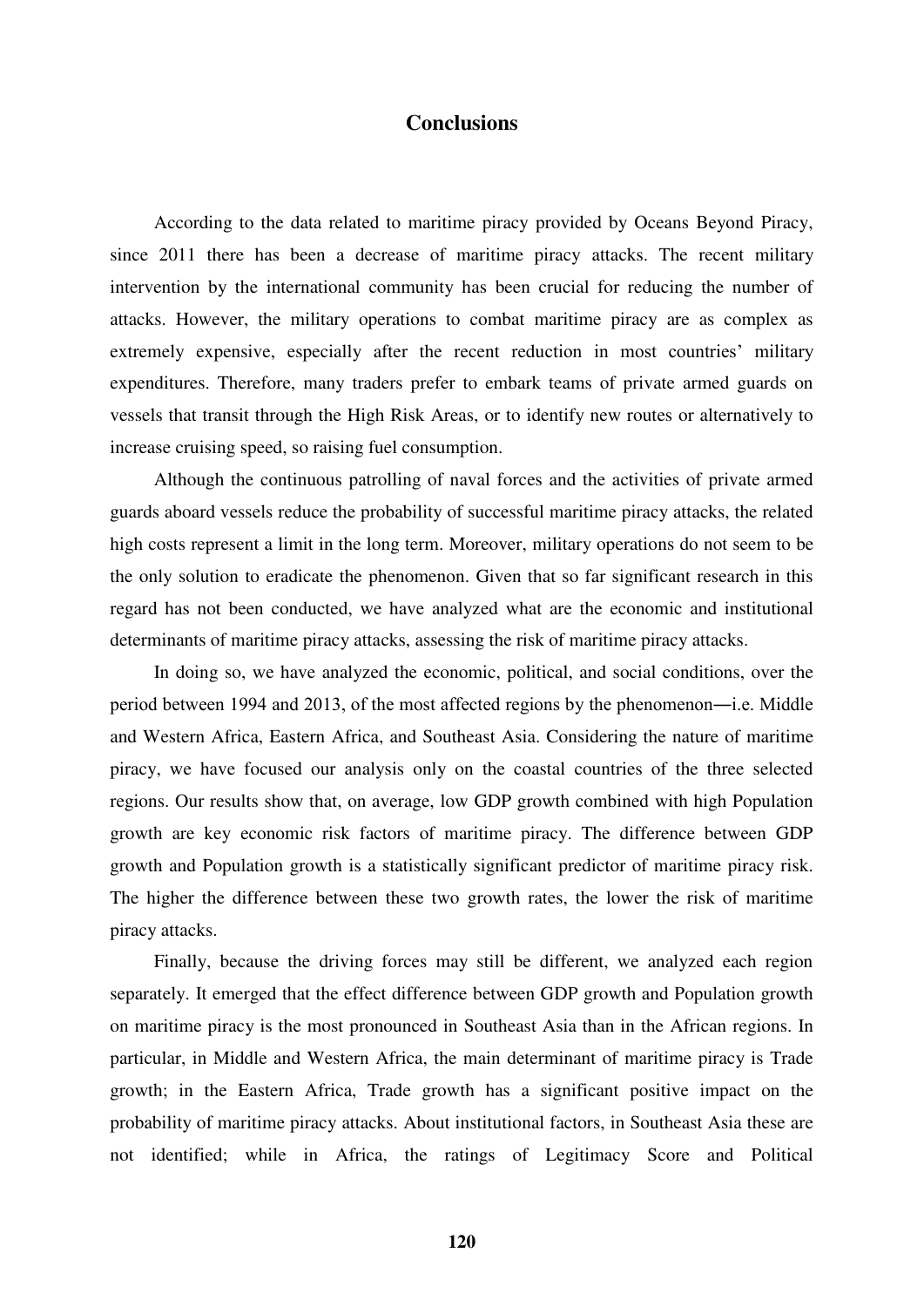# Conclusions

According to the data related to maritime piracy provided by Oceans Beyond Piracy, since 2011 there has been a decrease of maritime piracy attacks. The recent military intervention by the international community has been crucial for reducing the number of attacks. However, the military operations to combat maritime piracy are as complex as extremely expensive, especially after the recent reduction in most countries' military expenditures. Therefore, many traders prefer to embark teams of private armed guards on vessels that transit through the High Risk Areas, or to identify new routes or alternatively to increase cruising speed, so raising fuel consumption.

Although the continuous patrolling of naval forces and the activities of private armed guards aboard vessels reduce the probability of successful maritime piracy attacks, the related high costs represent a limit in the long term. Moreover, military operations do not seem to be the only solution to eradicate the phenomenon. Given that so far significant research in this regard has not been conducted, we have analyzed what are the economic and institutional determinants of maritime piracy attacks, assessing the risk of maritime piracy attacks.

In doing so, we have analyzed the economic, political, and social conditions, over the period between 1994 and 2013, of the most affected regions by the phenomenon―i.e. Middle and Western Africa, Eastern Africa, and Southeast Asia. Considering the nature of maritime piracy, we have focused our analysis only on the coastal countries of the three selected regions. Our results show that, on average, low GDP growth combined with high Population growth are key economic risk factors of maritime piracy. The difference between GDP growth and Population growth is a statistically significant predictor of maritime piracy risk. The higher the difference between these two growth rates, the lower the risk of maritime piracy attacks.

Finally, because the driving forces may still be different, we analyzed each region separately. It emerged that the effect difference between GDP growth and Population growth on maritime piracy is the most pronounced in Southeast Asia than in the African regions. In particular, in Middle and Western Africa, the main determinant of maritime piracy is Trade growth; in the Eastern Africa, Trade growth has a significant positive impact on the probability of maritime piracy attacks. About institutional factors, in Southeast Asia these are not identified; while in Africa, the ratings of Legitimacy Score and Political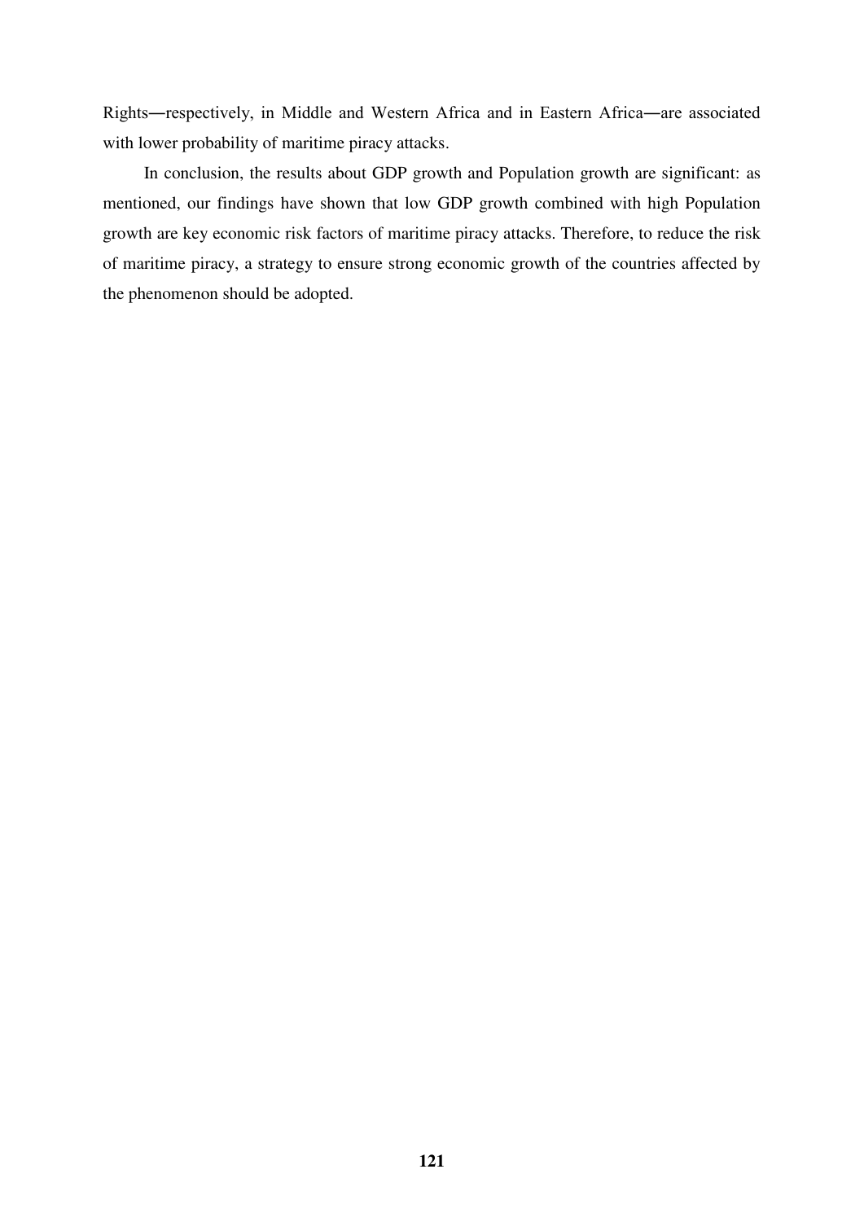Rights―respectively, in Middle and Western Africa and in Eastern Africa―are associated with lower probability of maritime piracy attacks.

In conclusion, the results about GDP growth and Population growth are significant: as mentioned, our findings have shown that low GDP growth combined with high Population growth are key economic risk factors of maritime piracy attacks. Therefore, to reduce the risk of maritime piracy, a strategy to ensure strong economic growth of the countries affected by the phenomenon should be adopted.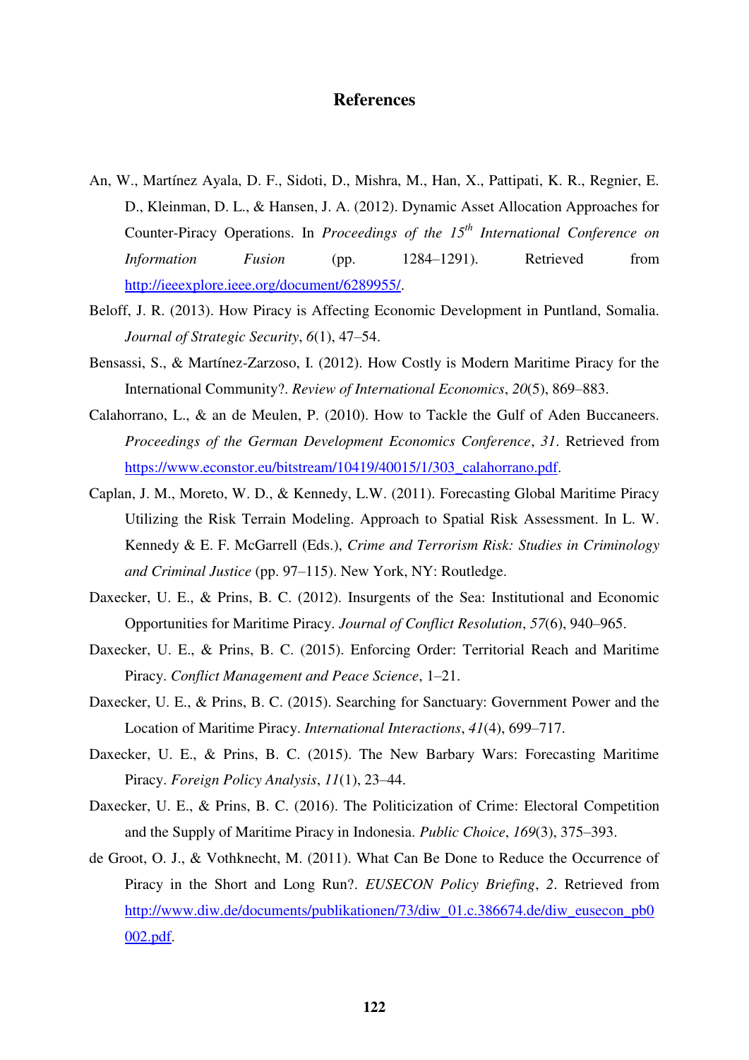# References

An, W., Martínez Ayala, D. F., Sidoti, D., Mishra, M., Han, X., Pattipati, K. R., Regnier, E. D., Kleinman, D. L., & Hansen, J. A. (2012). Dynamic Asset Allocation Approaches for Counter-Piracy Operations. In *Proceedings of the 15th International Conference on Information Fusion* (pp. 1284–1291). Retrieved from http://ieeexplore.ieee.org/document/6289955/.

Beloff, J. R. (2013). How Piracy is Affecting Economic Development in Puntland, Somalia. *Journal of Strategic Security*, *6*(1), 47–54.

Bensassi, S., & Martínez-Zarzoso, I. (2012). How Costly is Modern Maritime Piracy for the International Community?. *Review of International Economics*, *20*(5), 869–883.

Calahorrano, L., & an de Meulen, P. (2010). How to Tackle the Gulf of Aden Buccaneers. *Proceedings of the German Development Economics Conference*, *31*. Retrieved from https://www.econstor.eu/bitstream/10419/40015/1/303_calahorrano.pdf.

Caplan, J. M., Moreto, W. D., & Kennedy, L.W. (2011). Forecasting Global Maritime Piracy Utilizing the Risk Terrain Modeling. Approach to Spatial Risk Assessment. In L. W. Kennedy & E. F. McGarrell (Eds.), *Crime and Terrorism Risk: Studies in Criminology and Criminal Justice* (pp. 97–115). New York, NY: Routledge.

Daxecker, U. E., & Prins, B. C. (2012). Insurgents of the Sea: Institutional and Economic Opportunities for Maritime Piracy. *Journal of Conflict Resolution*, *57*(6), 940–965.

Daxecker, U. E., & Prins, B. C. (2015). Enforcing Order: Territorial Reach and Maritime Piracy. *Conflict Management and Peace Science*, 1–21.

Daxecker, U. E., & Prins, B. C. (2015). Searching for Sanctuary: Government Power and the Location of Maritime Piracy. *International Interactions*, *41*(4), 699–717.

Daxecker, U. E., & Prins, B. C. (2015). The New Barbary Wars: Forecasting Maritime Piracy. *Foreign Policy Analysis*, *11*(1), 23–44.

Daxecker, U. E., & Prins, B. C. (2016). The Politicization of Crime: Electoral Competition and the Supply of Maritime Piracy in Indonesia. *Public Choice*, *169*(3), 375–393.

de Groot, O. J., & Vothknecht, M. (2011). What Can Be Done to Reduce the Occurrence of Piracy in the Short and Long Run?. *EUSECON Policy Briefing*, *2*. Retrieved from http://www.diw.de/documents/publikationen/73/diw_01.c.386674.de/diw_eusecon_pb0002.pdf.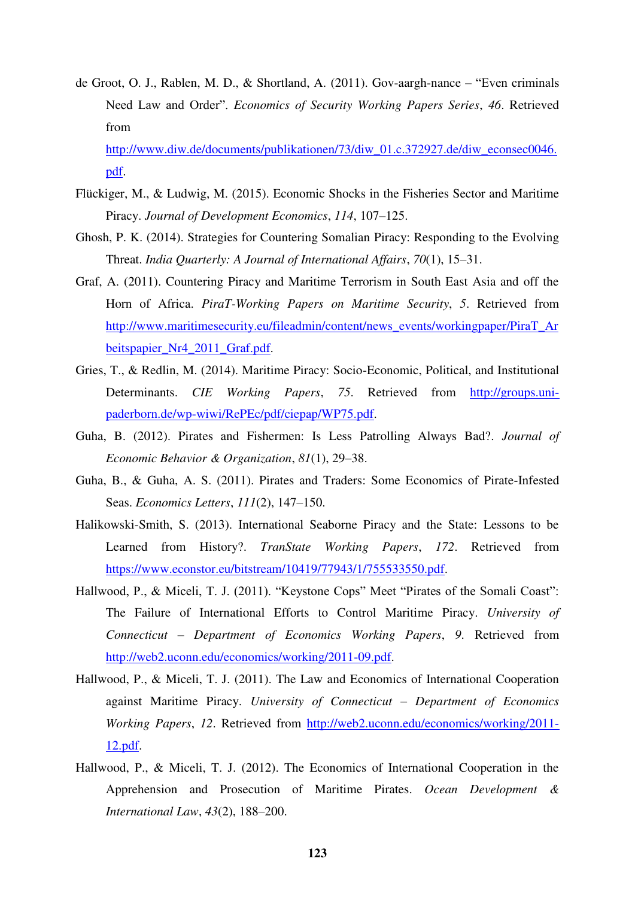de Groot, O. J., Rablen, M. D., & Shortland, A. (2011). Gov-aargh-nance – "Even criminals Need Law and Order". *Economics of Security Working Papers Series*, *46*. Retrieved from http://www.diw.de/documents/publikationen/73/diw_01.c.372927.de/diw_econsec0046.pdf.

Flückiger, M., & Ludwig, M. (2015). Economic Shocks in the Fisheries Sector and Maritime Piracy. *Journal of Development Economics*, *114*, 107–125.

Ghosh, P. K. (2014). Strategies for Countering Somalian Piracy: Responding to the Evolving Threat. *India Quarterly: A Journal of International Affairs*, *70*(1), 15–31.

Graf, A. (2011). Countering Piracy and Maritime Terrorism in South East Asia and off the Horn of Africa. *PiraT-Working Papers on Maritime Security*, *5*. Retrieved from http://www.maritimesecurity.eu/fileadmin/content/news_events/workingpaper/PiraT_Arbeitspapier_Nr4_2011_Graf.pdf.

Gries, T., & Redlin, M. (2014). Maritime Piracy: Socio-Economic, Political, and Institutional Determinants. *CIE Working Papers*, *75*. Retrieved from http://groups.uni-paderborn.de/wp-wiwi/RePEc/pdf/ciepap/WP75.pdf.

Guha, B. (2012). Pirates and Fishermen: Is Less Patrolling Always Bad?. *Journal of Economic Behavior & Organization*, *81*(1), 29–38.

Guha, B., & Guha, A. S. (2011). Pirates and Traders: Some Economics of Pirate-Infested Seas. *Economics Letters*, *111*(2), 147–150.

Halikowski-Smith, S. (2013). International Seaborne Piracy and the State: Lessons to be Learned from History?. *TranState Working Papers*, *172*. Retrieved from https://www.econstor.eu/bitstream/10419/77943/1/755533550.pdf.

Hallwood, P., & Miceli, T. J. (2011). "Keystone Cops" Meet "Pirates of the Somali Coast": The Failure of International Efforts to Control Maritime Piracy. *University of Connecticut – Department of Economics Working Papers*, *9*. Retrieved from http://web2.uconn.edu/economics/working/2011-09.pdf.

Hallwood, P., & Miceli, T. J. (2011). The Law and Economics of International Cooperation against Maritime Piracy. *University of Connecticut – Department of Economics Working Papers*, *12*. Retrieved from http://web2.uconn.edu/economics/working/2011-12.pdf.

Hallwood, P., & Miceli, T. J. (2012). The Economics of International Cooperation in the Apprehension and Prosecution of Maritime Pirates. *Ocean Development & International Law*, *43*(2), 188–200.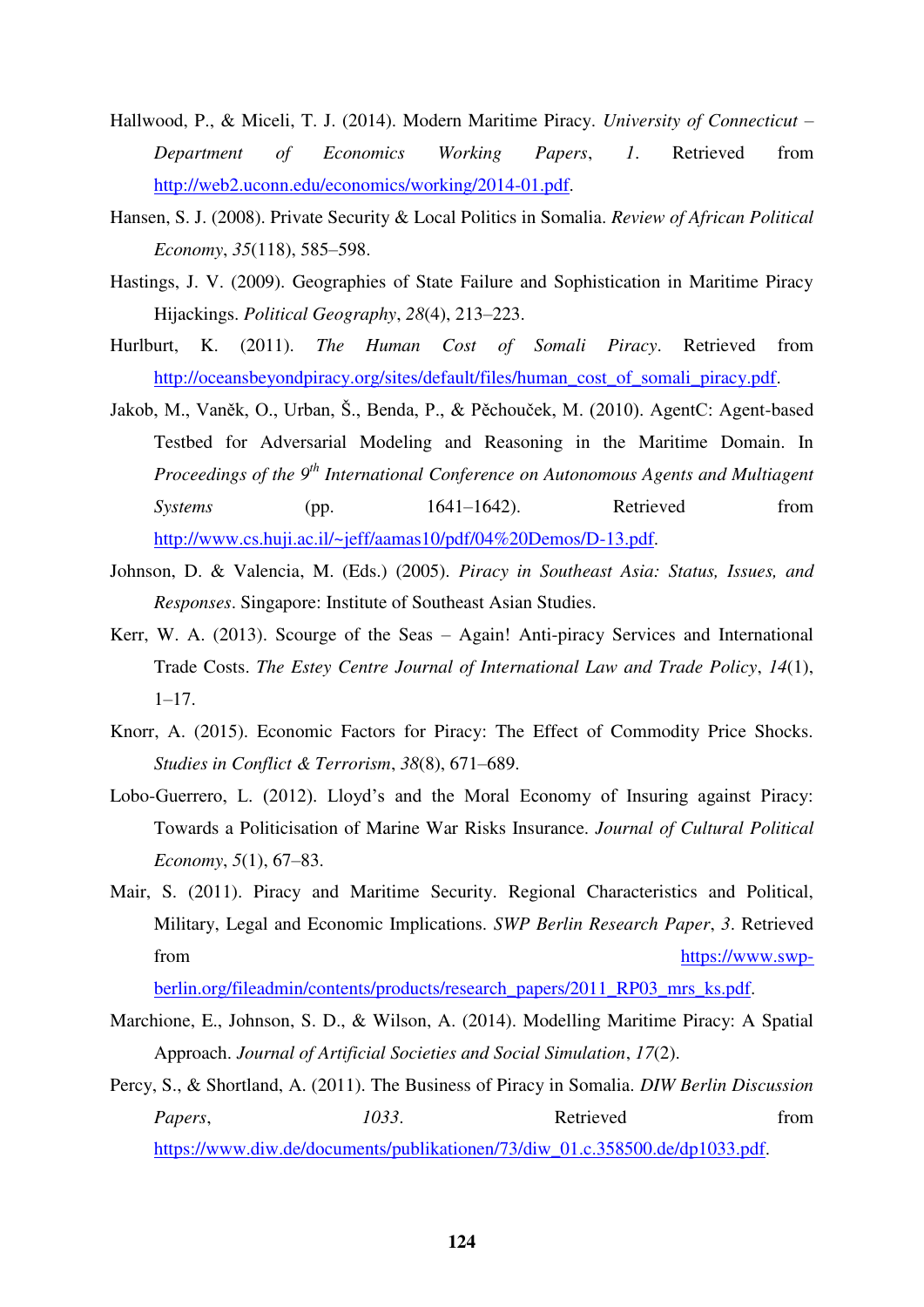Hallwood, P., & Miceli, T. J. (2014). Modern Maritime Piracy. *University of Connecticut – Department of Economics Working Papers*, *1*. Retrieved from http://web2.uconn.edu/economics/working/2014-01.pdf.

Hansen, S. J. (2008). Private Security & Local Politics in Somalia. *Review of African Political Economy*, *35*(118), 585–598.

Hastings, J. V. (2009). Geographies of State Failure and Sophistication in Maritime Piracy Hijackings. *Political Geography*, *28*(4), 213–223.

Hurlburt, K. (2011). *The Human Cost of Somali Piracy*. Retrieved from http://oceansbeyondpiracy.org/sites/default/files/human_cost_of_somali_piracy.pdf.

Jakob, M., Vaněk, O., Urban, Š., Benda, P., & Pěchouček, M. (2010). AgentC: Agent-based Testbed for Adversarial Modeling and Reasoning in the Maritime Domain. In *Proceedings of the 9th International Conference on Autonomous Agents and Multiagent Systems* (pp. 1641–1642). Retrieved from http://www.cs.huji.ac.il/~jeff/aamas10/pdf/04%20Demos/D-13.pdf.

Johnson, D. & Valencia, M. (Eds.) (2005). *Piracy in Southeast Asia: Status, Issues, and Responses*. Singapore: Institute of Southeast Asian Studies.

Kerr, W. A. (2013). Scourge of the Seas – Again! Anti-piracy Services and International Trade Costs. *The Estey Centre Journal of International Law and Trade Policy*, *14*(1), 1–17.

Knorr, A. (2015). Economic Factors for Piracy: The Effect of Commodity Price Shocks. *Studies in Conflict & Terrorism*, *38*(8), 671–689.

Lobo-Guerrero, L. (2012). Lloyd's and the Moral Economy of Insuring against Piracy: Towards a Politicisation of Marine War Risks Insurance. *Journal of Cultural Political Economy*, *5*(1), 67–83.

Mair, S. (2011). Piracy and Maritime Security. Regional Characteristics and Political, Military, Legal and Economic Implications. *SWP Berlin Research Paper*, *3*. Retrieved from https://www.swp-berlin.org/fileadmin/contents/products/research_papers/2011_RP03_mrs_ks.pdf.

Marchione, E., Johnson, S. D., & Wilson, A. (2014). Modelling Maritime Piracy: A Spatial Approach. *Journal of Artificial Societies and Social Simulation*, *17*(2).

Percy, S., & Shortland, A. (2011). The Business of Piracy in Somalia. *DIW Berlin Discussion Papers*, *1033*. Retrieved from https://www.diw.de/documents/publikationen/73/diw_01.c.358500.de/dp1033.pdf.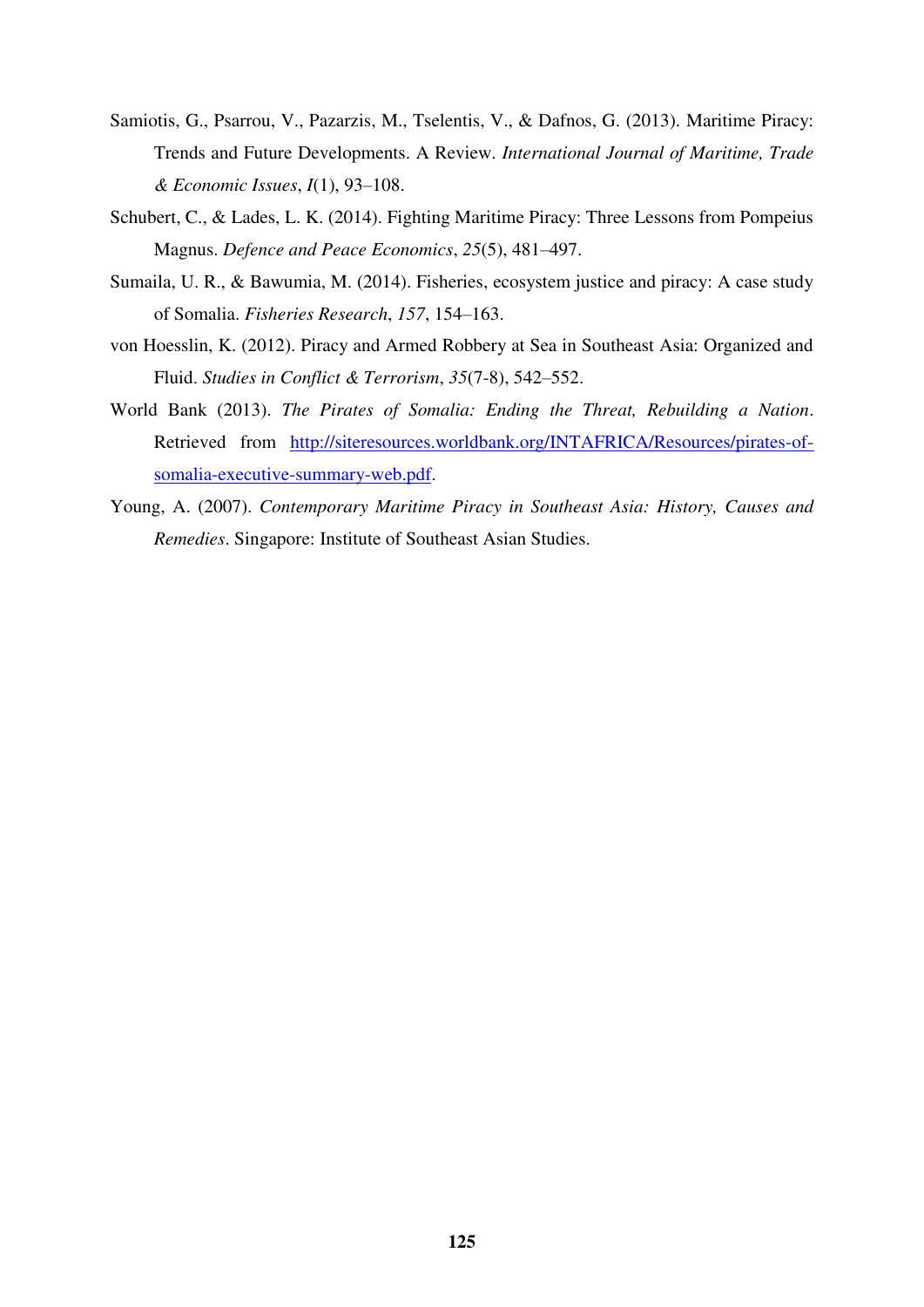Samiotis, G., Psarrou, V., Pazarzis, M., Tselentis, V., & Dafnos, G. (2013). Maritime Piracy: Trends and Future Developments. A Review. *International Journal of Maritime, Trade & Economic Issues*, *I*(1), 93–108.

Schubert, C., & Lades, L. K. (2014). Fighting Maritime Piracy: Three Lessons from Pompeius Magnus. *Defence and Peace Economics*, *25*(5), 481–497.

Sumaila, U. R., & Bawumia, M. (2014). Fisheries, ecosystem justice and piracy: A case study of Somalia. *Fisheries Research*, *157*, 154–163.

von Hoesslin, K. (2012). Piracy and Armed Robbery at Sea in Southeast Asia: Organized and Fluid. *Studies in Conflict & Terrorism*, *35*(7-8), 542–552.

World Bank (2013). *The Pirates of Somalia: Ending the Threat, Rebuilding a Nation*. Retrieved from http://siteresources.worldbank.org/INTAFRICA/Resources/pirates-of-somalia-executive-summary-web.pdf.

Young, A. (2007). *Contemporary Maritime Piracy in Southeast Asia: History, Causes and Remedies*. Singapore: Institute of Southeast Asian Studies.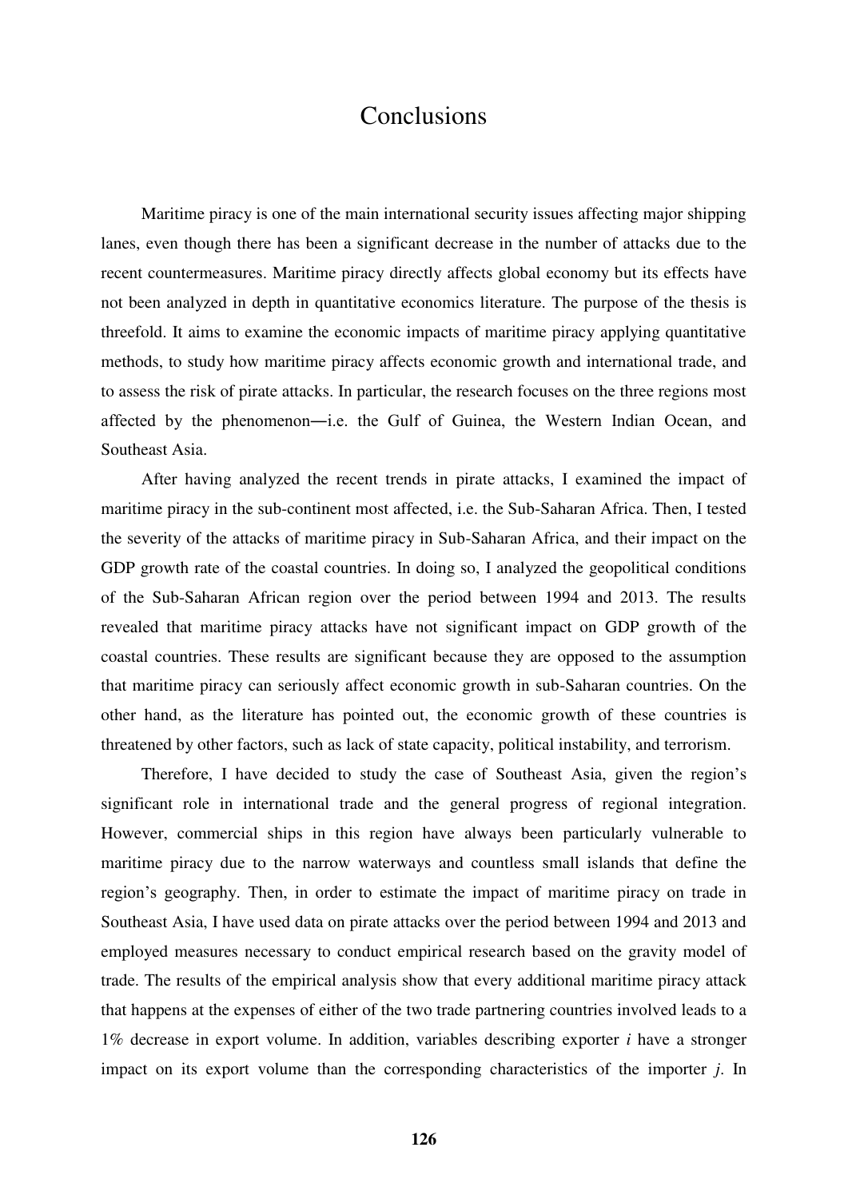# Conclusions

Maritime piracy is one of the main international security issues affecting major shipping lanes, even though there has been a significant decrease in the number of attacks due to the recent countermeasures. Maritime piracy directly affects global economy but its effects have not been analyzed in depth in quantitative economics literature. The purpose of the thesis is threefold. It aims to examine the economic impacts of maritime piracy applying quantitative methods, to study how maritime piracy affects economic growth and international trade, and to assess the risk of pirate attacks. In particular, the research focuses on the three regions most affected by the phenomenon―i.e. the Gulf of Guinea, the Western Indian Ocean, and Southeast Asia.

After having analyzed the recent trends in pirate attacks, I examined the impact of maritime piracy in the sub-continent most affected, i.e. the Sub-Saharan Africa. Then, I tested the severity of the attacks of maritime piracy in Sub-Saharan Africa, and their impact on the GDP growth rate of the coastal countries. In doing so, I analyzed the geopolitical conditions of the Sub-Saharan African region over the period between 1994 and 2013. The results revealed that maritime piracy attacks have not significant impact on GDP growth of the coastal countries. These results are significant because they are opposed to the assumption that maritime piracy can seriously affect economic growth in sub-Saharan countries. On the other hand, as the literature has pointed out, the economic growth of these countries is threatened by other factors, such as lack of state capacity, political instability, and terrorism.

Therefore, I have decided to study the case of Southeast Asia, given the region's significant role in international trade and the general progress of regional integration. However, commercial ships in this region have always been particularly vulnerable to maritime piracy due to the narrow waterways and countless small islands that define the region's geography. Then, in order to estimate the impact of maritime piracy on trade in Southeast Asia, I have used data on pirate attacks over the period between 1994 and 2013 and employed measures necessary to conduct empirical research based on the gravity model of trade. The results of the empirical analysis show that every additional maritime piracy attack that happens at the expenses of either of the two trade partnering countries involved leads to a 1% decrease in export volume. In addition, variables describing exporter $i$ have a stronger impact on its export volume than the corresponding characteristics of the importer $j$. In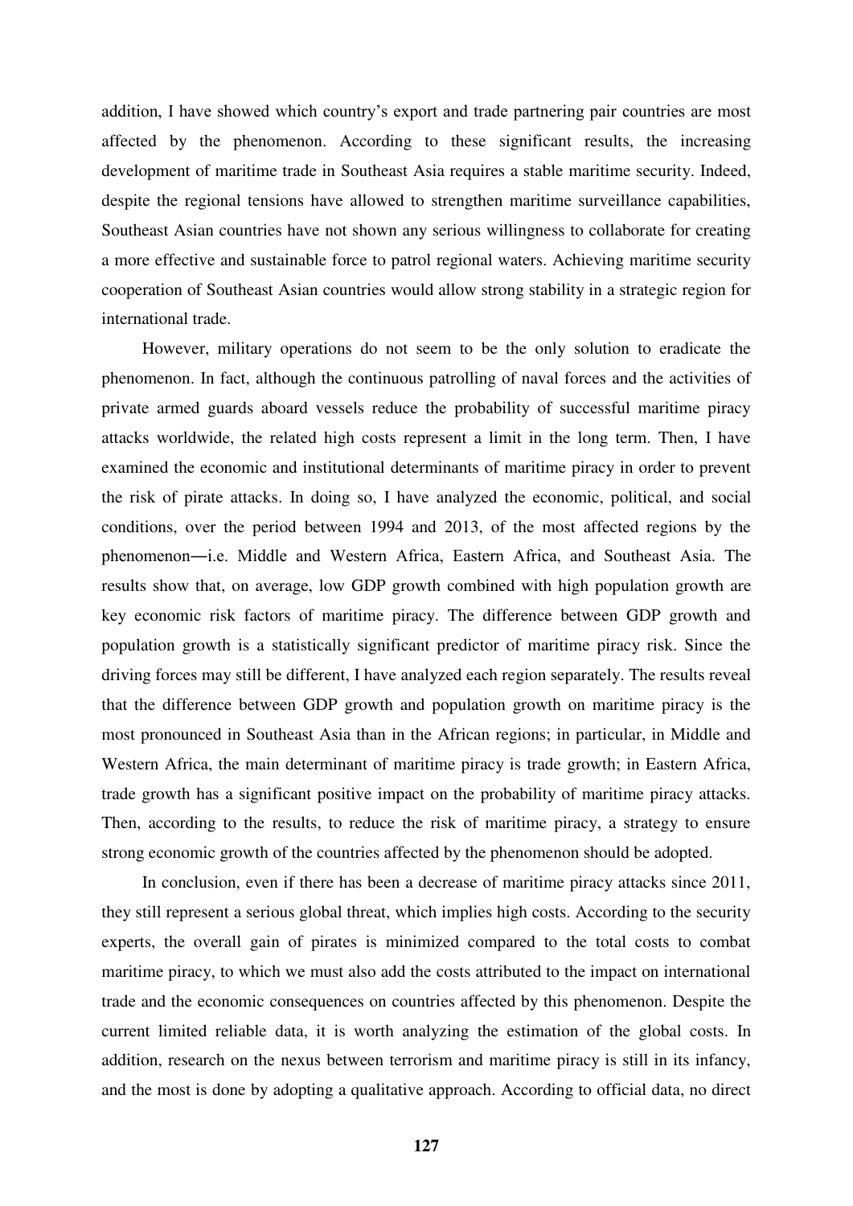addition, I have showed which country's export and trade partnering pair countries are most affected by the phenomenon. According to these significant results, the increasing development of maritime trade in Southeast Asia requires a stable maritime security. Indeed, despite the regional tensions have allowed to strengthen maritime surveillance capabilities, Southeast Asian countries have not shown any serious willingness to collaborate for creating a more effective and sustainable force to patrol regional waters. Achieving maritime security cooperation of Southeast Asian countries would allow strong stability in a strategic region for international trade.

However, military operations do not seem to be the only solution to eradicate the phenomenon. In fact, although the continuous patrolling of naval forces and the activities of private armed guards aboard vessels reduce the probability of successful maritime piracy attacks worldwide, the related high costs represent a limit in the long term. Then, I have examined the economic and institutional determinants of maritime piracy in order to prevent the risk of pirate attacks. In doing so, I have analyzed the economic, political, and social conditions, over the period between 1994 and 2013, of the most affected regions by the phenomenon―i.e. Middle and Western Africa, Eastern Africa, and Southeast Asia. The results show that, on average, low GDP growth combined with high population growth are key economic risk factors of maritime piracy. The difference between GDP growth and population growth is a statistically significant predictor of maritime piracy risk. Since the driving forces may still be different, I have analyzed each region separately. The results reveal that the difference between GDP growth and population growth on maritime piracy is the most pronounced in Southeast Asia than in the African regions; in particular, in Middle and Western Africa, the main determinant of maritime piracy is trade growth; in Eastern Africa, trade growth has a significant positive impact on the probability of maritime piracy attacks. Then, according to the results, to reduce the risk of maritime piracy, a strategy to ensure strong economic growth of the countries affected by the phenomenon should be adopted.

In conclusion, even if there has been a decrease of maritime piracy attacks since 2011, they still represent a serious global threat, which implies high costs. According to the security experts, the overall gain of pirates is minimized compared to the total costs to combat maritime piracy, to which we must also add the costs attributed to the impact on international trade and the economic consequences on countries affected by this phenomenon. Despite the current limited reliable data, it is worth analyzing the estimation of the global costs. In addition, research on the nexus between terrorism and maritime piracy is still in its infancy, and the most is done by adopting a qualitative approach. According to official data, no direct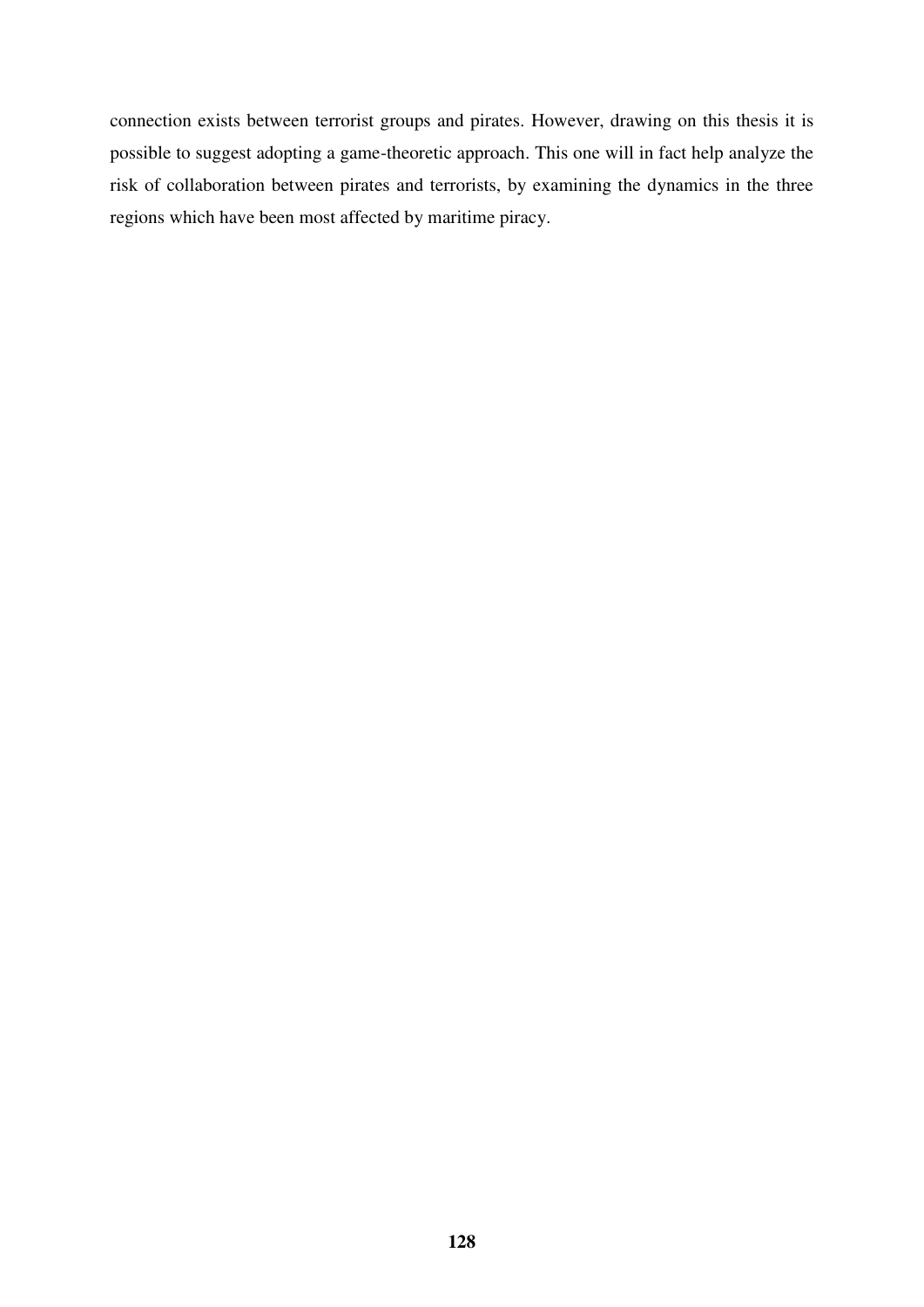connection exists between terrorist groups and pirates. However, drawing on this thesis it is possible to suggest adopting a game-theoretic approach. This one will in fact help analyze the risk of collaboration between pirates and terrorists, by examining the dynamics in the three regions which have been most affected by maritime piracy.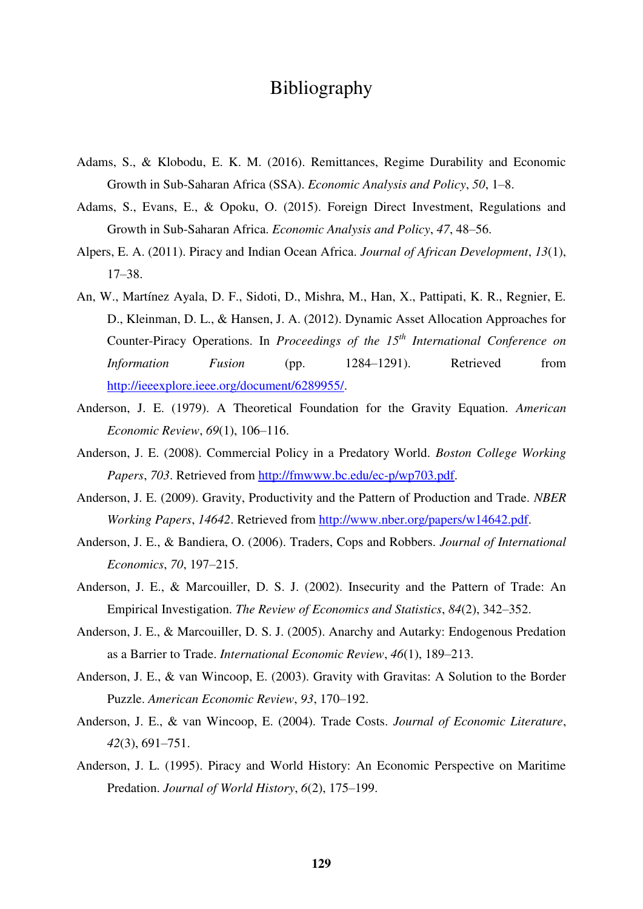# Bibliography

Adams, S., & Klobodu, E. K. M. (2016). Remittances, Regime Durability and Economic Growth in Sub-Saharan Africa (SSA). *Economic Analysis and Policy*, *50*, 1–8.

Adams, S., Evans, E., & Opoku, O. (2015). Foreign Direct Investment, Regulations and Growth in Sub-Saharan Africa. *Economic Analysis and Policy*, *47*, 48–56.

Alpers, E. A. (2011). Piracy and Indian Ocean Africa. *Journal of African Development*, *13*(1), 17–38.

An, W., Martínez Ayala, D. F., Sidoti, D., Mishra, M., Han, X., Pattipati, K. R., Regnier, E. D., Kleinman, D. L., & Hansen, J. A. (2012). Dynamic Asset Allocation Approaches for Counter-Piracy Operations. In *Proceedings of the 15th International Conference on Information Fusion* (pp. 1284–1291). Retrieved from http://ieeexplore.ieee.org/document/6289955/.

Anderson, J. E. (1979). A Theoretical Foundation for the Gravity Equation. *American Economic Review*, *69*(1), 106–116.

Anderson, J. E. (2008). Commercial Policy in a Predatory World. *Boston College Working Papers*, *703*. Retrieved from http://fmwww.bc.edu/ec-p/wp703.pdf.

Anderson, J. E. (2009). Gravity, Productivity and the Pattern of Production and Trade. *NBER Working Papers*, *14642*. Retrieved from http://www.nber.org/papers/w14642.pdf.

Anderson, J. E., & Bandiera, O. (2006). Traders, Cops and Robbers. *Journal of International Economics*, *70*, 197–215.

Anderson, J. E., & Marcouiller, D. S. J. (2002). Insecurity and the Pattern of Trade: An Empirical Investigation. *The Review of Economics and Statistics*, *84*(2), 342–352.

Anderson, J. E., & Marcouiller, D. S. J. (2005). Anarchy and Autarky: Endogenous Predation as a Barrier to Trade. *International Economic Review*, *46*(1), 189–213.

Anderson, J. E., & van Wincoop, E. (2003). Gravity with Gravitas: A Solution to the Border Puzzle. *American Economic Review*, *93*, 170–192.

Anderson, J. E., & van Wincoop, E. (2004). Trade Costs. *Journal of Economic Literature*, *42*(3), 691–751.

Anderson, J. L. (1995). Piracy and World History: An Economic Perspective on Maritime Predation. *Journal of World History*, *6*(2), 175–199.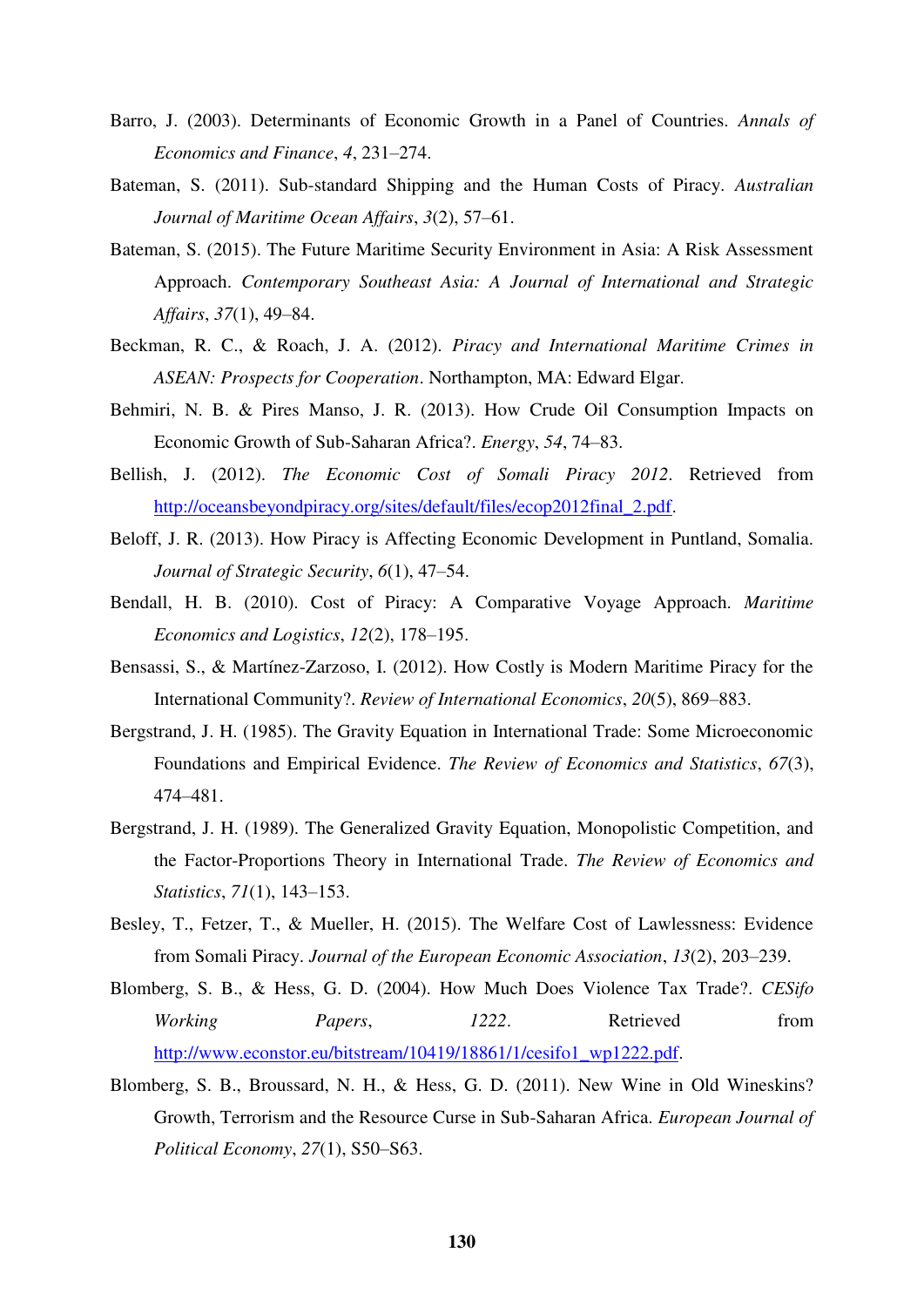Barro, J. (2003). Determinants of Economic Growth in a Panel of Countries. *Annals of Economics and Finance*, *4*, 231–274.

Bateman, S. (2011). Sub-standard Shipping and the Human Costs of Piracy. *Australian Journal of Maritime Ocean Affairs*, *3*(2), 57–61.

Bateman, S. (2015). The Future Maritime Security Environment in Asia: A Risk Assessment Approach. *Contemporary Southeast Asia: A Journal of International and Strategic Affairs*, *37*(1), 49–84.

Beckman, R. C., & Roach, J. A. (2012). *Piracy and International Maritime Crimes in ASEAN: Prospects for Cooperation*. Northampton, MA: Edward Elgar.

Behmiri, N. B. & Pires Manso, J. R. (2013). How Crude Oil Consumption Impacts on Economic Growth of Sub-Saharan Africa?. *Energy*, *54*, 74–83.

Bellish, J. (2012). *The Economic Cost of Somali Piracy 2012*. Retrieved from http://oceansbeyondpiracy.org/sites/default/files/ecop2012final_2.pdf.

Beloff, J. R. (2013). How Piracy is Affecting Economic Development in Puntland, Somalia. *Journal of Strategic Security*, *6*(1), 47–54.

Bendall, H. B. (2010). Cost of Piracy: A Comparative Voyage Approach. *Maritime Economics and Logistics*, *12*(2), 178–195.

Bensassi, S., & Martínez-Zarzoso, I. (2012). How Costly is Modern Maritime Piracy for the International Community?. *Review of International Economics*, *20*(5), 869–883.

Bergstrand, J. H. (1985). The Gravity Equation in International Trade: Some Microeconomic Foundations and Empirical Evidence. *The Review of Economics and Statistics*, *67*(3), 474–481.

Bergstrand, J. H. (1989). The Generalized Gravity Equation, Monopolistic Competition, and the Factor-Proportions Theory in International Trade. *The Review of Economics and Statistics*, *71*(1), 143–153.

Besley, T., Fetzer, T., & Mueller, H. (2015). The Welfare Cost of Lawlessness: Evidence from Somali Piracy. *Journal of the European Economic Association*, *13*(2), 203–239.

Blomberg, S. B., & Hess, G. D. (2004). How Much Does Violence Tax Trade?. *CESifo Working Papers*, *1222*. Retrieved from http://www.econstor.eu/bitstream/10419/18861/1/cesifo1_wp1222.pdf.

Blomberg, S. B., Broussard, N. H., & Hess, G. D. (2011). New Wine in Old Wineskins? Growth, Terrorism and the Resource Curse in Sub-Saharan Africa. *European Journal of Political Economy*, *27*(1), S50–S63.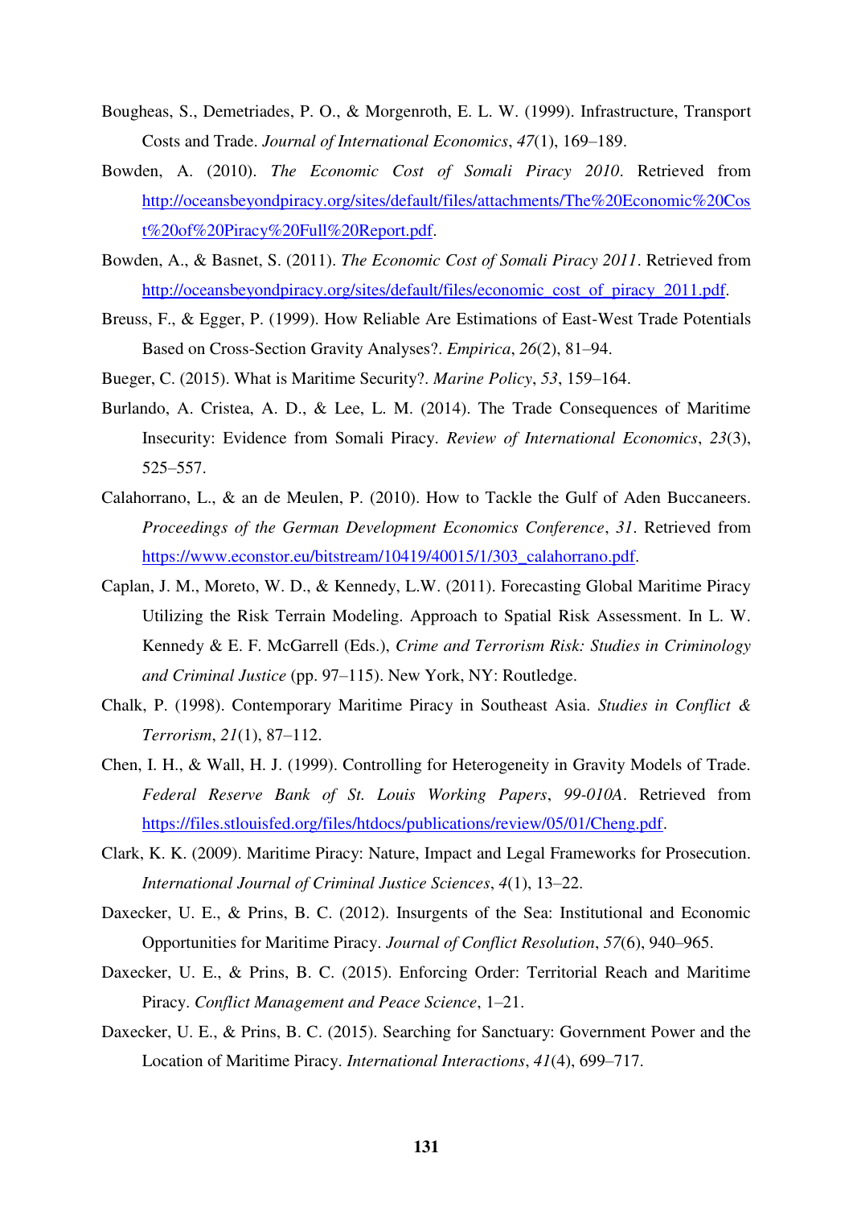Bougheas, S., Demetriades, P. O., & Morgenroth, E. L. W. (1999). Infrastructure, Transport Costs and Trade. *Journal of International Economics*, *47*(1), 169–189.

Bowden, A. (2010). *The Economic Cost of Somali Piracy 2010*. Retrieved from http://oceansbeyondpiracy.org/sites/default/files/attachments/The%20Economic%20Cost%20of%20Piracy%20Full%20Report.pdf.

Bowden, A., & Basnet, S. (2011). *The Economic Cost of Somali Piracy 2011*. Retrieved from http://oceansbeyondpiracy.org/sites/default/files/economic_cost_of_piracy_2011.pdf.

Breuss, F., & Egger, P. (1999). How Reliable Are Estimations of East-West Trade Potentials Based on Cross-Section Gravity Analyses?. *Empirica*, *26*(2), 81–94.

Bueger, C. (2015). What is Maritime Security?. *Marine Policy*, *53*, 159–164.

Burlando, A. Cristea, A. D., & Lee, L. M. (2014). The Trade Consequences of Maritime Insecurity: Evidence from Somali Piracy. *Review of International Economics*, *23*(3), 525–557.

Calahorrano, L., & an de Meulen, P. (2010). How to Tackle the Gulf of Aden Buccaneers. *Proceedings of the German Development Economics Conference*, *31*. Retrieved from https://www.econstor.eu/bitstream/10419/40015/1/303_calahorrano.pdf.

Caplan, J. M., Moreto, W. D., & Kennedy, L.W. (2011). Forecasting Global Maritime Piracy Utilizing the Risk Terrain Modeling. Approach to Spatial Risk Assessment. In L. W. Kennedy & E. F. McGarrell (Eds.), *Crime and Terrorism Risk: Studies in Criminology and Criminal Justice* (pp. 97–115). New York, NY: Routledge.

Chalk, P. (1998). Contemporary Maritime Piracy in Southeast Asia. *Studies in Conflict & Terrorism*, *21*(1), 87–112.

Chen, I. H., & Wall, H. J. (1999). Controlling for Heterogeneity in Gravity Models of Trade. *Federal Reserve Bank of St. Louis Working Papers*, *99-010A*. Retrieved from https://files.stlouisfed.org/files/htdocs/publications/review/05/01/Cheng.pdf.

Clark, K. K. (2009). Maritime Piracy: Nature, Impact and Legal Frameworks for Prosecution. *International Journal of Criminal Justice Sciences*, *4*(1), 13–22.

Daxecker, U. E., & Prins, B. C. (2012). Insurgents of the Sea: Institutional and Economic Opportunities for Maritime Piracy. *Journal of Conflict Resolution*, *57*(6), 940–965.

Daxecker, U. E., & Prins, B. C. (2015). Enforcing Order: Territorial Reach and Maritime Piracy. *Conflict Management and Peace Science*, 1–21.

Daxecker, U. E., & Prins, B. C. (2015). Searching for Sanctuary: Government Power and the Location of Maritime Piracy. *International Interactions*, *41*(4), 699–717.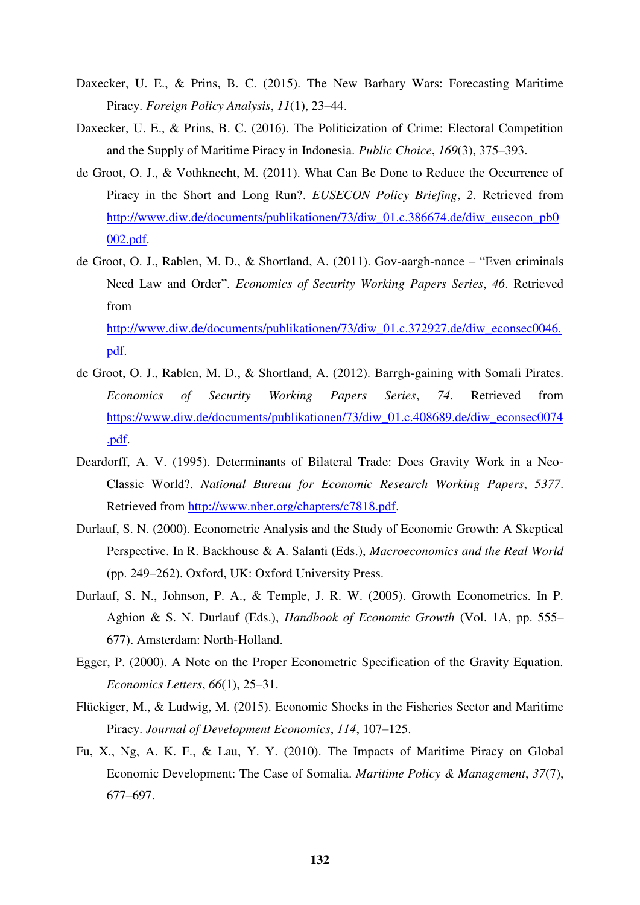Daxecker, U. E., & Prins, B. C. (2015). The New Barbary Wars: Forecasting Maritime Piracy. *Foreign Policy Analysis*, *11*(1), 23–44.

Daxecker, U. E., & Prins, B. C. (2016). The Politicization of Crime: Electoral Competition and the Supply of Maritime Piracy in Indonesia. *Public Choice*, *169*(3), 375–393.

de Groot, O. J., & Vothknecht, M. (2011). What Can Be Done to Reduce the Occurrence of Piracy in the Short and Long Run?. *EUSECON Policy Briefing*, *2*. Retrieved from http://www.diw.de/documents/publikationen/73/diw_01.c.386674.de/diw_eusecon_pb0002.pdf.

de Groot, O. J., Rablen, M. D., & Shortland, A. (2011). Gov-aargh-nance – "Even criminals Need Law and Order". *Economics of Security Working Papers Series*, *46*. Retrieved from http://www.diw.de/documents/publikationen/73/diw_01.c.372927.de/diw_econsec0046.pdf.

de Groot, O. J., Rablen, M. D., & Shortland, A. (2012). Barrgh-gaining with Somali Pirates. *Economics of Security Working Papers Series*, *74*. Retrieved from https://www.diw.de/documents/publikationen/73/diw_01.c.408689.de/diw_econsec0074.pdf.

Deardorff, A. V. (1995). Determinants of Bilateral Trade: Does Gravity Work in a Neo-Classic World?. *National Bureau for Economic Research Working Papers*, *5377*. Retrieved from http://www.nber.org/chapters/c7818.pdf.

Durlauf, S. N. (2000). Econometric Analysis and the Study of Economic Growth: A Skeptical Perspective. In R. Backhouse & A. Salanti (Eds.), *Macroeconomics and the Real World* (pp. 249–262). Oxford, UK: Oxford University Press.

Durlauf, S. N., Johnson, P. A., & Temple, J. R. W. (2005). Growth Econometrics. In P. Aghion & S. N. Durlauf (Eds.), *Handbook of Economic Growth* (Vol. 1A, pp. 555–677). Amsterdam: North-Holland.

Egger, P. (2000). A Note on the Proper Econometric Specification of the Gravity Equation. *Economics Letters*, *66*(1), 25–31.

Flückiger, M., & Ludwig, M. (2015). Economic Shocks in the Fisheries Sector and Maritime Piracy. *Journal of Development Economics*, *114*, 107–125.

Fu, X., Ng, A. K. F., & Lau, Y. Y. (2010). The Impacts of Maritime Piracy on Global Economic Development: The Case of Somalia. *Maritime Policy & Management*, *37*(7), 677–697.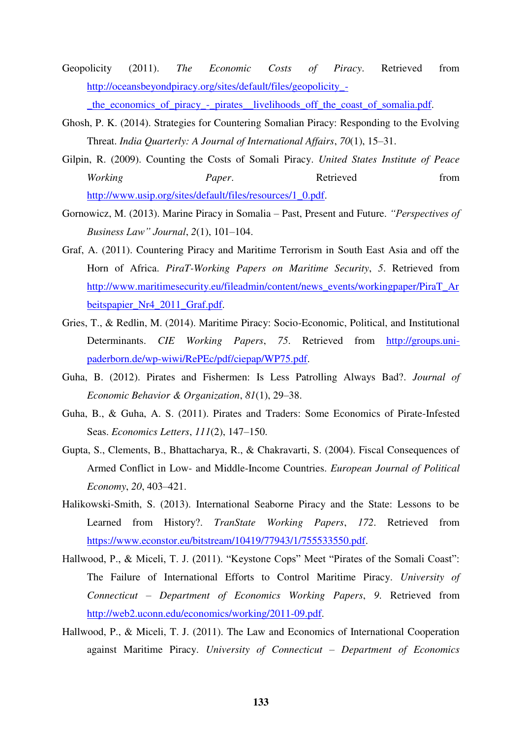Geopolicity (2011). *The Economic Costs of Piracy*. Retrieved from http://oceansbeyondpiracy.org/sites/default/files/geopolicity_-_the_economics_of_piracy_-_pirates__livelihoods_off_the_coast_of_somalia.pdf.

Ghosh, P. K. (2014). Strategies for Countering Somalian Piracy: Responding to the Evolving Threat. *India Quarterly: A Journal of International Affairs*, *70*(1), 15–31.

Gilpin, R. (2009). Counting the Costs of Somali Piracy. *United States Institute of Peace Working Paper*. Retrieved from http://www.usip.org/sites/default/files/resources/1_0.pdf.

Gornowicz, M. (2013). Marine Piracy in Somalia – Past, Present and Future. *"Perspectives of Business Law" Journal*, *2*(1), 101–104.

Graf, A. (2011). Countering Piracy and Maritime Terrorism in South East Asia and off the Horn of Africa. *PiraT-Working Papers on Maritime Security*, *5*. Retrieved from http://www.maritimesecurity.eu/fileadmin/content/news_events/workingpaper/PiraT_Arbeitspapier_Nr4_2011_Graf.pdf.

Gries, T., & Redlin, M. (2014). Maritime Piracy: Socio-Economic, Political, and Institutional Determinants. *CIE Working Papers*, *75*. Retrieved from http://groups.uni-paderborn.de/wp-wiwi/RePEc/pdf/ciepap/WP75.pdf.

Guha, B. (2012). Pirates and Fishermen: Is Less Patrolling Always Bad?. *Journal of Economic Behavior & Organization*, *81*(1), 29–38.

Guha, B., & Guha, A. S. (2011). Pirates and Traders: Some Economics of Pirate-Infested Seas. *Economics Letters*, *111*(2), 147–150.

Gupta, S., Clements, B., Bhattacharya, R., & Chakravarti, S. (2004). Fiscal Consequences of Armed Conflict in Low- and Middle-Income Countries. *European Journal of Political Economy*, *20*, 403–421.

Halikowski-Smith, S. (2013). International Seaborne Piracy and the State: Lessons to be Learned from History?. *TranState Working Papers*, *172*. Retrieved from https://www.econstor.eu/bitstream/10419/77943/1/755533550.pdf.

Hallwood, P., & Miceli, T. J. (2011). "Keystone Cops" Meet "Pirates of the Somali Coast": The Failure of International Efforts to Control Maritime Piracy. *University of Connecticut – Department of Economics Working Papers*, *9*. Retrieved from http://web2.uconn.edu/economics/working/2011-09.pdf.

Hallwood, P., & Miceli, T. J. (2011). The Law and Economics of International Cooperation against Maritime Piracy. *University of Connecticut – Department of Economics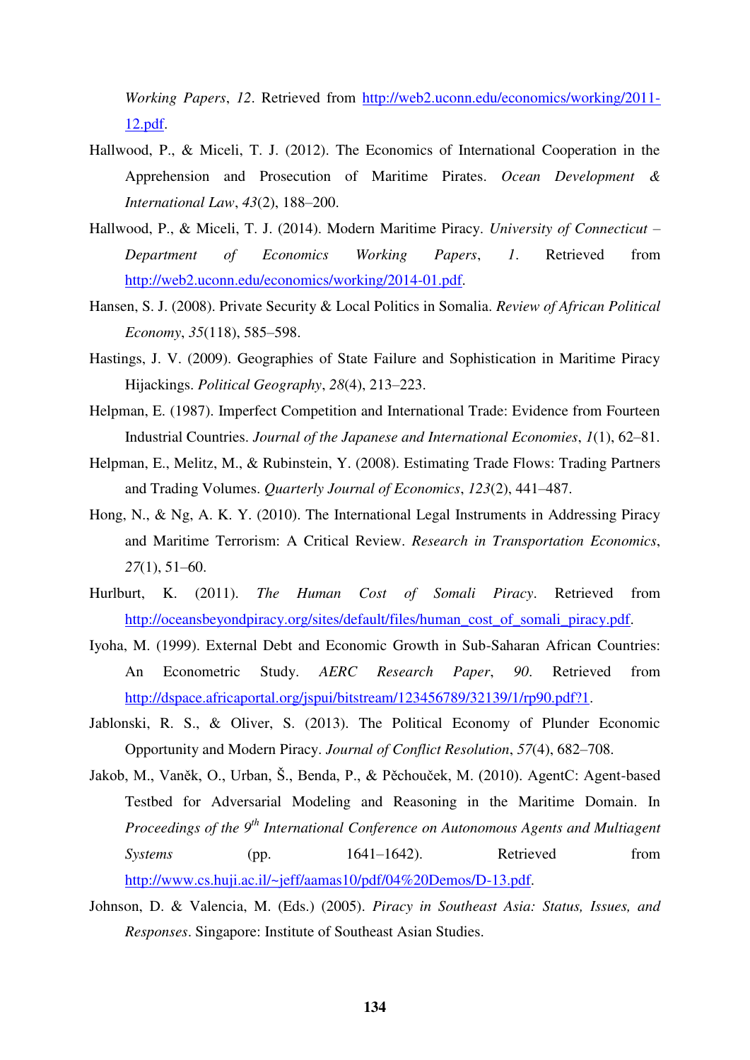*Working Papers*, *12*. Retrieved from http://web2.uconn.edu/economics/working/2011-12.pdf.

Hallwood, P., & Miceli, T. J. (2012). The Economics of International Cooperation in the Apprehension and Prosecution of Maritime Pirates. *Ocean Development & International Law*, *43*(2), 188–200.

Hallwood, P., & Miceli, T. J. (2014). Modern Maritime Piracy. *University of Connecticut – Department of Economics Working Papers*, *1*. Retrieved from http://web2.uconn.edu/economics/working/2014-01.pdf.

Hansen, S. J. (2008). Private Security & Local Politics in Somalia. *Review of African Political Economy*, *35*(118), 585–598.

Hastings, J. V. (2009). Geographies of State Failure and Sophistication in Maritime Piracy Hijackings. *Political Geography*, *28*(4), 213–223.

Helpman, E. (1987). Imperfect Competition and International Trade: Evidence from Fourteen Industrial Countries. *Journal of the Japanese and International Economies*, *1*(1), 62–81.

Helpman, E., Melitz, M., & Rubinstein, Y. (2008). Estimating Trade Flows: Trading Partners and Trading Volumes. *Quarterly Journal of Economics*, *123*(2), 441–487.

Hong, N., & Ng, A. K. Y. (2010). The International Legal Instruments in Addressing Piracy and Maritime Terrorism: A Critical Review. *Research in Transportation Economics*, *27*(1), 51–60.

Hurlburt, K. (2011). *The Human Cost of Somali Piracy*. Retrieved from http://oceansbeyondpiracy.org/sites/default/files/human_cost_of_somali_piracy.pdf.

Iyoha, M. (1999). External Debt and Economic Growth in Sub-Saharan African Countries: An Econometric Study. *AERC Research Paper*, *90*. Retrieved from http://dspace.africaportal.org/jspui/bitstream/123456789/32139/1/rp90.pdf?1.

Jablonski, R. S., & Oliver, S. (2013). The Political Economy of Plunder Economic Opportunity and Modern Piracy. *Journal of Conflict Resolution*, *57*(4), 682–708.

Jakob, M., Vaněk, O., Urban, Š., Benda, P., & Pěchouček, M. (2010). AgentC: Agent-based Testbed for Adversarial Modeling and Reasoning in the Maritime Domain. In *Proceedings of the 9th International Conference on Autonomous Agents and Multiagent Systems* (pp. 1641–1642). Retrieved from http://www.cs.huji.ac.il/~jeff/aamas10/pdf/04%20Demos/D-13.pdf.

Johnson, D. & Valencia, M. (Eds.) (2005). *Piracy in Southeast Asia: Status, Issues, and Responses*. Singapore: Institute of Southeast Asian Studies.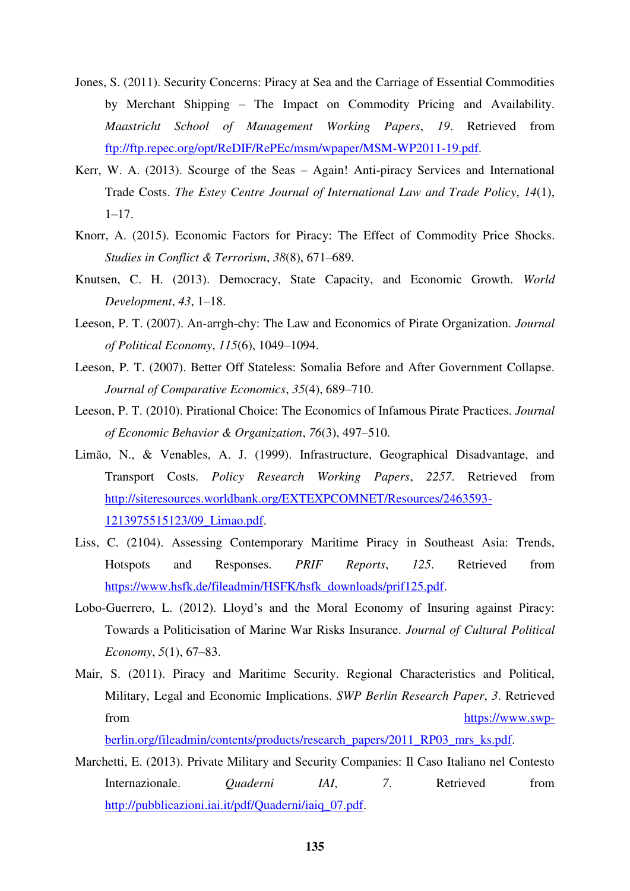Jones, S. (2011). Security Concerns: Piracy at Sea and the Carriage of Essential Commodities by Merchant Shipping – The Impact on Commodity Pricing and Availability. *Maastricht School of Management Working Papers*, *19*. Retrieved from ftp://ftp.repec.org/opt/ReDIF/RePEc/msm/wpaper/MSM-WP2011-19.pdf.

Kerr, W. A. (2013). Scourge of the Seas – Again! Anti-piracy Services and International Trade Costs. *The Estey Centre Journal of International Law and Trade Policy*, *14*(1), 1–17.

Knorr, A. (2015). Economic Factors for Piracy: The Effect of Commodity Price Shocks. *Studies in Conflict & Terrorism*, *38*(8), 671–689.

Knutsen, C. H. (2013). Democracy, State Capacity, and Economic Growth. *World Development*, *43*, 1–18.

Leeson, P. T. (2007). An-arrgh-chy: The Law and Economics of Pirate Organization. *Journal of Political Economy*, *115*(6), 1049–1094.

Leeson, P. T. (2007). Better Off Stateless: Somalia Before and After Government Collapse. *Journal of Comparative Economics*, *35*(4), 689–710.

Leeson, P. T. (2010). Pirational Choice: The Economics of Infamous Pirate Practices. *Journal of Economic Behavior & Organization*, *76*(3), 497–510.

Limão, N., & Venables, A. J. (1999). Infrastructure, Geographical Disadvantage, and Transport Costs. *Policy Research Working Papers*, *2257*. Retrieved from http://siteresources.worldbank.org/EXTEXPCOMNET/Resources/2463593-1213975515123/09_Limao.pdf.

Liss, C. (2104). Assessing Contemporary Maritime Piracy in Southeast Asia: Trends, Hotspots and Responses. *PRIF Reports*, *125*. Retrieved from https://www.hsfk.de/fileadmin/HSFK/hsfk_downloads/prif125.pdf.

Lobo-Guerrero, L. (2012). Lloyd's and the Moral Economy of Insuring against Piracy: Towards a Politicisation of Marine War Risks Insurance. *Journal of Cultural Political Economy*, *5*(1), 67–83.

Mair, S. (2011). Piracy and Maritime Security. Regional Characteristics and Political, Military, Legal and Economic Implications. *SWP Berlin Research Paper*, *3*. Retrieved from https://www.swp-berlin.org/fileadmin/contents/products/research_papers/2011_RP03_mrs_ks.pdf.

Marchetti, E. (2013). Private Military and Security Companies: Il Caso Italiano nel Contesto Internazionale. *Quaderni IAI*, *7*. Retrieved from http://pubblicazioni.iai.it/pdf/Quaderni/iaiq_07.pdf.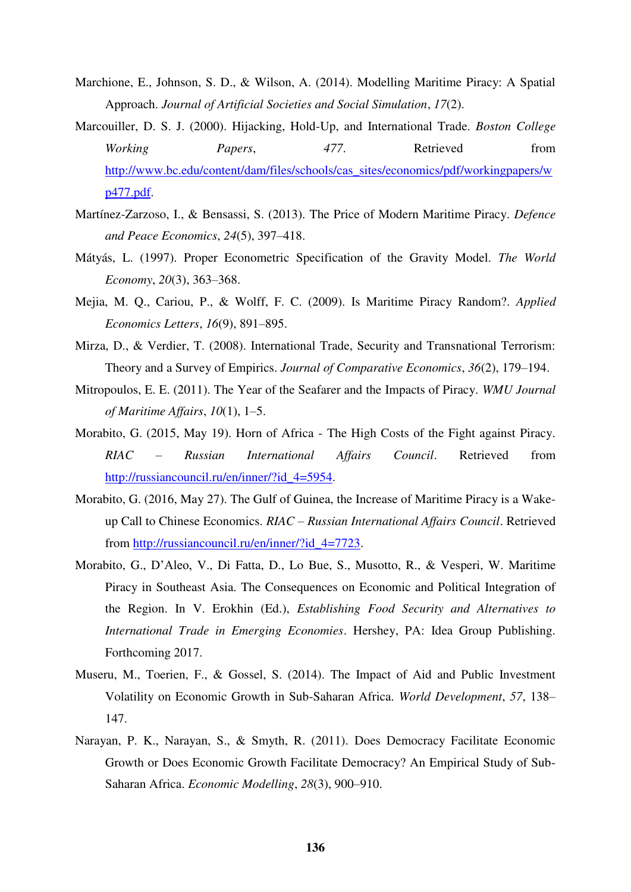Marchione, E., Johnson, S. D., & Wilson, A. (2014). Modelling Maritime Piracy: A Spatial Approach. *Journal of Artificial Societies and Social Simulation*, *17*(2).

Marcouiller, D. S. J. (2000). Hijacking, Hold-Up, and International Trade. *Boston College Working Papers*, *477*. Retrieved from http://www.bc.edu/content/dam/files/schools/cas_sites/economics/pdf/workingpapers/wp477.pdf.

Martínez-Zarzoso, I., & Bensassi, S. (2013). The Price of Modern Maritime Piracy. *Defence and Peace Economics*, *24*(5), 397–418.

Mátyás, L. (1997). Proper Econometric Specification of the Gravity Model. *The World Economy*, *20*(3), 363–368.

Mejia, M. Q., Cariou, P., & Wolff, F. C. (2009). Is Maritime Piracy Random?. *Applied Economics Letters*, *16*(9), 891–895.

Mirza, D., & Verdier, T. (2008). International Trade, Security and Transnational Terrorism: Theory and a Survey of Empirics. *Journal of Comparative Economics*, *36*(2), 179–194.

Mitropoulos, E. E. (2011). The Year of the Seafarer and the Impacts of Piracy. *WMU Journal of Maritime Affairs*, *10*(1), 1–5.

Morabito, G. (2015, May 19). Horn of Africa - The High Costs of the Fight against Piracy. *RIAC – Russian International Affairs Council*. Retrieved from http://russiancouncil.ru/en/inner/?id_4=5954.

Morabito, G. (2016, May 27). The Gulf of Guinea, the Increase of Maritime Piracy is a Wake-up Call to Chinese Economics. *RIAC – Russian International Affairs Council*. Retrieved from http://russiancouncil.ru/en/inner/?id_4=7723.

Morabito, G., D'Aleo, V., Di Fatta, D., Lo Bue, S., Musotto, R., & Vesperi, W. Maritime Piracy in Southeast Asia. The Consequences on Economic and Political Integration of the Region. In V. Erokhin (Ed.), *Establishing Food Security and Alternatives to International Trade in Emerging Economies*. Hershey, PA: Idea Group Publishing. Forthcoming 2017.

Museru, M., Toerien, F., & Gossel, S. (2014). The Impact of Aid and Public Investment Volatility on Economic Growth in Sub-Saharan Africa. *World Development*, *57*, 138–147.

Narayan, P. K., Narayan, S., & Smyth, R. (2011). Does Democracy Facilitate Economic Growth or Does Economic Growth Facilitate Democracy? An Empirical Study of Sub-Saharan Africa. *Economic Modelling*, *28*(3), 900–910.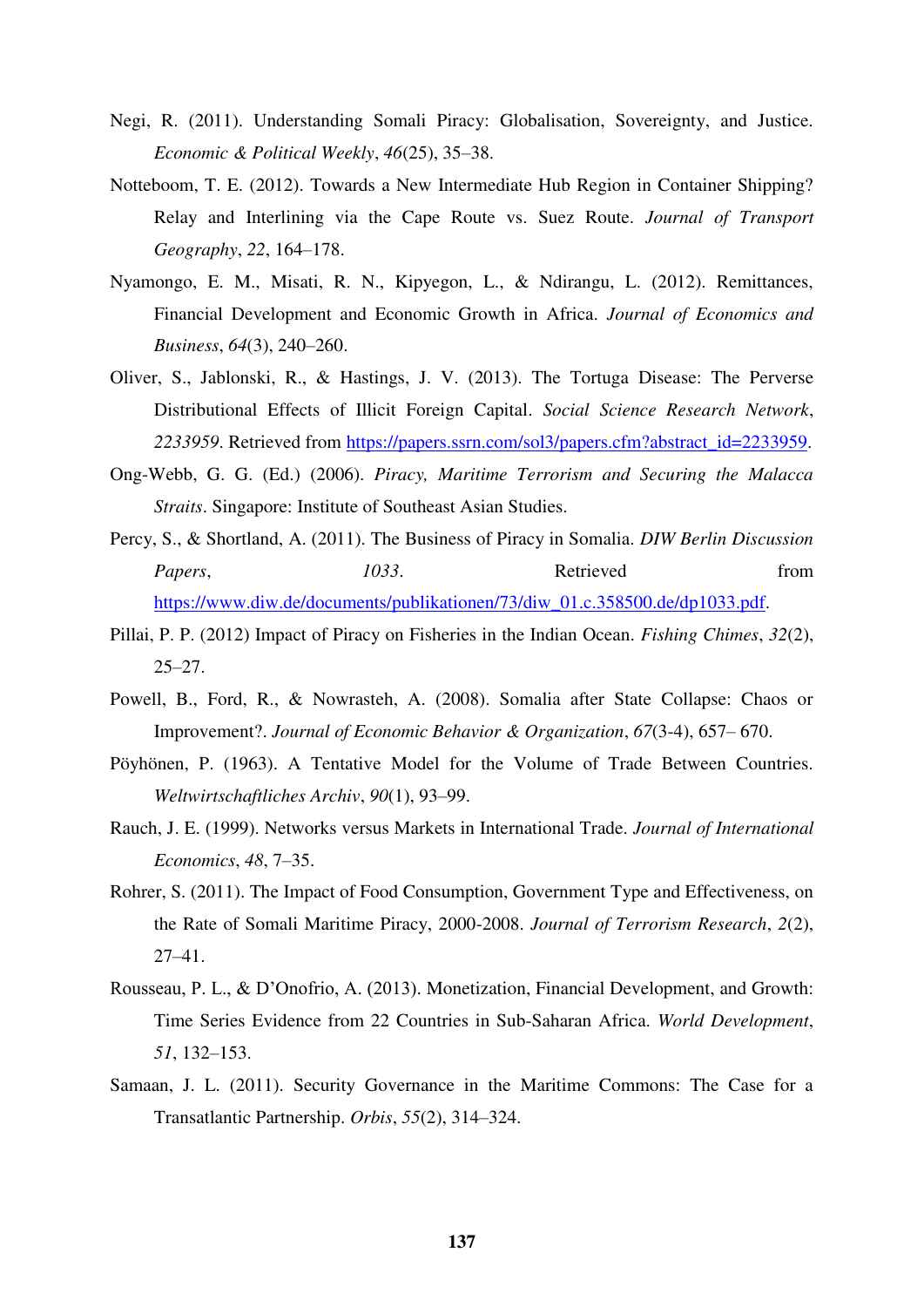Negi, R. (2011). Understanding Somali Piracy: Globalisation, Sovereignty, and Justice. *Economic & Political Weekly*, *46*(25), 35–38.

Notteboom, T. E. (2012). Towards a New Intermediate Hub Region in Container Shipping? Relay and Interlining via the Cape Route vs. Suez Route. *Journal of Transport Geography*, *22*, 164–178.

Nyamongo, E. M., Misati, R. N., Kipyegon, L., & Ndirangu, L. (2012). Remittances, Financial Development and Economic Growth in Africa. *Journal of Economics and Business*, *64*(3), 240–260.

Oliver, S., Jablonski, R., & Hastings, J. V. (2013). The Tortuga Disease: The Perverse Distributional Effects of Illicit Foreign Capital. *Social Science Research Network*, *2233959*. Retrieved from https://papers.ssrn.com/sol3/papers.cfm?abstract_id=2233959.

Ong-Webb, G. G. (Ed.) (2006). *Piracy, Maritime Terrorism and Securing the Malacca Straits*. Singapore: Institute of Southeast Asian Studies.

Percy, S., & Shortland, A. (2011). The Business of Piracy in Somalia. *DIW Berlin Discussion Papers*, *1033*. Retrieved from https://www.diw.de/documents/publikationen/73/diw_01.c.358500.de/dp1033.pdf.

Pillai, P. P. (2012) Impact of Piracy on Fisheries in the Indian Ocean. *Fishing Chimes*, *32*(2), 25–27.

Powell, B., Ford, R., & Nowrasteh, A. (2008). Somalia after State Collapse: Chaos or Improvement?. *Journal of Economic Behavior & Organization*, *67*(3-4), 657– 670.

Pöyhönen, P. (1963). A Tentative Model for the Volume of Trade Between Countries. *Weltwirtschaftliches Archiv*, *90*(1), 93–99.

Rauch, J. E. (1999). Networks versus Markets in International Trade. *Journal of International Economics*, *48*, 7–35.

Rohrer, S. (2011). The Impact of Food Consumption, Government Type and Effectiveness, on the Rate of Somali Maritime Piracy, 2000-2008. *Journal of Terrorism Research*, *2*(2), 27–41.

Rousseau, P. L., & D'Onofrio, A. (2013). Monetization, Financial Development, and Growth: Time Series Evidence from 22 Countries in Sub-Saharan Africa. *World Development*, *51*, 132–153.

Samaan, J. L. (2011). Security Governance in the Maritime Commons: The Case for a Transatlantic Partnership. *Orbis*, *55*(2), 314–324.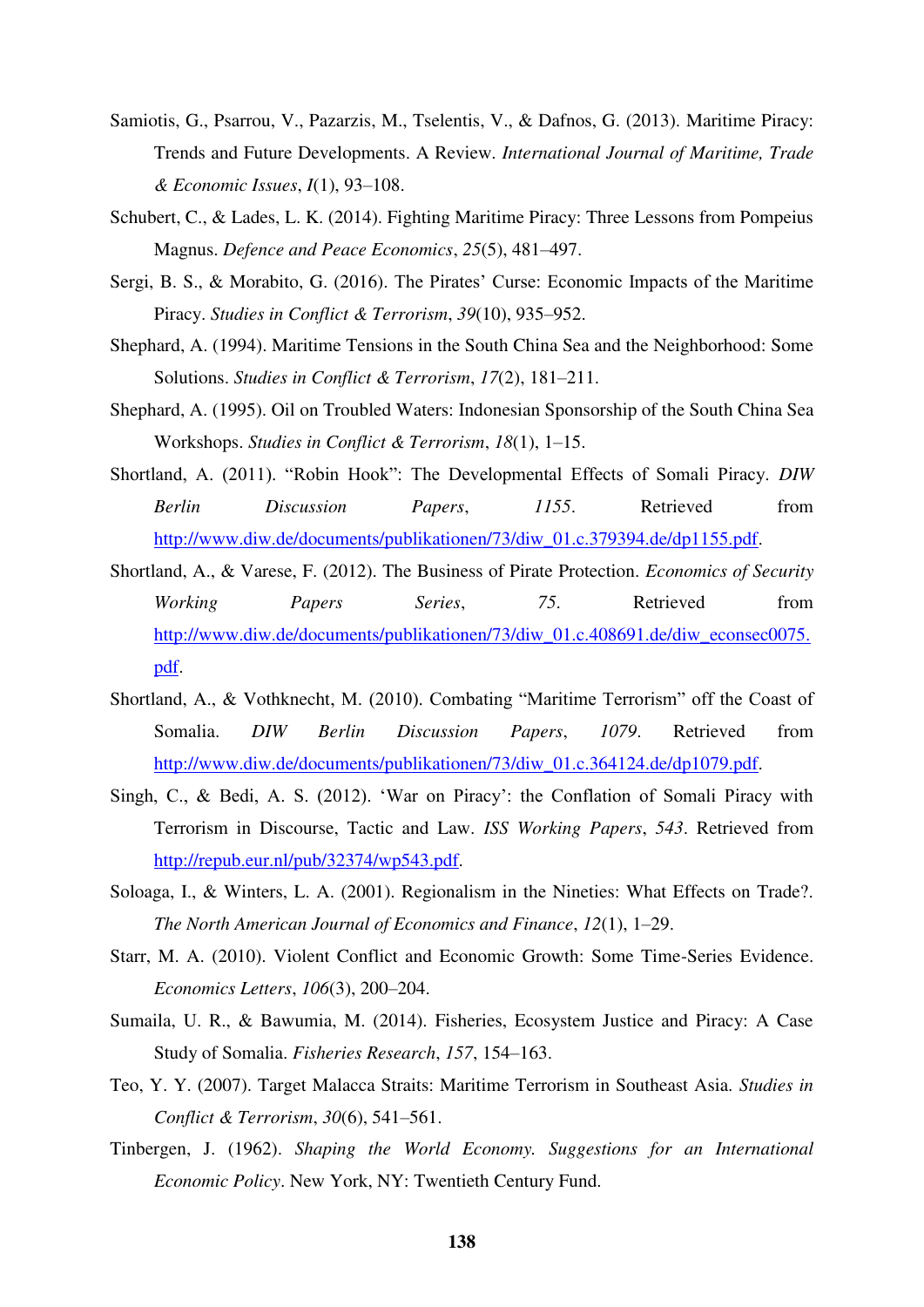Samiotis, G., Psarrou, V., Pazarzis, M., Tselentis, V., & Dafnos, G. (2013). Maritime Piracy: Trends and Future Developments. A Review. *International Journal of Maritime, Trade & Economic Issues*, *I*(1), 93–108.

Schubert, C., & Lades, L. K. (2014). Fighting Maritime Piracy: Three Lessons from Pompeius Magnus. *Defence and Peace Economics*, *25*(5), 481–497.

Sergi, B. S., & Morabito, G. (2016). The Pirates' Curse: Economic Impacts of the Maritime Piracy. *Studies in Conflict & Terrorism*, *39*(10), 935–952.

Shephard, A. (1994). Maritime Tensions in the South China Sea and the Neighborhood: Some Solutions. *Studies in Conflict & Terrorism*, *17*(2), 181–211.

Shephard, A. (1995). Oil on Troubled Waters: Indonesian Sponsorship of the South China Sea Workshops. *Studies in Conflict & Terrorism*, *18*(1), 1–15.

Shortland, A. (2011). "Robin Hook": The Developmental Effects of Somali Piracy. *DIW Berlin Discussion Papers*, *1155*. Retrieved from http://www.diw.de/documents/publikationen/73/diw_01.c.379394.de/dp1155.pdf.

Shortland, A., & Varese, F. (2012). The Business of Pirate Protection. *Economics of Security Working Papers Series*, *75*. Retrieved from http://www.diw.de/documents/publikationen/73/diw_01.c.408691.de/diw_econsec0075.pdf.

Shortland, A., & Vothknecht, M. (2010). Combating "Maritime Terrorism" off the Coast of Somalia. *DIW Berlin Discussion Papers*, *1079*. Retrieved from http://www.diw.de/documents/publikationen/73/diw_01.c.364124.de/dp1079.pdf.

Singh, C., & Bedi, A. S. (2012). 'War on Piracy': the Conflation of Somali Piracy with Terrorism in Discourse, Tactic and Law. *ISS Working Papers*, *543*. Retrieved from http://repub.eur.nl/pub/32374/wp543.pdf.

Soloaga, I., & Winters, L. A. (2001). Regionalism in the Nineties: What Effects on Trade?. *The North American Journal of Economics and Finance*, *12*(1), 1–29.

Starr, M. A. (2010). Violent Conflict and Economic Growth: Some Time-Series Evidence. *Economics Letters*, *106*(3), 200–204.

Sumaila, U. R., & Bawumia, M. (2014). Fisheries, Ecosystem Justice and Piracy: A Case Study of Somalia. *Fisheries Research*, *157*, 154–163.

Teo, Y. Y. (2007). Target Malacca Straits: Maritime Terrorism in Southeast Asia. *Studies in Conflict & Terrorism*, *30*(6), 541–561.

Tinbergen, J. (1962). *Shaping the World Economy. Suggestions for an International Economic Policy*. New York, NY: Twentieth Century Fund.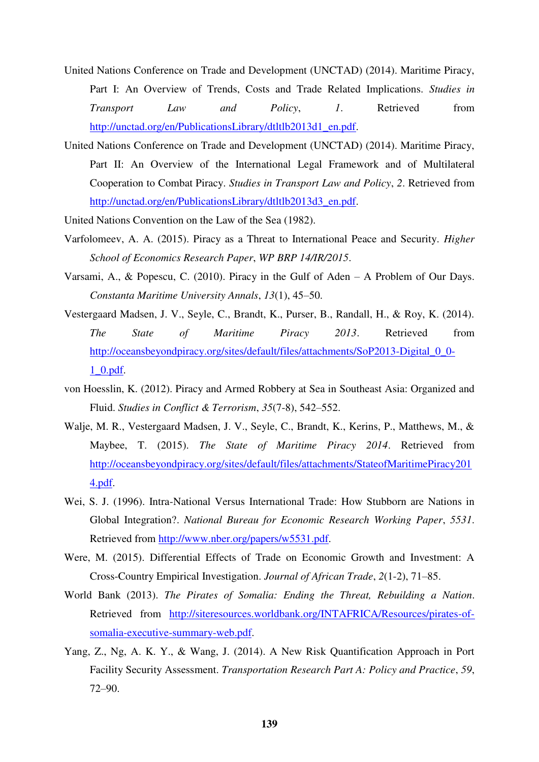United Nations Conference on Trade and Development (UNCTAD) (2014). Maritime Piracy, Part I: An Overview of Trends, Costs and Trade Related Implications. *Studies in Transport Law and Policy*, *1*. Retrieved from http://unctad.org/en/PublicationsLibrary/dtltlb2013d1_en.pdf.

United Nations Conference on Trade and Development (UNCTAD) (2014). Maritime Piracy, Part II: An Overview of the International Legal Framework and of Multilateral Cooperation to Combat Piracy. *Studies in Transport Law and Policy*, *2*. Retrieved from http://unctad.org/en/PublicationsLibrary/dtltlb2013d3_en.pdf.

United Nations Convention on the Law of the Sea (1982).

Varfolomeev, A. A. (2015). Piracy as a Threat to International Peace and Security. *Higher School of Economics Research Paper*, *WP BRP 14/IR/2015*.

Varsami, A., & Popescu, C. (2010). Piracy in the Gulf of Aden – A Problem of Our Days. *Constanta Maritime University Annals*, *13*(1), 45–50.

Vestergaard Madsen, J. V., Seyle, C., Brandt, K., Purser, B., Randall, H., & Roy, K. (2014). *The State of Maritime Piracy 2013*. Retrieved from http://oceansbeyondpiracy.org/sites/default/files/attachments/SoP2013-Digital_0_0-1_0.pdf.

von Hoesslin, K. (2012). Piracy and Armed Robbery at Sea in Southeast Asia: Organized and Fluid. *Studies in Conflict & Terrorism*, *35*(7-8), 542–552.

Walje, M. R., Vestergaard Madsen, J. V., Seyle, C., Brandt, K., Kerins, P., Matthews, M., & Maybee, T. (2015). *The State of Maritime Piracy 2014*. Retrieved from http://oceansbeyondpiracy.org/sites/default/files/attachments/StateofMaritimePiracy2014.pdf.

Wei, S. J. (1996). Intra-National Versus International Trade: How Stubborn are Nations in Global Integration?. *National Bureau for Economic Research Working Paper*, *5531*. Retrieved from http://www.nber.org/papers/w5531.pdf.

Were, M. (2015). Differential Effects of Trade on Economic Growth and Investment: A Cross-Country Empirical Investigation. *Journal of African Trade*, *2*(1-2), 71–85.

World Bank (2013). *The Pirates of Somalia: Ending the Threat, Rebuilding a Nation*. Retrieved from http://siteresources.worldbank.org/INTAFRICA/Resources/pirates-of-somalia-executive-summary-web.pdf.

Yang, Z., Ng, A. K. Y., & Wang, J. (2014). A New Risk Quantification Approach in Port Facility Security Assessment. *Transportation Research Part A: Policy and Practice*, *59*, 72–90.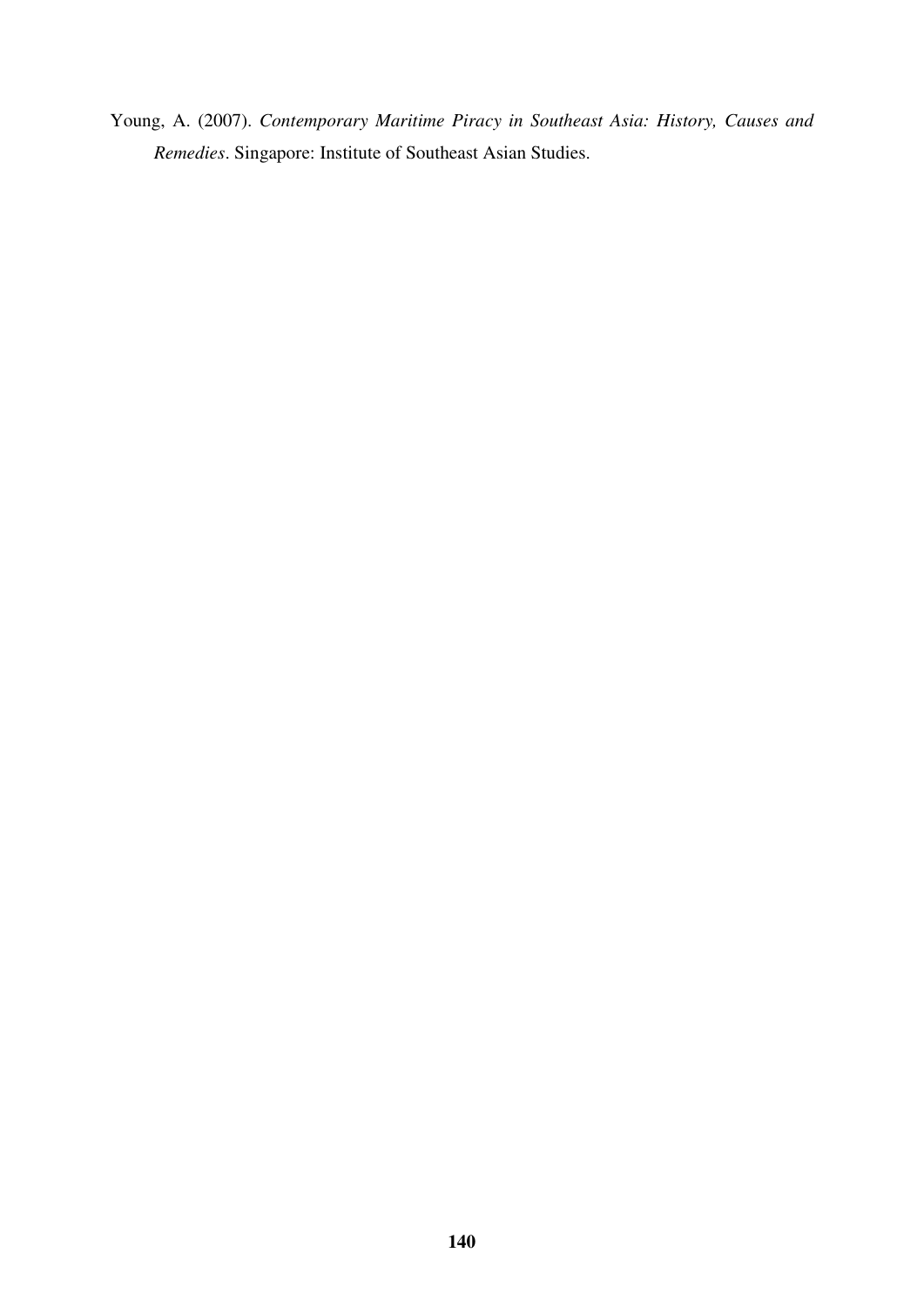Young, A. (2007). *Contemporary Maritime Piracy in Southeast Asia: History, Causes and Remedies*. Singapore: Institute of Southeast Asian Studies.